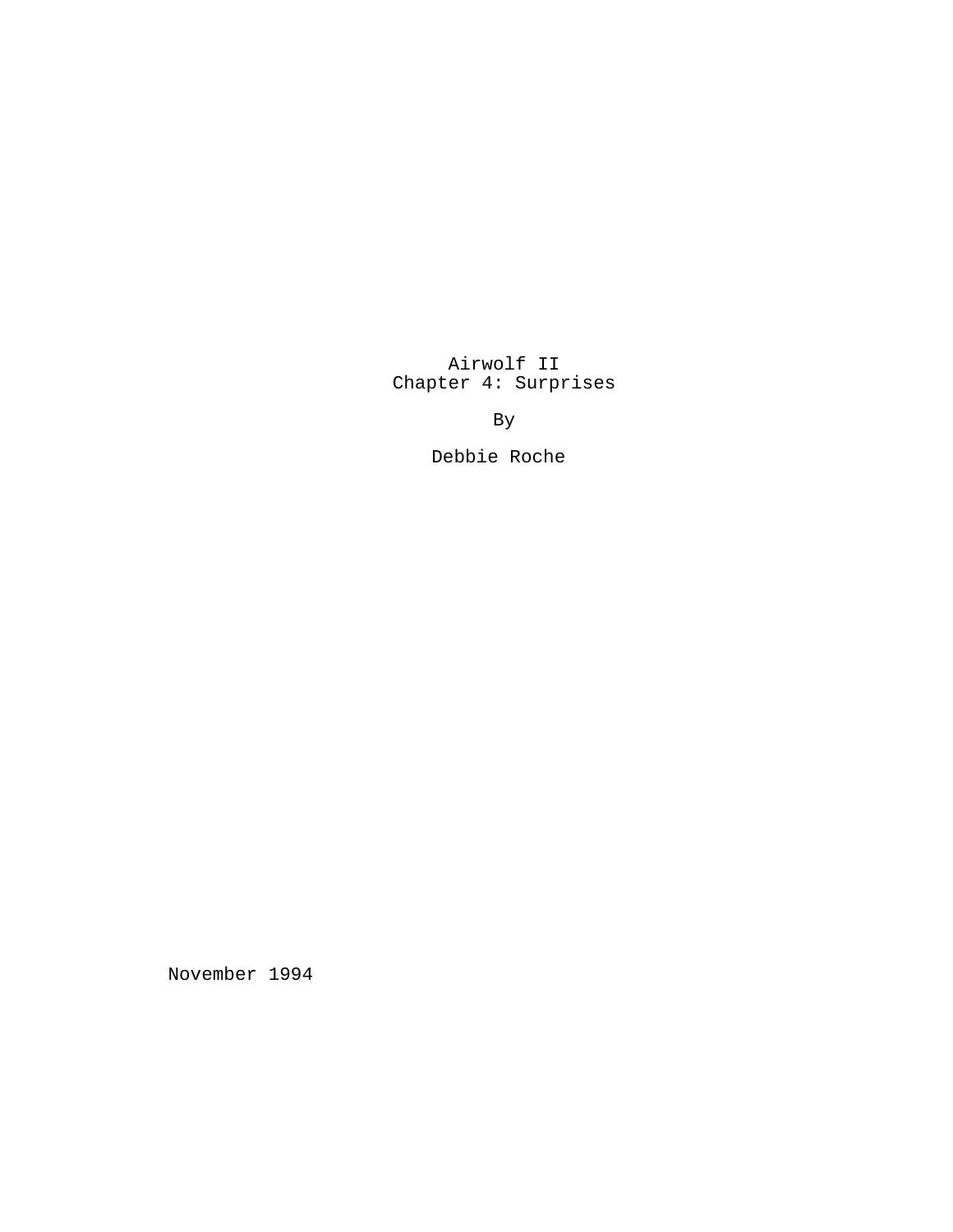# Airwolf II
## Chapter 4: Surprises

By

Debbie Roche

November 1994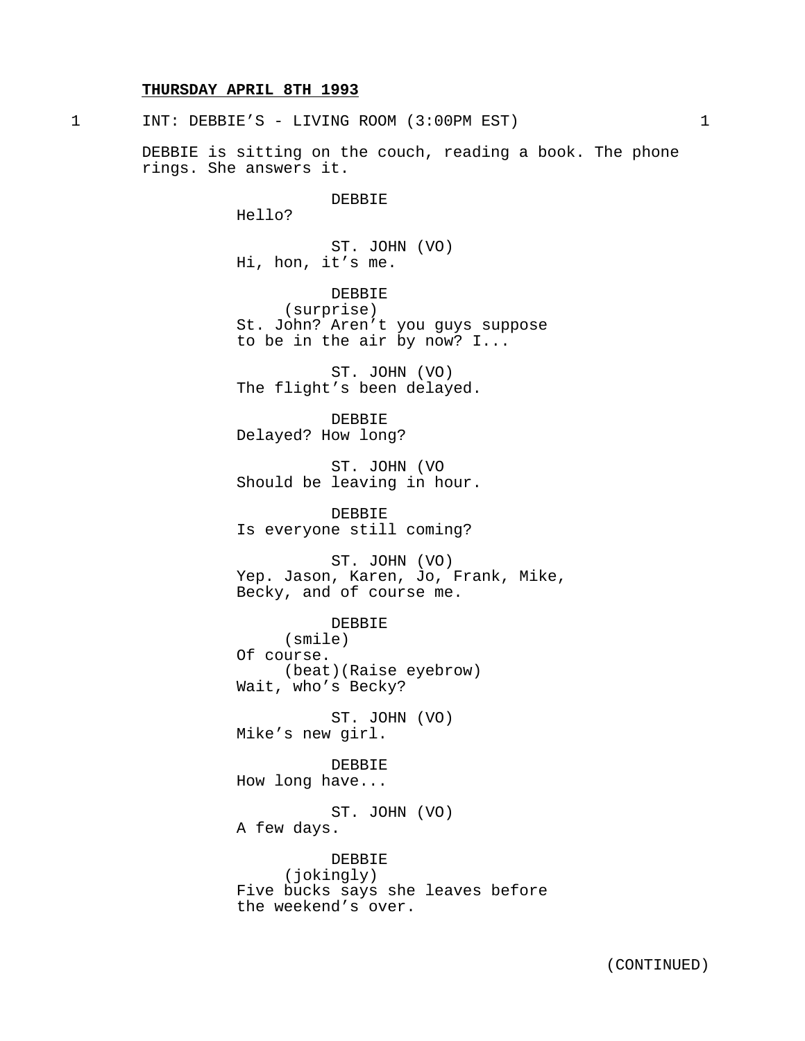**THURSDAY APRIL 8TH 1993**

1 INT: DEBBIE'S - LIVING ROOM (3:00PM EST) 1

DEBBIE is sitting on the couch, reading a book. The phone rings. She answers it.

DEBBIE
Hello?

ST. JOHN (VO)
Hi, hon, it's me.

DEBBIE
(surprise)
St. John? Aren't you guys suppose to be in the air by now? I...

ST. JOHN (VO)
The flight's been delayed.

DEBBIE
Delayed? How long?

ST. JOHN (VO
Should be leaving in hour.

DEBBIE
Is everyone still coming?

ST. JOHN (VO)
Yep. Jason, Karen, Jo, Frank, Mike, Becky, and of course me.

DEBBIE
(smile)
Of course.
(beat)(Raise eyebrow)
Wait, who's Becky?

ST. JOHN (VO)
Mike's new girl.

DEBBIE
How long have...

ST. JOHN (VO)
A few days.

DEBBIE
(jokingly)
Five bucks says she leaves before the weekend's over.

(CONTINUED)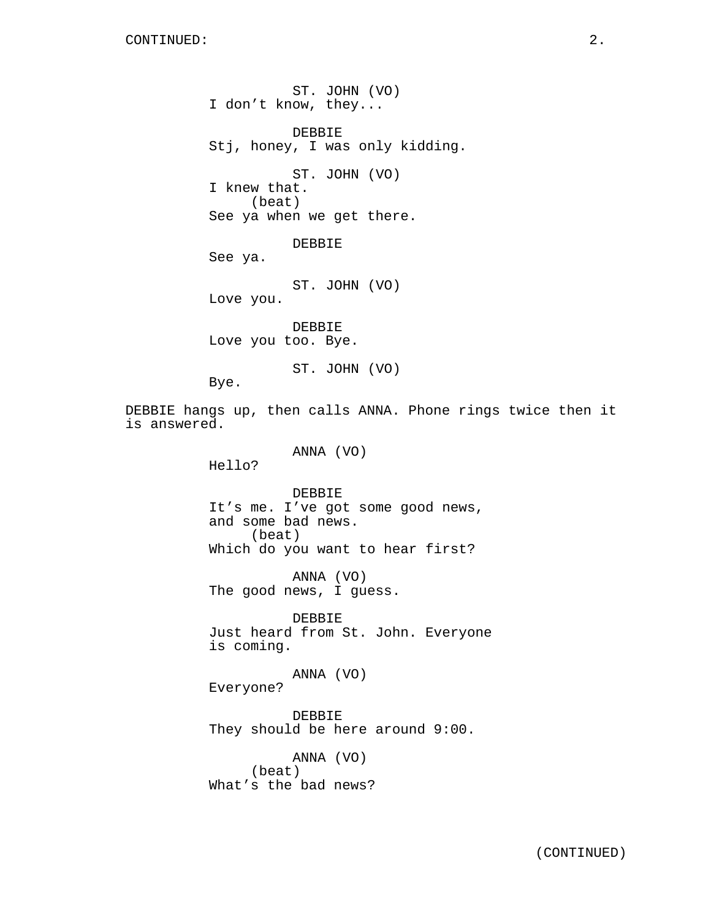ST. JOHN (VO)
I don't know, they...

DEBBIE
Stj, honey, I was only kidding.

ST. JOHN (VO)
I knew that.
(beat)
See ya when we get there.

DEBBIE
See ya.

ST. JOHN (VO)
Love you.

DEBBIE
Love you too. Bye.

ST. JOHN (VO)
Bye.

DEBBIE hangs up, then calls ANNA. Phone rings twice then it is answered.

ANNA (VO)
Hello?

DEBBIE
It's me. I've got some good news, and some bad news.
(beat)
Which do you want to hear first?

ANNA (VO)
The good news, I guess.

DEBBIE
Just heard from St. John. Everyone is coming.

ANNA (VO)
Everyone?

DEBBIE
They should be here around 9:00.

ANNA (VO)
(beat)
What's the bad news?

(CONTINUED)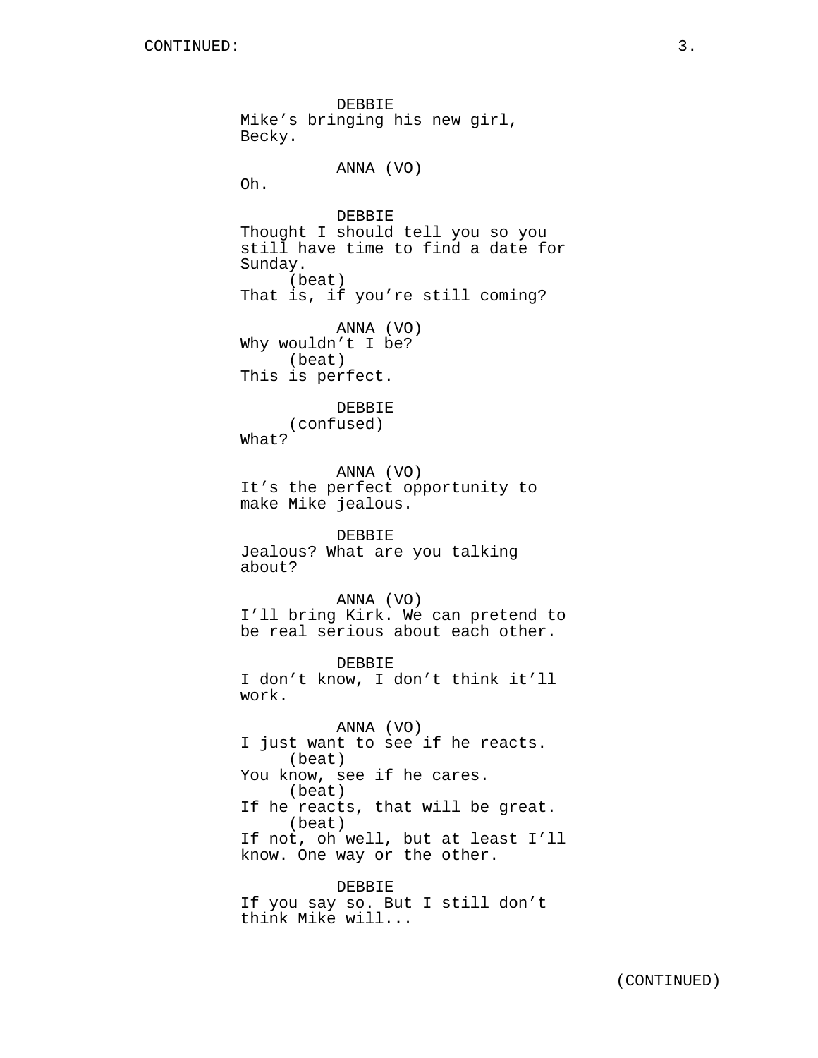CONTINUED:

DEBBIE
Mike's bringing his new girl, Becky.

ANNA (VO)
Oh.

DEBBIE
Thought I should tell you so you still have time to find a date for Sunday.
(beat)
That is, if you're still coming?

ANNA (VO)
Why wouldn't I be?
(beat)
This is perfect.

DEBBIE
(confused)
What?

ANNA (VO)
It's the perfect opportunity to make Mike jealous.

DEBBIE
Jealous? What are you talking about?

ANNA (VO)
I'll bring Kirk. We can pretend to be real serious about each other.

DEBBIE
I don't know, I don't think it'll work.

ANNA (VO)
I just want to see if he reacts.
(beat)
You know, see if he cares.
(beat)
If he reacts, that will be great.
(beat)
If not, oh well, but at least I'll know. One way or the other.

DEBBIE
If you say so. But I still don't think Mike will...

(CONTINUED)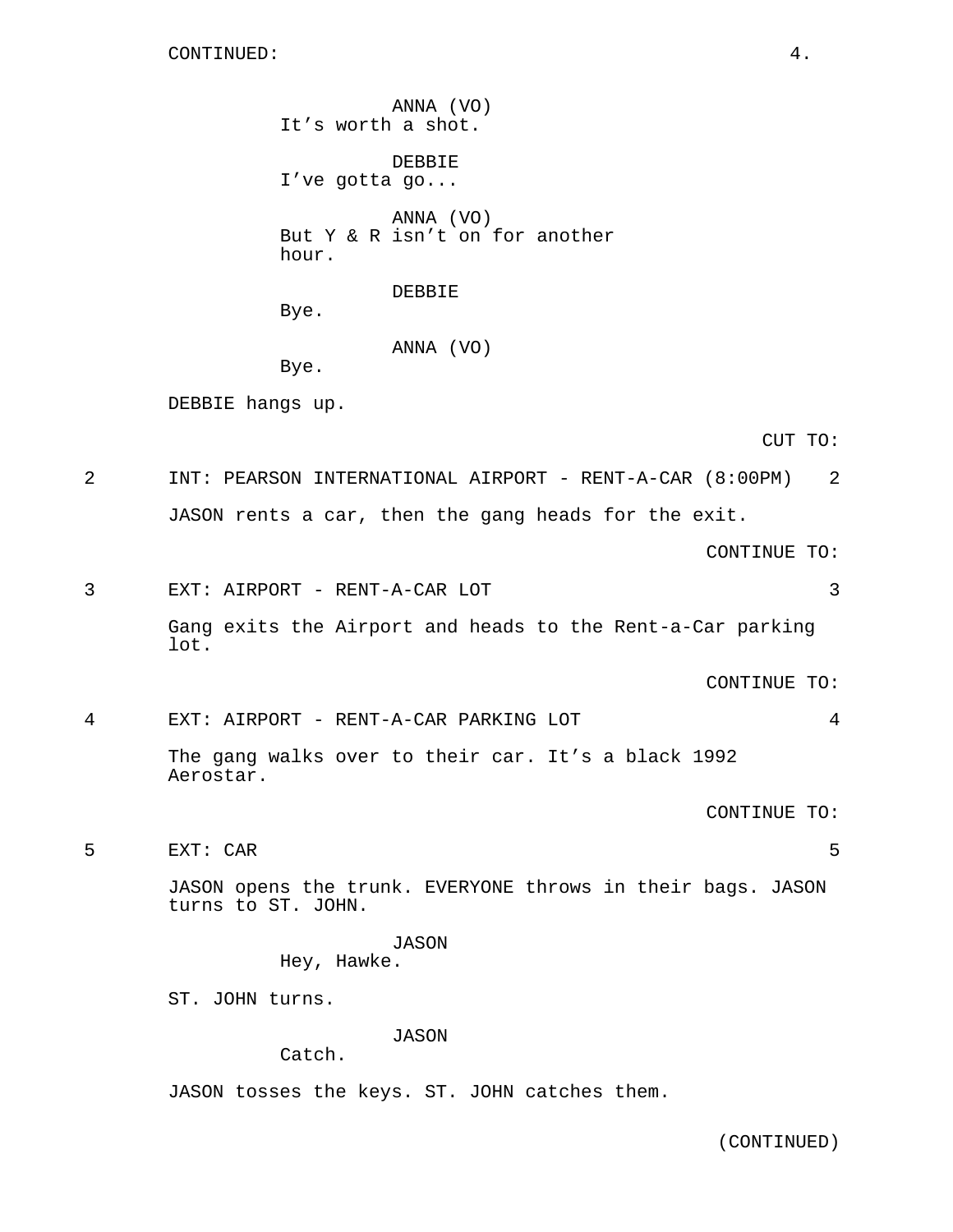CONTINUED:

ANNA (VO)
It's worth a shot.

DEBBIE
I've gotta go...

ANNA (VO)
But Y & R isn't on for another hour.

DEBBIE
Bye.

ANNA (VO)
Bye.

DEBBIE hangs up.

CUT TO:

2 INT: PEARSON INTERNATIONAL AIRPORT - RENT-A-CAR (8:00PM) 2

JASON rents a car, then the gang heads for the exit.

CONTINUE TO:

3 EXT: AIRPORT - RENT-A-CAR LOT 3

Gang exits the Airport and heads to the Rent-a-Car parking lot.

CONTINUE TO:

4 EXT: AIRPORT - RENT-A-CAR PARKING LOT 4

The gang walks over to their car. It's a black 1992 Aerostar.

CONTINUE TO:

5 EXT: CAR 5

JASON opens the trunk. EVERYONE throws in their bags. JASON turns to ST. JOHN.

JASON
Hey, Hawke.

ST. JOHN turns.

JASON
Catch.

JASON tosses the keys. ST. JOHN catches them.

(CONTINUED)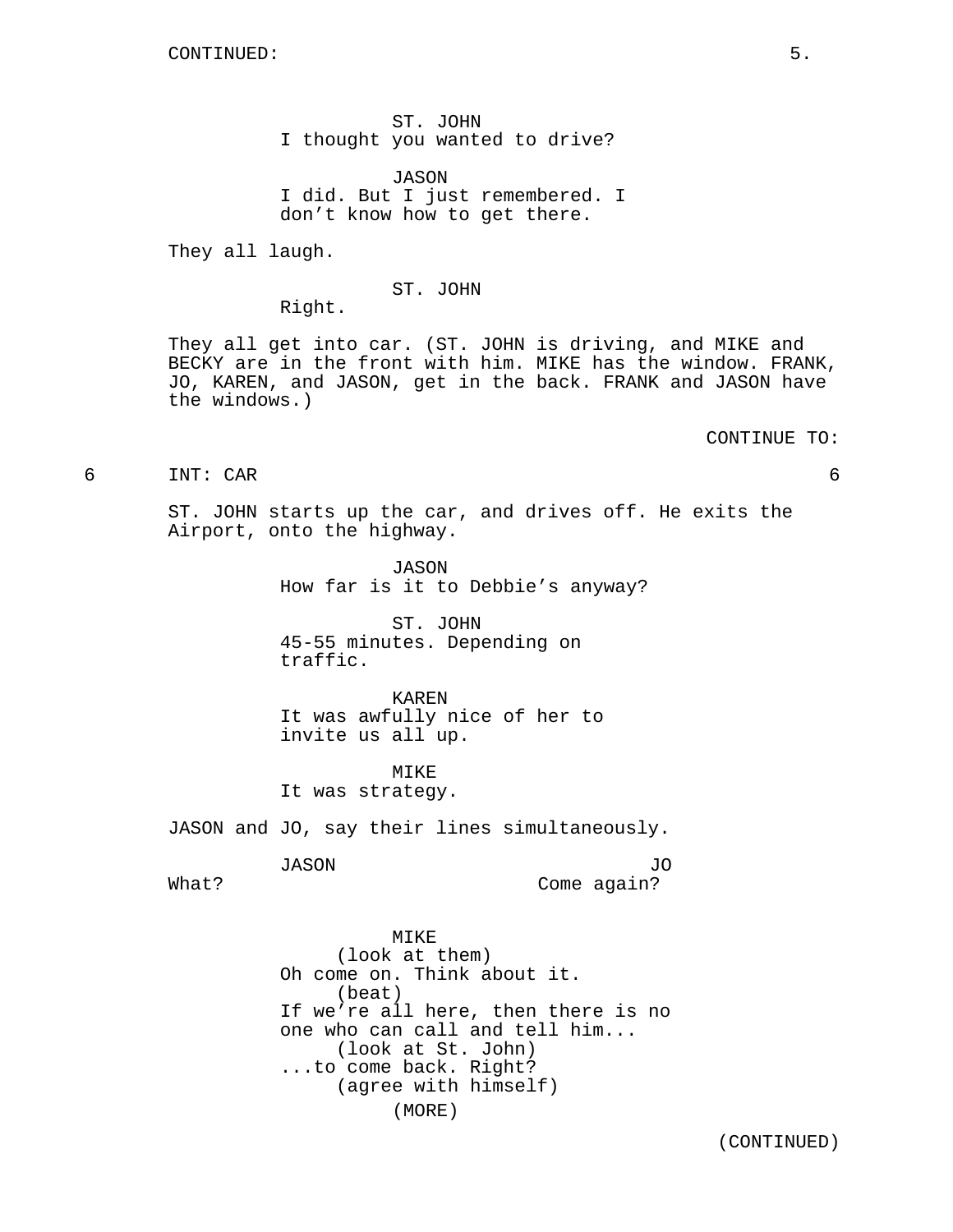CONTINUED:

ST. JOHN
I thought you wanted to drive?

JASON
I did. But I just remembered. I don't know how to get there.

They all laugh.

ST. JOHN
Right.

They all get into car. (ST. JOHN is driving, and MIKE and BECKY are in the front with him. MIKE has the window. FRANK, JO, KAREN, and JASON, get in the back. FRANK and JASON have the windows.)

CONTINUE TO:

6 INT: CAR 6

ST. JOHN starts up the car, and drives off. He exits the Airport, onto the highway.

JASON
How far is it to Debbie's anyway?

ST. JOHN
45-55 minutes. Depending on traffic.

KAREN
It was awfully nice of her to invite us all up.

MIKE
It was strategy.

JASON and JO, say their lines simultaneously.

JASON
What?

JO
Come again?

MIKE
(look at them)
Oh come on. Think about it.
(beat)
If we're all here, then there is no one who can call and tell him...
(look at St. John)
...to come back. Right?
(agree with himself)
(MORE)

(CONTINUED)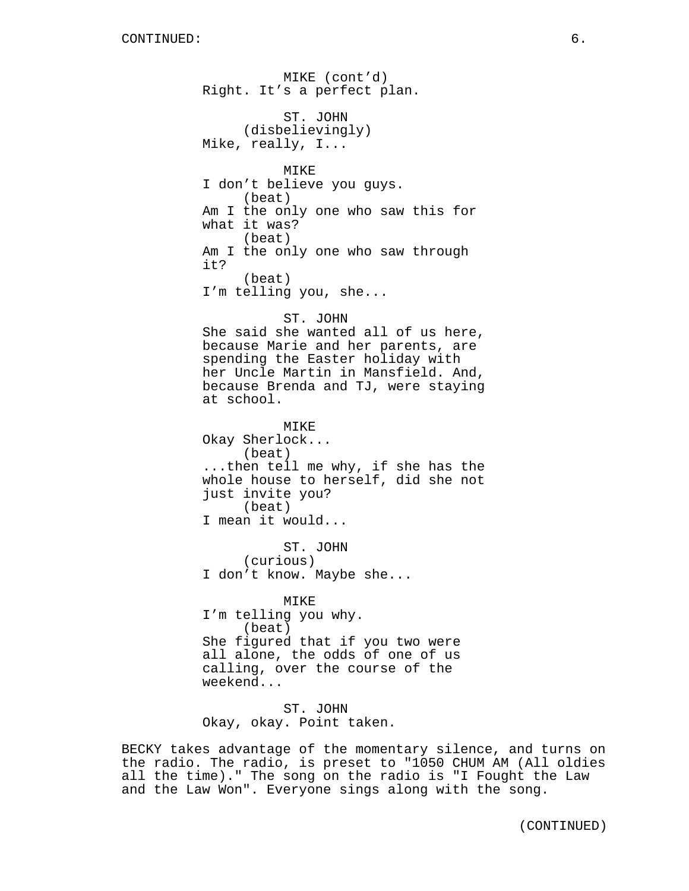MIKE (cont'd)
Right. It's a perfect plan.

ST. JOHN
(disbelievingly)
Mike, really, I...

MIKE
I don't believe you guys.
(beat)
Am I the only one who saw this for what it was?
(beat)
Am I the only one who saw through it?
(beat)
I'm telling you, she...

ST. JOHN
She said she wanted all of us here, because Marie and her parents, are spending the Easter holiday with her Uncle Martin in Mansfield. And, because Brenda and TJ, were staying at school.

MIKE
Okay Sherlock...
(beat)
...then tell me why, if she has the whole house to herself, did she not just invite you?
(beat)
I mean it would...

ST. JOHN
(curious)
I don't know. Maybe she...

MIKE
I'm telling you why.
(beat)
She figured that if you two were all alone, the odds of one of us calling, over the course of the weekend...

ST. JOHN
Okay, okay. Point taken.

BECKY takes advantage of the momentary silence, and turns on the radio. The radio, is preset to "1050 CHUM AM (All oldies all the time)." The song on the radio is "I Fought the Law and the Law Won". Everyone sings along with the song.

(CONTINUED)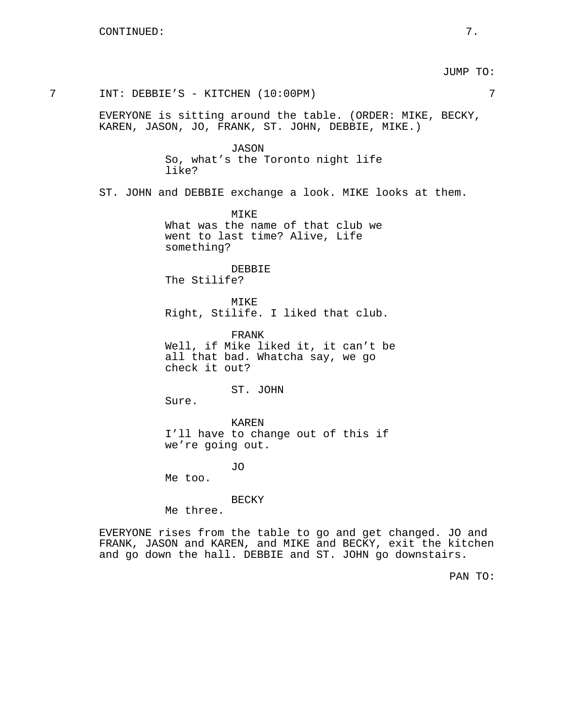CONTINUED:

JUMP TO:

7 INT: DEBBIE'S - KITCHEN (10:00PM) 7

EVERYONE is sitting around the table. (ORDER: MIKE, BECKY, KAREN, JASON, JO, FRANK, ST. JOHN, DEBBIE, MIKE.)

JASON
So, what's the Toronto night life like?

ST. JOHN and DEBBIE exchange a look. MIKE looks at them.

MIKE
What was the name of that club we went to last time? Alive, Life something?

DEBBIE
The Stilife?

MIKE
Right, Stilife. I liked that club.

FRANK
Well, if Mike liked it, it can't be all that bad. Whatcha say, we go check it out?

ST. JOHN
Sure.

KAREN
I'll have to change out of this if we're going out.

JO
Me too.

BECKY
Me three.

EVERYONE rises from the table to go and get changed. JO and FRANK, JASON and KAREN, and MIKE and BECKY, exit the kitchen and go down the hall. DEBBIE and ST. JOHN go downstairs.

PAN TO: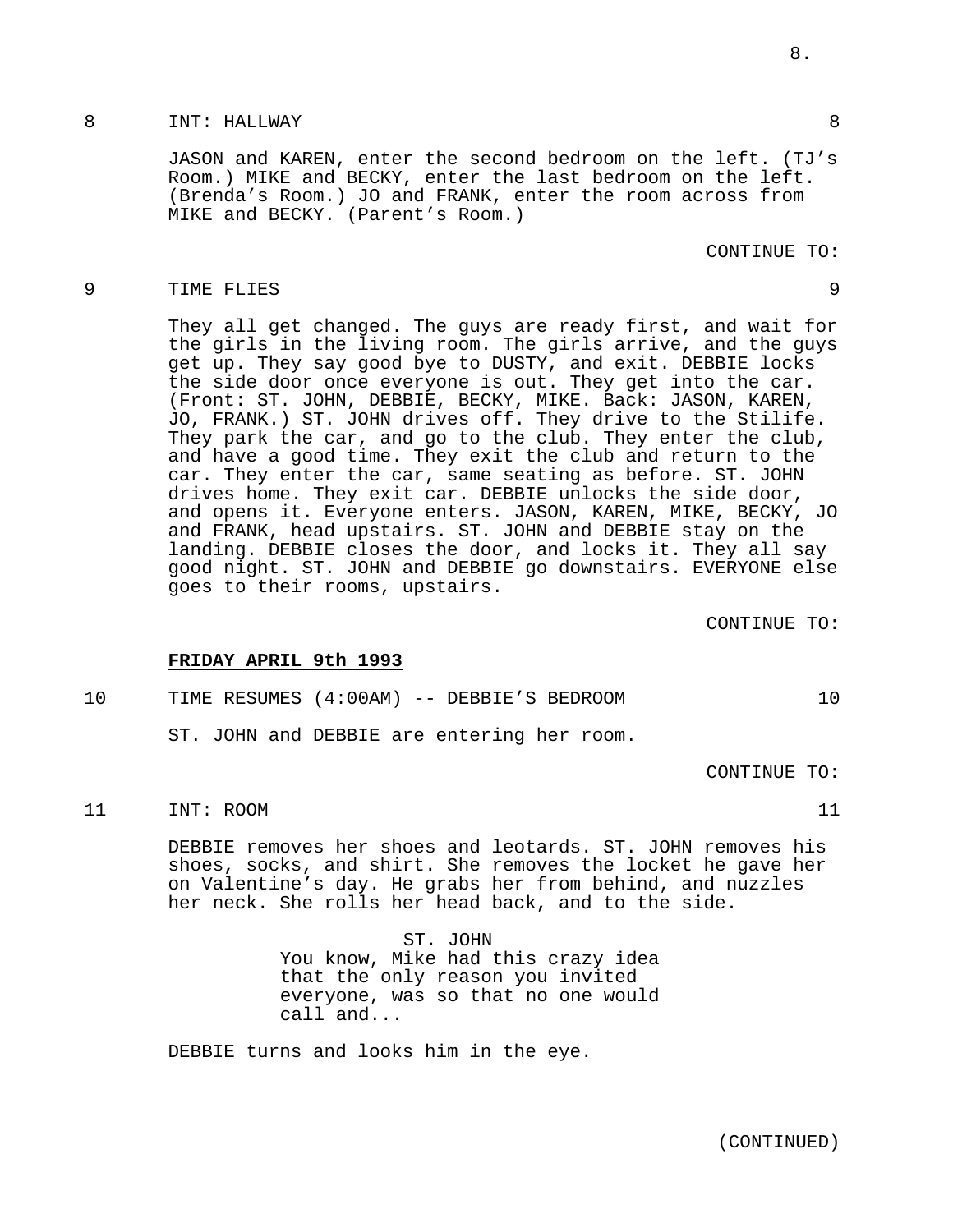8 INT: HALLWAY 8

JASON and KAREN, enter the second bedroom on the left. (TJ's Room.) MIKE and BECKY, enter the last bedroom on the left. (Brenda's Room.) JO and FRANK, enter the room across from MIKE and BECKY. (Parent's Room.)

CONTINUE TO:

9 TIME FLIES 9

They all get changed. The guys are ready first, and wait for the girls in the living room. The girls arrive, and the guys get up. They say good bye to DUSTY, and exit. DEBBIE locks the side door once everyone is out. They get into the car. (Front: ST. JOHN, DEBBIE, BECKY, MIKE. Back: JASON, KAREN, JO, FRANK.) ST. JOHN drives off. They drive to the Stilife. They park the car, and go to the club. They enter the club, and have a good time. They exit the club and return to the car. They enter the car, same seating as before. ST. JOHN drives home. They exit car. DEBBIE unlocks the side door, and opens it. Everyone enters. JASON, KAREN, MIKE, BECKY, JO and FRANK, head upstairs. ST. JOHN and DEBBIE stay on the landing. DEBBIE closes the door, and locks it. They all say good night. ST. JOHN and DEBBIE go downstairs. EVERYONE else goes to their rooms, upstairs.

CONTINUE TO:

**FRIDAY APRIL 9th 1993**

10 TIME RESUMES (4:00AM) -- DEBBIE'S BEDROOM 10

ST. JOHN and DEBBIE are entering her room.

CONTINUE TO:

11 INT: ROOM 11

DEBBIE removes her shoes and leotards. ST. JOHN removes his shoes, socks, and shirt. She removes the locket he gave her on Valentine's day. He grabs her from behind, and nuzzles her neck. She rolls her head back, and to the side.

ST. JOHN
You know, Mike had this crazy idea that the only reason you invited everyone, was so that no one would call and...

DEBBIE turns and looks him in the eye.

(CONTINUED)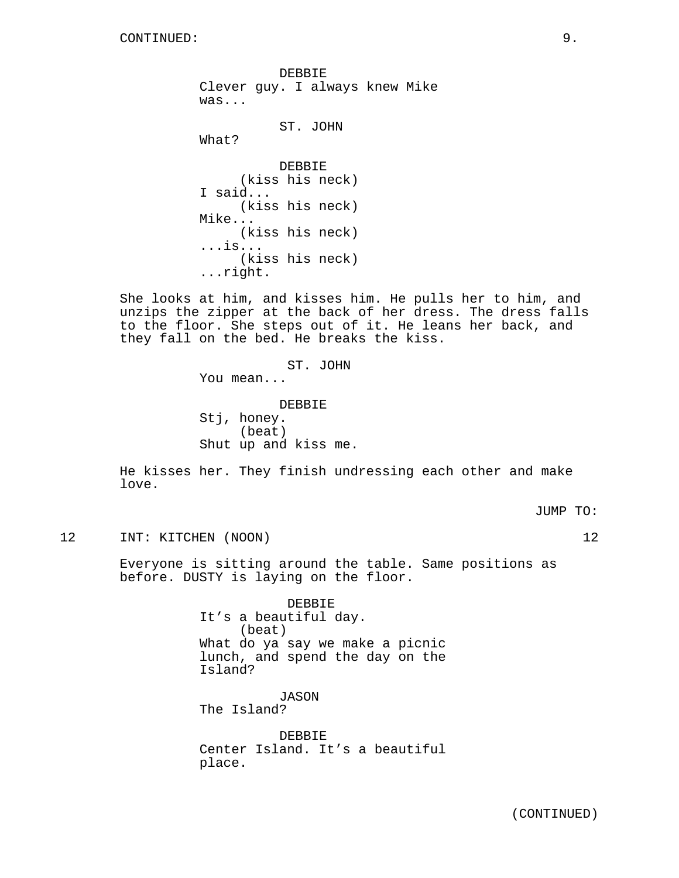CONTINUED:

DEBBIE
Clever guy. I always knew Mike was...

ST. JOHN
What?

DEBBIE
(kiss his neck)
I said...
(kiss his neck)
Mike...
(kiss his neck)
...is...
(kiss his neck)
...right.

She looks at him, and kisses him. He pulls her to him, and unzips the zipper at the back of her dress. The dress falls to the floor. She steps out of it. He leans her back, and they fall on the bed. He breaks the kiss.

ST. JOHN
You mean...

DEBBIE
Stj, honey.
(beat)
Shut up and kiss me.

He kisses her. They finish undressing each other and make love.

JUMP TO:

12 INT: KITCHEN (NOON) 12

Everyone is sitting around the table. Same positions as before. DUSTY is laying on the floor.

DEBBIE
It's a beautiful day.
(beat)
What do ya say we make a picnic lunch, and spend the day on the Island?

JASON
The Island?

DEBBIE
Center Island. It's a beautiful place.

(CONTINUED)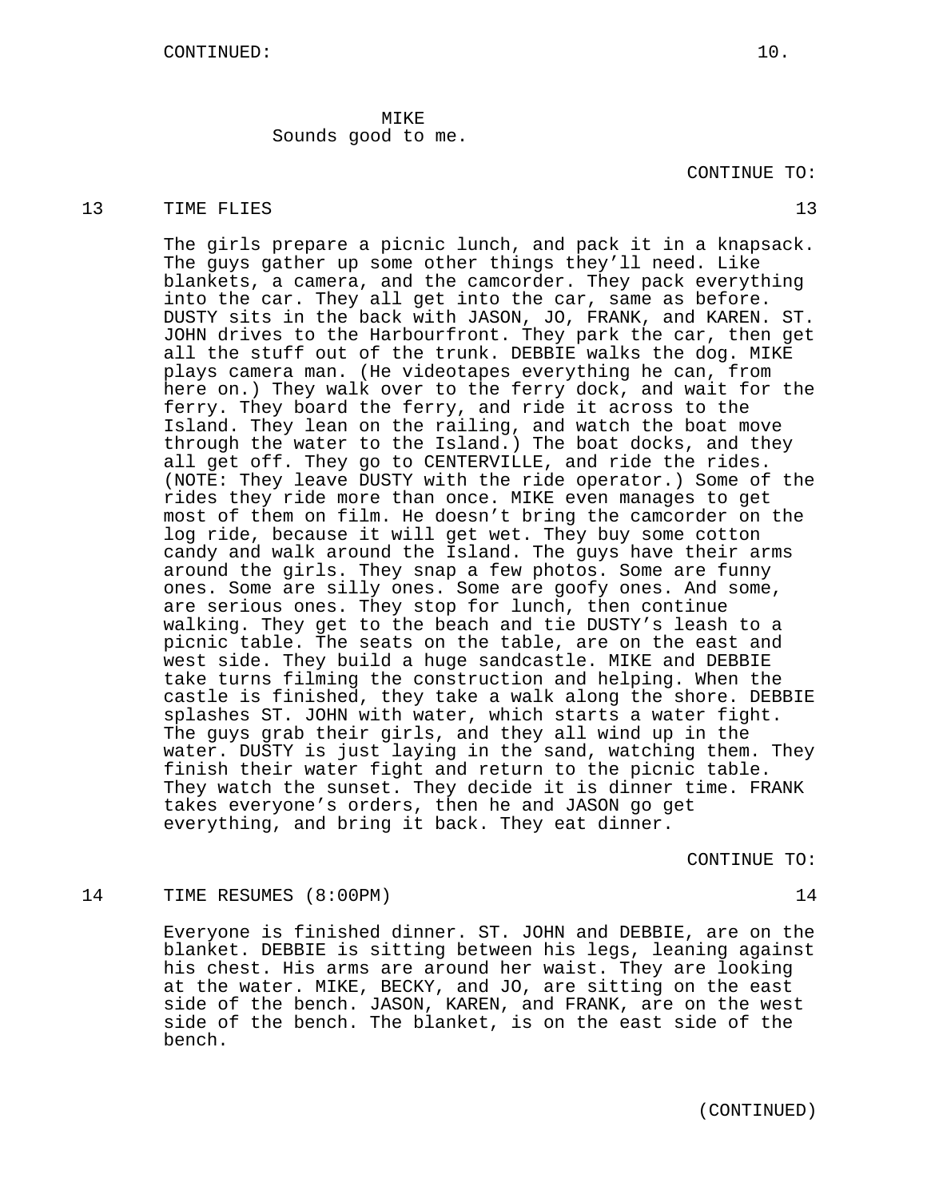CONTINUED:

MIKE
Sounds good to me.

CONTINUE TO:

13 TIME FLIES 13

The girls prepare a picnic lunch, and pack it in a knapsack. The guys gather up some other things they'll need. Like blankets, a camera, and the camcorder. They pack everything into the car. They all get into the car, same as before. DUSTY sits in the back with JASON, JO, FRANK, and KAREN. ST. JOHN drives to the Harbourfront. They park the car, then get all the stuff out of the trunk. DEBBIE walks the dog. MIKE plays camera man. (He videotapes everything he can, from here on.) They walk over to the ferry dock, and wait for the ferry. They board the ferry, and ride it across to the Island. They lean on the railing, and watch the boat move through the water to the Island.) The boat docks, and they all get off. They go to CENTERVILLE, and ride the rides. (NOTE: They leave DUSTY with the ride operator.) Some of the rides they ride more than once. MIKE even manages to get most of them on film. He doesn't bring the camcorder on the log ride, because it will get wet. They buy some cotton candy and walk around the Island. The guys have their arms around the girls. They snap a few photos. Some are funny ones. Some are silly ones. Some are goofy ones. And some, are serious ones. They stop for lunch, then continue walking. They get to the beach and tie DUSTY's leash to a picnic table. The seats on the table, are on the east and west side. They build a huge sandcastle. MIKE and DEBBIE take turns filming the construction and helping. When the castle is finished, they take a walk along the shore. DEBBIE splashes ST. JOHN with water, which starts a water fight. The guys grab their girls, and they all wind up in the water. DUSTY is just laying in the sand, watching them. They finish their water fight and return to the picnic table. They watch the sunset. They decide it is dinner time. FRANK takes everyone's orders, then he and JASON go get everything, and bring it back. They eat dinner.

CONTINUE TO:

14 TIME RESUMES (8:00PM) 14

Everyone is finished dinner. ST. JOHN and DEBBIE, are on the blanket. DEBBIE is sitting between his legs, leaning against his chest. His arms are around her waist. They are looking at the water. MIKE, BECKY, and JO, are sitting on the east side of the bench. JASON, KAREN, and FRANK, are on the west side of the bench. The blanket, is on the east side of the bench.

(CONTINUED)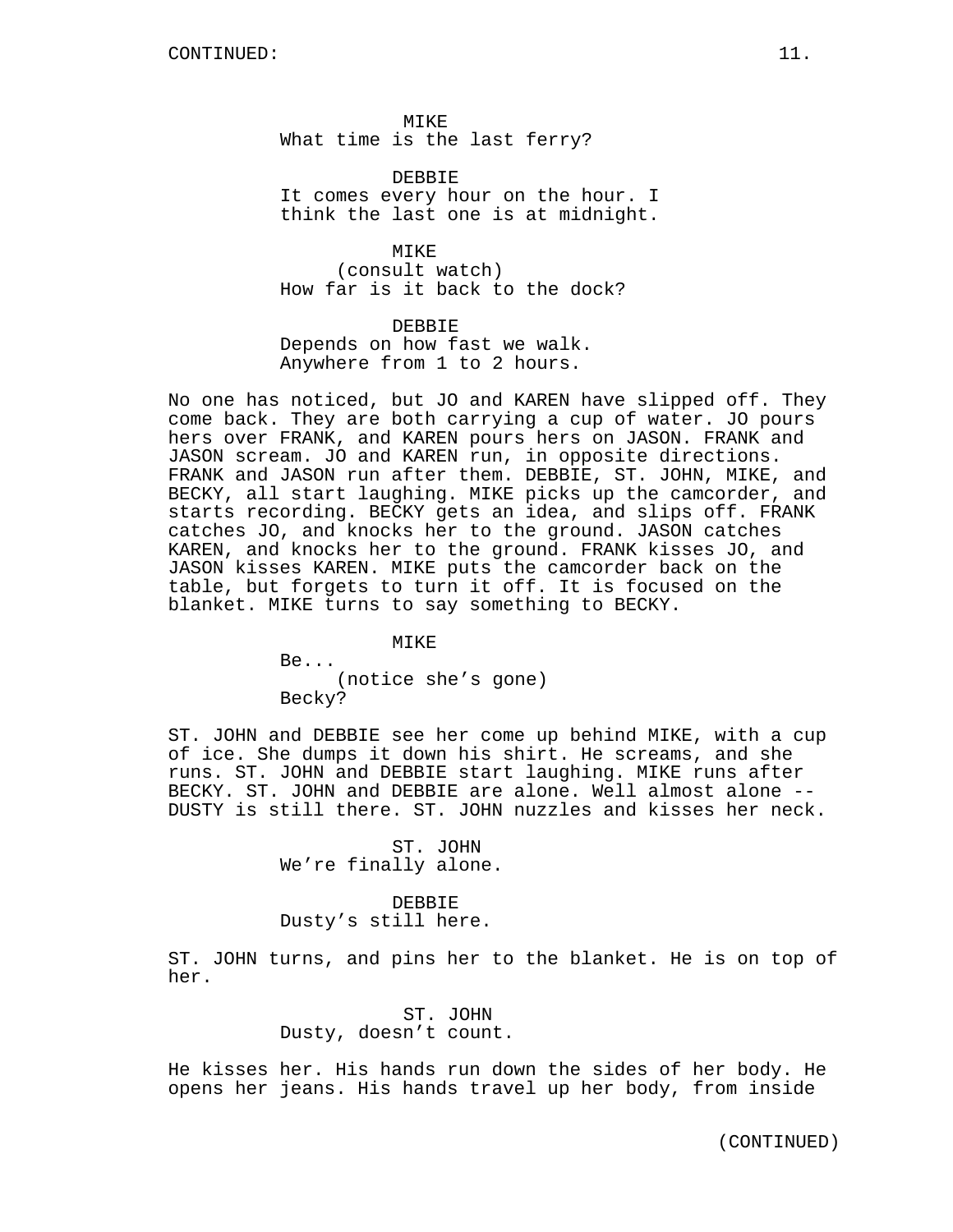CONTINUED:

MIKE
What time is the last ferry?

DEBBIE
It comes every hour on the hour. I think the last one is at midnight.

MIKE
(consult watch)
How far is it back to the dock?

DEBBIE
Depends on how fast we walk. Anywhere from 1 to 2 hours.

No one has noticed, but JO and KAREN have slipped off. They come back. They are both carrying a cup of water. JO pours hers over FRANK, and KAREN pours hers on JASON. FRANK and JASON scream. JO and KAREN run, in opposite directions. FRANK and JASON run after them. DEBBIE, ST. JOHN, MIKE, and BECKY, all start laughing. MIKE picks up the camcorder, and starts recording. BECKY gets an idea, and slips off. FRANK catches JO, and knocks her to the ground. JASON catches KAREN, and knocks her to the ground. FRANK kisses JO, and JASON kisses KAREN. MIKE puts the camcorder back on the table, but forgets to turn it off. It is focused on the blanket. MIKE turns to say something to BECKY.

MIKE
Be...
(notice she's gone)
Becky?

ST. JOHN and DEBBIE see her come up behind MIKE, with a cup of ice. She dumps it down his shirt. He screams, and she runs. ST. JOHN and DEBBIE start laughing. MIKE runs after BECKY. ST. JOHN and DEBBIE are alone. Well almost alone -- DUSTY is still there. ST. JOHN nuzzles and kisses her neck.

ST. JOHN
We're finally alone.

DEBBIE
Dusty's still here.

ST. JOHN turns, and pins her to the blanket. He is on top of her.

ST. JOHN
Dusty, doesn't count.

He kisses her. His hands run down the sides of her body. He opens her jeans. His hands travel up her body, from inside

(CONTINUED)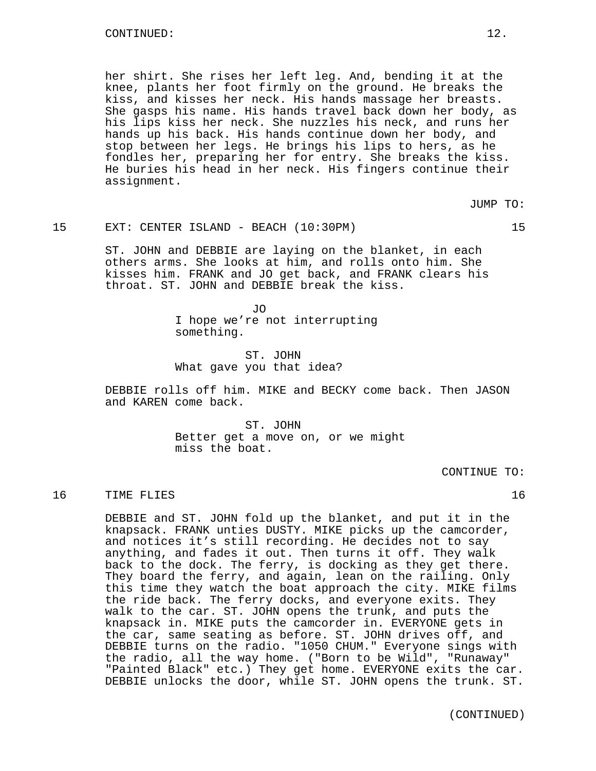CONTINUED:

her shirt. She rises her left leg. And, bending it at the knee, plants her foot firmly on the ground. He breaks the kiss, and kisses her neck. His hands massage her breasts. She gasps his name. His hands travel back down her body, as his lips kiss her neck. She nuzzles his neck, and runs her hands up his back. His hands continue down her body, and stop between her legs. He brings his lips to hers, as he fondles her, preparing her for entry. She breaks the kiss. He buries his head in her neck. His fingers continue their assignment.

JUMP TO:

15 EXT: CENTER ISLAND - BEACH (10:30PM) 15

ST. JOHN and DEBBIE are laying on the blanket, in each others arms. She looks at him, and rolls onto him. She kisses him. FRANK and JO get back, and FRANK clears his throat. ST. JOHN and DEBBIE break the kiss.

JO
I hope we're not interrupting something.

ST. JOHN
What gave you that idea?

DEBBIE rolls off him. MIKE and BECKY come back. Then JASON and KAREN come back.

ST. JOHN
Better get a move on, or we might miss the boat.

CONTINUE TO:

16 TIME FLIES 16

DEBBIE and ST. JOHN fold up the blanket, and put it in the knapsack. FRANK unties DUSTY. MIKE picks up the camcorder, and notices it's still recording. He decides not to say anything, and fades it out. Then turns it off. They walk back to the dock. The ferry, is docking as they get there. They board the ferry, and again, lean on the railing. Only this time they watch the boat approach the city. MIKE films the ride back. The ferry docks, and everyone exits. They walk to the car. ST. JOHN opens the trunk, and puts the knapsack in. MIKE puts the camcorder in. EVERYONE gets in the car, same seating as before. ST. JOHN drives off, and DEBBIE turns on the radio. "1050 CHUM." Everyone sings with the radio, all the way home. ("Born to be Wild", "Runaway" "Painted Black" etc.) They get home. EVERYONE exits the car. DEBBIE unlocks the door, while ST. JOHN opens the trunk. ST.

(CONTINUED)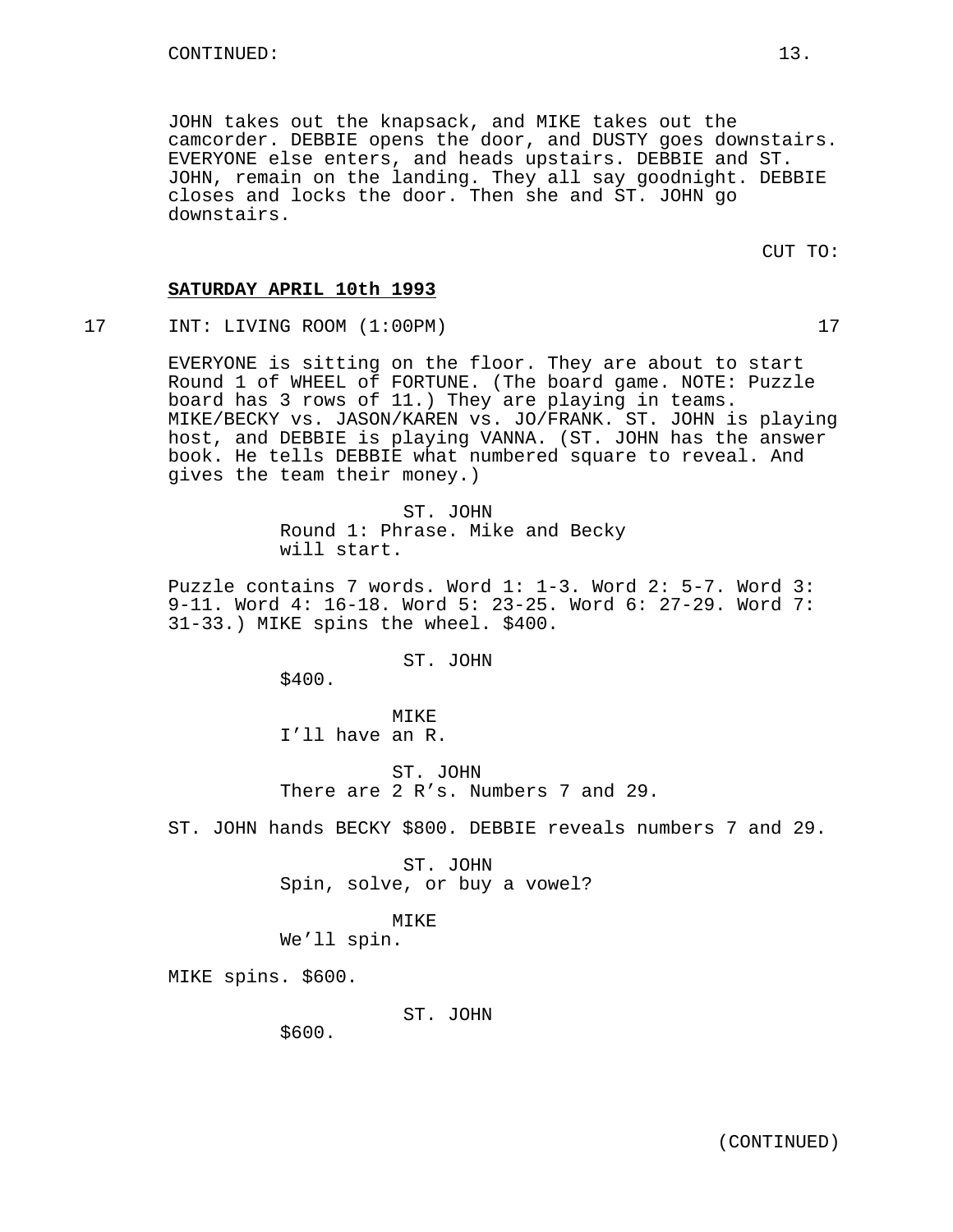CONTINUED:

JOHN takes out the knapsack, and MIKE takes out the camcorder. DEBBIE opens the door, and DUSTY goes downstairs. EVERYONE else enters, and heads upstairs. DEBBIE and ST. JOHN, remain on the landing. They all say goodnight. DEBBIE closes and locks the door. Then she and ST. JOHN go downstairs.

CUT TO:

**SATURDAY APRIL 10th 1993**

17 INT: LIVING ROOM (1:00PM) 17

EVERYONE is sitting on the floor. They are about to start Round 1 of WHEEL of FORTUNE. (The board game. NOTE: Puzzle board has 3 rows of 11.) They are playing in teams. MIKE/BECKY vs. JASON/KAREN vs. JO/FRANK. ST. JOHN is playing host, and DEBBIE is playing VANNA. (ST. JOHN has the answer book. He tells DEBBIE what numbered square to reveal. And gives the team their money.)

ST. JOHN
Round 1: Phrase. Mike and Becky will start.

Puzzle contains 7 words. Word 1: 1-3. Word 2: 5-7. Word 3: 9-11. Word 4: 16-18. Word 5: 23-25. Word 6: 27-29. Word 7: 31-33.) MIKE spins the wheel. $400.

ST. JOHN
$400.

MIKE
I'll have an R.

ST. JOHN
There are 2 R's. Numbers 7 and 29.

ST. JOHN hands BECKY $800. DEBBIE reveals numbers 7 and 29.

ST. JOHN
Spin, solve, or buy a vowel?

MIKE
We'll spin.

MIKE spins. $600.

ST. JOHN
$600.

(CONTINUED)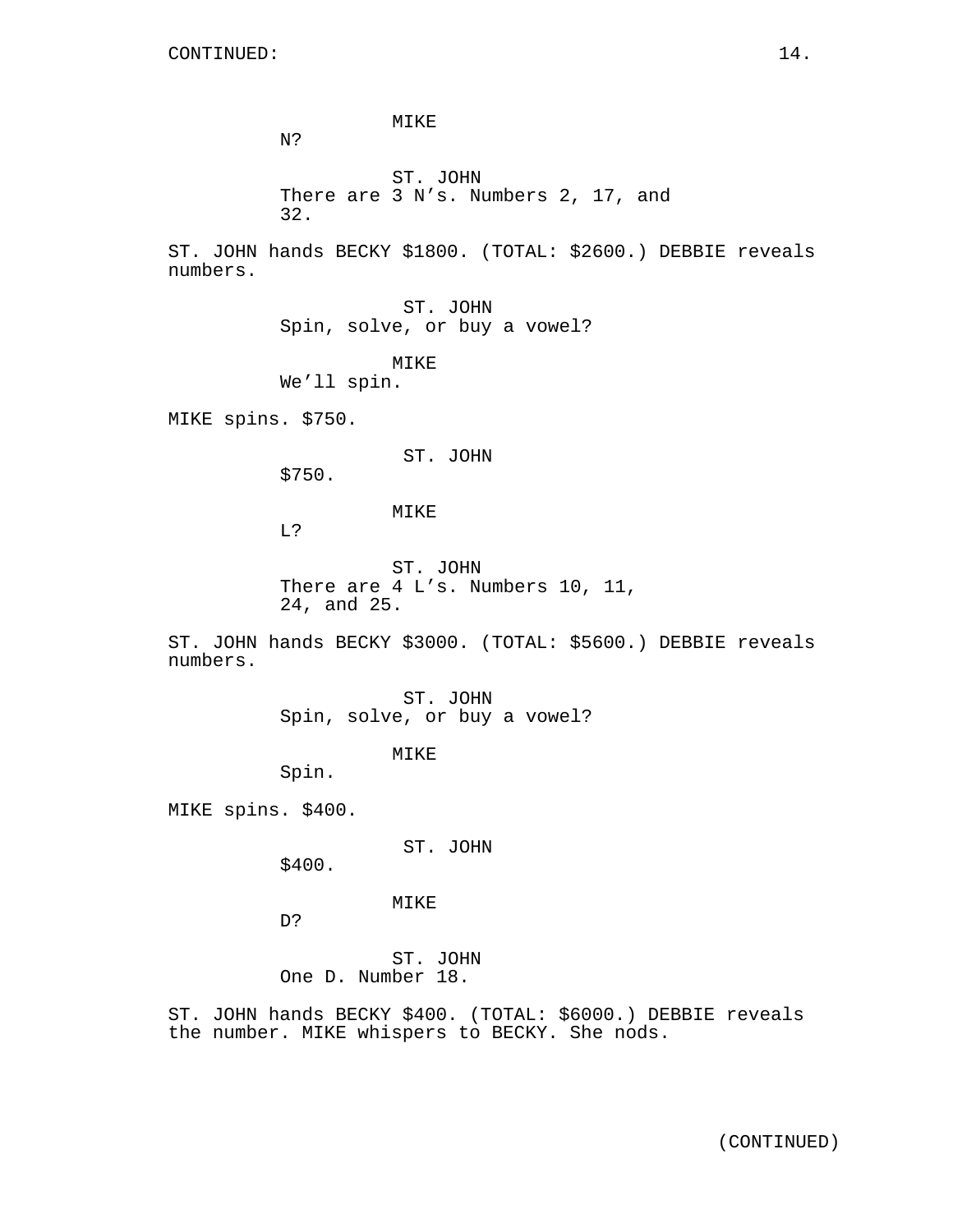CONTINUED:

MIKE
N?

ST. JOHN
There are 3 N’s. Numbers 2, 17, and 32.

ST. JOHN hands BECKY $1800. (TOTAL: $2600.) DEBBIE reveals numbers.

ST. JOHN
Spin, solve, or buy a vowel?

MIKE
We’ll spin.

MIKE spins. $750.

ST. JOHN
$750.

MIKE
L?

ST. JOHN
There are 4 L’s. Numbers 10, 11, 24, and 25.

ST. JOHN hands BECKY $3000. (TOTAL: $5600.) DEBBIE reveals numbers.

ST. JOHN
Spin, solve, or buy a vowel?

MIKE
Spin.

MIKE spins. $400.

ST. JOHN
$400.

MIKE
D?

ST. JOHN
One D. Number 18.

ST. JOHN hands BECKY $400. (TOTAL: $6000.) DEBBIE reveals the number. MIKE whispers to BECKY. She nods.

(CONTINUED)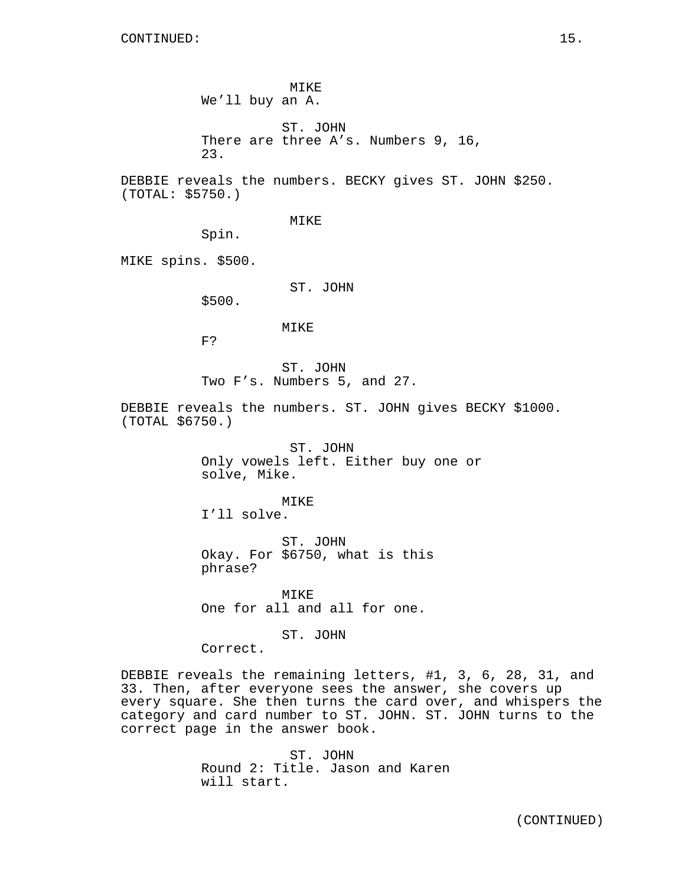CONTINUED:

MIKE
We’ll buy an A.

ST. JOHN
There are three A’s. Numbers 9, 16, 23.

DEBBIE reveals the numbers. BECKY gives ST. JOHN $250. (TOTAL: $5750.)

MIKE
Spin.

MIKE spins. $500.

ST. JOHN
$500.

MIKE
F?

ST. JOHN
Two F’s. Numbers 5, and 27.

DEBBIE reveals the numbers. ST. JOHN gives BECKY $1000. (TOTAL $6750.)

ST. JOHN
Only vowels left. Either buy one or solve, Mike.

MIKE
I’ll solve.

ST. JOHN
Okay. For $6750, what is this phrase?

MIKE
One for all and all for one.

ST. JOHN
Correct.

DEBBIE reveals the remaining letters, #1, 3, 6, 28, 31, and 33. Then, after everyone sees the answer, she covers up every square. She then turns the card over, and whispers the category and card number to ST. JOHN. ST. JOHN turns to the correct page in the answer book.

ST. JOHN
Round 2: Title. Jason and Karen will start.

(CONTINUED)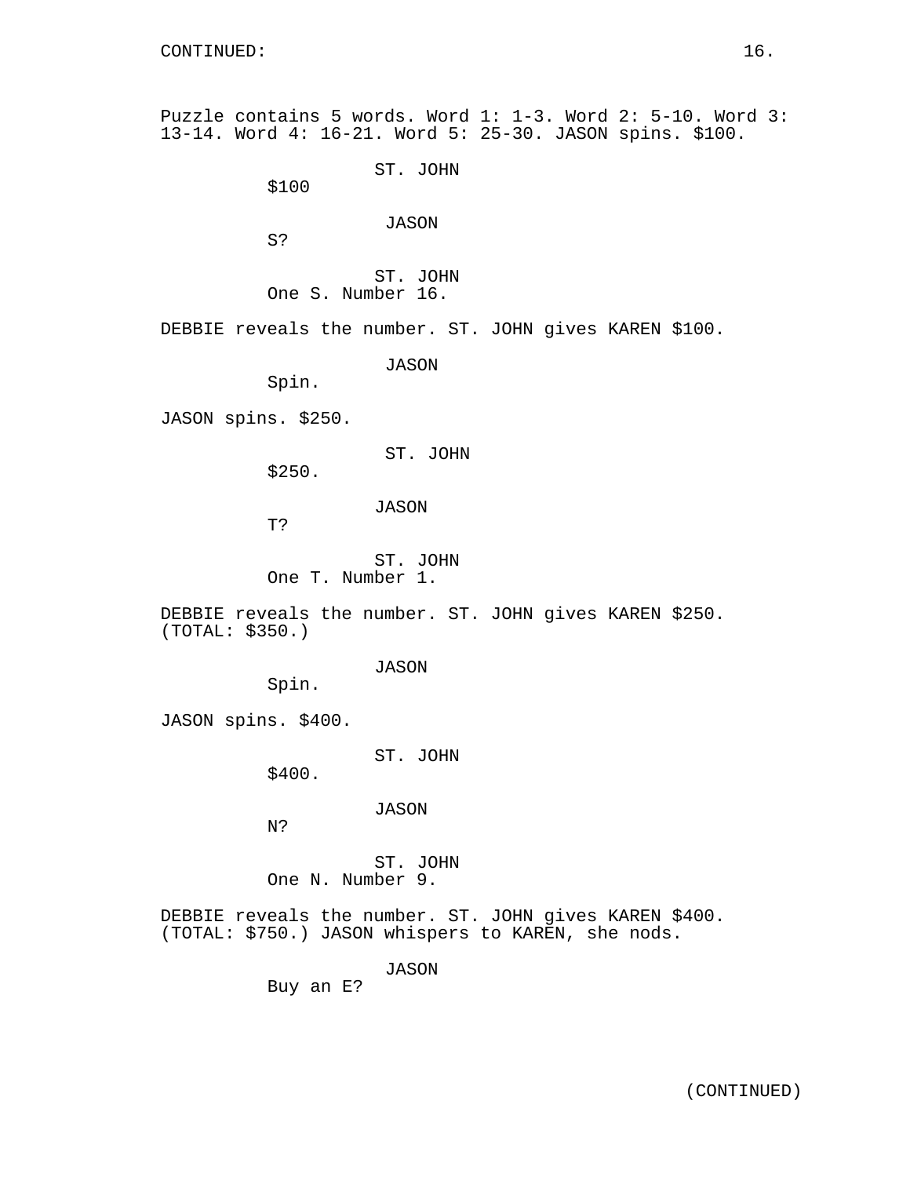CONTINUED:

Puzzle contains 5 words. Word 1: 1-3. Word 2: 5-10. Word 3: 13-14. Word 4: 16-21. Word 5: 25-30. JASON spins. $100.

ST. JOHN
$100

JASON
S?

ST. JOHN
One S. Number 16.

DEBBIE reveals the number. ST. JOHN gives KAREN $100.

JASON
Spin.

JASON spins. $250.

ST. JOHN
$250.

JASON
T?

ST. JOHN
One T. Number 1.

DEBBIE reveals the number. ST. JOHN gives KAREN $250. (TOTAL: $350.)

JASON
Spin.

JASON spins. $400.

ST. JOHN
$400.

JASON
N?

ST. JOHN
One N. Number 9.

DEBBIE reveals the number. ST. JOHN gives KAREN $400. (TOTAL: $750.) JASON whispers to KAREN, she nods.

JASON
Buy an E?

(CONTINUED)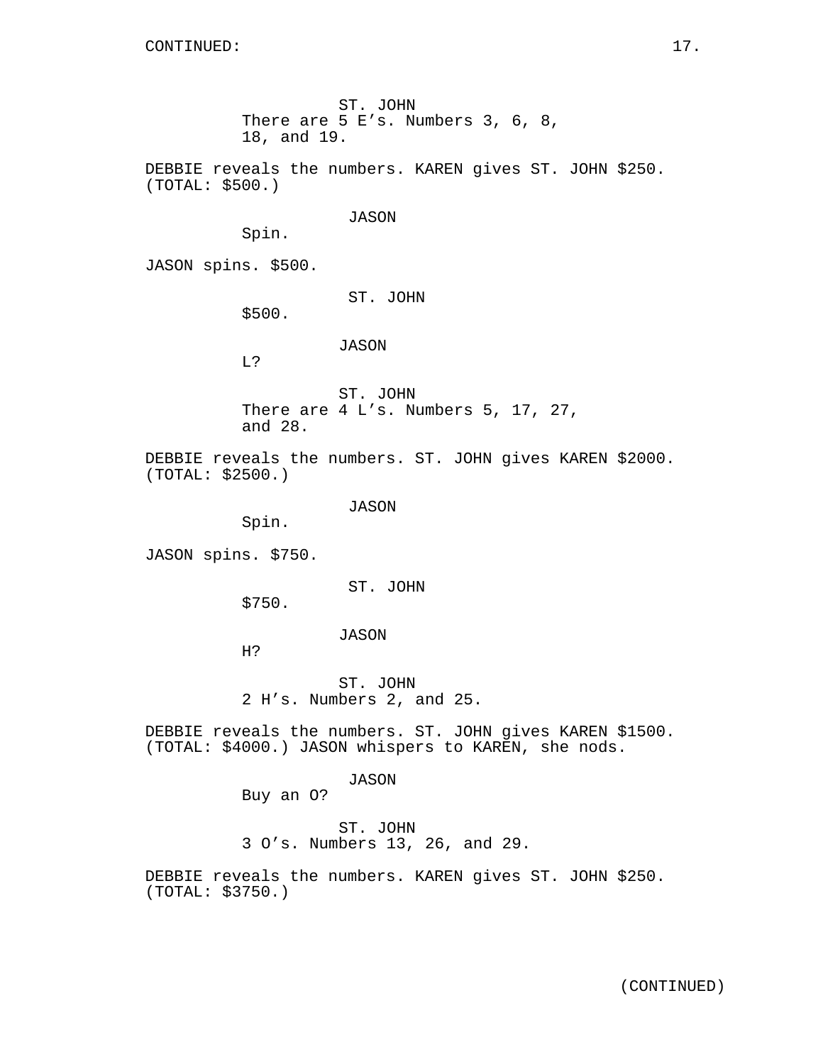CONTINUED:

ST. JOHN
There are 5 E's. Numbers 3, 6, 8, 18, and 19.

DEBBIE reveals the numbers. KAREN gives ST. JOHN $250. (TOTAL: $500.)

JASON
Spin.

JASON spins. $500.

ST. JOHN
$500.

JASON
L?

ST. JOHN
There are 4 L's. Numbers 5, 17, 27, and 28.

DEBBIE reveals the numbers. ST. JOHN gives KAREN $2000. (TOTAL: $2500.)

JASON
Spin.

JASON spins. $750.

ST. JOHN
$750.

JASON
H?

ST. JOHN
2 H's. Numbers 2, and 25.

DEBBIE reveals the numbers. ST. JOHN gives KAREN $1500. (TOTAL: $4000.) JASON whispers to KAREN, she nods.

JASON
Buy an O?

ST. JOHN
3 O's. Numbers 13, 26, and 29.

DEBBIE reveals the numbers. KAREN gives ST. JOHN $250. (TOTAL: $3750.)

(CONTINUED)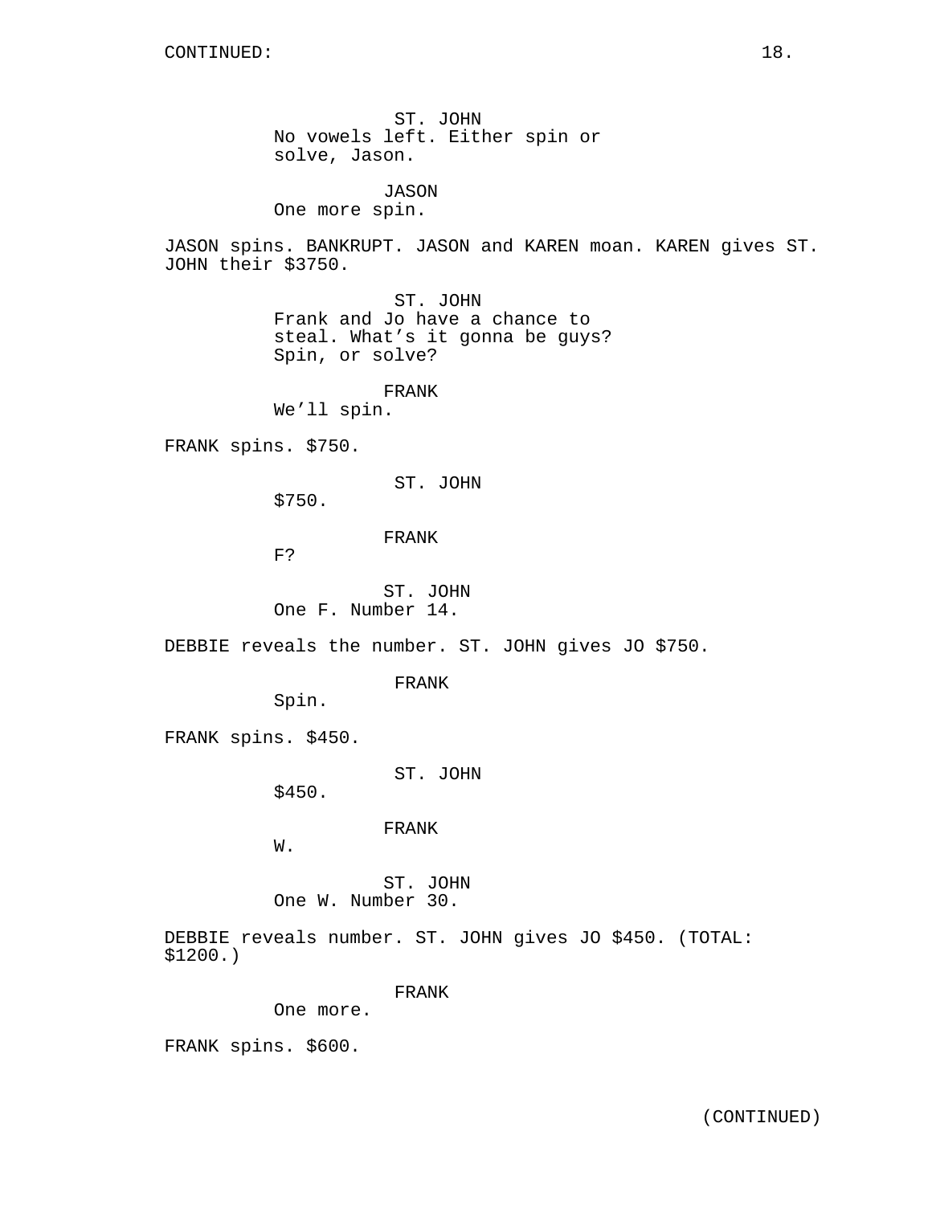CONTINUED:

ST. JOHN
No vowels left. Either spin or solve, Jason.

JASON
One more spin.

JASON spins. BANKRUPT. JASON and KAREN moan. KAREN gives ST. JOHN their $3750.

ST. JOHN
Frank and Jo have a chance to steal. What's it gonna be guys? Spin, or solve?

FRANK
We'll spin.

FRANK spins. $750.

ST. JOHN
$750.

FRANK
F?

ST. JOHN
One F. Number 14.

DEBBIE reveals the number. ST. JOHN gives JO $750.

FRANK
Spin.

FRANK spins. $450.

ST. JOHN
$450.

FRANK
W.

ST. JOHN
One W. Number 30.

DEBBIE reveals number. ST. JOHN gives JO $450. (TOTAL: $1200.)

FRANK
One more.

FRANK spins. $600.

(CONTINUED)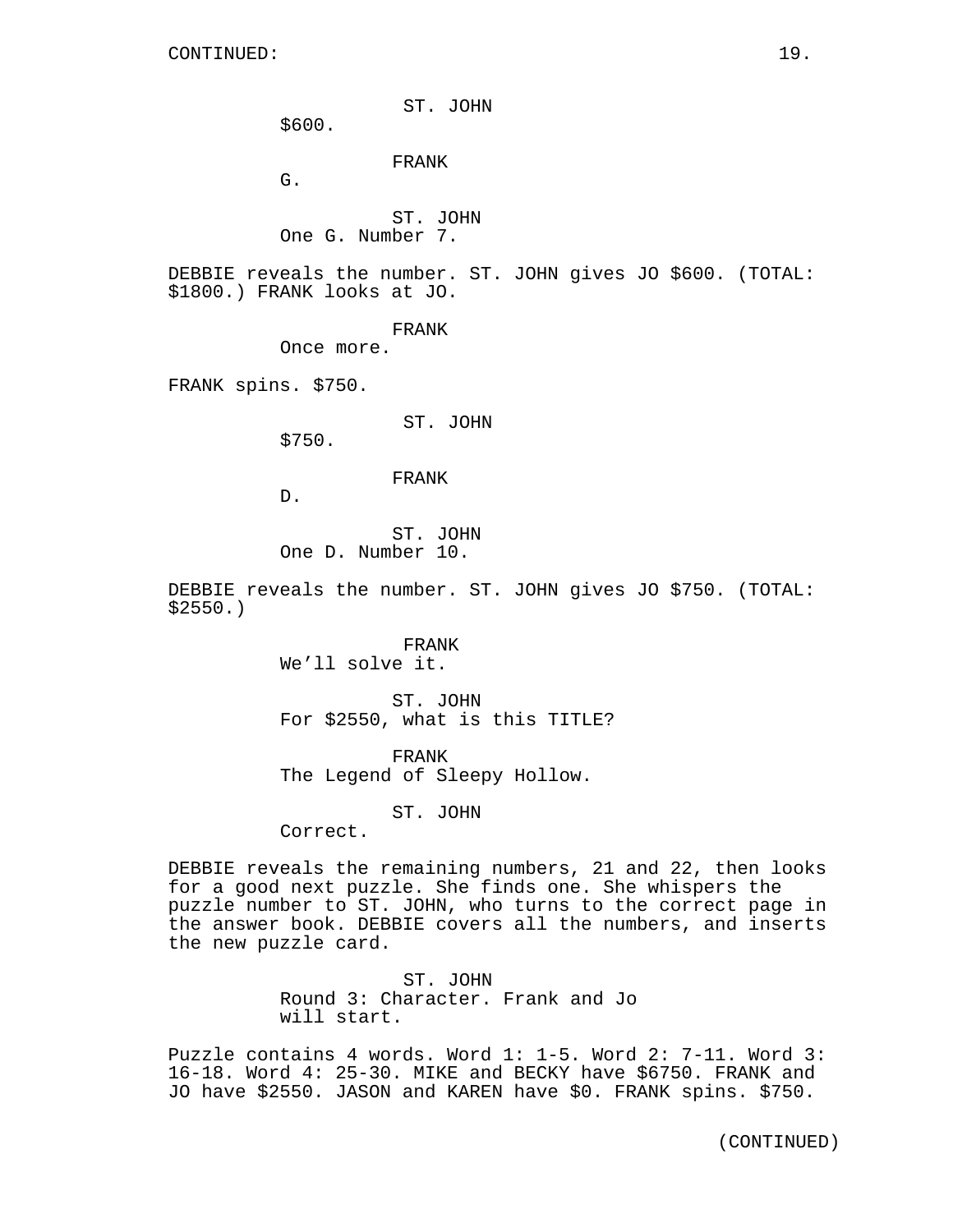CONTINUED:

ST. JOHN
$600.

FRANK
G.

ST. JOHN
One G. Number 7.

DEBBIE reveals the number. ST. JOHN gives JO $600. (TOTAL: $1800.) FRANK looks at JO.

FRANK
Once more.

FRANK spins. $750.

ST. JOHN
$750.

FRANK
D.

ST. JOHN
One D. Number 10.

DEBBIE reveals the number. ST. JOHN gives JO $750. (TOTAL: $2550.)

FRANK
We'll solve it.

ST. JOHN
For $2550, what is this TITLE?

FRANK
The Legend of Sleepy Hollow.

ST. JOHN
Correct.

DEBBIE reveals the remaining numbers, 21 and 22, then looks for a good next puzzle. She finds one. She whispers the puzzle number to ST. JOHN, who turns to the correct page in the answer book. DEBBIE covers all the numbers, and inserts the new puzzle card.

ST. JOHN
Round 3: Character. Frank and Jo will start.

Puzzle contains 4 words. Word 1: 1-5. Word 2: 7-11. Word 3: 16-18. Word 4: 25-30. MIKE and BECKY have $6750. FRANK and JO have $2550. JASON and KAREN have $0. FRANK spins. $750.

(CONTINUED)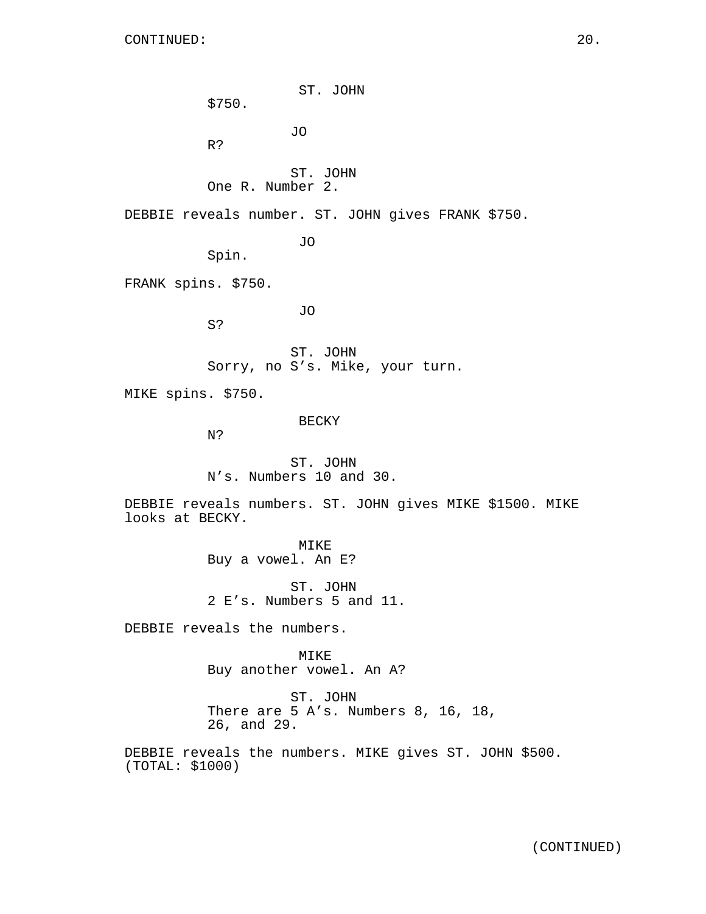CONTINUED:

ST. JOHN
$750.

JO
R?

ST. JOHN
One R. Number 2.

DEBBIE reveals number. ST. JOHN gives FRANK $750.

JO
Spin.

FRANK spins. $750.

JO
S?

ST. JOHN
Sorry, no S’s. Mike, your turn.

MIKE spins. $750.

BECKY
N?

ST. JOHN
N’s. Numbers 10 and 30.

DEBBIE reveals numbers. ST. JOHN gives MIKE $1500. MIKE looks at BECKY.

MIKE
Buy a vowel. An E?

ST. JOHN
2 E’s. Numbers 5 and 11.

DEBBIE reveals the numbers.

MIKE
Buy another vowel. An A?

ST. JOHN
There are 5 A’s. Numbers 8, 16, 18, 26, and 29.

DEBBIE reveals the numbers. MIKE gives ST. JOHN $500. (TOTAL: $1000)

(CONTINUED)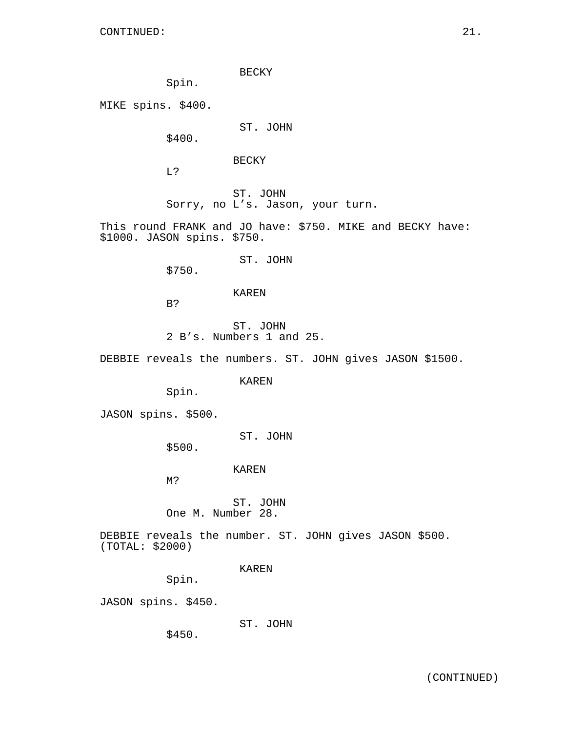CONTINUED:

BECKY
Spin.

MIKE spins. $400.

ST. JOHN
$400.

BECKY
L?

ST. JOHN
Sorry, no L's. Jason, your turn.

This round FRANK and JO have: $750. MIKE and BECKY have: $1000. JASON spins. $750.

ST. JOHN
$750.

KAREN
B?

ST. JOHN
2 B's. Numbers 1 and 25.

DEBBIE reveals the numbers. ST. JOHN gives JASON $1500.

KAREN
Spin.

JASON spins. $500.

ST. JOHN
$500.

KAREN
M?

ST. JOHN
One M. Number 28.

DEBBIE reveals the number. ST. JOHN gives JASON $500. (TOTAL: $2000)

KAREN
Spin.

JASON spins. $450.

ST. JOHN
$450.

(CONTINUED)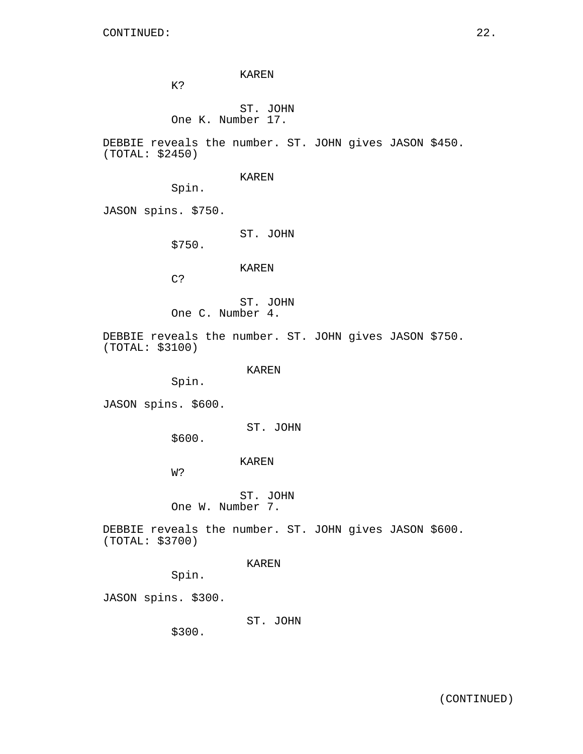CONTINUED:

KAREN
K?

ST. JOHN
One K. Number 17.

DEBBIE reveals the number. ST. JOHN gives JASON $450.
(TOTAL: $2450)

KAREN
Spin.

JASON spins. $750.

ST. JOHN
$750.

KAREN
C?

ST. JOHN
One C. Number 4.

DEBBIE reveals the number. ST. JOHN gives JASON $750.
(TOTAL: $3100)

KAREN
Spin.

JASON spins. $600.

ST. JOHN
$600.

KAREN
W?

ST. JOHN
One W. Number 7.

DEBBIE reveals the number. ST. JOHN gives JASON $600.
(TOTAL: $3700)

KAREN
Spin.

JASON spins. $300.

ST. JOHN
$300.

(CONTINUED)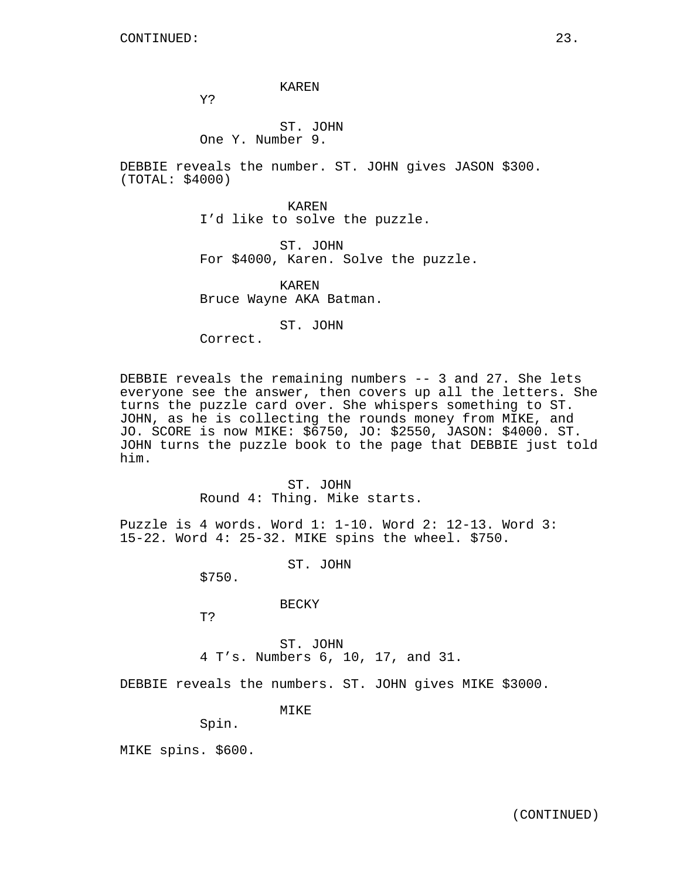CONTINUED:

KAREN
Y?

ST. JOHN
One Y. Number 9.

DEBBIE reveals the number. ST. JOHN gives JASON $300. (TOTAL: $4000)

KAREN
I'd like to solve the puzzle.

ST. JOHN
For $4000, Karen. Solve the puzzle.

KAREN
Bruce Wayne AKA Batman.

ST. JOHN
Correct.

DEBBIE reveals the remaining numbers -- 3 and 27. She lets everyone see the answer, then covers up all the letters. She turns the puzzle card over. She whispers something to ST. JOHN, as he is collecting the rounds money from MIKE, and JO. SCORE is now MIKE: $6750, JO: $2550, JASON: $4000. ST. JOHN turns the puzzle book to the page that DEBBIE just told him.

ST. JOHN
Round 4: Thing. Mike starts.

Puzzle is 4 words. Word 1: 1-10. Word 2: 12-13. Word 3: 15-22. Word 4: 25-32. MIKE spins the wheel. $750.

ST. JOHN
$750.

BECKY
T?

ST. JOHN
4 T's. Numbers 6, 10, 17, and 31.

DEBBIE reveals the numbers. ST. JOHN gives MIKE $3000.

MIKE
Spin.

MIKE spins. $600.

(CONTINUED)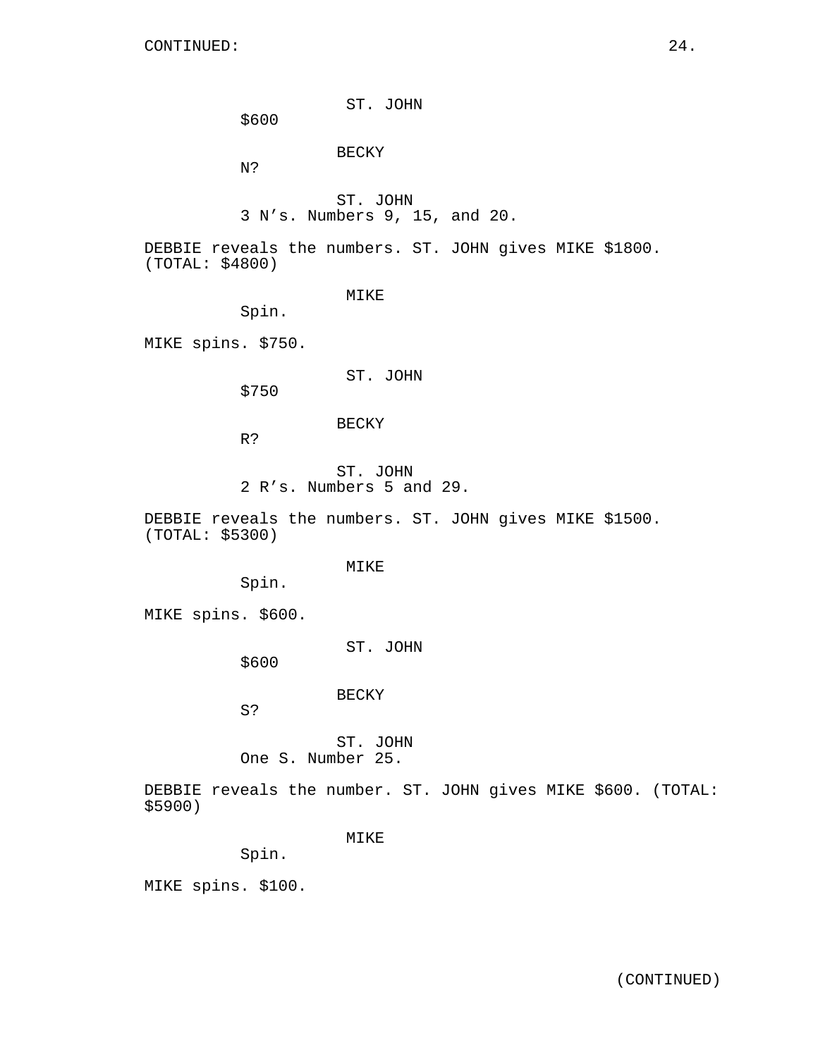CONTINUED:

ST. JOHN
$600

BECKY
N?

ST. JOHN
3 N's. Numbers 9, 15, and 20.

DEBBIE reveals the numbers. ST. JOHN gives MIKE $1800. (TOTAL: $4800)

MIKE
Spin.

MIKE spins. $750.

ST. JOHN
$750

BECKY
R?

ST. JOHN
2 R's. Numbers 5 and 29.

DEBBIE reveals the numbers. ST. JOHN gives MIKE $1500. (TOTAL: $5300)

MIKE
Spin.

MIKE spins. $600.

ST. JOHN
$600

BECKY
S?

ST. JOHN
One S. Number 25.

DEBBIE reveals the number. ST. JOHN gives MIKE $600. (TOTAL: $5900)

MIKE
Spin.

MIKE spins. $100.

(CONTINUED)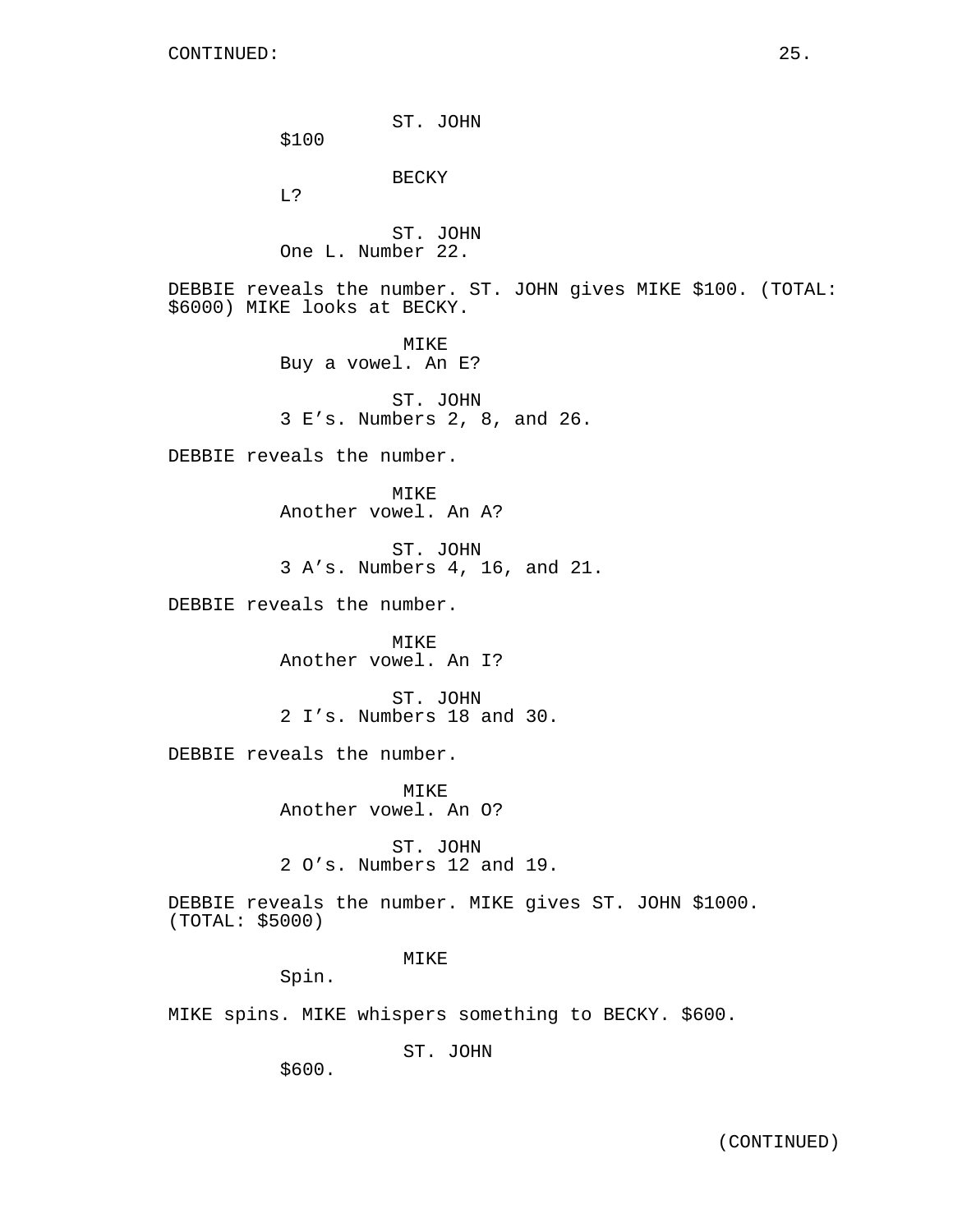ST. JOHN

$100

BECKY

L?

ST. JOHN

One L. Number 22.

DEBBIE reveals the number. ST. JOHN gives MIKE $100. (TOTAL: $6000) MIKE looks at BECKY.

MIKE

Buy a vowel. An E?

ST. JOHN

3 E's. Numbers 2, 8, and 26.

DEBBIE reveals the number.

MIKE

Another vowel. An A?

ST. JOHN

3 A's. Numbers 4, 16, and 21.

DEBBIE reveals the number.

MIKE

Another vowel. An I?

ST. JOHN

2 I's. Numbers 18 and 30.

DEBBIE reveals the number.

MIKE

Another vowel. An O?

ST. JOHN

2 O's. Numbers 12 and 19.

DEBBIE reveals the number. MIKE gives ST. JOHN $1000. (TOTAL: $5000)

MIKE

Spin.

MIKE spins. MIKE whispers something to BECKY. $600.

ST. JOHN

$600.

(CONTINUED)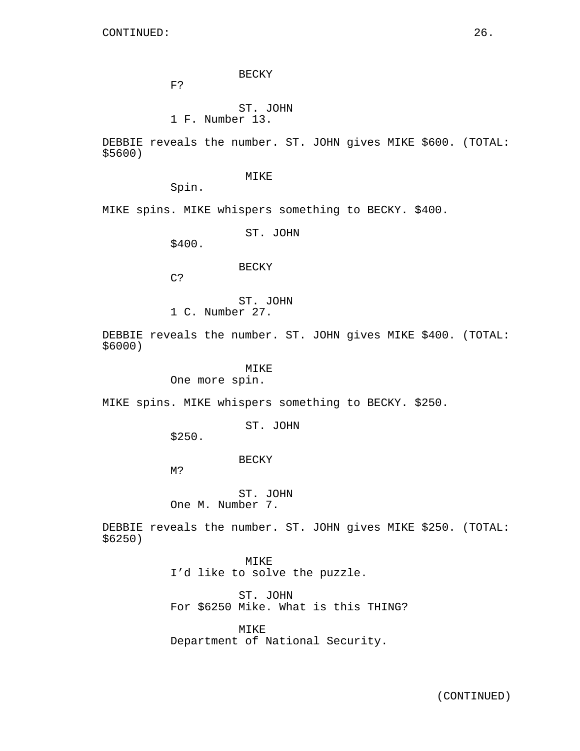CONTINUED:

BECKY
F?

ST. JOHN
1 F. Number 13.

DEBBIE reveals the number. ST. JOHN gives MIKE $600. (TOTAL: $5600)

MIKE
Spin.

MIKE spins. MIKE whispers something to BECKY. $400.

ST. JOHN
$400.

BECKY
C?

ST. JOHN
1 C. Number 27.

DEBBIE reveals the number. ST. JOHN gives MIKE $400. (TOTAL: $6000)

MIKE
One more spin.

MIKE spins. MIKE whispers something to BECKY. $250.

ST. JOHN
$250.

BECKY
M?

ST. JOHN
One M. Number 7.

DEBBIE reveals the number. ST. JOHN gives MIKE $250. (TOTAL: $6250)

MIKE
I'd like to solve the puzzle.

ST. JOHN
For $6250 Mike. What is this THING?

MIKE
Department of National Security.

(CONTINUED)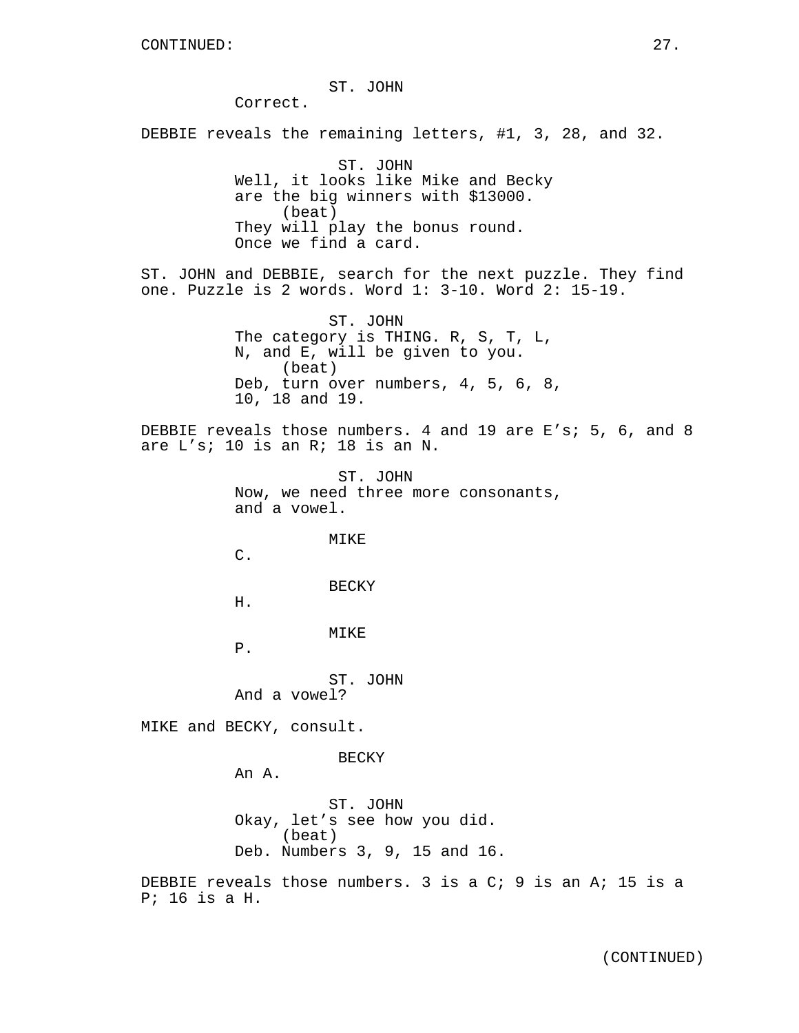CONTINUED:

ST. JOHN
Correct.

DEBBIE reveals the remaining letters, #1, 3, 28, and 32.

ST. JOHN
Well, it looks like Mike and Becky are the big winners with $13000.
(beat)
They will play the bonus round. Once we find a card.

ST. JOHN and DEBBIE, search for the next puzzle. They find one. Puzzle is 2 words. Word 1: 3-10. Word 2: 15-19.

ST. JOHN
The category is THING. R, S, T, L, N, and E, will be given to you.
(beat)
Deb, turn over numbers, 4, 5, 6, 8, 10, 18 and 19.

DEBBIE reveals those numbers. 4 and 19 are E's; 5, 6, and 8 are L's; 10 is an R; 18 is an N.

ST. JOHN
Now, we need three more consonants, and a vowel.

MIKE
C.

BECKY
H.

MIKE
P.

ST. JOHN
And a vowel?

MIKE and BECKY, consult.

BECKY
An A.

ST. JOHN
Okay, let's see how you did.
(beat)
Deb. Numbers 3, 9, 15 and 16.

DEBBIE reveals those numbers. 3 is a C; 9 is an A; 15 is a P; 16 is a H.

(CONTINUED)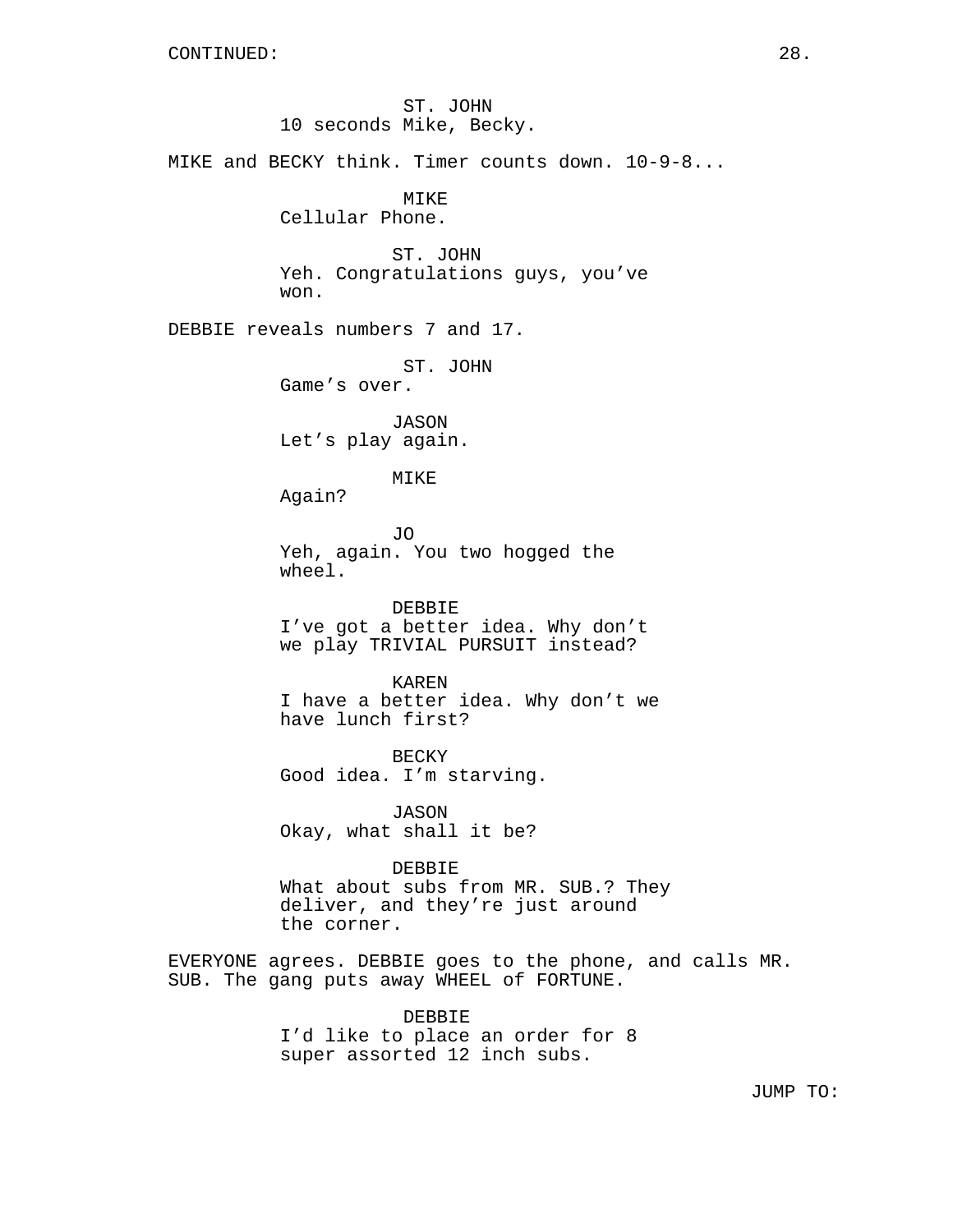CONTINUED:

ST. JOHN
10 seconds Mike, Becky.

MIKE and BECKY think. Timer counts down. 10-9-8...

MIKE
Cellular Phone.

ST. JOHN
Yeh. Congratulations guys, you've won.

DEBBIE reveals numbers 7 and 17.

ST. JOHN
Game's over.

JASON
Let's play again.

MIKE
Again?

JO
Yeh, again. You two hogged the wheel.

DEBBIE
I've got a better idea. Why don't we play TRIVIAL PURSUIT instead?

KAREN
I have a better idea. Why don't we have lunch first?

BECKY
Good idea. I'm starving.

JASON
Okay, what shall it be?

DEBBIE
What about subs from MR. SUB.? They deliver, and they're just around the corner.

EVERYONE agrees. DEBBIE goes to the phone, and calls MR. SUB. The gang puts away WHEEL of FORTUNE.

DEBBIE
I'd like to place an order for 8 super assorted 12 inch subs.

JUMP TO: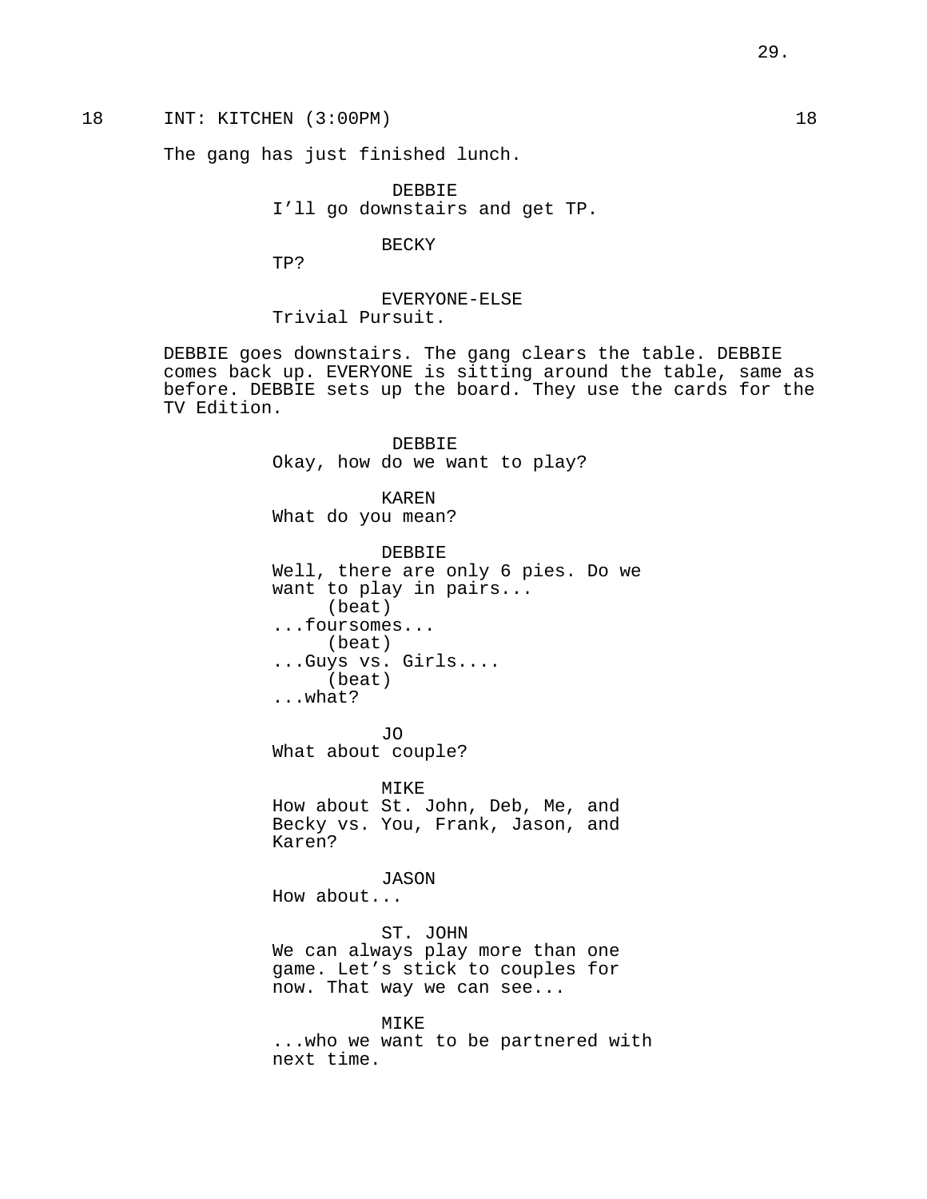18 INT: KITCHEN (3:00PM) 18

The gang has just finished lunch.

DEBBIE
I'll go downstairs and get TP.

BECKY
TP?

EVERYONE-ELSE
Trivial Pursuit.

DEBBIE goes downstairs. The gang clears the table. DEBBIE comes back up. EVERYONE is sitting around the table, same as before. DEBBIE sets up the board. They use the cards for the TV Edition.

DEBBIE
Okay, how do we want to play?

KAREN
What do you mean?

DEBBIE
Well, there are only 6 pies. Do we want to play in pairs...
(beat)
...foursomes...
(beat)
...Guys vs. Girls....
(beat)
...what?

JO
What about couple?

MIKE
How about St. John, Deb, Me, and Becky vs. You, Frank, Jason, and Karen?

JASON
How about...

ST. JOHN
We can always play more than one game. Let's stick to couples for now. That way we can see...

MIKE
...who we want to be partnered with next time.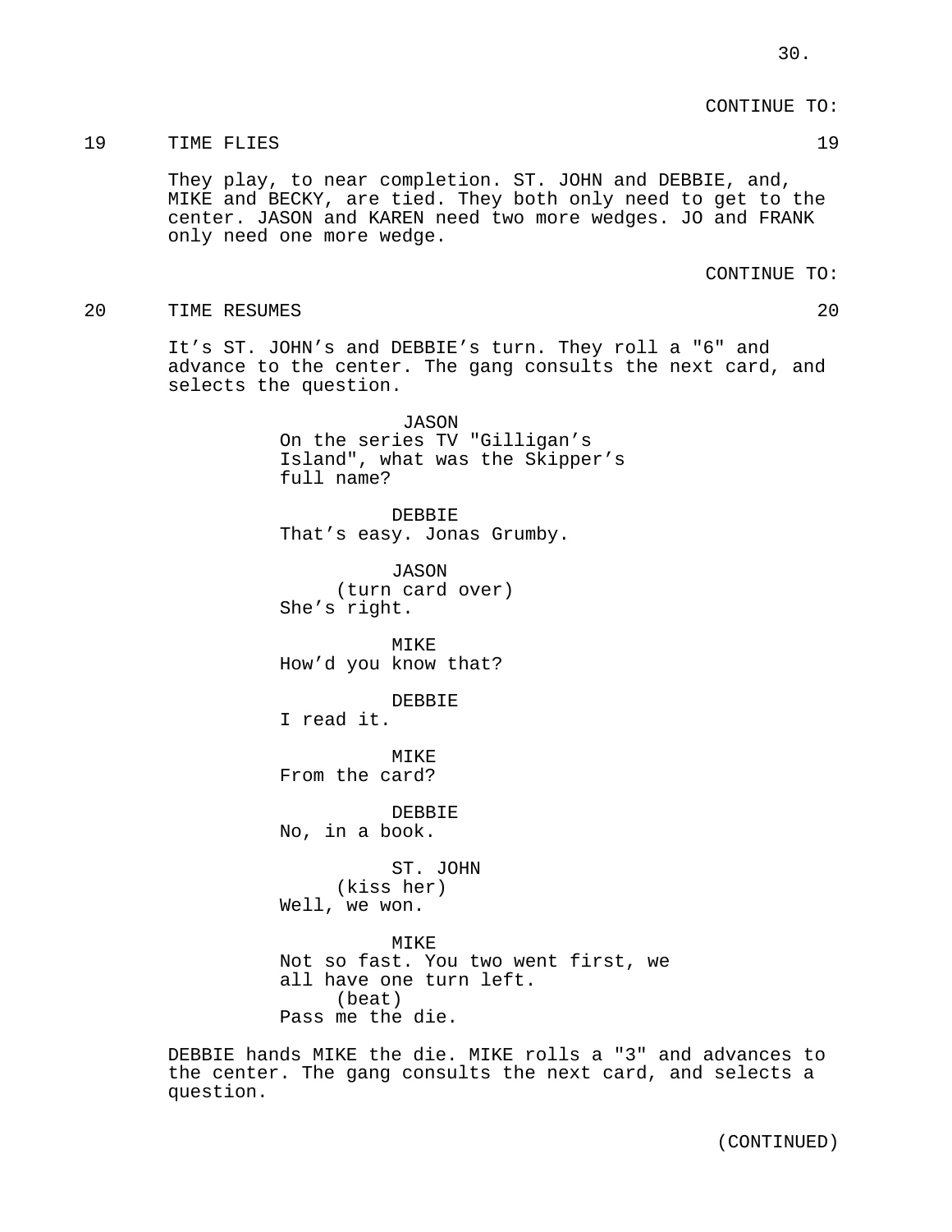CONTINUE TO:

19 TIME FLIES 19

They play, to near completion. ST. JOHN and DEBBIE, and, MIKE and BECKY, are tied. They both only need to get to the center. JASON and KAREN need two more wedges. JO and FRANK only need one more wedge.

CONTINUE TO:

20 TIME RESUMES 20

It's ST. JOHN's and DEBBIE's turn. They roll a "6" and advance to the center. The gang consults the next card, and selects the question.

JASON
On the series TV "Gilligan's Island", what was the Skipper's full name?

DEBBIE
That's easy. Jonas Grumby.

JASON
(turn card over)
She's right.

MIKE
How'd you know that?

DEBBIE
I read it.

MIKE
From the card?

DEBBIE
No, in a book.

ST. JOHN
(kiss her)
Well, we won.

MIKE
Not so fast. You two went first, we all have one turn left.
(beat)
Pass me the die.

DEBBIE hands MIKE the die. MIKE rolls a "3" and advances to the center. The gang consults the next card, and selects a question.

(CONTINUED)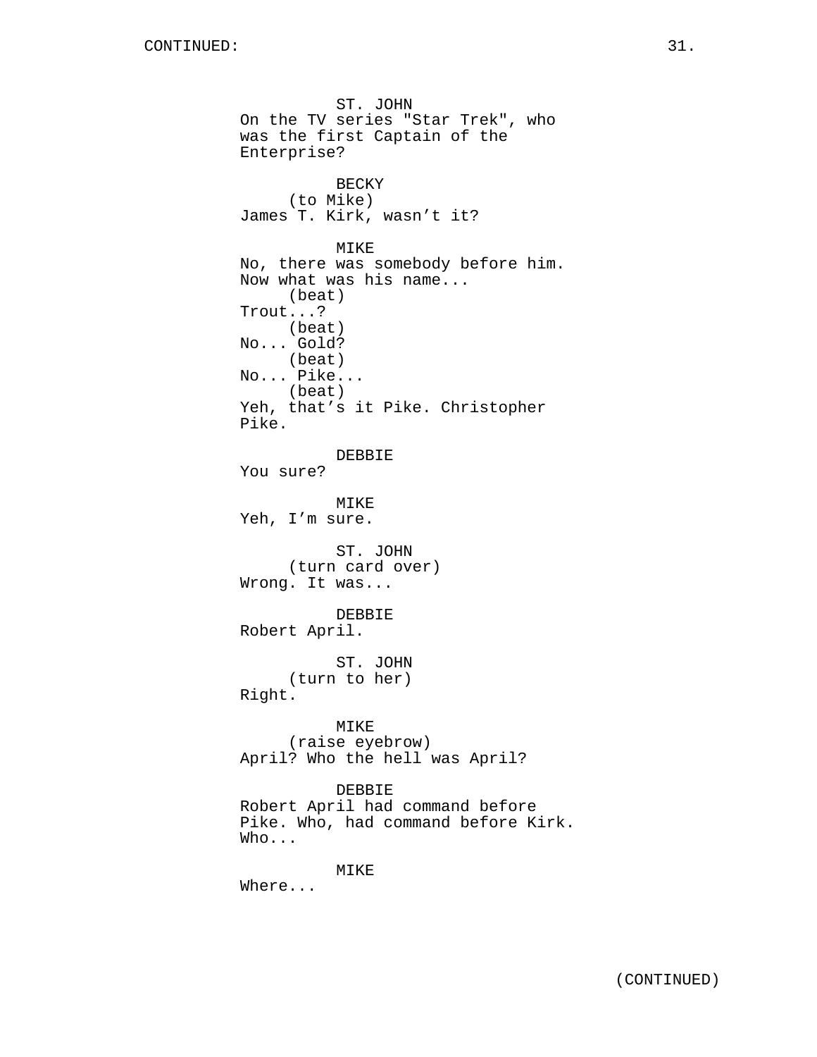CONTINUED:

ST. JOHN
On the TV series "Star Trek", who was the first Captain of the Enterprise?

BECKY
(to Mike)
James T. Kirk, wasn’t it?

MIKE
No, there was somebody before him. Now what was his name...
(beat)
Trout...?
(beat)
No... Gold?
(beat)
No... Pike...
(beat)
Yeh, that’s it Pike. Christopher Pike.

DEBBIE
You sure?

MIKE
Yeh, I’m sure.

ST. JOHN
(turn card over)
Wrong. It was...

DEBBIE
Robert April.

ST. JOHN
(turn to her)
Right.

MIKE
(raise eyebrow)
April? Who the hell was April?

DEBBIE
Robert April had command before Pike. Who, had command before Kirk. Who...

MIKE
Where...

(CONTINUED)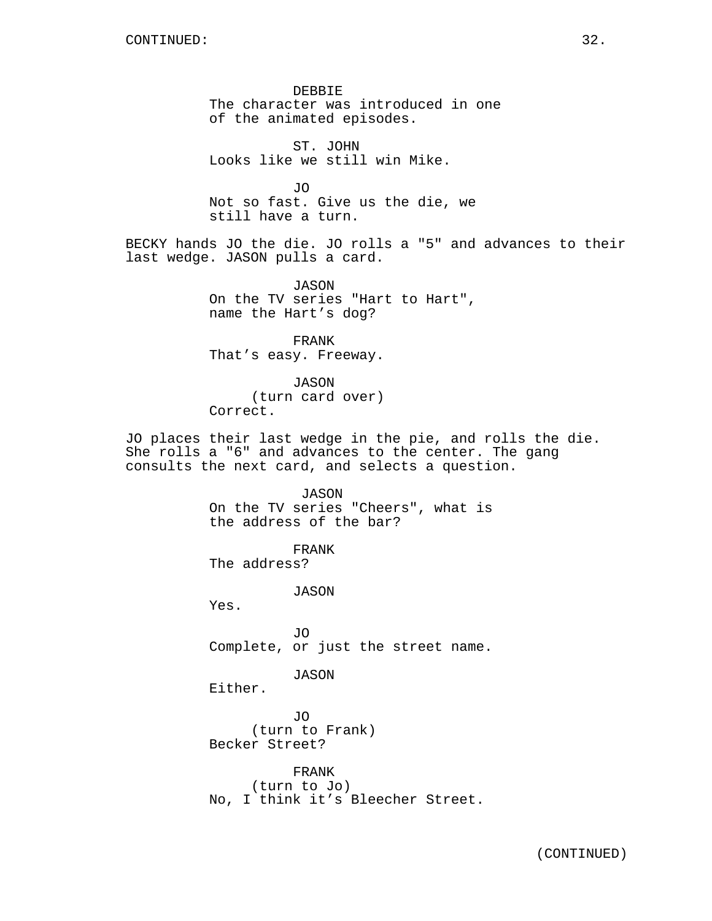DEBBIE
The character was introduced in one of the animated episodes.

ST. JOHN
Looks like we still win Mike.

JO
Not so fast. Give us the die, we still have a turn.

BECKY hands JO the die. JO rolls a "5" and advances to their last wedge. JASON pulls a card.

JASON
On the TV series "Hart to Hart", name the Hart's dog?

FRANK
That's easy. Freeway.

JASON
(turn card over)
Correct.

JO places their last wedge in the pie, and rolls the die. She rolls a "6" and advances to the center. The gang consults the next card, and selects a question.

JASON
On the TV series "Cheers", what is the address of the bar?

FRANK
The address?

JASON
Yes.

JO
Complete, or just the street name.

JASON
Either.

JO
(turn to Frank)
Becker Street?

FRANK
(turn to Jo)
No, I think it's Bleecher Street.

(CONTINUED)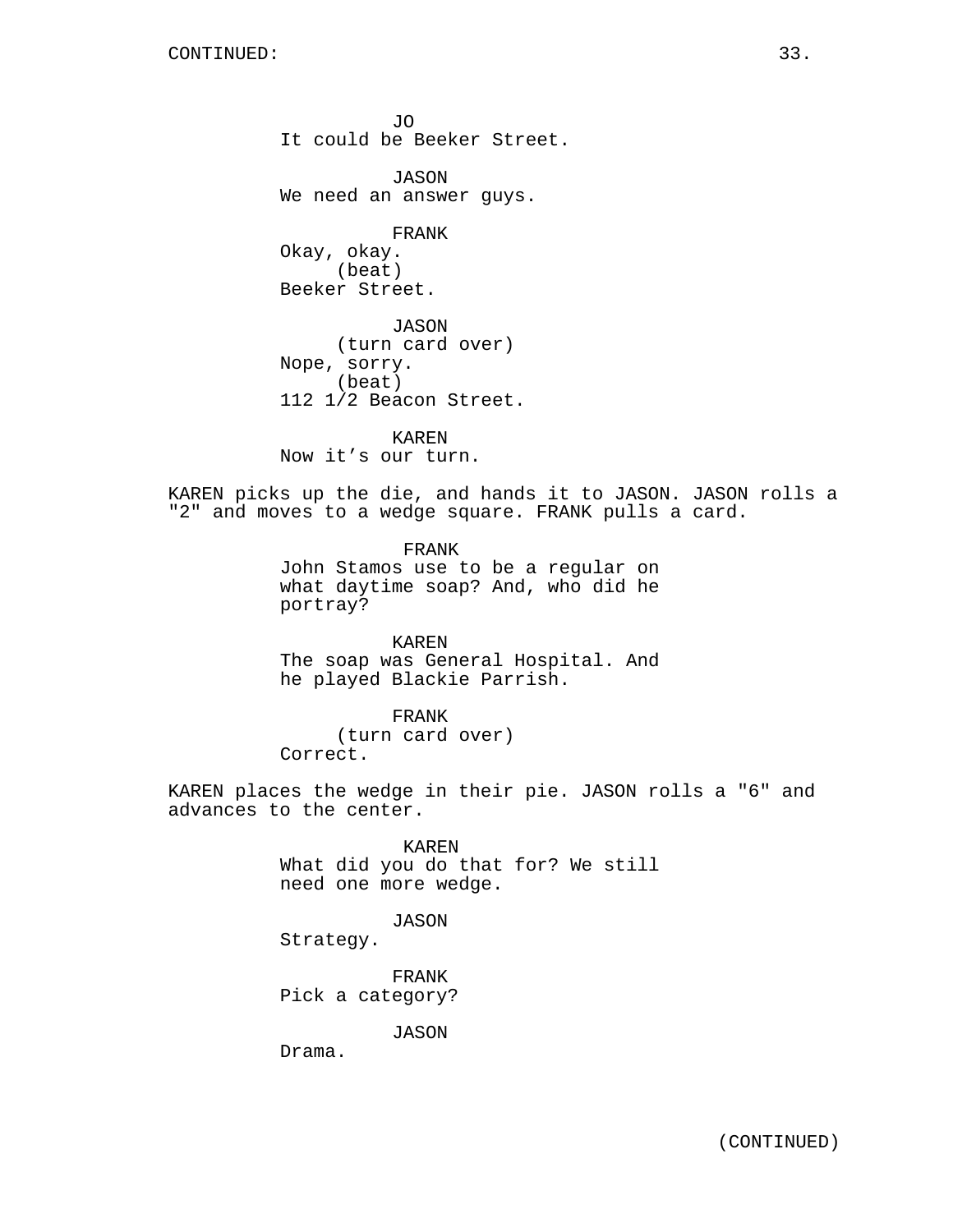JO
It could be Beeker Street.

JASON
We need an answer guys.

FRANK
Okay, okay.
(beat)
Beeker Street.

JASON
(turn card over)
Nope, sorry.
(beat)
112 1/2 Beacon Street.

KAREN
Now it’s our turn.

KAREN picks up the die, and hands it to JASON. JASON rolls a "2" and moves to a wedge square. FRANK pulls a card.

FRANK
John Stamos use to be a regular on what daytime soap? And, who did he portray?

KAREN
The soap was General Hospital. And he played Blackie Parrish.

FRANK
(turn card over)
Correct.

KAREN places the wedge in their pie. JASON rolls a "6" and advances to the center.

KAREN
What did you do that for? We still need one more wedge.

JASON
Strategy.

FRANK
Pick a category?

JASON
Drama.

(CONTINUED)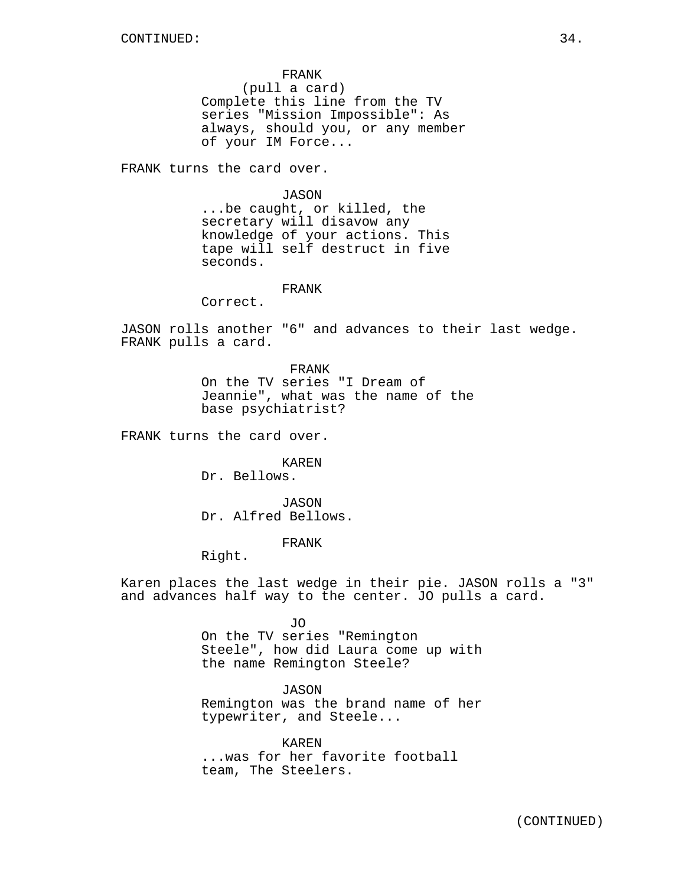CONTINUED:

FRANK
(pull a card)
Complete this line from the TV series "Mission Impossible": As always, should you, or any member of your IM Force...

FRANK turns the card over.

JASON
...be caught, or killed, the secretary will disavow any knowledge of your actions. This tape will self destruct in five seconds.

FRANK
Correct.

JASON rolls another "6" and advances to their last wedge. FRANK pulls a card.

FRANK
On the TV series "I Dream of Jeannie", what was the name of the base psychiatrist?

FRANK turns the card over.

KAREN
Dr. Bellows.

JASON
Dr. Alfred Bellows.

FRANK
Right.

Karen places the last wedge in their pie. JASON rolls a "3" and advances half way to the center. JO pulls a card.

JO
On the TV series "Remington Steele", how did Laura come up with the name Remington Steele?

JASON
Remington was the brand name of her typewriter, and Steele...

KAREN
...was for her favorite football team, The Steelers.

(CONTINUED)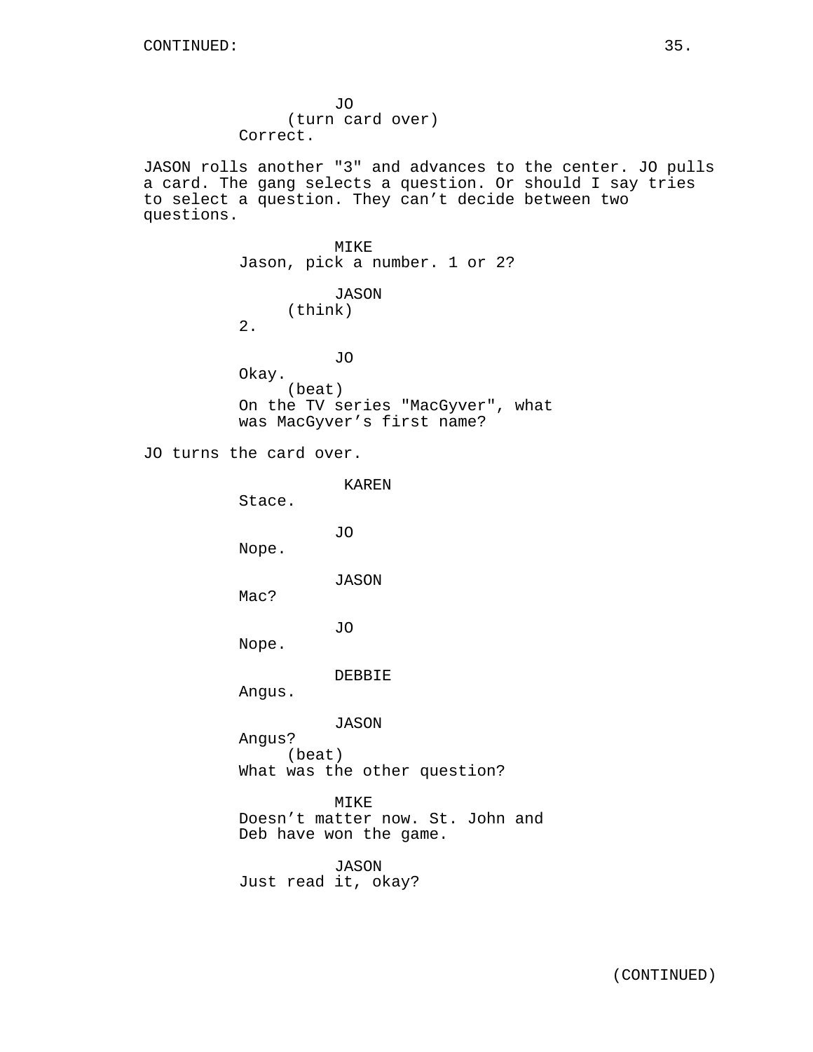CONTINUED:

JO
(turn card over)
Correct.

JASON rolls another "3" and advances to the center. JO pulls a card. The gang selects a question. Or should I say tries to select a question. They can't decide between two questions.

MIKE
Jason, pick a number. 1 or 2?

JASON
(think)
2.

JO
Okay.
(beat)
On the TV series "MacGyver", what was MacGyver's first name?

JO turns the card over.

KAREN
Stace.

JO
Nope.

JASON
Mac?

JO
Nope.

DEBBIE
Angus.

JASON
Angus?
(beat)
What was the other question?

MIKE
Doesn't matter now. St. John and Deb have won the game.

JASON
Just read it, okay?

(CONTINUED)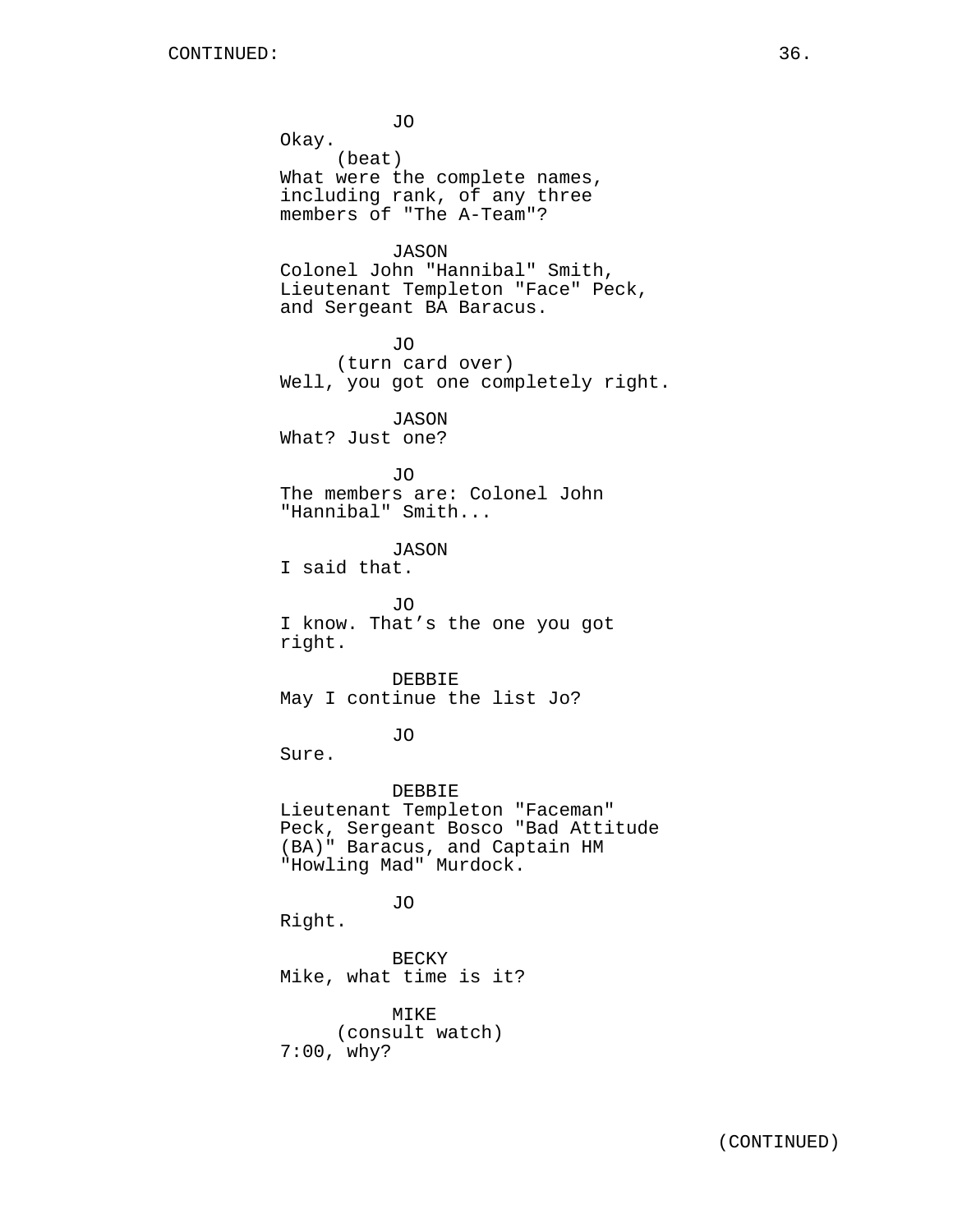JO
Okay.
(beat)
What were the complete names, including rank, of any three members of "The A-Team"?

JASON
Colonel John "Hannibal" Smith, Lieutenant Templeton "Face" Peck, and Sergeant BA Baracus.

JO
(turn card over)
Well, you got one completely right.

JASON
What? Just one?

JO
The members are: Colonel John "Hannibal" Smith...

JASON
I said that.

JO
I know. That’s the one you got right.

DEBBIE
May I continue the list Jo?

JO
Sure.

DEBBIE
Lieutenant Templeton "Faceman" Peck, Sergeant Bosco "Bad Attitude (BA)" Baracus, and Captain HM "Howling Mad" Murdock.

JO
Right.

BECKY
Mike, what time is it?

MIKE
(consult watch)
7:00, why?

(CONTINUED)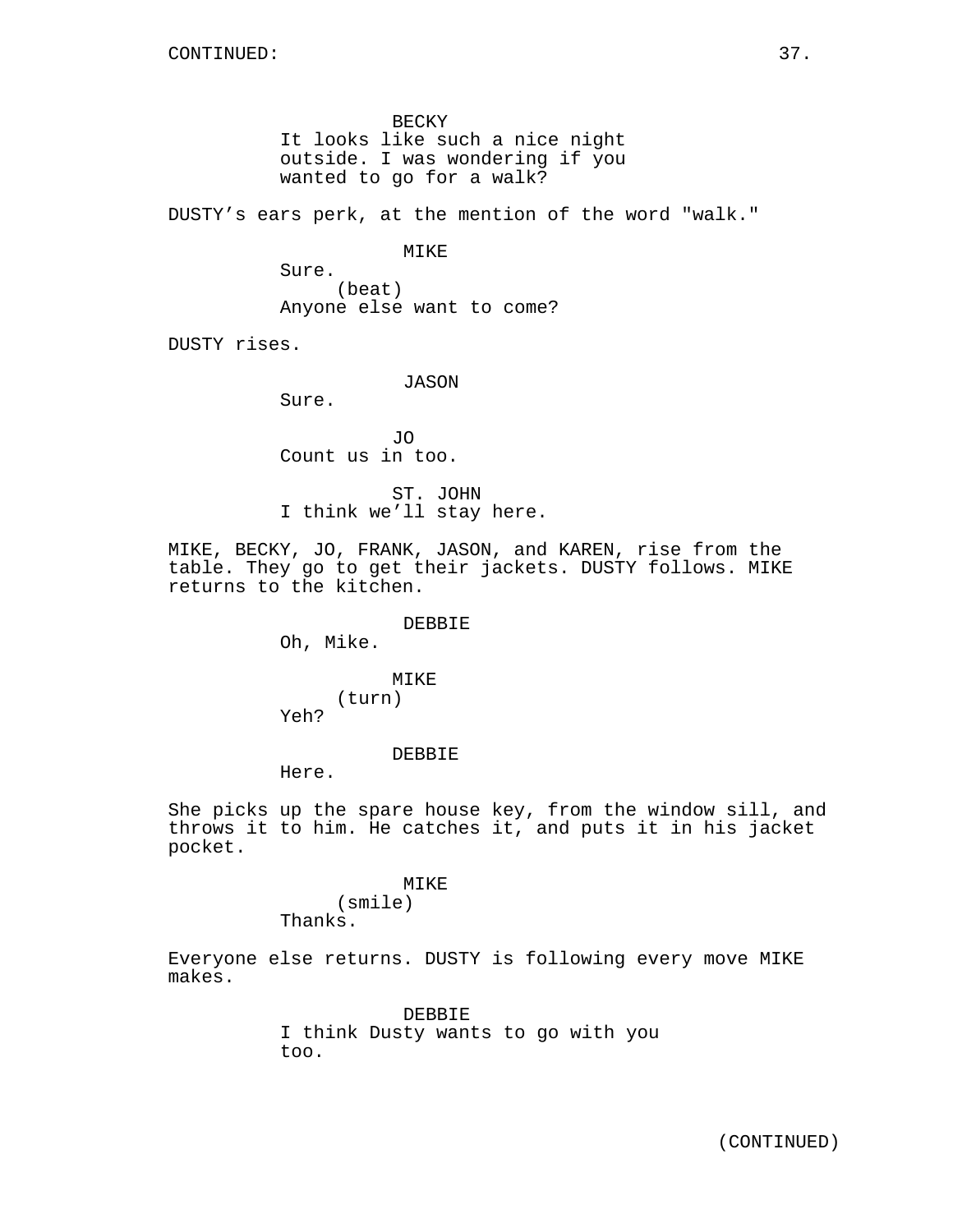CONTINUED:

BECKY
It looks like such a nice night outside. I was wondering if you wanted to go for a walk?

DUSTY's ears perk, at the mention of the word "walk."

MIKE
Sure.
(beat)
Anyone else want to come?

DUSTY rises.

JASON
Sure.

JO
Count us in too.

ST. JOHN
I think we'll stay here.

MIKE, BECKY, JO, FRANK, JASON, and KAREN, rise from the table. They go to get their jackets. DUSTY follows. MIKE returns to the kitchen.

DEBBIE
Oh, Mike.

MIKE
(turn)
Yeh?

DEBBIE
Here.

She picks up the spare house key, from the window sill, and throws it to him. He catches it, and puts it in his jacket pocket.

MIKE
(smile)
Thanks.

Everyone else returns. DUSTY is following every move MIKE makes.

DEBBIE
I think Dusty wants to go with you too.

(CONTINUED)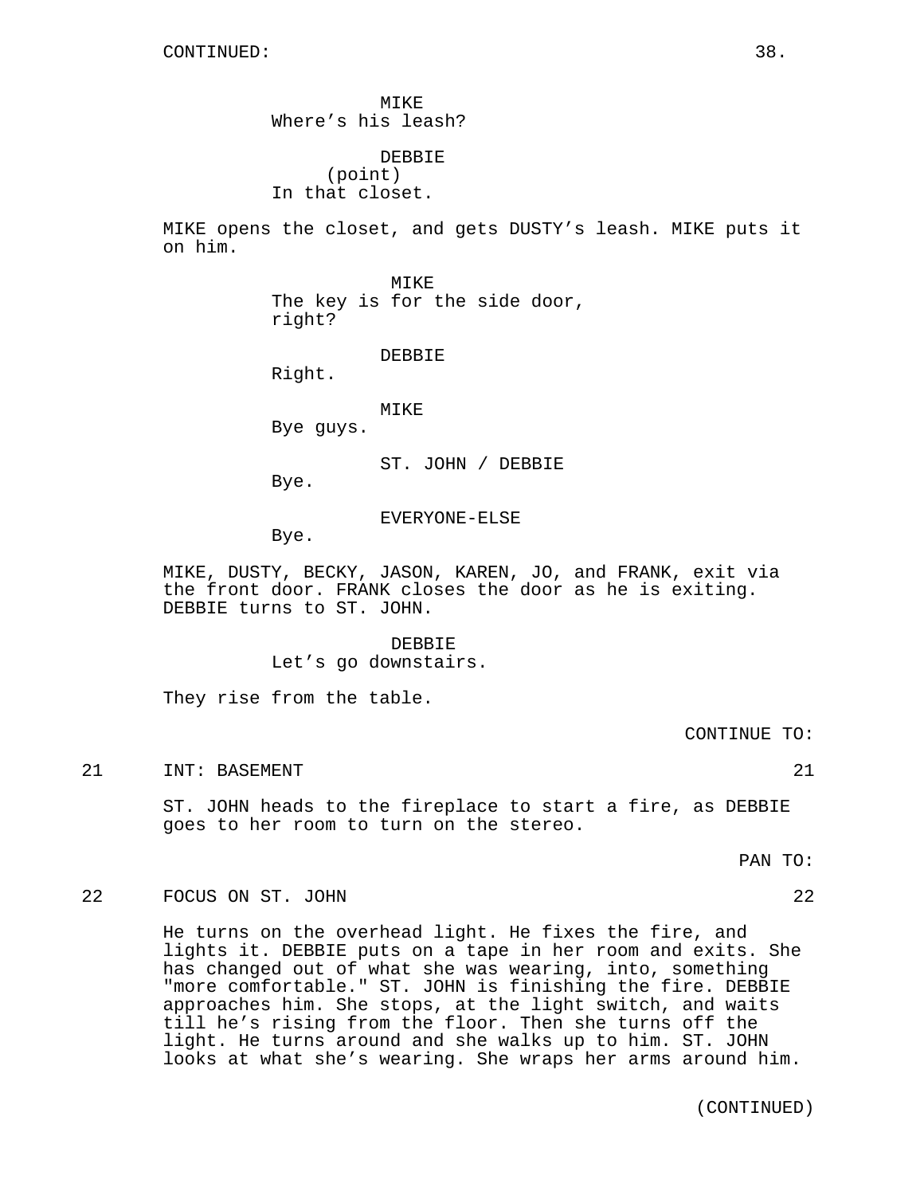CONTINUED:

MIKE
Where's his leash?

DEBBIE
(point)
In that closet.

MIKE opens the closet, and gets DUSTY's leash. MIKE puts it on him.

MIKE
The key is for the side door, right?

DEBBIE
Right.

MIKE
Bye guys.

ST. JOHN / DEBBIE
Bye.

EVERYONE-ELSE
Bye.

MIKE, DUSTY, BECKY, JASON, KAREN, JO, and FRANK, exit via the front door. FRANK closes the door as he is exiting. DEBBIE turns to ST. JOHN.

DEBBIE
Let's go downstairs.

They rise from the table.

CONTINUE TO:

21 INT: BASEMENT 21

ST. JOHN heads to the fireplace to start a fire, as DEBBIE goes to her room to turn on the stereo.

PAN TO:

22 FOCUS ON ST. JOHN 22

He turns on the overhead light. He fixes the fire, and lights it. DEBBIE puts on a tape in her room and exits. She has changed out of what she was wearing, into, something "more comfortable." ST. JOHN is finishing the fire. DEBBIE approaches him. She stops, at the light switch, and waits till he's rising from the floor. Then she turns off the light. He turns around and she walks up to him. ST. JOHN looks at what she's wearing. She wraps her arms around him.

(CONTINUED)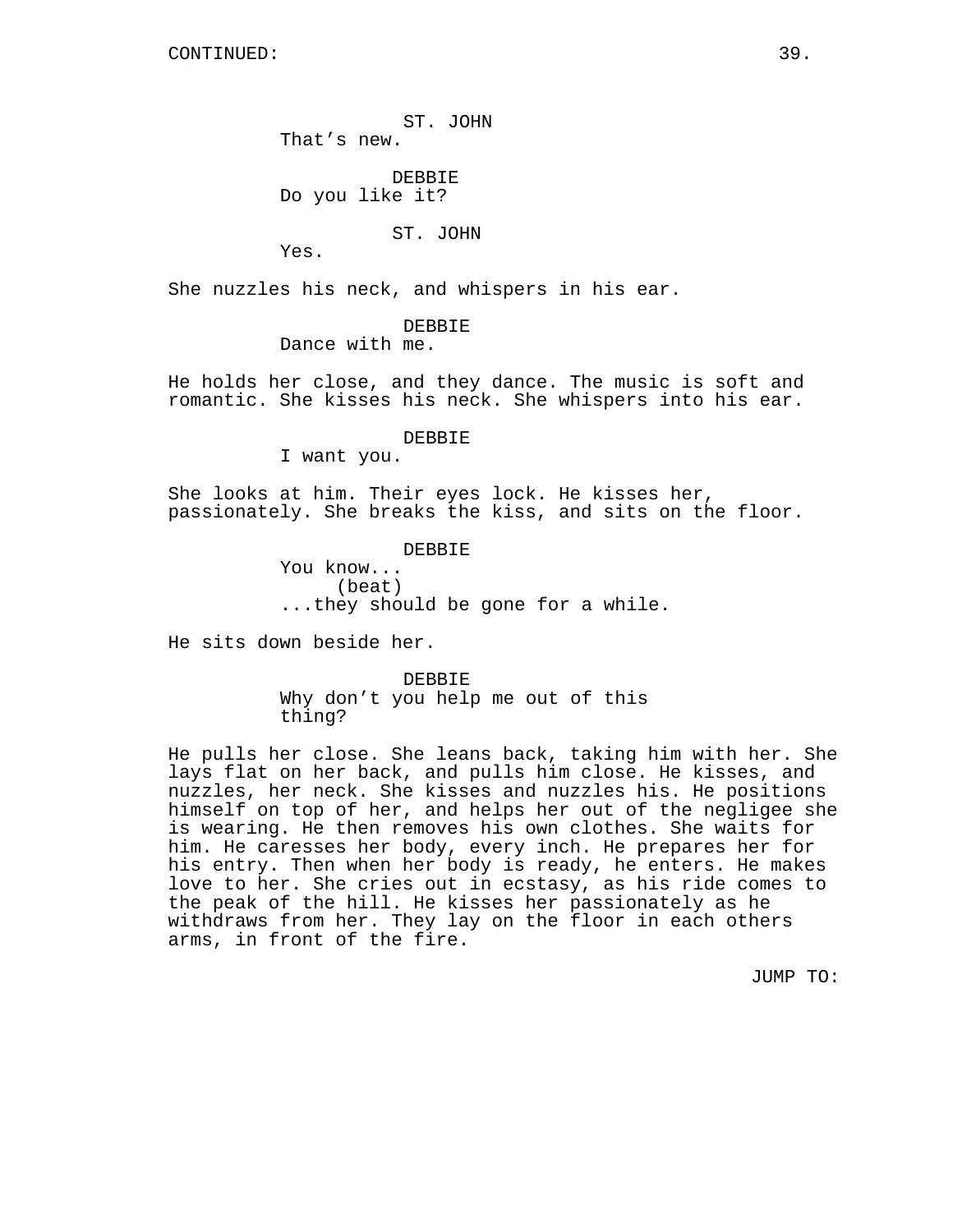ST. JOHN
That's new.

DEBBIE
Do you like it?

ST. JOHN
Yes.

She nuzzles his neck, and whispers in his ear.

DEBBIE
Dance with me.

He holds her close, and they dance. The music is soft and romantic. She kisses his neck. She whispers into his ear.

DEBBIE
I want you.

She looks at him. Their eyes lock. He kisses her, passionately. She breaks the kiss, and sits on the floor.

DEBBIE
You know...
(beat)
...they should be gone for a while.

He sits down beside her.

DEBBIE
Why don't you help me out of this thing?

He pulls her close. She leans back, taking him with her. She lays flat on her back, and pulls him close. He kisses, and nuzzles, her neck. She kisses and nuzzles his. He positions himself on top of her, and helps her out of the negligee she is wearing. He then removes his own clothes. She waits for him. He caresses her body, every inch. He prepares her for his entry. Then when her body is ready, he enters. He makes love to her. She cries out in ecstasy, as his ride comes to the peak of the hill. He kisses her passionately as he withdraws from her. They lay on the floor in each others arms, in front of the fire.

JUMP TO: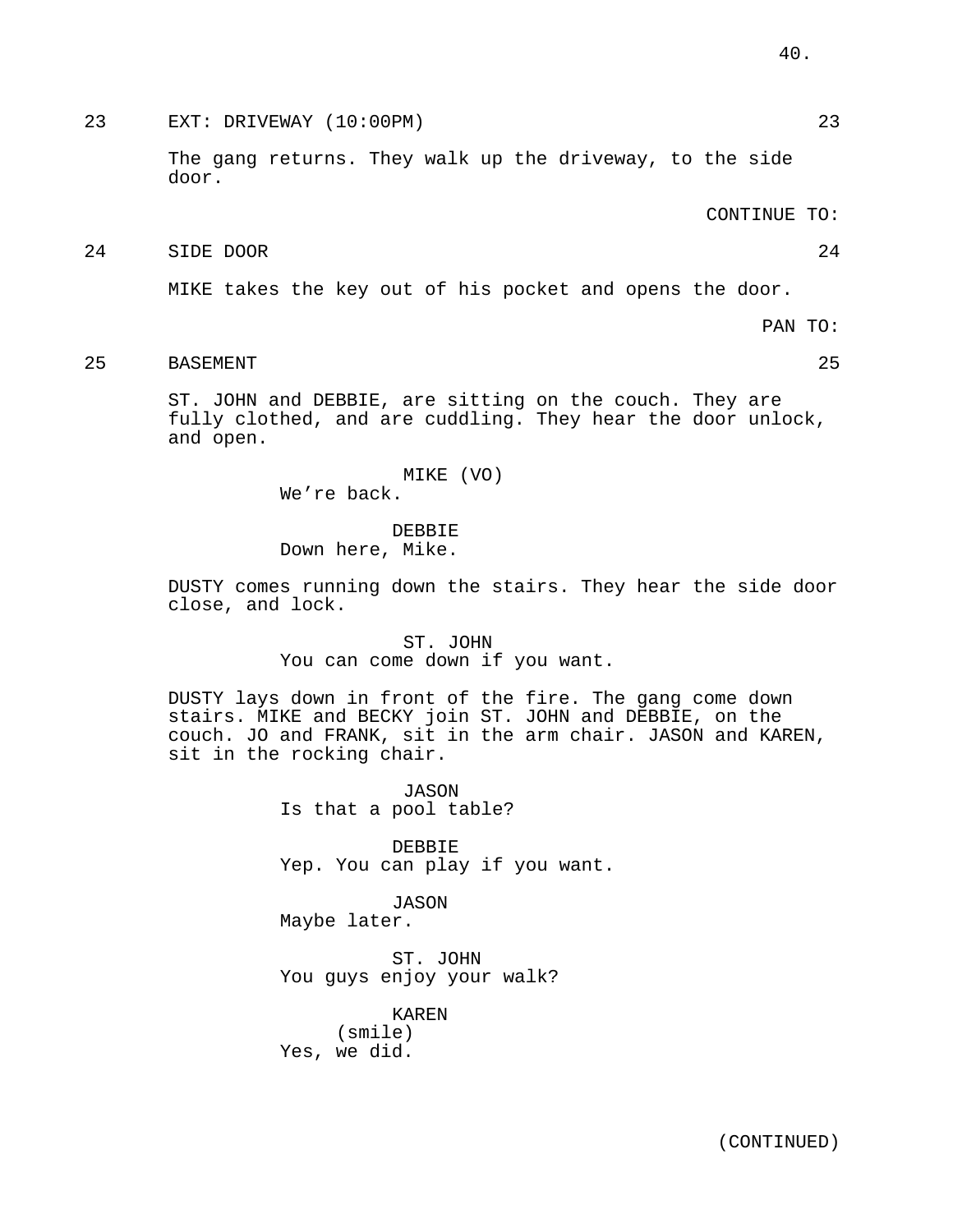23 EXT: DRIVEWAY (10:00PM) 23

The gang returns. They walk up the driveway, to the side door.

CONTINUE TO:

24 SIDE DOOR 24

MIKE takes the key out of his pocket and opens the door.

PAN TO:

25 BASEMENT 25

ST. JOHN and DEBBIE, are sitting on the couch. They are fully clothed, and are cuddling. They hear the door unlock, and open.

MIKE (VO)
We're back.

DEBBIE
Down here, Mike.

DUSTY comes running down the stairs. They hear the side door close, and lock.

ST. JOHN
You can come down if you want.

DUSTY lays down in front of the fire. The gang come down stairs. MIKE and BECKY join ST. JOHN and DEBBIE, on the couch. JO and FRANK, sit in the arm chair. JASON and KAREN, sit in the rocking chair.

JASON
Is that a pool table?

DEBBIE
Yep. You can play if you want.

JASON
Maybe later.

ST. JOHN
You guys enjoy your walk?

KAREN
(smile)
Yes, we did.

(CONTINUED)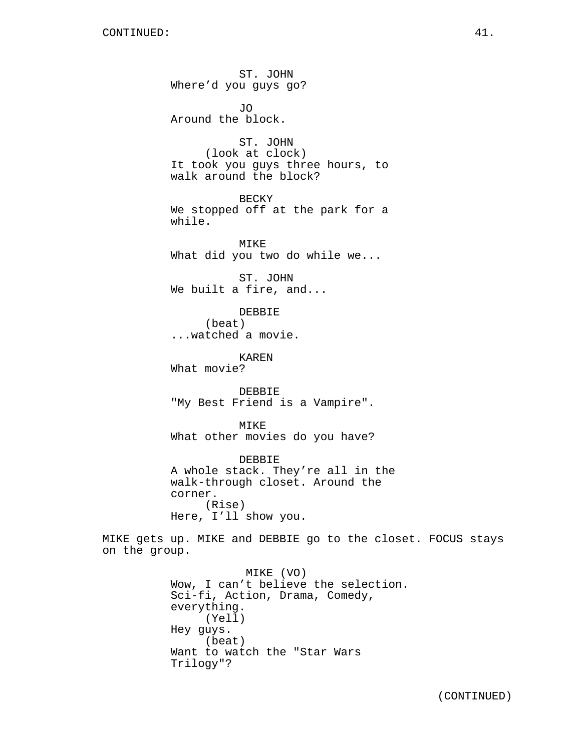ST. JOHN
Where'd you guys go?

JO
Around the block.

ST. JOHN
(look at clock)
It took you guys three hours, to walk around the block?

BECKY
We stopped off at the park for a while.

MIKE
What did you two do while we...

ST. JOHN
We built a fire, and...

DEBBIE
(beat)
...watched a movie.

KAREN
What movie?

DEBBIE
"My Best Friend is a Vampire".

MIKE
What other movies do you have?

DEBBIE
A whole stack. They're all in the walk-through closet. Around the corner.
(Rise)
Here, I'll show you.

MIKE gets up. MIKE and DEBBIE go to the closet. FOCUS stays on the group.

MIKE (VO)
Wow, I can't believe the selection. Sci-fi, Action, Drama, Comedy, everything.
(Yell)
Hey guys.
(beat)
Want to watch the "Star Wars Trilogy"?

(CONTINUED)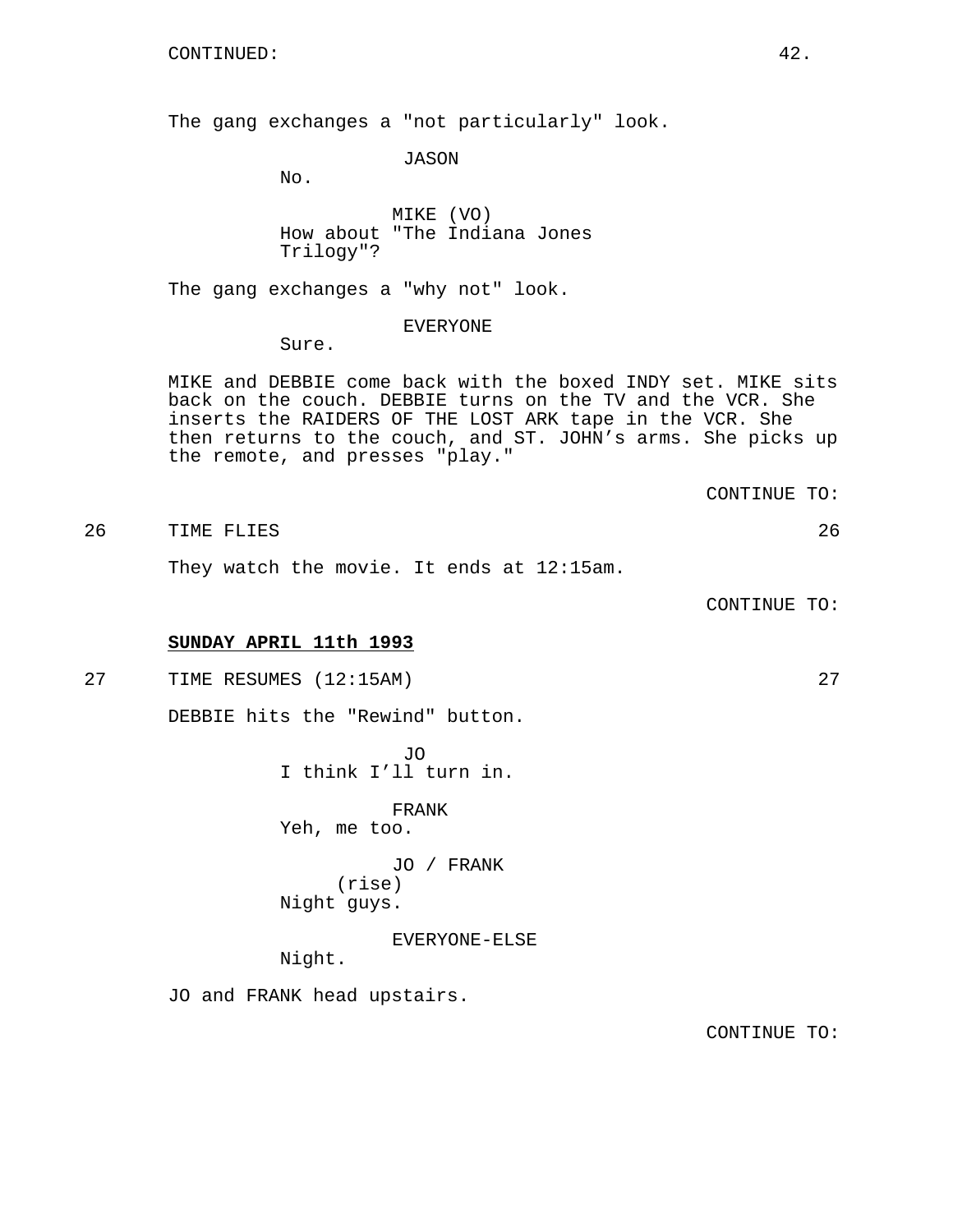CONTINUED:

The gang exchanges a "not particularly" look.

JASON
No.

MIKE (VO)
How about "The Indiana Jones Trilogy"?

The gang exchanges a "why not" look.

EVERYONE
Sure.

MIKE and DEBBIE come back with the boxed INDY set. MIKE sits back on the couch. DEBBIE turns on the TV and the VCR. She inserts the RAIDERS OF THE LOST ARK tape in the VCR. She then returns to the couch, and ST. JOHN's arms. She picks up the remote, and presses "play."

CONTINUE TO:

26 TIME FLIES 26

They watch the movie. It ends at 12:15am.

CONTINUE TO:

**SUNDAY APRIL 11th 1993**

27 TIME RESUMES (12:15AM) 27

DEBBIE hits the "Rewind" button.

JO
I think I'll turn in.

FRANK
Yeh, me too.

JO / FRANK
(rise)
Night guys.

EVERYONE-ELSE
Night.

JO and FRANK head upstairs.

CONTINUE TO: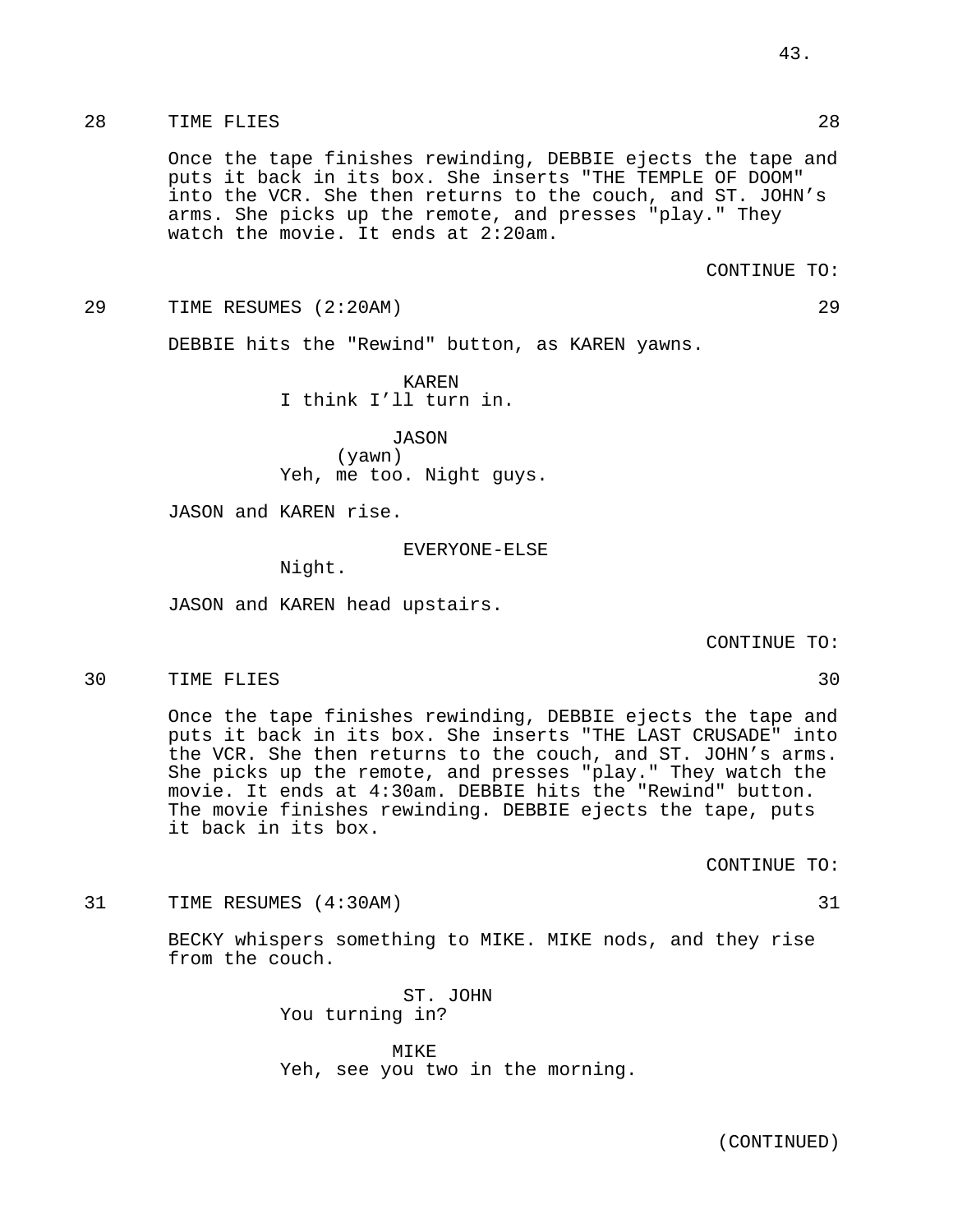28 TIME FLIES 28

Once the tape finishes rewinding, DEBBIE ejects the tape and puts it back in its box. She inserts "THE TEMPLE OF DOOM" into the VCR. She then returns to the couch, and ST. JOHN's arms. She picks up the remote, and presses "play." They watch the movie. It ends at 2:20am.

CONTINUE TO:

29 TIME RESUMES (2:20AM) 29

DEBBIE hits the "Rewind" button, as KAREN yawns.

KAREN
I think I'll turn in.

JASON
(yawn)
Yeh, me too. Night guys.

JASON and KAREN rise.

EVERYONE-ELSE
Night.

JASON and KAREN head upstairs.

CONTINUE TO:

30 TIME FLIES 30

Once the tape finishes rewinding, DEBBIE ejects the tape and puts it back in its box. She inserts "THE LAST CRUSADE" into the VCR. She then returns to the couch, and ST. JOHN's arms. She picks up the remote, and presses "play." They watch the movie. It ends at 4:30am. DEBBIE hits the "Rewind" button. The movie finishes rewinding. DEBBIE ejects the tape, puts it back in its box.

CONTINUE TO:

31 TIME RESUMES (4:30AM) 31

BECKY whispers something to MIKE. MIKE nods, and they rise from the couch.

ST. JOHN
You turning in?

MIKE
Yeh, see you two in the morning.

(CONTINUED)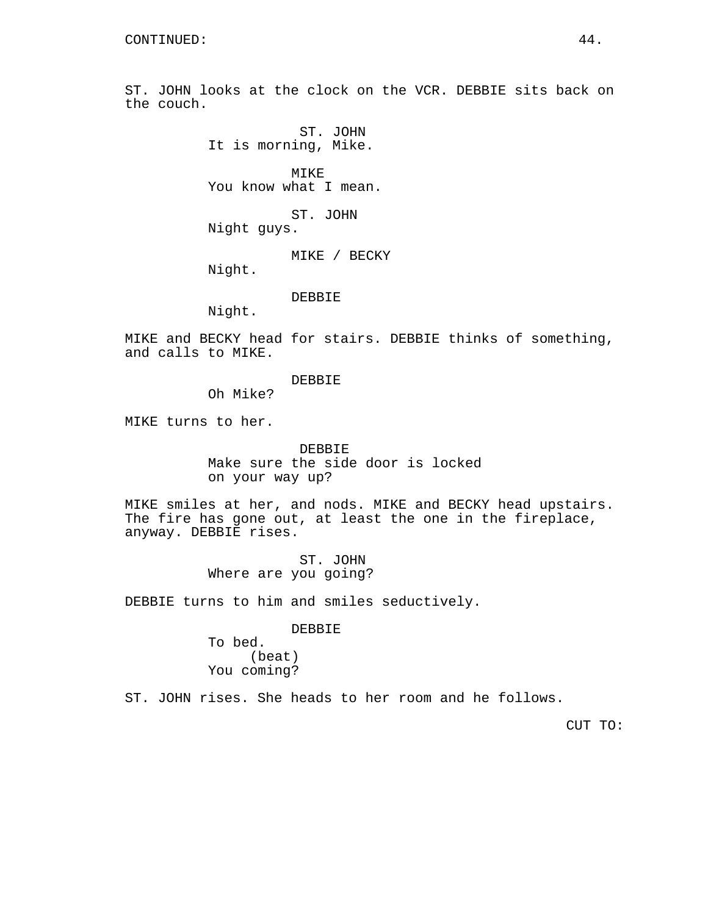CONTINUED:

ST. JOHN looks at the clock on the VCR. DEBBIE sits back on the couch.

ST. JOHN
It is morning, Mike.

MIKE
You know what I mean.

ST. JOHN
Night guys.

MIKE / BECKY
Night.

DEBBIE
Night.

MIKE and BECKY head for stairs. DEBBIE thinks of something, and calls to MIKE.

DEBBIE
Oh Mike?

MIKE turns to her.

DEBBIE
Make sure the side door is locked on your way up?

MIKE smiles at her, and nods. MIKE and BECKY head upstairs. The fire has gone out, at least the one in the fireplace, anyway. DEBBIE rises.

ST. JOHN
Where are you going?

DEBBIE turns to him and smiles seductively.

DEBBIE
To bed.
(beat)
You coming?

ST. JOHN rises. She heads to her room and he follows.

CUT TO: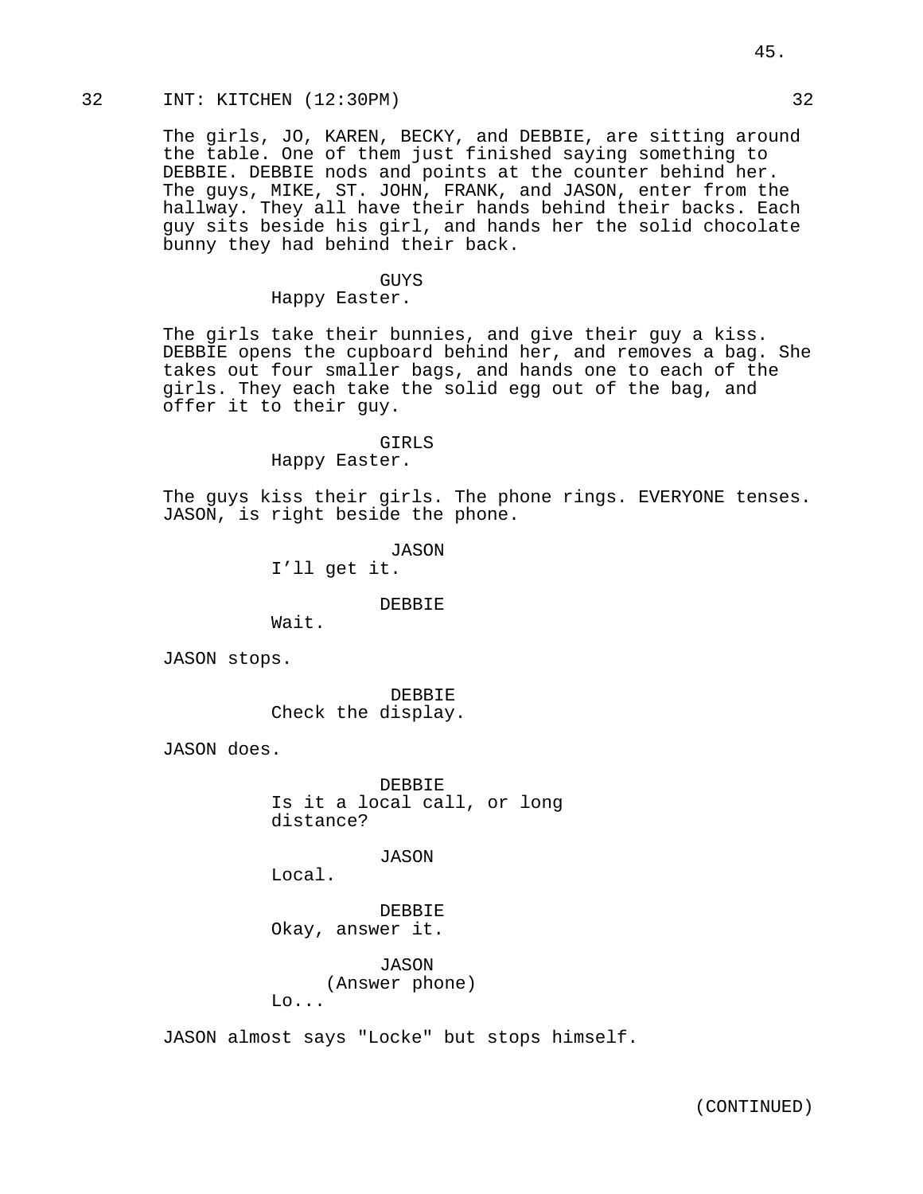32 INT: KITCHEN (12:30PM) 32

The girls, JO, KAREN, BECKY, and DEBBIE, are sitting around the table. One of them just finished saying something to DEBBIE. DEBBIE nods and points at the counter behind her. The guys, MIKE, ST. JOHN, FRANK, and JASON, enter from the hallway. They all have their hands behind their backs. Each guy sits beside his girl, and hands her the solid chocolate bunny they had behind their back.

GUYS
Happy Easter.

The girls take their bunnies, and give their guy a kiss. DEBBIE opens the cupboard behind her, and removes a bag. She takes out four smaller bags, and hands one to each of the girls. They each take the solid egg out of the bag, and offer it to their guy.

GIRLS
Happy Easter.

The guys kiss their girls. The phone rings. EVERYONE tenses. JASON, is right beside the phone.

JASON
I'll get it.

DEBBIE
Wait.

JASON stops.

DEBBIE
Check the display.

JASON does.

DEBBIE
Is it a local call, or long distance?

JASON
Local.

DEBBIE
Okay, answer it.

JASON
(Answer phone)
Lo...

JASON almost says "Locke" but stops himself.

(CONTINUED)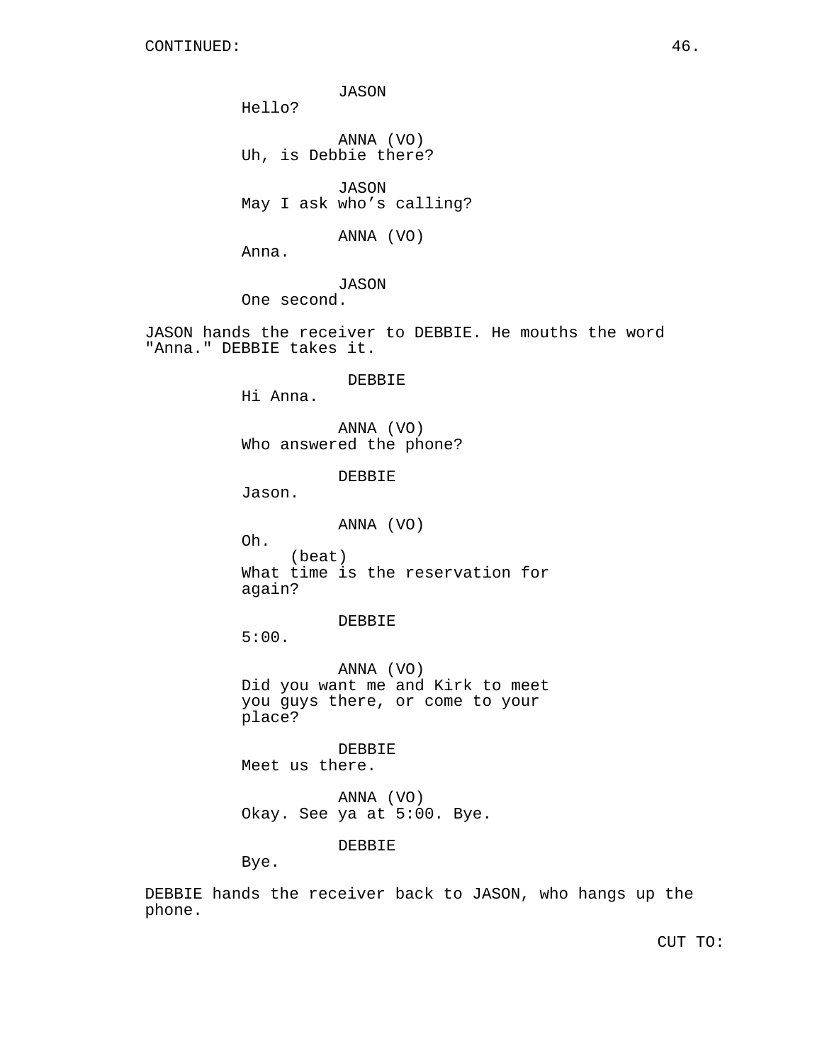CONTINUED:

JASON
Hello?

ANNA (VO)
Uh, is Debbie there?

JASON
May I ask who's calling?

ANNA (VO)
Anna.

JASON
One second.

JASON hands the receiver to DEBBIE. He mouths the word "Anna." DEBBIE takes it.

DEBBIE
Hi Anna.

ANNA (VO)
Who answered the phone?

DEBBIE
Jason.

ANNA (VO)
Oh.
(beat)
What time is the reservation for again?

DEBBIE
5:00.

ANNA (VO)
Did you want me and Kirk to meet you guys there, or come to your place?

DEBBIE
Meet us there.

ANNA (VO)
Okay. See ya at 5:00. Bye.

DEBBIE
Bye.

DEBBIE hands the receiver back to JASON, who hangs up the phone.

CUT TO: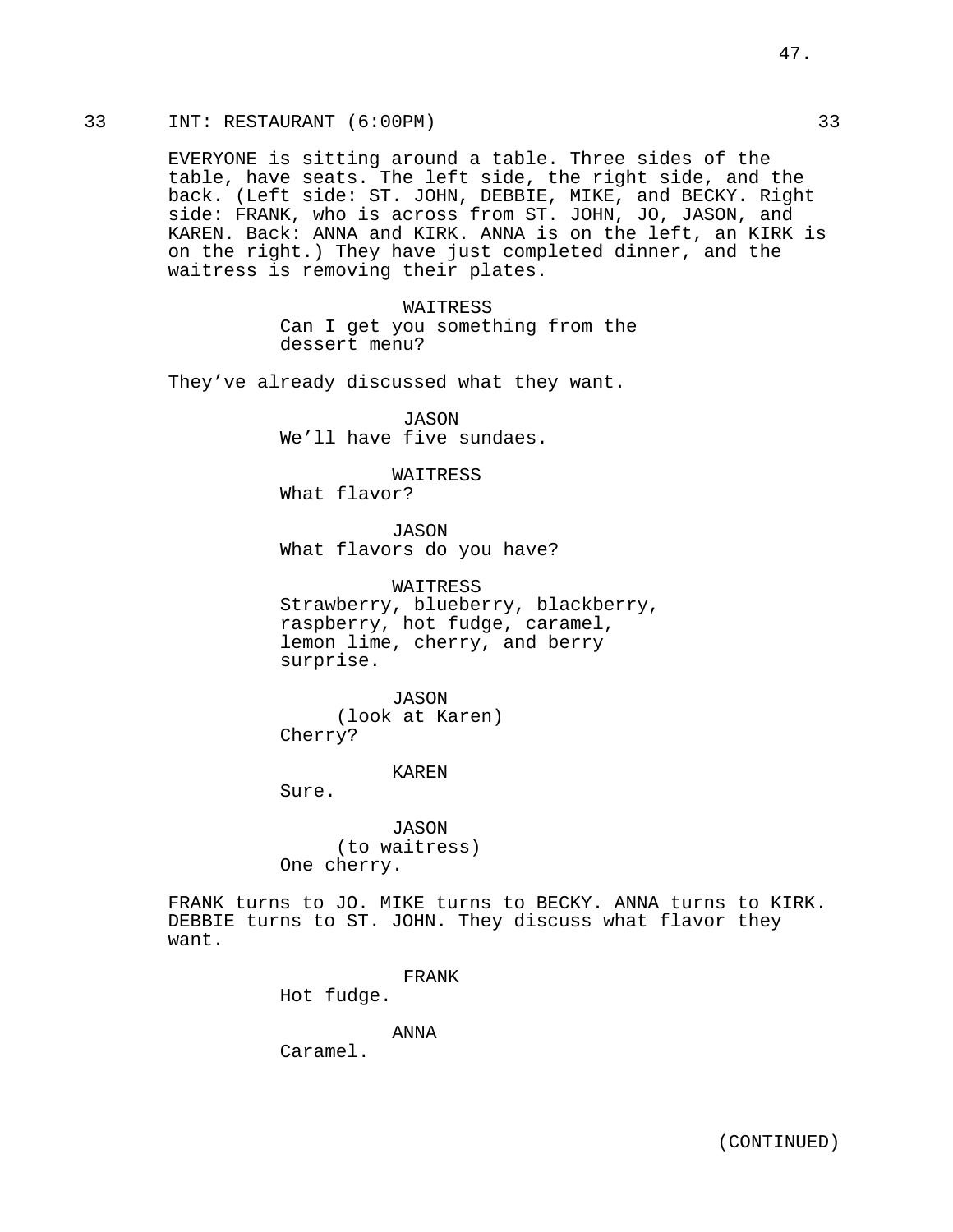33 INT: RESTAURANT (6:00PM) 33

EVERYONE is sitting around a table. Three sides of the table, have seats. The left side, the right side, and the back. (Left side: ST. JOHN, DEBBIE, MIKE, and BECKY. Right side: FRANK, who is across from ST. JOHN, JO, JASON, and KAREN. Back: ANNA and KIRK. ANNA is on the left, an KIRK is on the right.) They have just completed dinner, and the waitress is removing their plates.

WAITRESS
Can I get you something from the dessert menu?

They've already discussed what they want.

JASON
We'll have five sundaes.

WAITRESS
What flavor?

JASON
What flavors do you have?

WAITRESS
Strawberry, blueberry, blackberry, raspberry, hot fudge, caramel, lemon lime, cherry, and berry surprise.

JASON
(look at Karen)
Cherry?

KAREN
Sure.

JASON
(to waitress)
One cherry.

FRANK turns to JO. MIKE turns to BECKY. ANNA turns to KIRK. DEBBIE turns to ST. JOHN. They discuss what flavor they want.

FRANK
Hot fudge.

ANNA
Caramel.

(CONTINUED)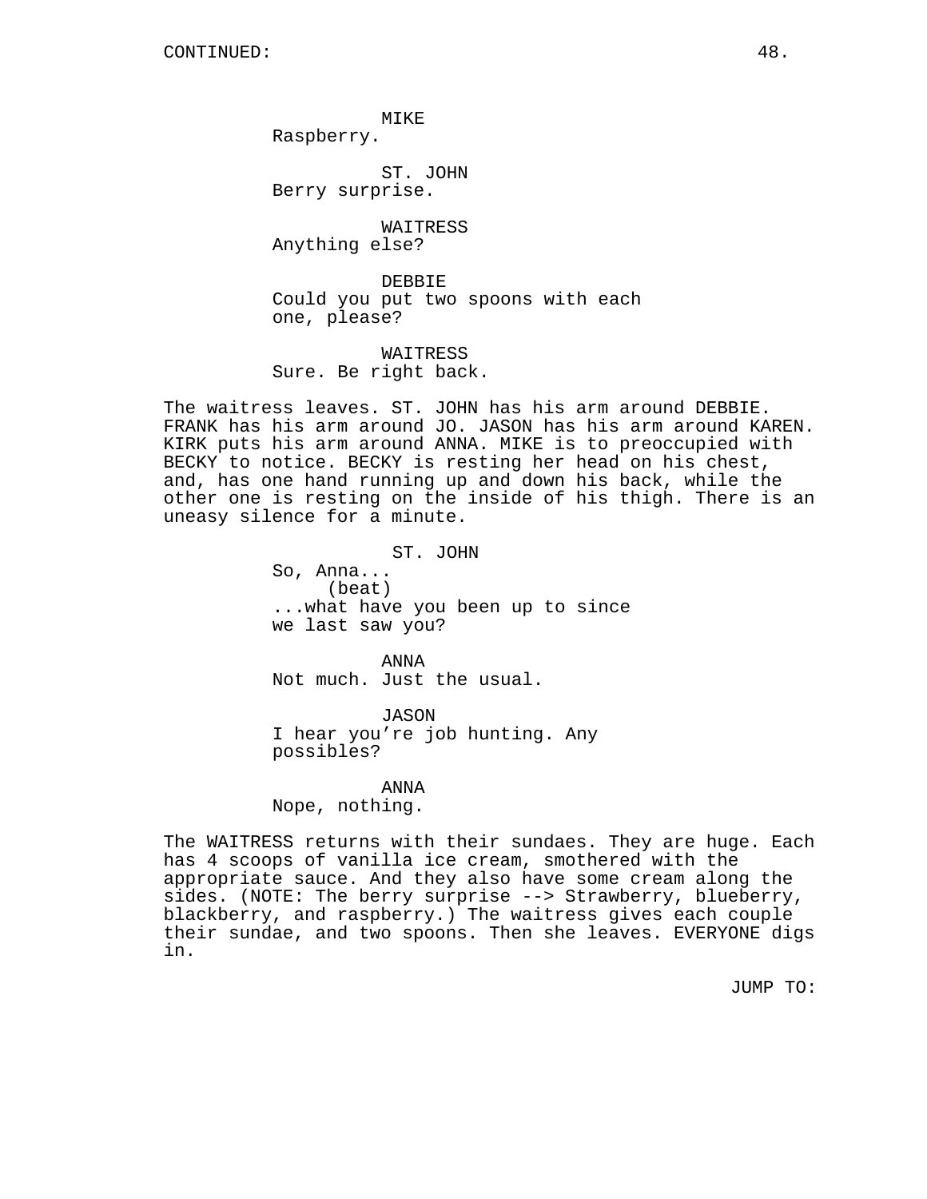CONTINUED:

MIKE
Raspberry.

ST. JOHN
Berry surprise.

WAITRESS
Anything else?

DEBBIE
Could you put two spoons with each one, please?

WAITRESS
Sure. Be right back.

The waitress leaves. ST. JOHN has his arm around DEBBIE. FRANK has his arm around JO. JASON has his arm around KAREN. KIRK puts his arm around ANNA. MIKE is to preoccupied with BECKY to notice. BECKY is resting her head on his chest, and, has one hand running up and down his back, while the other one is resting on the inside of his thigh. There is an uneasy silence for a minute.

ST. JOHN
So, Anna...
(beat)
...what have you been up to since we last saw you?

ANNA
Not much. Just the usual.

JASON
I hear you’re job hunting. Any possibles?

ANNA
Nope, nothing.

The WAITRESS returns with their sundaes. They are huge. Each has 4 scoops of vanilla ice cream, smothered with the appropriate sauce. And they also have some cream along the sides. (NOTE: The berry surprise --> Strawberry, blueberry, blackberry, and raspberry.) The waitress gives each couple their sundae, and two spoons. Then she leaves. EVERYONE digs in.

JUMP TO: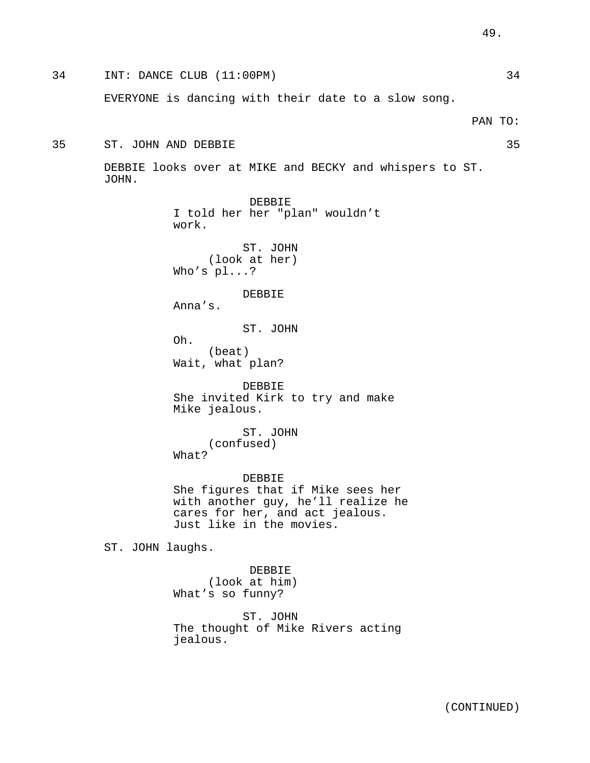34 INT: DANCE CLUB (11:00PM) 34

EVERYONE is dancing with their date to a slow song.

PAN TO:

35 ST. JOHN AND DEBBIE 35

DEBBIE looks over at MIKE and BECKY and whispers to ST. JOHN.

DEBBIE
I told her her "plan" wouldn't work.

ST. JOHN
(look at her)
Who's pl...?

DEBBIE
Anna's.

ST. JOHN
Oh.
(beat)
Wait, what plan?

DEBBIE
She invited Kirk to try and make Mike jealous.

ST. JOHN
(confused)
What?

DEBBIE
She figures that if Mike sees her with another guy, he'll realize he cares for her, and act jealous. Just like in the movies.

ST. JOHN laughs.

DEBBIE
(look at him)
What's so funny?

ST. JOHN
The thought of Mike Rivers acting jealous.

(CONTINUED)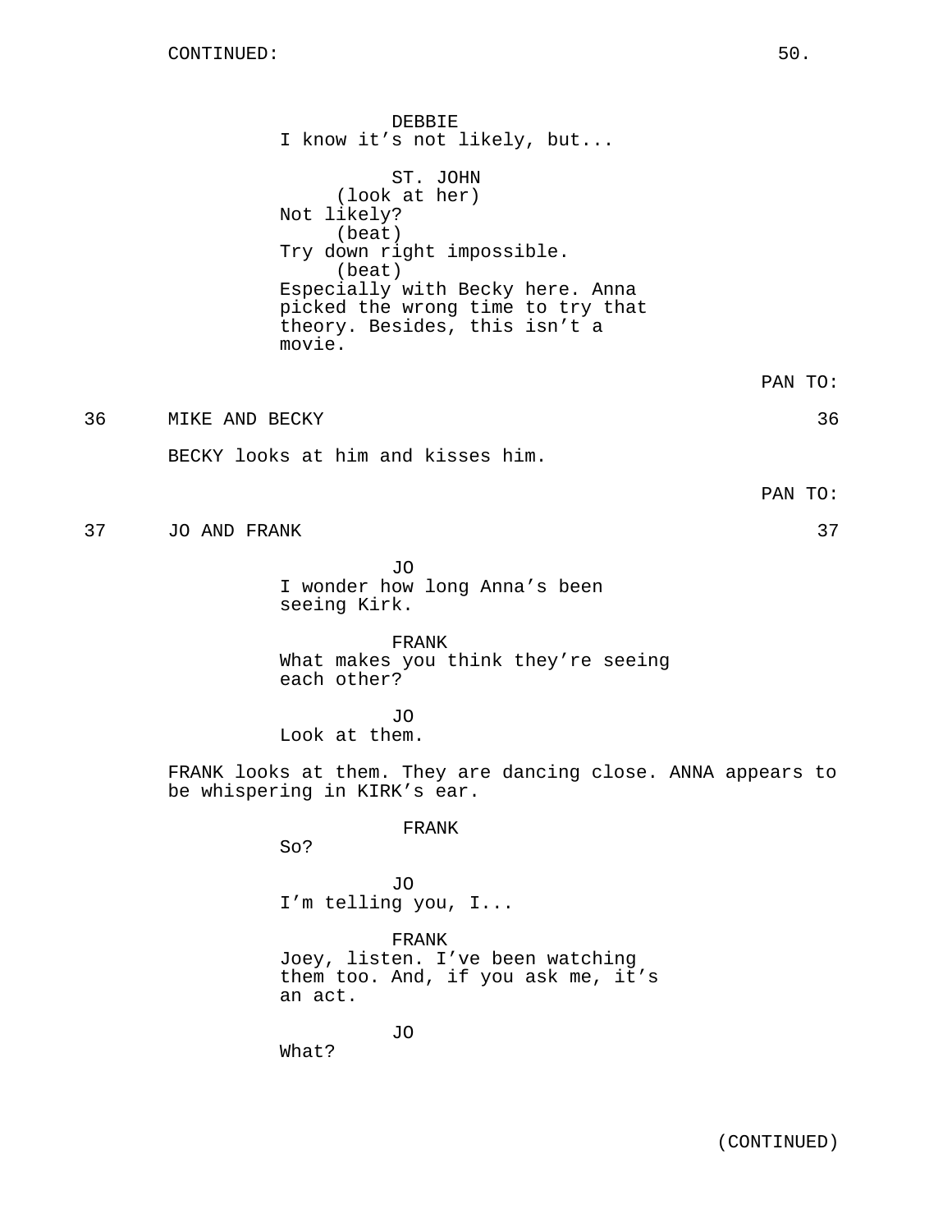DEBBIE
I know it's not likely, but...

ST. JOHN
(look at her)
Not likely?
(beat)
Try down right impossible.
(beat)
Especially with Becky here. Anna picked the wrong time to try that theory. Besides, this isn't a movie.

PAN TO:

36 MIKE AND BECKY 36

BECKY looks at him and kisses him.

PAN TO:

37 JO AND FRANK 37

JO
I wonder how long Anna's been seeing Kirk.

FRANK
What makes you think they're seeing each other?

JO
Look at them.

FRANK looks at them. They are dancing close. ANNA appears to be whispering in KIRK's ear.

FRANK
So?

JO
I'm telling you, I...

FRANK
Joey, listen. I've been watching them too. And, if you ask me, it's an act.

JO
What?

(CONTINUED)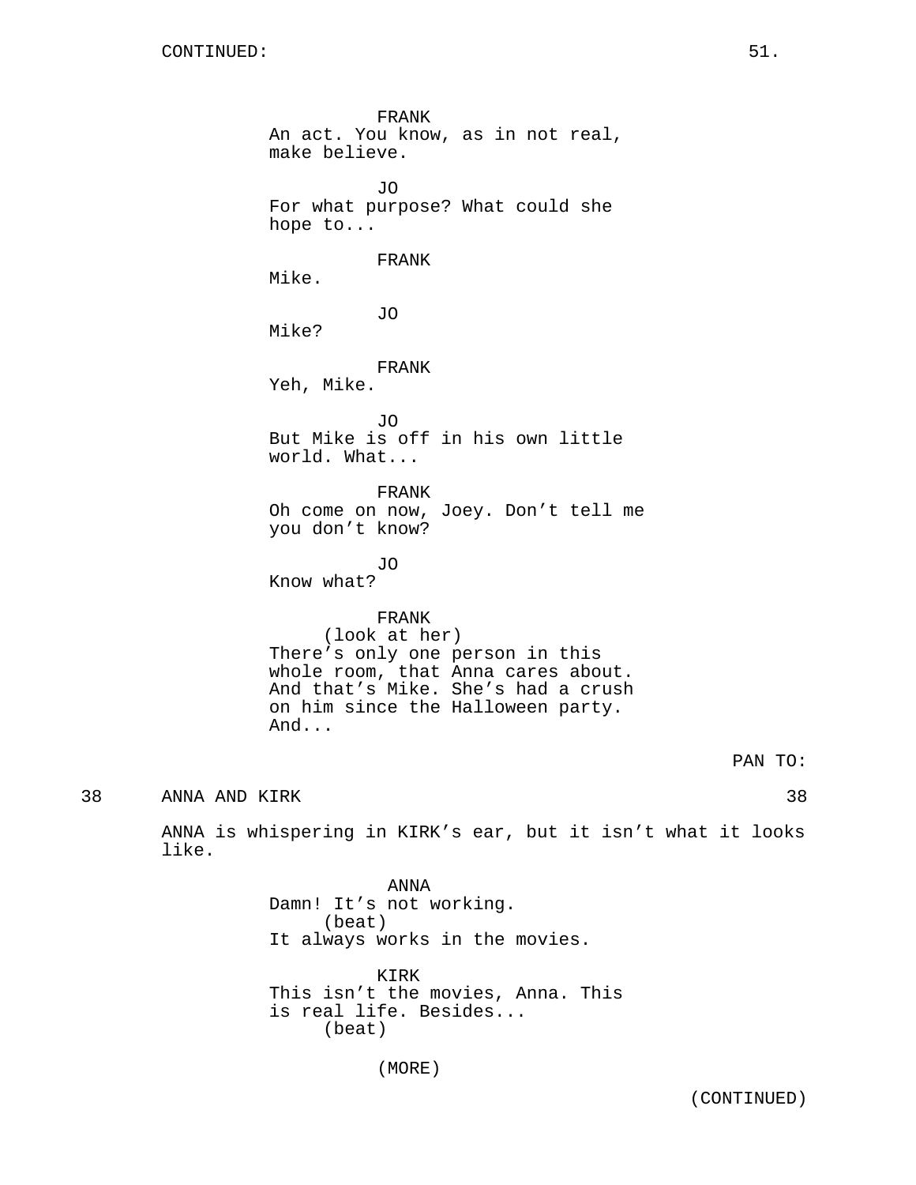FRANK
An act. You know, as in not real, make believe.

JO
For what purpose? What could she hope to...

FRANK
Mike.

JO
Mike?

FRANK
Yeh, Mike.

JO
But Mike is off in his own little world. What...

FRANK
Oh come on now, Joey. Don't tell me you don't know?

JO
Know what?

FRANK
(look at her)
There's only one person in this whole room, that Anna cares about. And that's Mike. She's had a crush on him since the Halloween party. And...

PAN TO:

38 ANNA AND KIRK 38

ANNA is whispering in KIRK's ear, but it isn't what it looks like.

ANNA
Damn! It's not working.
(beat)
It always works in the movies.

KIRK
This isn't the movies, Anna. This is real life. Besides...
(beat)

(MORE)

(CONTINUED)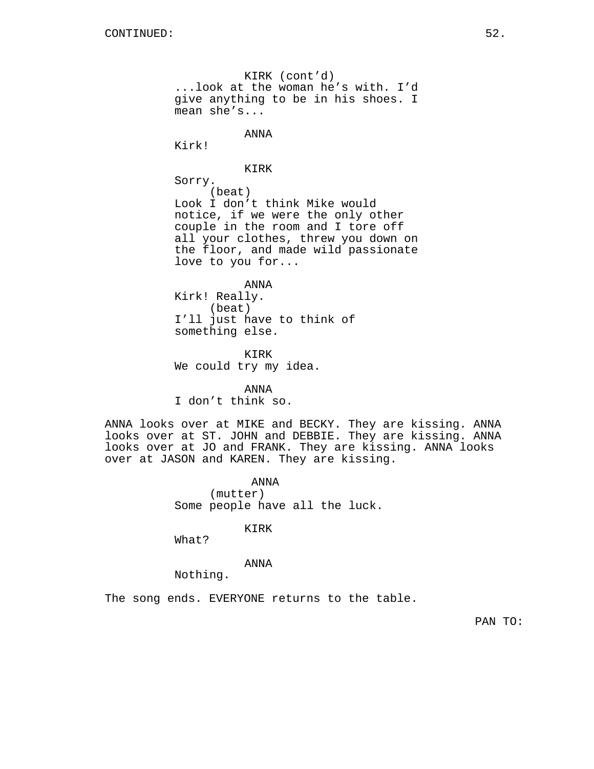KIRK (cont'd)
...look at the woman he's with. I'd give anything to be in his shoes. I mean she's...

ANNA
Kirk!

KIRK
Sorry.
(beat)
Look I don't think Mike would notice, if we were the only other couple in the room and I tore off all your clothes, threw you down on the floor, and made wild passionate love to you for...

ANNA
Kirk! Really.
(beat)
I'll just have to think of something else.

KIRK
We could try my idea.

ANNA
I don't think so.

ANNA looks over at MIKE and BECKY. They are kissing. ANNA looks over at ST. JOHN and DEBBIE. They are kissing. ANNA looks over at JO and FRANK. They are kissing. ANNA looks over at JASON and KAREN. They are kissing.

ANNA
(mutter)
Some people have all the luck.

KIRK
What?

ANNA
Nothing.

The song ends. EVERYONE returns to the table.

PAN TO: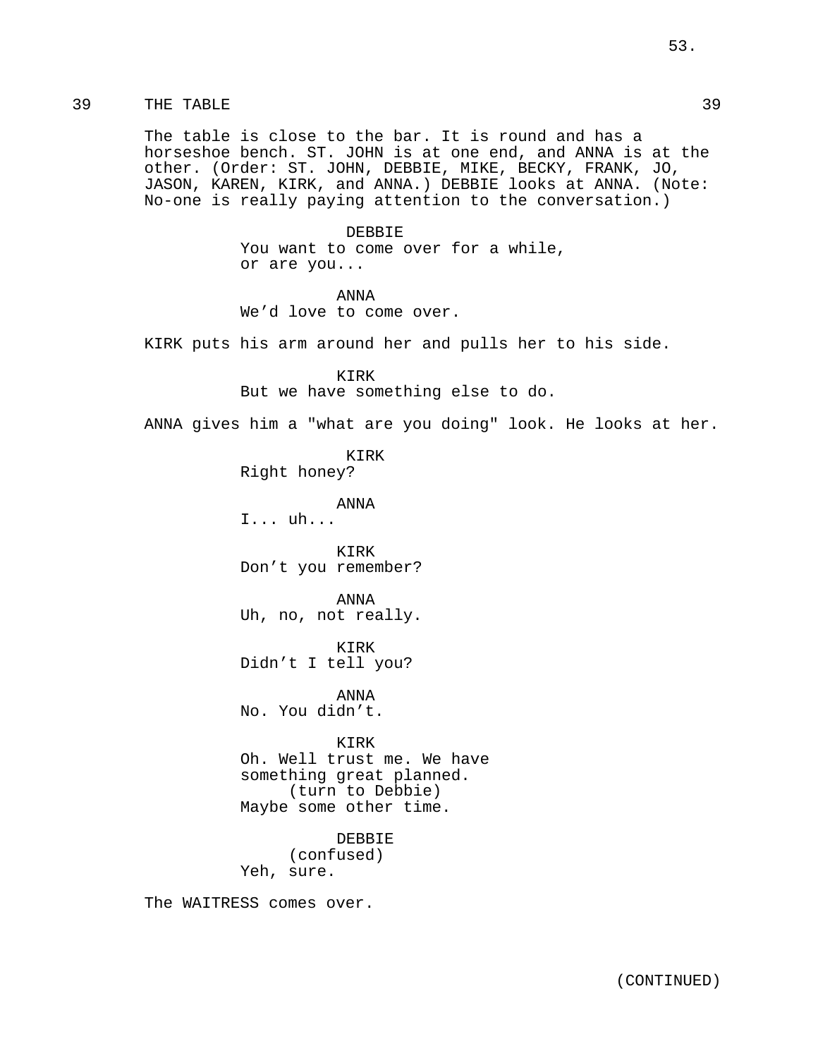39 THE TABLE 39

The table is close to the bar. It is round and has a horseshoe bench. ST. JOHN is at one end, and ANNA is at the other. (Order: ST. JOHN, DEBBIE, MIKE, BECKY, FRANK, JO, JASON, KAREN, KIRK, and ANNA.) DEBBIE looks at ANNA. (Note: No-one is really paying attention to the conversation.)

DEBBIE
You want to come over for a while, or are you...

ANNA
We’d love to come over.

KIRK puts his arm around her and pulls her to his side.

KIRK
But we have something else to do.

ANNA gives him a "what are you doing" look. He looks at her.

KIRK
Right honey?

ANNA
I... uh...

KIRK
Don’t you remember?

ANNA
Uh, no, not really.

KIRK
Didn’t I tell you?

ANNA
No. You didn’t.

KIRK
Oh. Well trust me. We have something great planned.
(turn to Debbie)
Maybe some other time.

DEBBIE
(confused)
Yeh, sure.

The WAITRESS comes over.

(CONTINUED)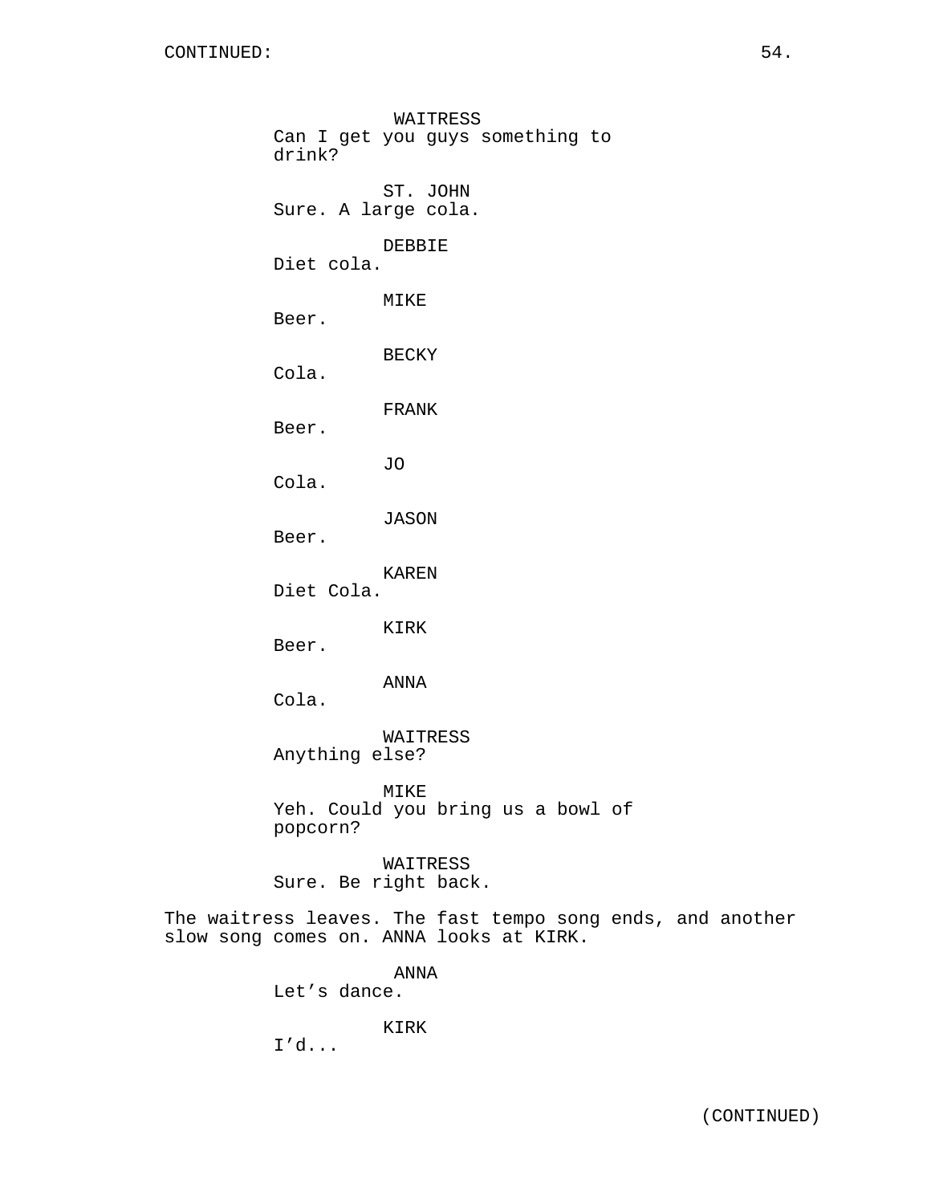WAITRESS
Can I get you guys something to drink?

ST. JOHN
Sure. A large cola.

DEBBIE
Diet cola.

MIKE
Beer.

BECKY
Cola.

FRANK
Beer.

JO
Cola.

JASON
Beer.

KAREN
Diet Cola.

KIRK
Beer.

ANNA
Cola.

WAITRESS
Anything else?

MIKE
Yeh. Could you bring us a bowl of popcorn?

WAITRESS
Sure. Be right back.

The waitress leaves. The fast tempo song ends, and another slow song comes on. ANNA looks at KIRK.

ANNA
Let’s dance.

KIRK
I’d...

(CONTINUED)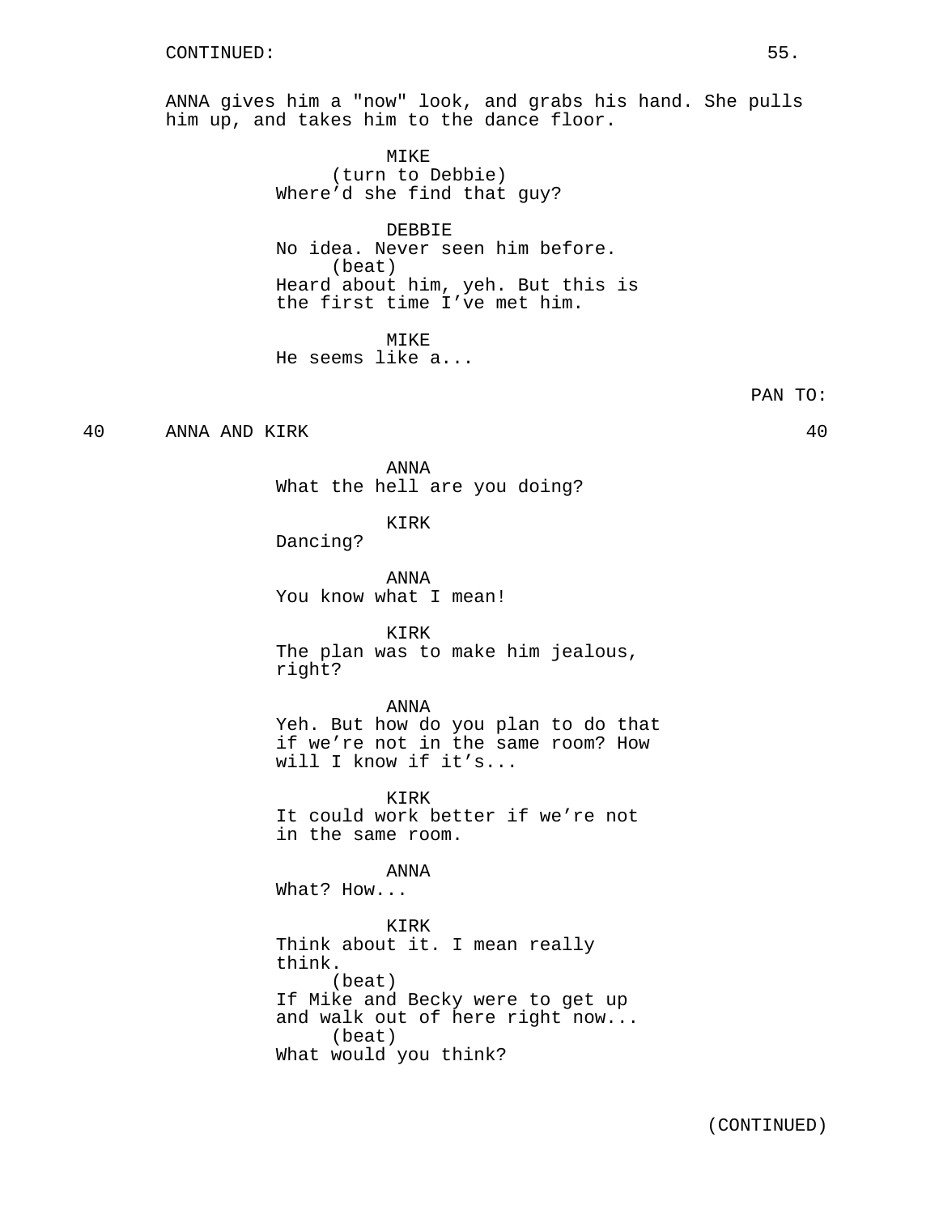CONTINUED:

ANNA gives him a "now" look, and grabs his hand. She pulls him up, and takes him to the dance floor.

MIKE
(turn to Debbie)
Where'd she find that guy?

DEBBIE
No idea. Never seen him before.
(beat)
Heard about him, yeh. But this is the first time I've met him.

MIKE
He seems like a...

PAN TO:

40 ANNA AND KIRK 40

ANNA
What the hell are you doing?

KIRK
Dancing?

ANNA
You know what I mean!

KIRK
The plan was to make him jealous, right?

ANNA
Yeh. But how do you plan to do that if we're not in the same room? How will I know if it's...

KIRK
It could work better if we're not in the same room.

ANNA
What? How...

KIRK
Think about it. I mean really think.
(beat)
If Mike and Becky were to get up and walk out of here right now...
(beat)
What would you think?

(CONTINUED)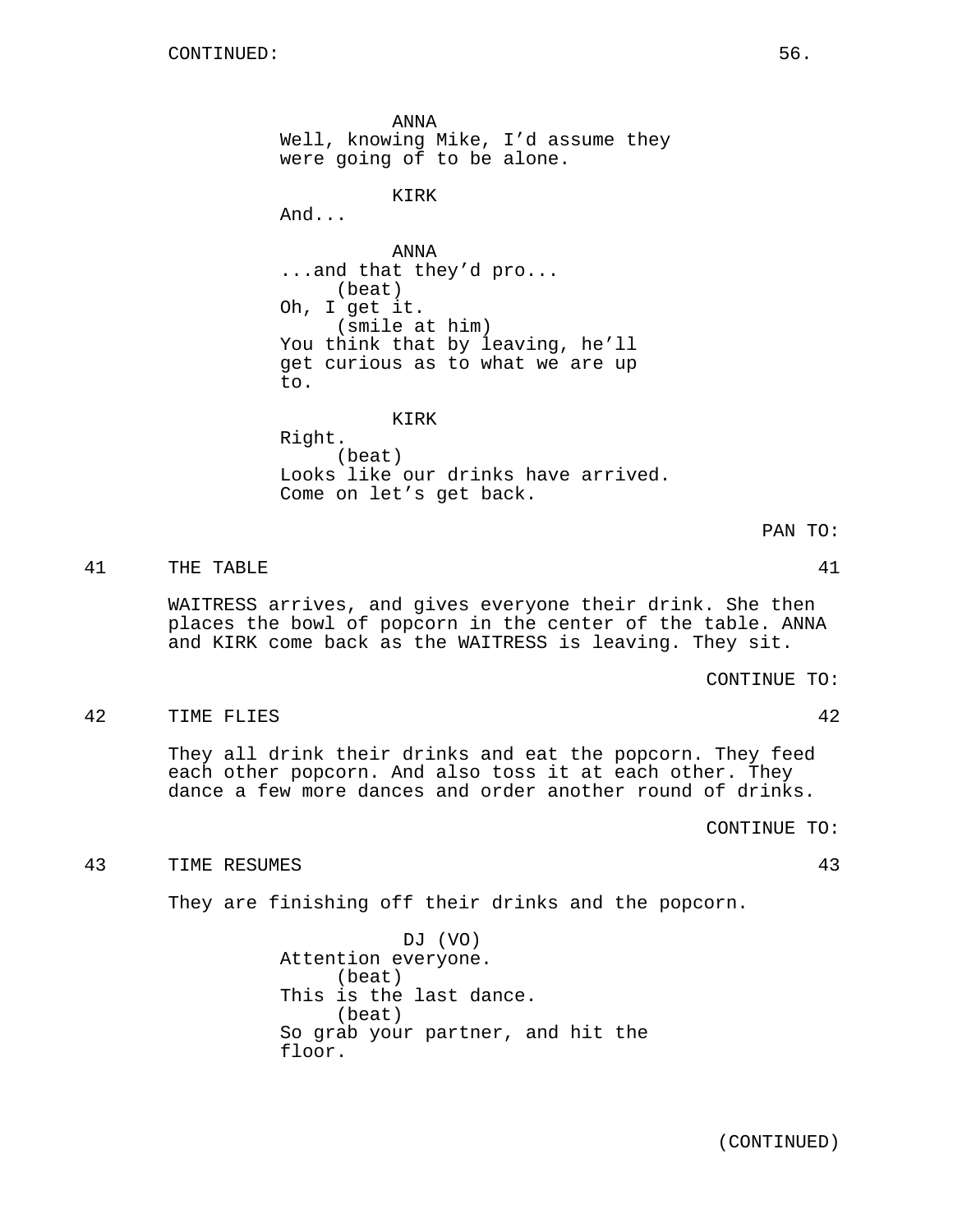CONTINUED:

ANNA
Well, knowing Mike, I'd assume they were going of to be alone.

KIRK
And...

ANNA
...and that they'd pro...
(beat)
Oh, I get it.
(smile at him)
You think that by leaving, he'll get curious as to what we are up to.

KIRK
Right.
(beat)
Looks like our drinks have arrived. Come on let's get back.

PAN TO:

41 THE TABLE 41

WAITRESS arrives, and gives everyone their drink. She then places the bowl of popcorn in the center of the table. ANNA and KIRK come back as the WAITRESS is leaving. They sit.

CONTINUE TO:

42 TIME FLIES 42

They all drink their drinks and eat the popcorn. They feed each other popcorn. And also toss it at each other. They dance a few more dances and order another round of drinks.

CONTINUE TO:

43 TIME RESUMES 43

They are finishing off their drinks and the popcorn.

DJ (VO)
Attention everyone.
(beat)
This is the last dance.
(beat)
So grab your partner, and hit the floor.

(CONTINUED)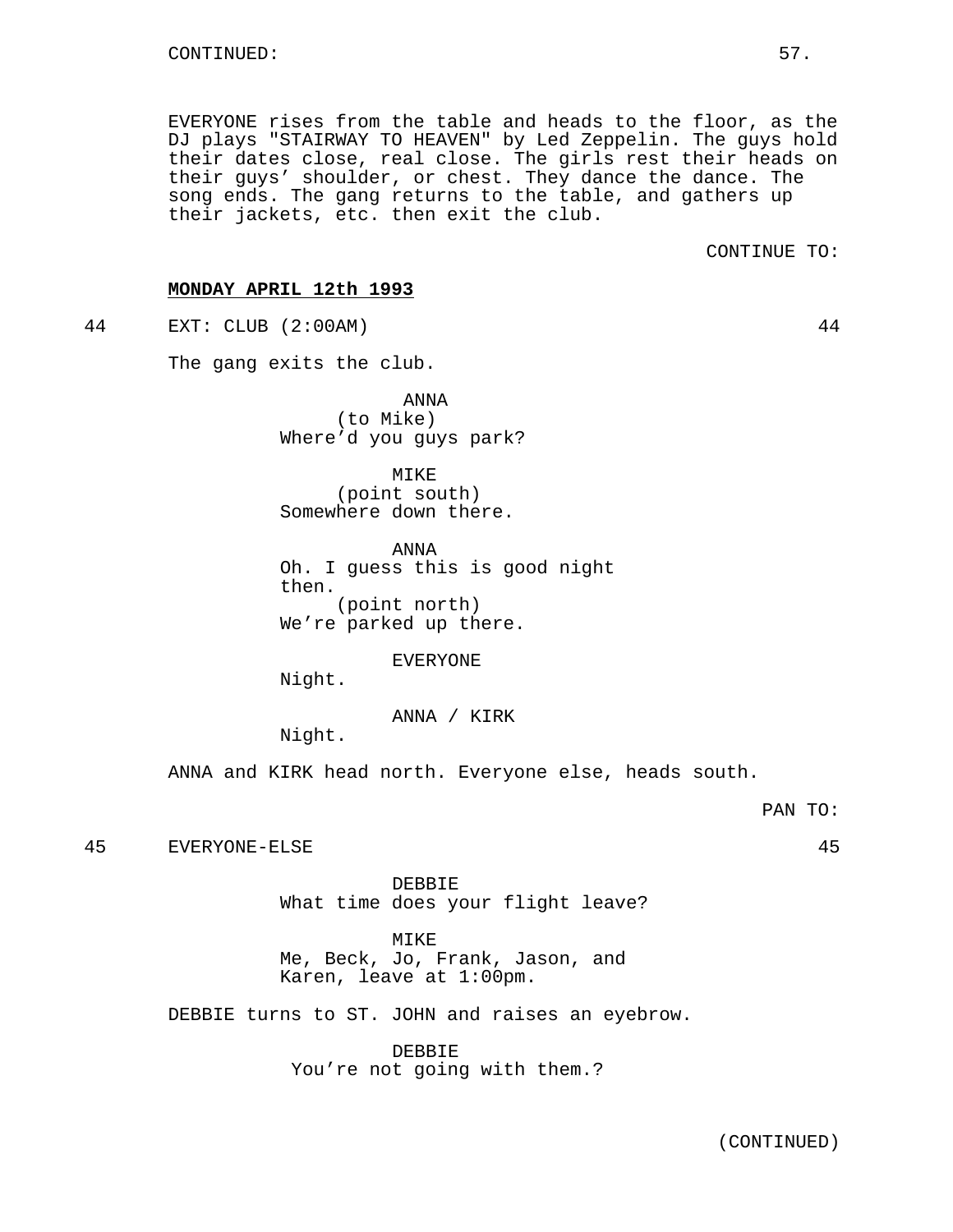CONTINUED:

EVERYONE rises from the table and heads to the floor, as the DJ plays "STAIRWAY TO HEAVEN" by Led Zeppelin. The guys hold their dates close, real close. The girls rest their heads on their guys' shoulder, or chest. They dance the dance. The song ends. The gang returns to the table, and gathers up their jackets, etc. then exit the club.

CONTINUE TO:

**MONDAY APRIL 12th 1993**

44 EXT: CLUB (2:00AM) 44

The gang exits the club.

ANNA
(to Mike)
Where'd you guys park?

MIKE
(point south)
Somewhere down there.

ANNA
Oh. I guess this is good night then.
(point north)
We're parked up there.

EVERYONE
Night.

ANNA / KIRK
Night.

ANNA and KIRK head north. Everyone else, heads south.

PAN TO:

45 EVERYONE-ELSE 45

DEBBIE
What time does your flight leave?

MIKE
Me, Beck, Jo, Frank, Jason, and Karen, leave at 1:00pm.

DEBBIE turns to ST. JOHN and raises an eyebrow.

DEBBIE
You're not going with them.?

(CONTINUED)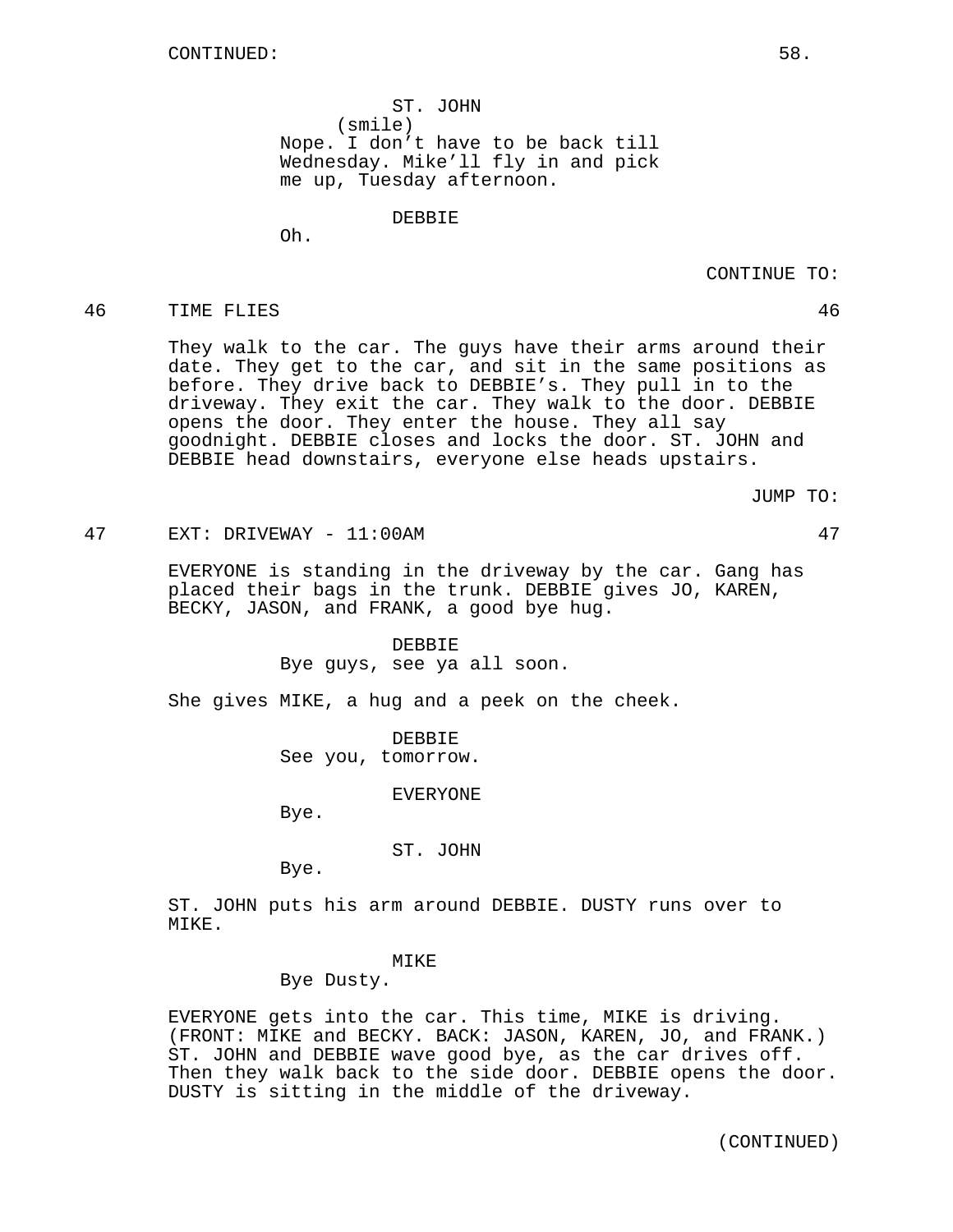CONTINUED:

ST. JOHN
(smile)
Nope. I don't have to be back till Wednesday. Mike'll fly in and pick me up, Tuesday afternoon.

DEBBIE
Oh.

CONTINUE TO:

46 TIME FLIES 46

They walk to the car. The guys have their arms around their date. They get to the car, and sit in the same positions as before. They drive back to DEBBIE's. They pull in to the driveway. They exit the car. They walk to the door. DEBBIE opens the door. They enter the house. They all say goodnight. DEBBIE closes and locks the door. ST. JOHN and DEBBIE head downstairs, everyone else heads upstairs.

JUMP TO:

47 EXT: DRIVEWAY - 11:00AM 47

EVERYONE is standing in the driveway by the car. Gang has placed their bags in the trunk. DEBBIE gives JO, KAREN, BECKY, JASON, and FRANK, a good bye hug.

DEBBIE
Bye guys, see ya all soon.

She gives MIKE, a hug and a peek on the cheek.

DEBBIE
See you, tomorrow.

EVERYONE
Bye.

ST. JOHN
Bye.

ST. JOHN puts his arm around DEBBIE. DUSTY runs over to MIKE.

MIKE
Bye Dusty.

EVERYONE gets into the car. This time, MIKE is driving. (FRONT: MIKE and BECKY. BACK: JASON, KAREN, JO, and FRANK.) ST. JOHN and DEBBIE wave good bye, as the car drives off. Then they walk back to the side door. DEBBIE opens the door. DUSTY is sitting in the middle of the driveway.

(CONTINUED)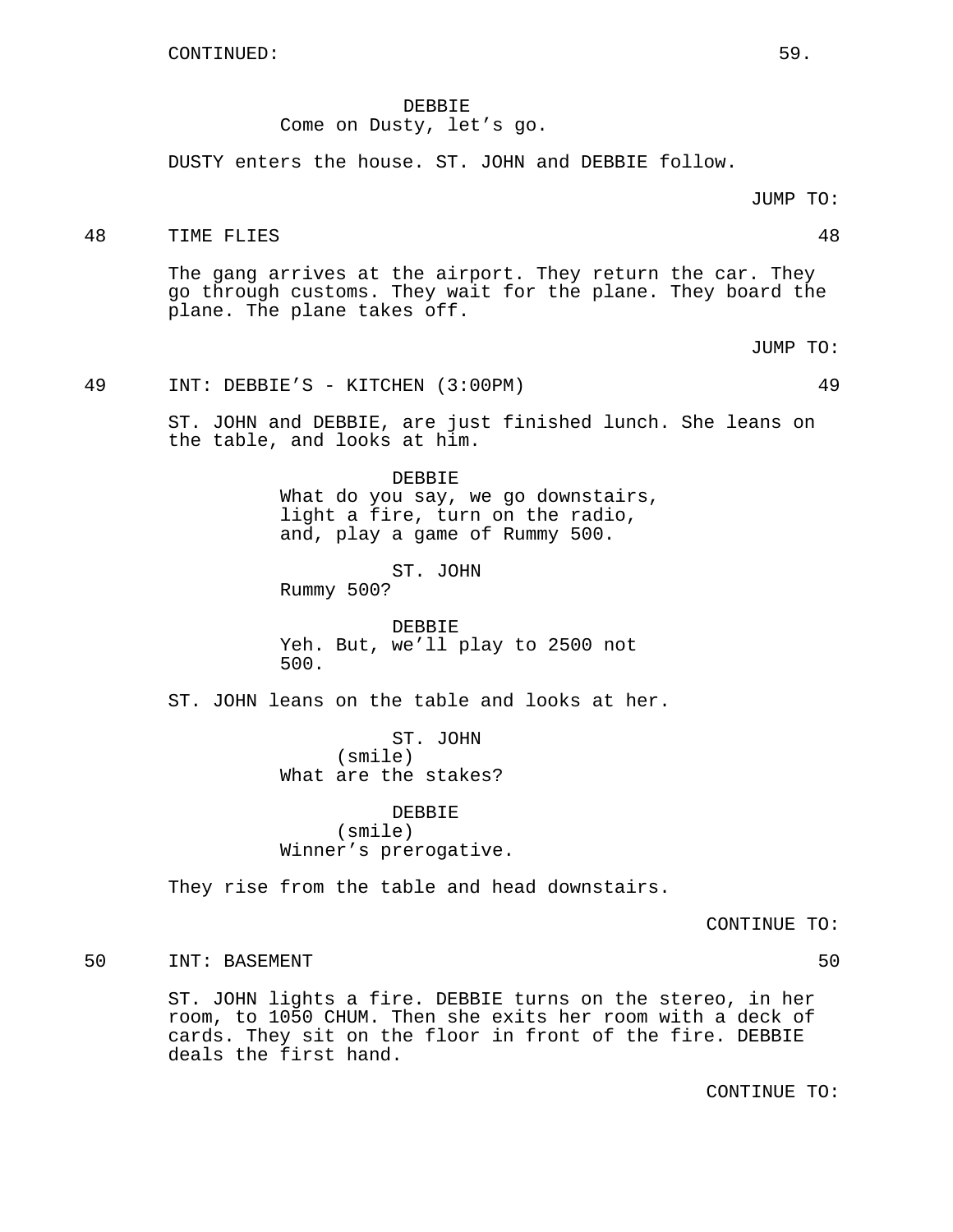CONTINUED:

DEBBIE
Come on Dusty, let's go.

DUSTY enters the house. ST. JOHN and DEBBIE follow.

JUMP TO:

48 TIME FLIES 48

The gang arrives at the airport. They return the car. They go through customs. They wait for the plane. They board the plane. The plane takes off.

JUMP TO:

49 INT: DEBBIE'S - KITCHEN (3:00PM) 49

ST. JOHN and DEBBIE, are just finished lunch. She leans on the table, and looks at him.

DEBBIE
What do you say, we go downstairs, light a fire, turn on the radio, and, play a game of Rummy 500.

ST. JOHN
Rummy 500?

DEBBIE
Yeh. But, we'll play to 2500 not 500.

ST. JOHN leans on the table and looks at her.

ST. JOHN
(smile)
What are the stakes?

DEBBIE
(smile)
Winner's prerogative.

They rise from the table and head downstairs.

CONTINUE TO:

50 INT: BASEMENT 50

ST. JOHN lights a fire. DEBBIE turns on the stereo, in her room, to 1050 CHUM. Then she exits her room with a deck of cards. They sit on the floor in front of the fire. DEBBIE deals the first hand.

CONTINUE TO: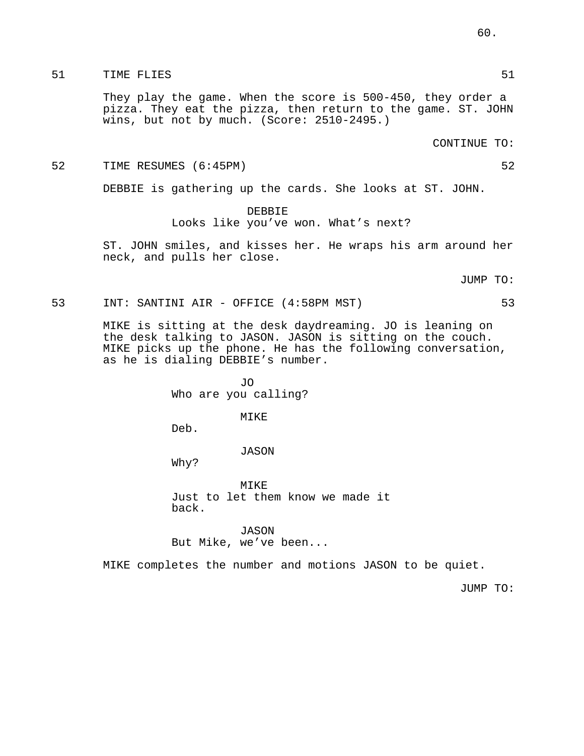51 TIME FLIES 51

They play the game. When the score is 500-450, they order a pizza. They eat the pizza, then return to the game. ST. JOHN wins, but not by much. (Score: 2510-2495.)

CONTINUE TO:

52 TIME RESUMES (6:45PM) 52

DEBBIE is gathering up the cards. She looks at ST. JOHN.

DEBBIE
Looks like you've won. What's next?

ST. JOHN smiles, and kisses her. He wraps his arm around her neck, and pulls her close.

JUMP TO:

53 INT: SANTINI AIR - OFFICE (4:58PM MST) 53

MIKE is sitting at the desk daydreaming. JO is leaning on the desk talking to JASON. JASON is sitting on the couch. MIKE picks up the phone. He has the following conversation, as he is dialing DEBBIE's number.

JO
Who are you calling?

MIKE
Deb.

JASON
Why?

MIKE
Just to let them know we made it back.

JASON
But Mike, we've been...

MIKE completes the number and motions JASON to be quiet.

JUMP TO: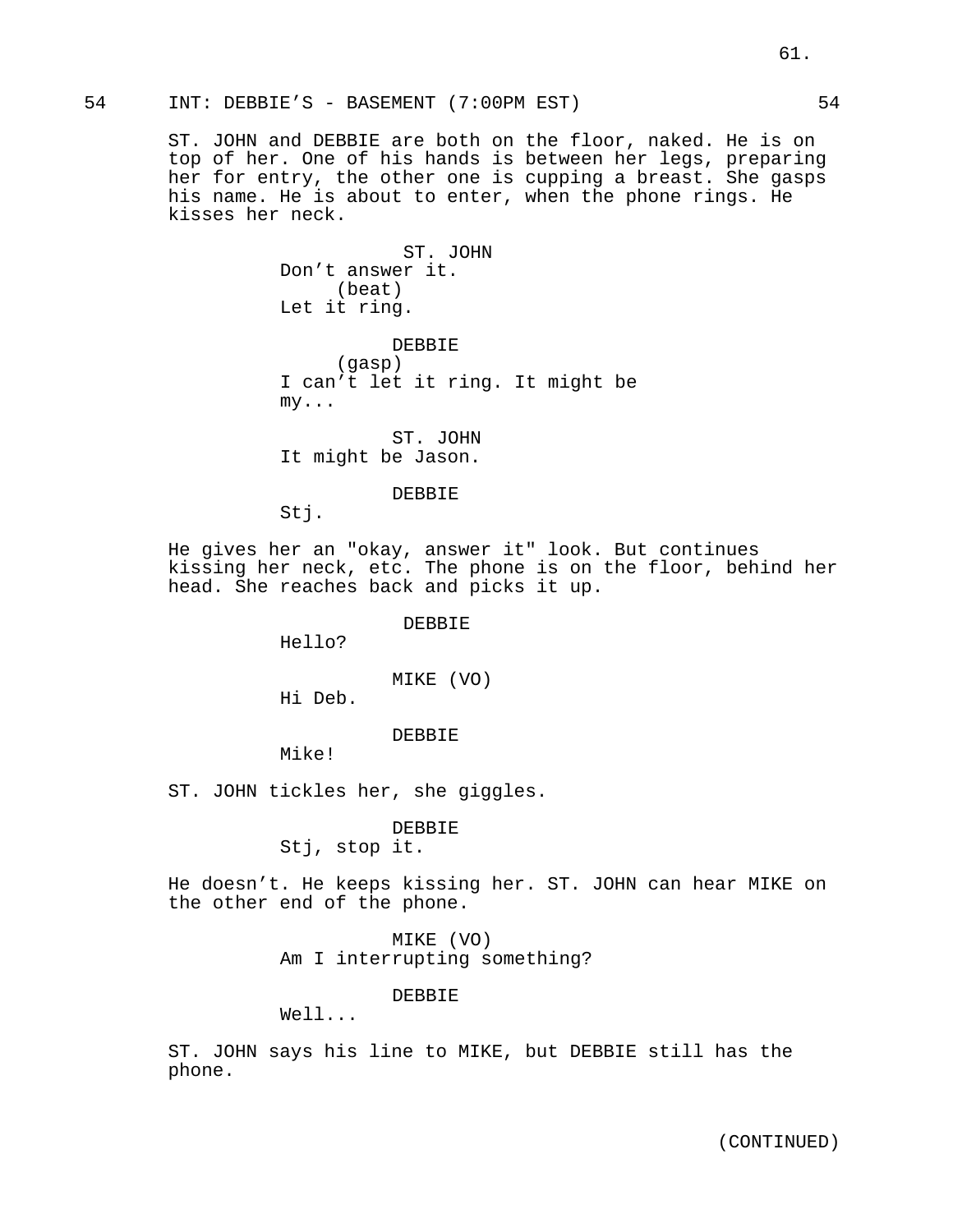54 INT: DEBBIE'S - BASEMENT (7:00PM EST) 54

ST. JOHN and DEBBIE are both on the floor, naked. He is on top of her. One of his hands is between her legs, preparing her for entry, the other one is cupping a breast. She gasps his name. He is about to enter, when the phone rings. He kisses her neck.

ST. JOHN
Don't answer it.
(beat)
Let it ring.

DEBBIE
(gasp)
I can't let it ring. It might be my...

ST. JOHN
It might be Jason.

DEBBIE
Stj.

He gives her an "okay, answer it" look. But continues kissing her neck, etc. The phone is on the floor, behind her head. She reaches back and picks it up.

DEBBIE
Hello?

MIKE (VO)
Hi Deb.

DEBBIE
Mike!

ST. JOHN tickles her, she giggles.

DEBBIE
Stj, stop it.

He doesn't. He keeps kissing her. ST. JOHN can hear MIKE on the other end of the phone.

MIKE (VO)
Am I interrupting something?

DEBBIE
Well...

ST. JOHN says his line to MIKE, but DEBBIE still has the phone.

(CONTINUED)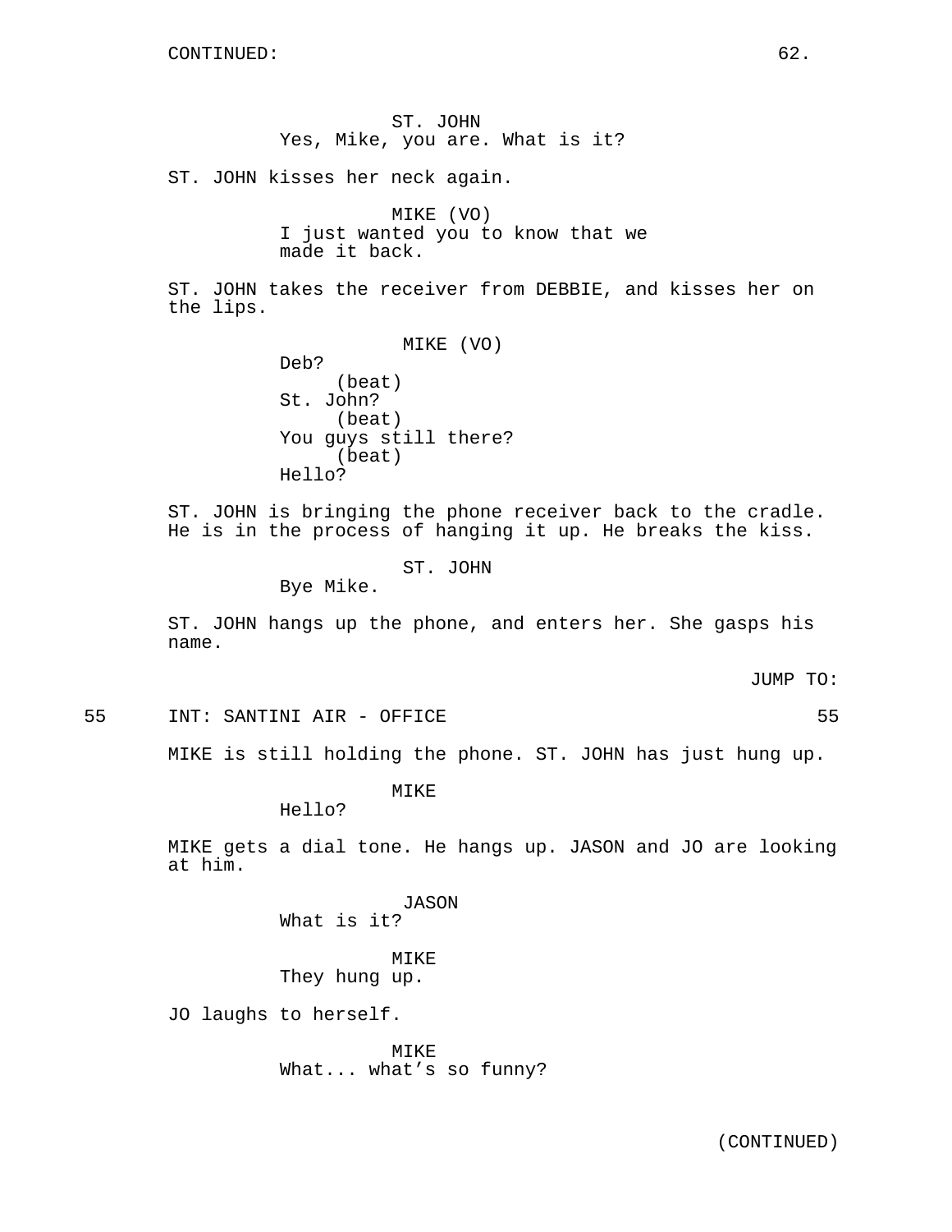CONTINUED:

ST. JOHN
Yes, Mike, you are. What is it?

ST. JOHN kisses her neck again.

MIKE (VO)
I just wanted you to know that we made it back.

ST. JOHN takes the receiver from DEBBIE, and kisses her on the lips.

MIKE (VO)
Deb?
(beat)
St. John?
(beat)
You guys still there?
(beat)
Hello?

ST. JOHN is bringing the phone receiver back to the cradle. He is in the process of hanging it up. He breaks the kiss.

ST. JOHN
Bye Mike.

ST. JOHN hangs up the phone, and enters her. She gasps his name.

JUMP TO:

55 INT: SANTINI AIR - OFFICE 55

MIKE is still holding the phone. ST. JOHN has just hung up.

MIKE
Hello?

MIKE gets a dial tone. He hangs up. JASON and JO are looking at him.

JASON
What is it?

MIKE
They hung up.

JO laughs to herself.

MIKE
What... what's so funny?

(CONTINUED)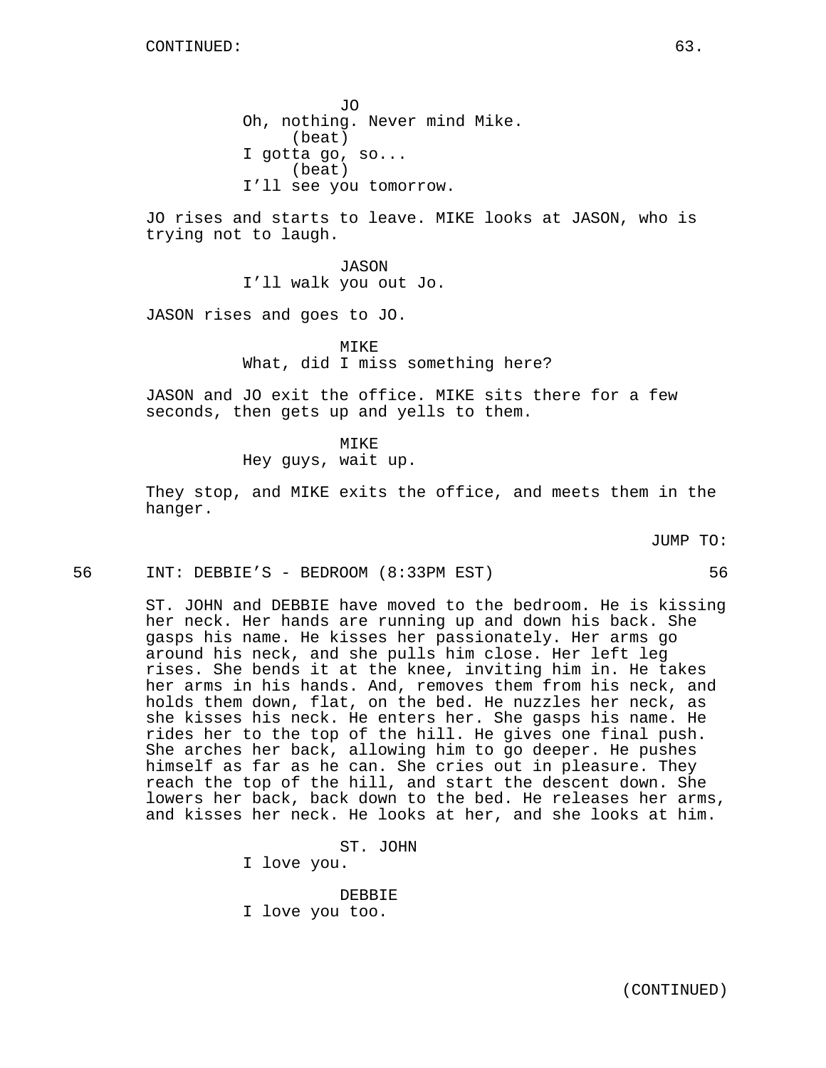JO
Oh, nothing. Never mind Mike.
(beat)
I gotta go, so...
(beat)
I'll see you tomorrow.

JO rises and starts to leave. MIKE looks at JASON, who is trying not to laugh.

JASON
I'll walk you out Jo.

JASON rises and goes to JO.

MIKE
What, did I miss something here?

JASON and JO exit the office. MIKE sits there for a few seconds, then gets up and yells to them.

MIKE
Hey guys, wait up.

They stop, and MIKE exits the office, and meets them in the hanger.

JUMP TO:

56 INT: DEBBIE'S - BEDROOM (8:33PM EST) 56

ST. JOHN and DEBBIE have moved to the bedroom. He is kissing her neck. Her hands are running up and down his back. She gasps his name. He kisses her passionately. Her arms go around his neck, and she pulls him close. Her left leg rises. She bends it at the knee, inviting him in. He takes her arms in his hands. And, removes them from his neck, and holds them down, flat, on the bed. He nuzzles her neck, as she kisses his neck. He enters her. She gasps his name. He rides her to the top of the hill. He gives one final push. She arches her back, allowing him to go deeper. He pushes himself as far as he can. She cries out in pleasure. They reach the top of the hill, and start the descent down. She lowers her back, back down to the bed. He releases her arms, and kisses her neck. He looks at her, and she looks at him.

ST. JOHN
I love you.

DEBBIE
I love you too.

(CONTINUED)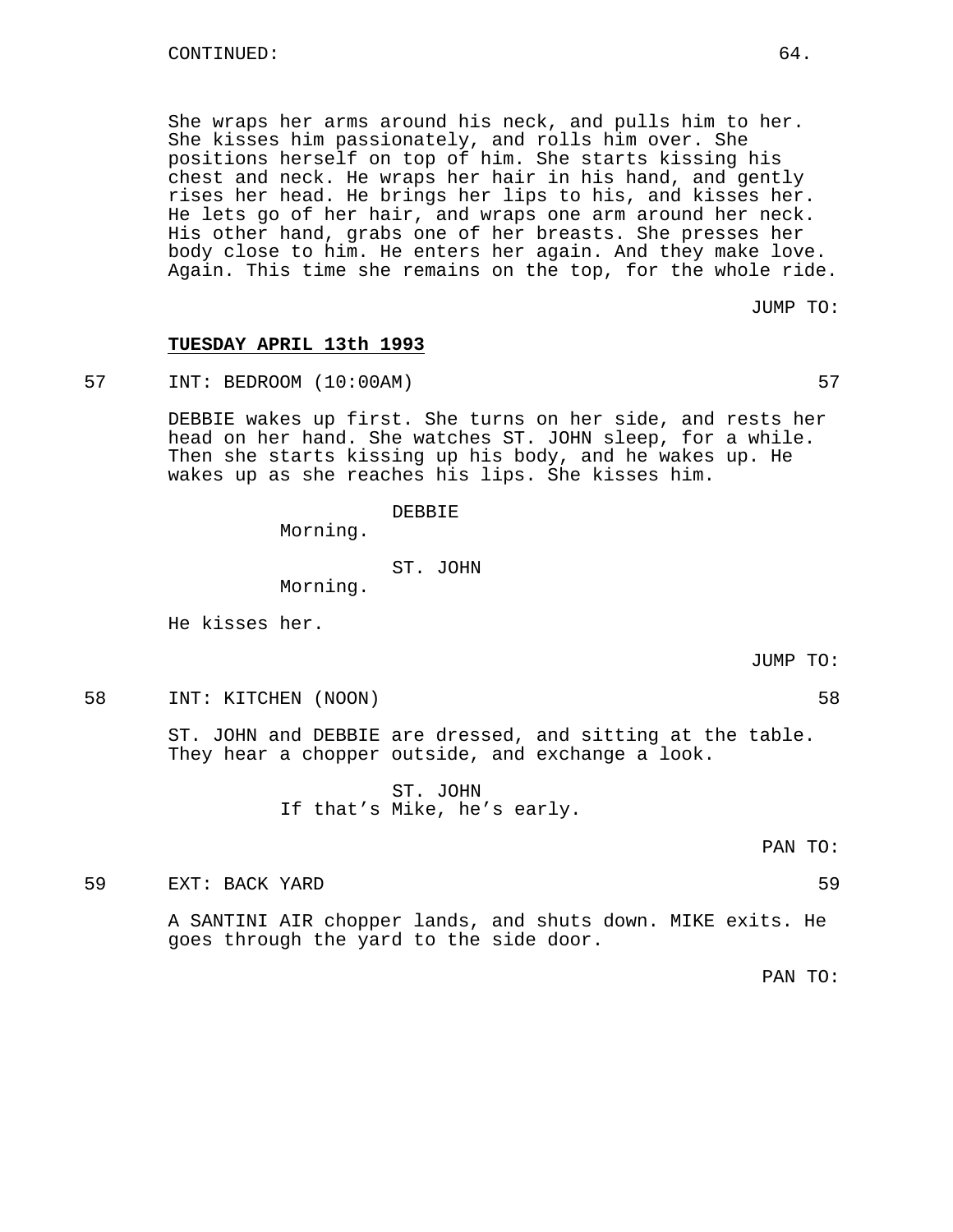CONTINUED:

She wraps her arms around his neck, and pulls him to her. She kisses him passionately, and rolls him over. She positions herself on top of him. She starts kissing his chest and neck. He wraps her hair in his hand, and gently rises her head. He brings her lips to his, and kisses her. He lets go of her hair, and wraps one arm around her neck. His other hand, grabs one of her breasts. She presses her body close to him. He enters her again. And they make love. Again. This time she remains on the top, for the whole ride.

JUMP TO:

**TUESDAY APRIL 13th 1993**

57 INT: BEDROOM (10:00AM) 57

DEBBIE wakes up first. She turns on her side, and rests her head on her hand. She watches ST. JOHN sleep, for a while. Then she starts kissing up his body, and he wakes up. He wakes up as she reaches his lips. She kisses him.

DEBBIE
Morning.

ST. JOHN
Morning.

He kisses her.

JUMP TO:

58 INT: KITCHEN (NOON) 58

ST. JOHN and DEBBIE are dressed, and sitting at the table. They hear a chopper outside, and exchange a look.

ST. JOHN
If that's Mike, he's early.

PAN TO:

59 EXT: BACK YARD 59

A SANTINI AIR chopper lands, and shuts down. MIKE exits. He goes through the yard to the side door.

PAN TO: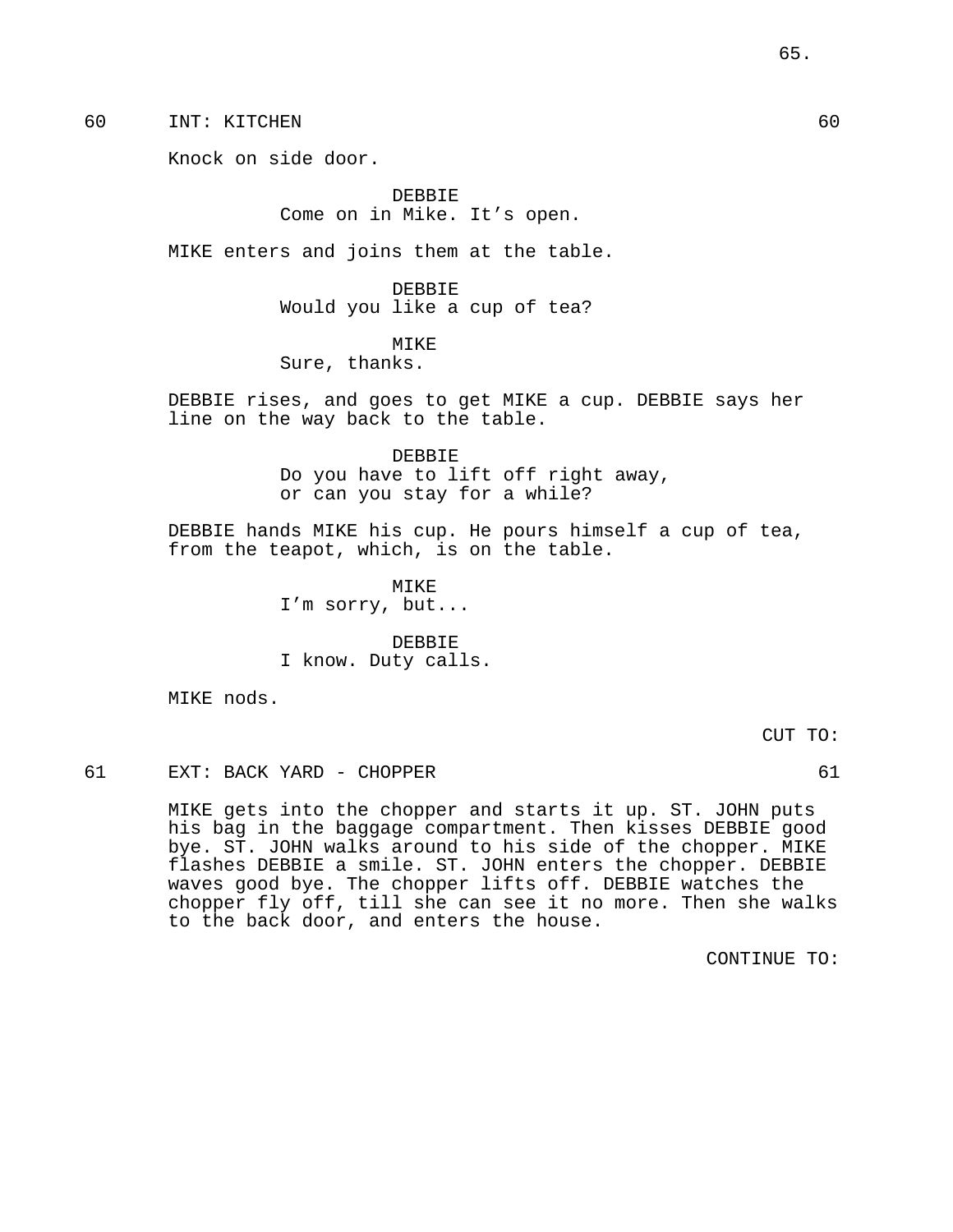60 INT: KITCHEN 60

Knock on side door.

DEBBIE
Come on in Mike. It’s open.

MIKE enters and joins them at the table.

DEBBIE
Would you like a cup of tea?

MIKE
Sure, thanks.

DEBBIE rises, and goes to get MIKE a cup. DEBBIE says her line on the way back to the table.

DEBBIE
Do you have to lift off right away, or can you stay for a while?

DEBBIE hands MIKE his cup. He pours himself a cup of tea, from the teapot, which, is on the table.

MIKE
I’m sorry, but...

DEBBIE
I know. Duty calls.

MIKE nods.

CUT TO:

61 EXT: BACK YARD - CHOPPER 61

MIKE gets into the chopper and starts it up. ST. JOHN puts his bag in the baggage compartment. Then kisses DEBBIE good bye. ST. JOHN walks around to his side of the chopper. MIKE flashes DEBBIE a smile. ST. JOHN enters the chopper. DEBBIE waves good bye. The chopper lifts off. DEBBIE watches the chopper fly off, till she can see it no more. Then she walks to the back door, and enters the house.

CONTINUE TO: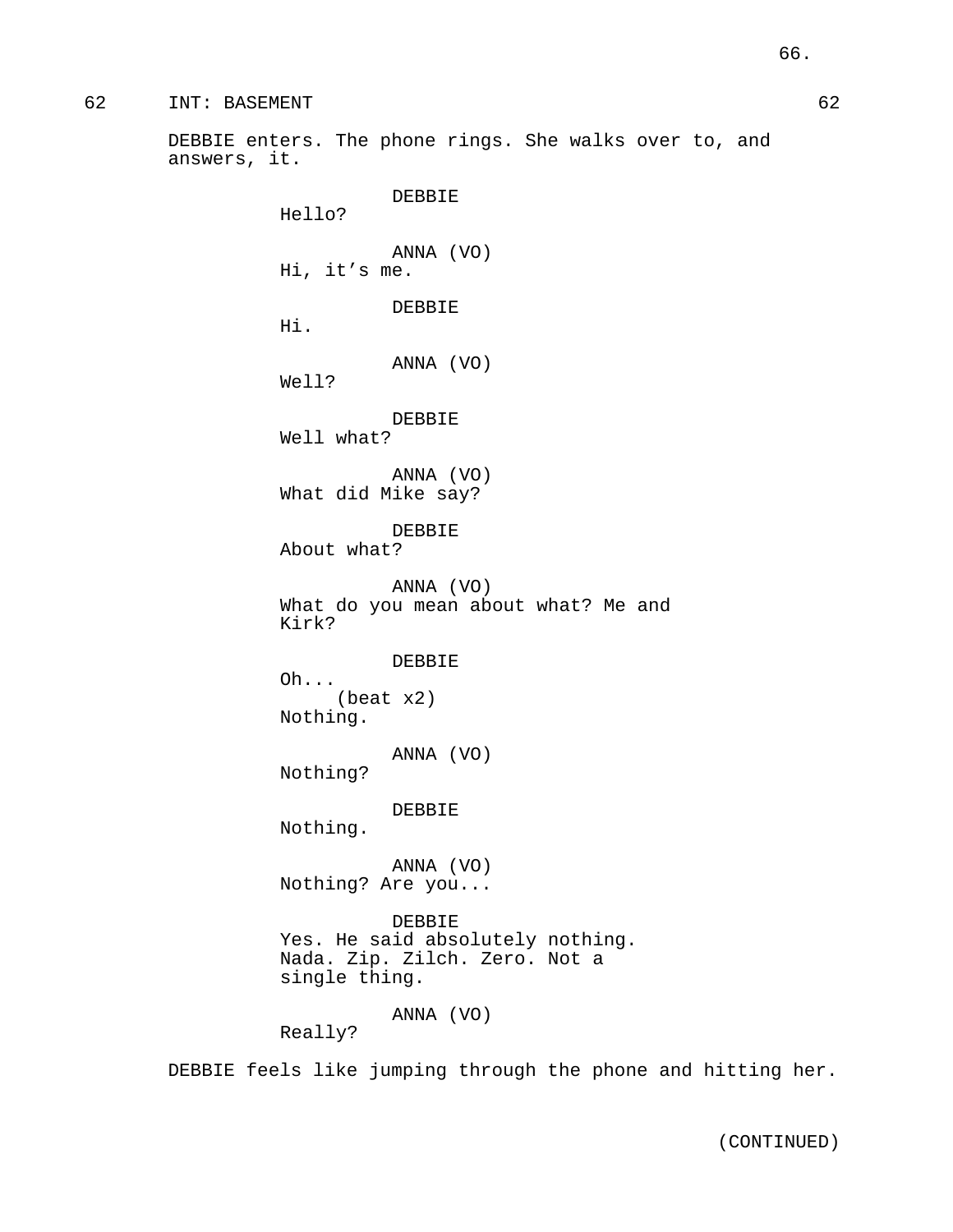62 INT: BASEMENT 62

DEBBIE enters. The phone rings. She walks over to, and answers, it.

DEBBIE
Hello?

ANNA (VO)
Hi, it's me.

DEBBIE
Hi.

ANNA (VO)
Well?

DEBBIE
Well what?

ANNA (VO)
What did Mike say?

DEBBIE
About what?

ANNA (VO)
What do you mean about what? Me and Kirk?

DEBBIE
Oh...
(beat x2)
Nothing.

ANNA (VO)
Nothing?

DEBBIE
Nothing.

ANNA (VO)
Nothing? Are you...

DEBBIE
Yes. He said absolutely nothing. Nada. Zip. Zilch. Zero. Not a single thing.

ANNA (VO)
Really?

DEBBIE feels like jumping through the phone and hitting her.

(CONTINUED)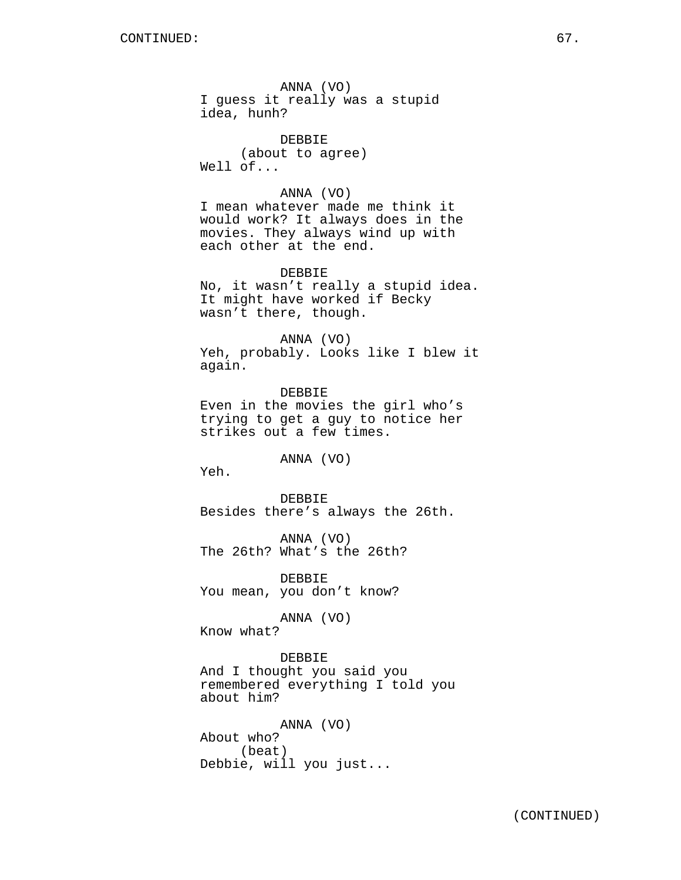ANNA (VO)
I guess it really was a stupid idea, hunh?

DEBBIE
(about to agree)
Well of...

ANNA (VO)
I mean whatever made me think it would work? It always does in the movies. They always wind up with each other at the end.

DEBBIE
No, it wasn't really a stupid idea. It might have worked if Becky wasn't there, though.

ANNA (VO)
Yeh, probably. Looks like I blew it again.

DEBBIE
Even in the movies the girl who's trying to get a guy to notice her strikes out a few times.

ANNA (VO)
Yeh.

DEBBIE
Besides there's always the 26th.

ANNA (VO)
The 26th? What's the 26th?

DEBBIE
You mean, you don't know?

ANNA (VO)
Know what?

DEBBIE
And I thought you said you remembered everything I told you about him?

ANNA (VO)
About who?
(beat)
Debbie, will you just...

(CONTINUED)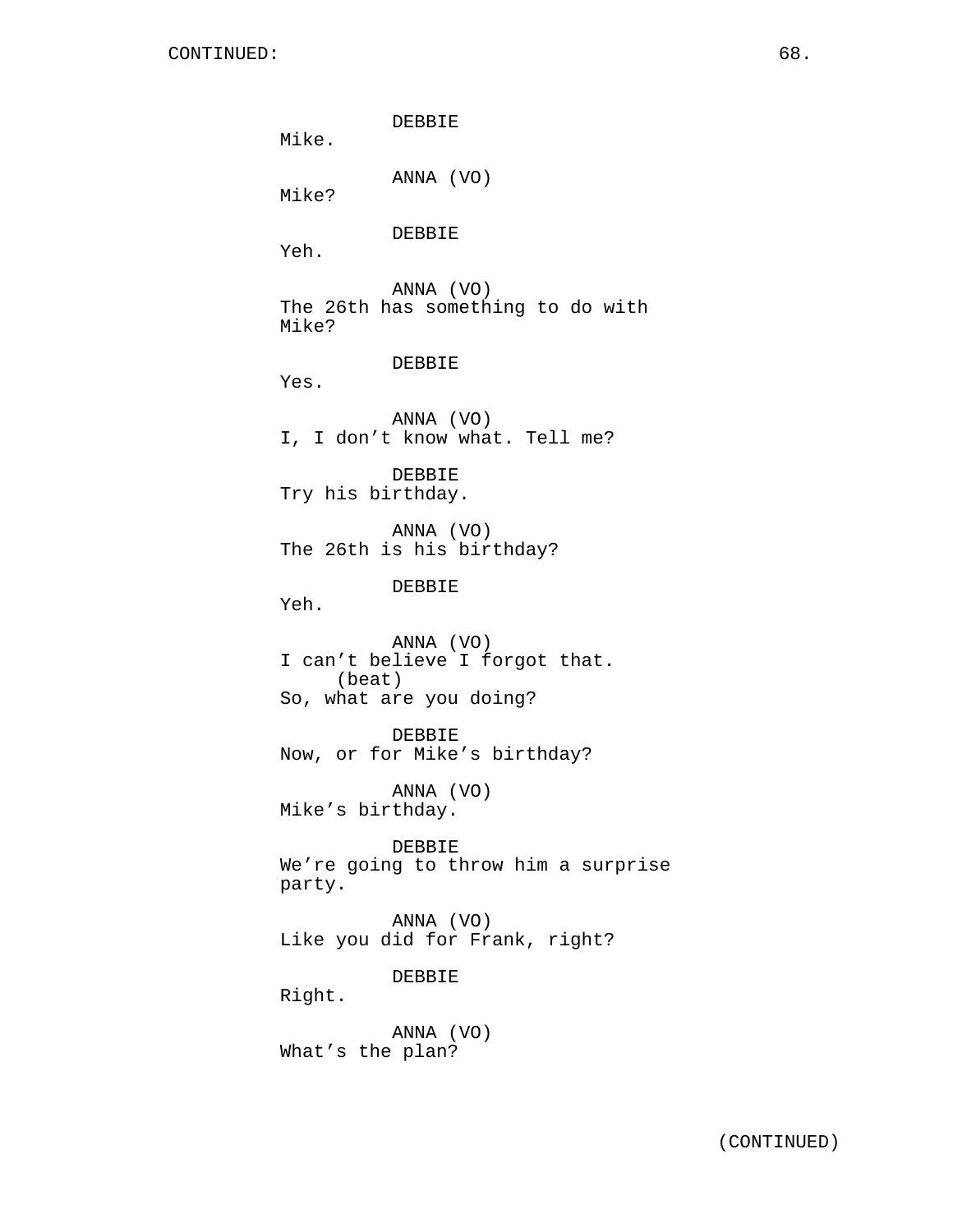DEBBIE
Mike.

ANNA (VO)
Mike?

DEBBIE
Yeh.

ANNA (VO)
The 26th has something to do with Mike?

DEBBIE
Yes.

ANNA (VO)
I, I don't know what. Tell me?

DEBBIE
Try his birthday.

ANNA (VO)
The 26th is his birthday?

DEBBIE
Yeh.

ANNA (VO)
I can't believe I forgot that.
(beat)
So, what are you doing?

DEBBIE
Now, or for Mike's birthday?

ANNA (VO)
Mike's birthday.

DEBBIE
We're going to throw him a surprise party.

ANNA (VO)
Like you did for Frank, right?

DEBBIE
Right.

ANNA (VO)
What's the plan?

(CONTINUED)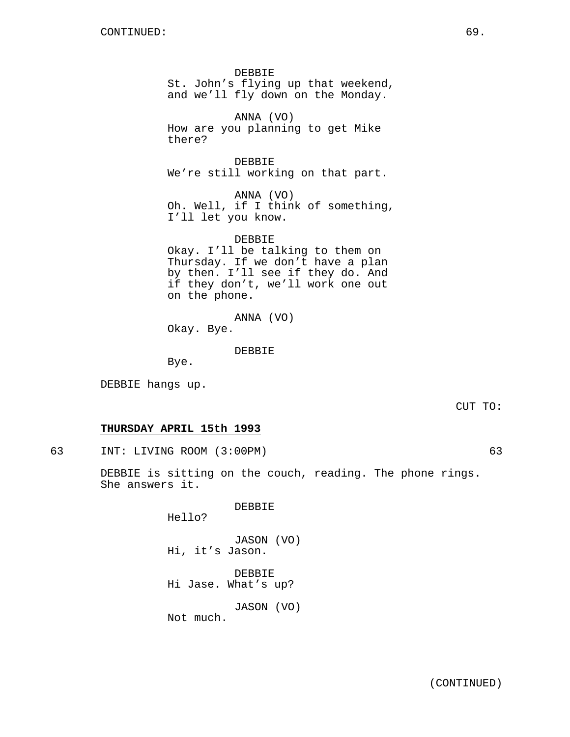DEBBIE
St. John's flying up that weekend, and we'll fly down on the Monday.

ANNA (VO)
How are you planning to get Mike there?

DEBBIE
We're still working on that part.

ANNA (VO)
Oh. Well, if I think of something, I'll let you know.

DEBBIE
Okay. I'll be talking to them on Thursday. If we don't have a plan by then. I'll see if they do. And if they don't, we'll work one out on the phone.

ANNA (VO)
Okay. Bye.

DEBBIE
Bye.

DEBBIE hangs up.

CUT TO:

**THURSDAY APRIL 15th 1993**

63 INT: LIVING ROOM (3:00PM) 63

DEBBIE is sitting on the couch, reading. The phone rings. She answers it.

DEBBIE
Hello?

JASON (VO)
Hi, it's Jason.

DEBBIE
Hi Jase. What's up?

JASON (VO)
Not much.

(CONTINUED)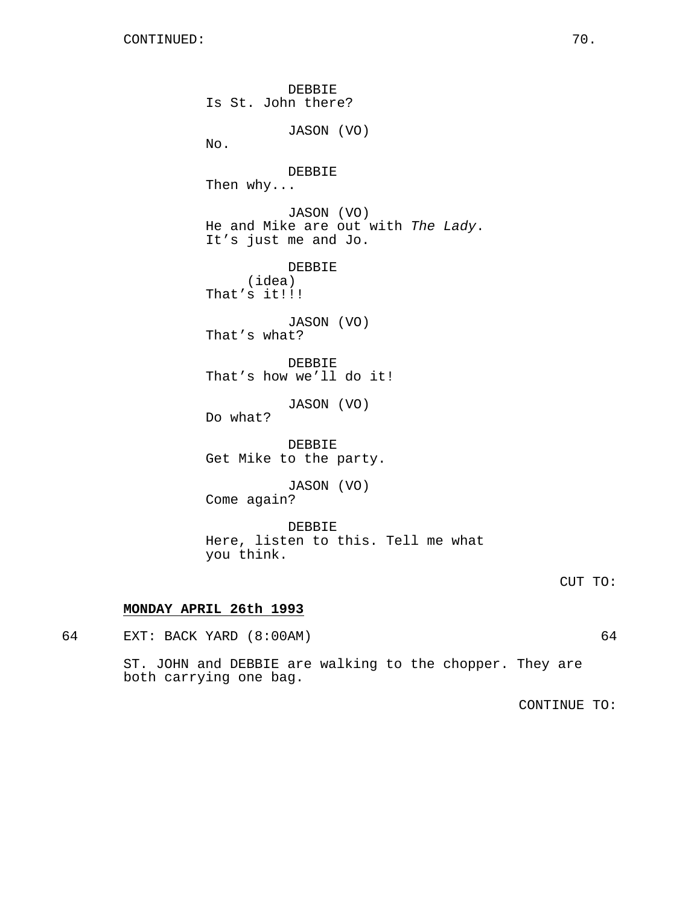CONTINUED:

DEBBIE
Is St. John there?

JASON (VO)
No.

DEBBIE
Then why...

JASON (VO)
He and Mike are out with *The Lady*.
It's just me and Jo.

DEBBIE
(idea)
That's it!!!

JASON (VO)
That's what?

DEBBIE
That's how we'll do it!

JASON (VO)
Do what?

DEBBIE
Get Mike to the party.

JASON (VO)
Come again?

DEBBIE
Here, listen to this. Tell me what
you think.

CUT TO:

**MONDAY APRIL 26th 1993**

64 EXT: BACK YARD (8:00AM) 64

ST. JOHN and DEBBIE are walking to the chopper. They are
both carrying one bag.

CONTINUE TO: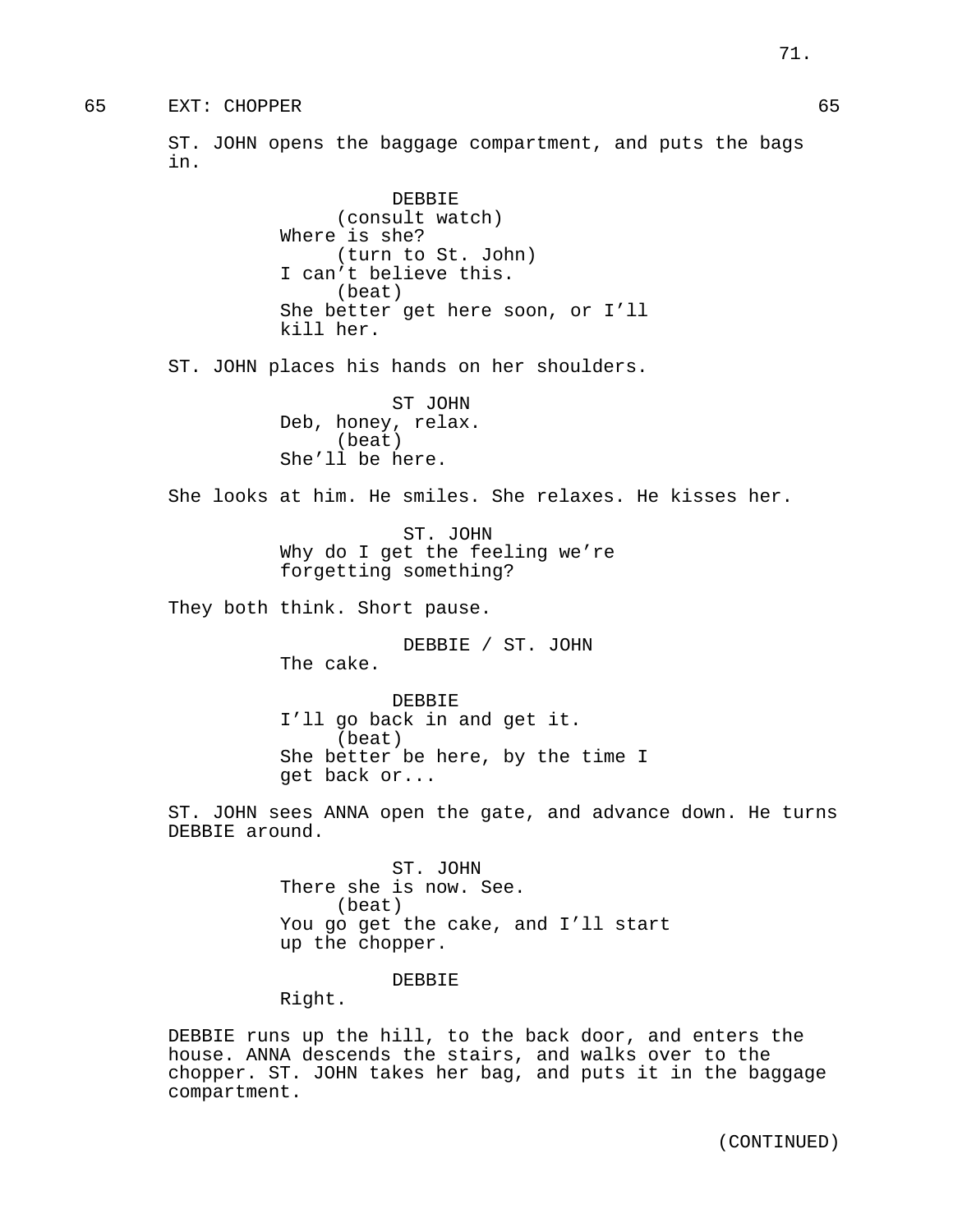65 EXT: CHOPPER 65

ST. JOHN opens the baggage compartment, and puts the bags in.

DEBBIE
(consult watch)
Where is she?
(turn to St. John)
I can't believe this.
(beat)
She better get here soon, or I'll kill her.

ST. JOHN places his hands on her shoulders.

ST JOHN
Deb, honey, relax.
(beat)
She'll be here.

She looks at him. He smiles. She relaxes. He kisses her.

ST. JOHN
Why do I get the feeling we're forgetting something?

They both think. Short pause.

DEBBIE / ST. JOHN
The cake.

DEBBIE
I'll go back in and get it.
(beat)
She better be here, by the time I get back or...

ST. JOHN sees ANNA open the gate, and advance down. He turns DEBBIE around.

ST. JOHN
There she is now. See.
(beat)
You go get the cake, and I'll start up the chopper.

DEBBIE
Right.

DEBBIE runs up the hill, to the back door, and enters the house. ANNA descends the stairs, and walks over to the chopper. ST. JOHN takes her bag, and puts it in the baggage compartment.

(CONTINUED)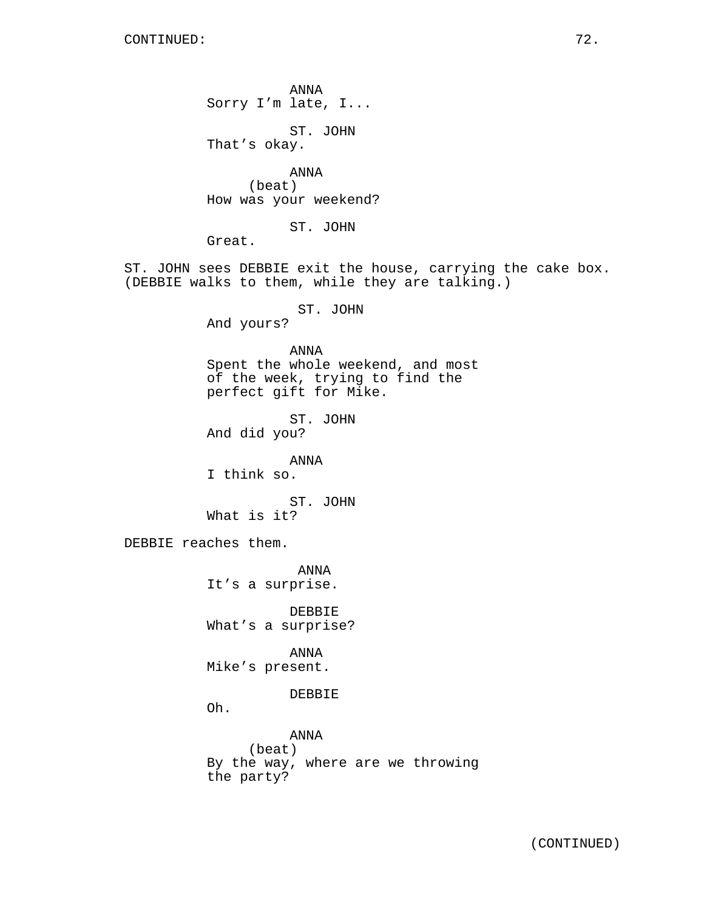CONTINUED:

ANNA
Sorry I'm late, I...

ST. JOHN
That's okay.

ANNA
(beat)
How was your weekend?

ST. JOHN
Great.

ST. JOHN sees DEBBIE exit the house, carrying the cake box. (DEBBIE walks to them, while they are talking.)

ST. JOHN
And yours?

ANNA
Spent the whole weekend, and most of the week, trying to find the perfect gift for Mike.

ST. JOHN
And did you?

ANNA
I think so.

ST. JOHN
What is it?

DEBBIE reaches them.

ANNA
It's a surprise.

DEBBIE
What's a surprise?

ANNA
Mike's present.

DEBBIE
Oh.

ANNA
(beat)
By the way, where are we throwing the party?

(CONTINUED)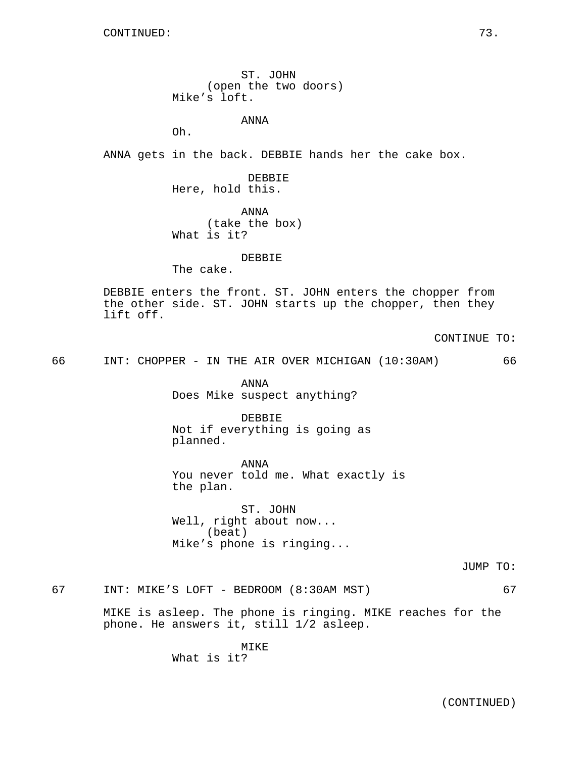CONTINUED:

ST. JOHN
(open the two doors)
Mike's loft.

ANNA
Oh.

ANNA gets in the back. DEBBIE hands her the cake box.

DEBBIE
Here, hold this.

ANNA
(take the box)
What is it?

DEBBIE
The cake.

DEBBIE enters the front. ST. JOHN enters the chopper from the other side. ST. JOHN starts up the chopper, then they lift off.

CONTINUE TO:

66 INT: CHOPPER - IN THE AIR OVER MICHIGAN (10:30AM) 66

ANNA
Does Mike suspect anything?

DEBBIE
Not if everything is going as planned.

ANNA
You never told me. What exactly is the plan.

ST. JOHN
Well, right about now...
(beat)
Mike's phone is ringing...

JUMP TO:

67 INT: MIKE'S LOFT - BEDROOM (8:30AM MST) 67

MIKE is asleep. The phone is ringing. MIKE reaches for the phone. He answers it, still 1/2 asleep.

MIKE
What is it?

(CONTINUED)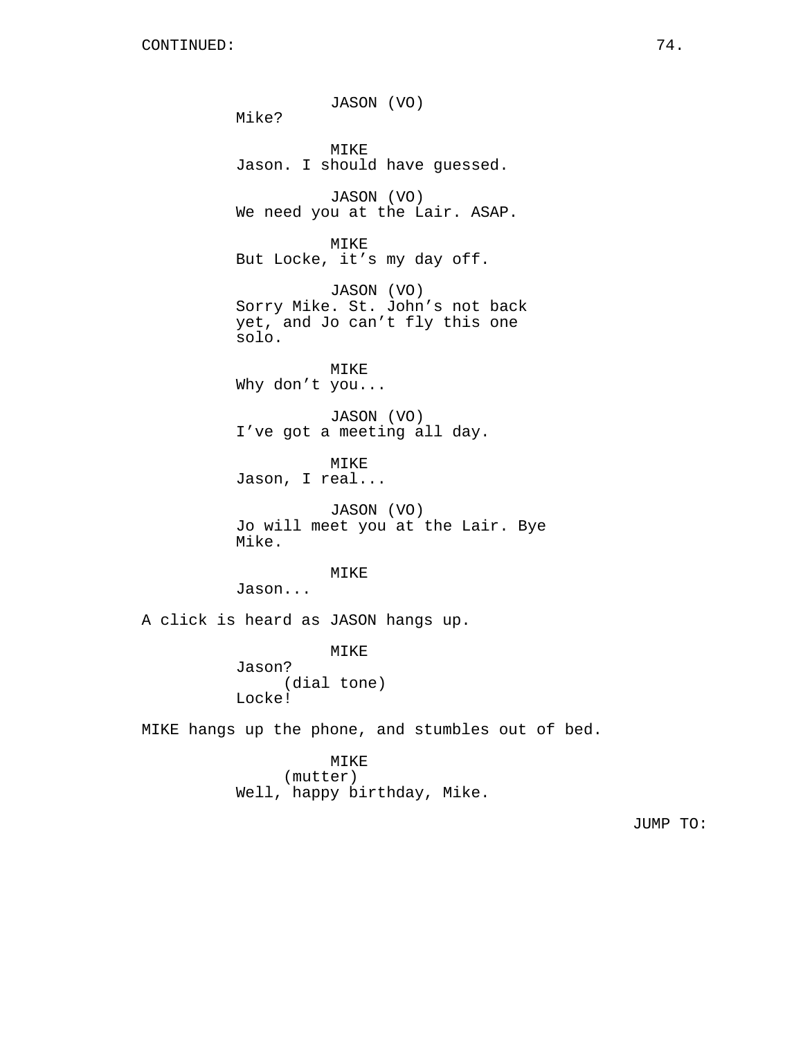CONTINUED:

JASON (VO)
Mike?

MIKE
Jason. I should have guessed.

JASON (VO)
We need you at the Lair. ASAP.

MIKE
But Locke, it's my day off.

JASON (VO)
Sorry Mike. St. John's not back yet, and Jo can't fly this one solo.

MIKE
Why don't you...

JASON (VO)
I've got a meeting all day.

MIKE
Jason, I real...

JASON (VO)
Jo will meet you at the Lair. Bye Mike.

MIKE
Jason...

A click is heard as JASON hangs up.

MIKE
Jason?
(dial tone)
Locke!

MIKE hangs up the phone, and stumbles out of bed.

MIKE
(mutter)
Well, happy birthday, Mike.

JUMP TO: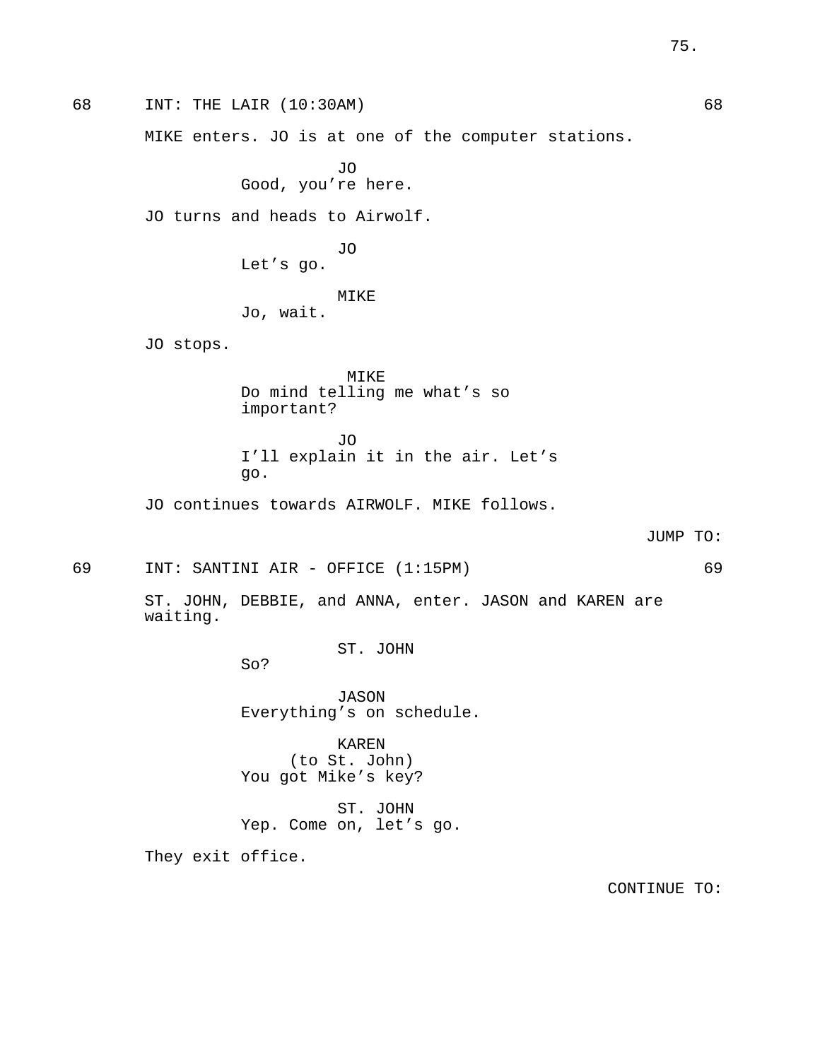68 INT: THE LAIR (10:30AM) 68

MIKE enters. JO is at one of the computer stations.

JO
Good, you're here.

JO turns and heads to Airwolf.

JO
Let's go.

MIKE
Jo, wait.

JO stops.

MIKE
Do mind telling me what's so important?

JO
I'll explain it in the air. Let's go.

JO continues towards AIRWOLF. MIKE follows.

JUMP TO:

69 INT: SANTINI AIR - OFFICE (1:15PM) 69

ST. JOHN, DEBBIE, and ANNA, enter. JASON and KAREN are waiting.

ST. JOHN
So?

JASON
Everything's on schedule.

KAREN
(to St. John)
You got Mike's key?

ST. JOHN
Yep. Come on, let's go.

They exit office.

CONTINUE TO: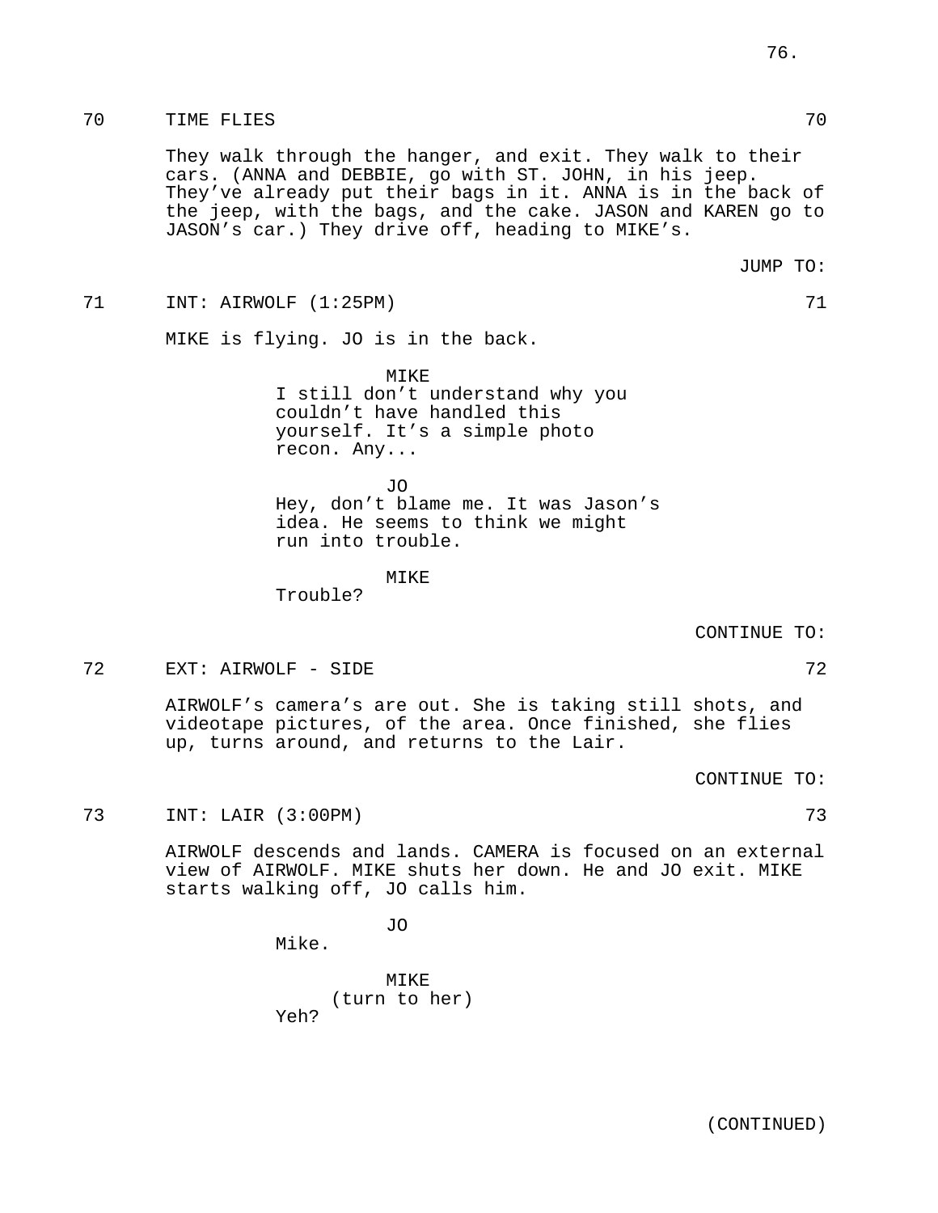70 TIME FLIES 70

They walk through the hanger, and exit. They walk to their cars. (ANNA and DEBBIE, go with ST. JOHN, in his jeep. They've already put their bags in it. ANNA is in the back of the jeep, with the bags, and the cake. JASON and KAREN go to JASON's car.) They drive off, heading to MIKE's.

JUMP TO:

71 INT: AIRWOLF (1:25PM) 71

MIKE is flying. JO is in the back.

MIKE
I still don't understand why you couldn't have handled this yourself. It's a simple photo recon. Any...

JO
Hey, don't blame me. It was Jason's idea. He seems to think we might run into trouble.

MIKE
Trouble?

CONTINUE TO:

72 EXT: AIRWOLF - SIDE 72

AIRWOLF's camera's are out. She is taking still shots, and videotape pictures, of the area. Once finished, she flies up, turns around, and returns to the Lair.

CONTINUE TO:

73 INT: LAIR (3:00PM) 73

AIRWOLF descends and lands. CAMERA is focused on an external view of AIRWOLF. MIKE shuts her down. He and JO exit. MIKE starts walking off, JO calls him.

JO
Mike.

MIKE
(turn to her)
Yeh?

(CONTINUED)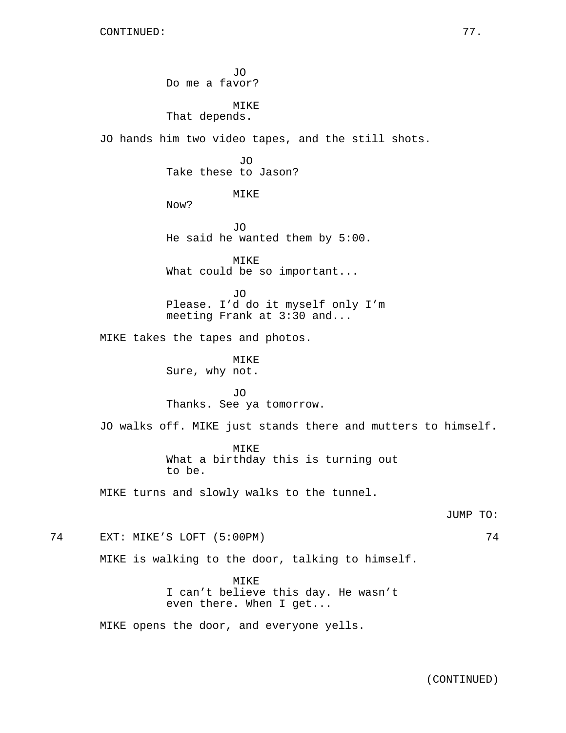CONTINUED:

JO
Do me a favor?

MIKE
That depends.

JO hands him two video tapes, and the still shots.

JO
Take these to Jason?

MIKE
Now?

JO
He said he wanted them by 5:00.

MIKE
What could be so important...

JO
Please. I'd do it myself only I'm meeting Frank at 3:30 and...

MIKE takes the tapes and photos.

MIKE
Sure, why not.

JO
Thanks. See ya tomorrow.

JO walks off. MIKE just stands there and mutters to himself.

MIKE
What a birthday this is turning out to be.

MIKE turns and slowly walks to the tunnel.

JUMP TO:

74 EXT: MIKE'S LOFT (5:00PM) 74

MIKE is walking to the door, talking to himself.

MIKE
I can't believe this day. He wasn't even there. When I get...

MIKE opens the door, and everyone yells.

(CONTINUED)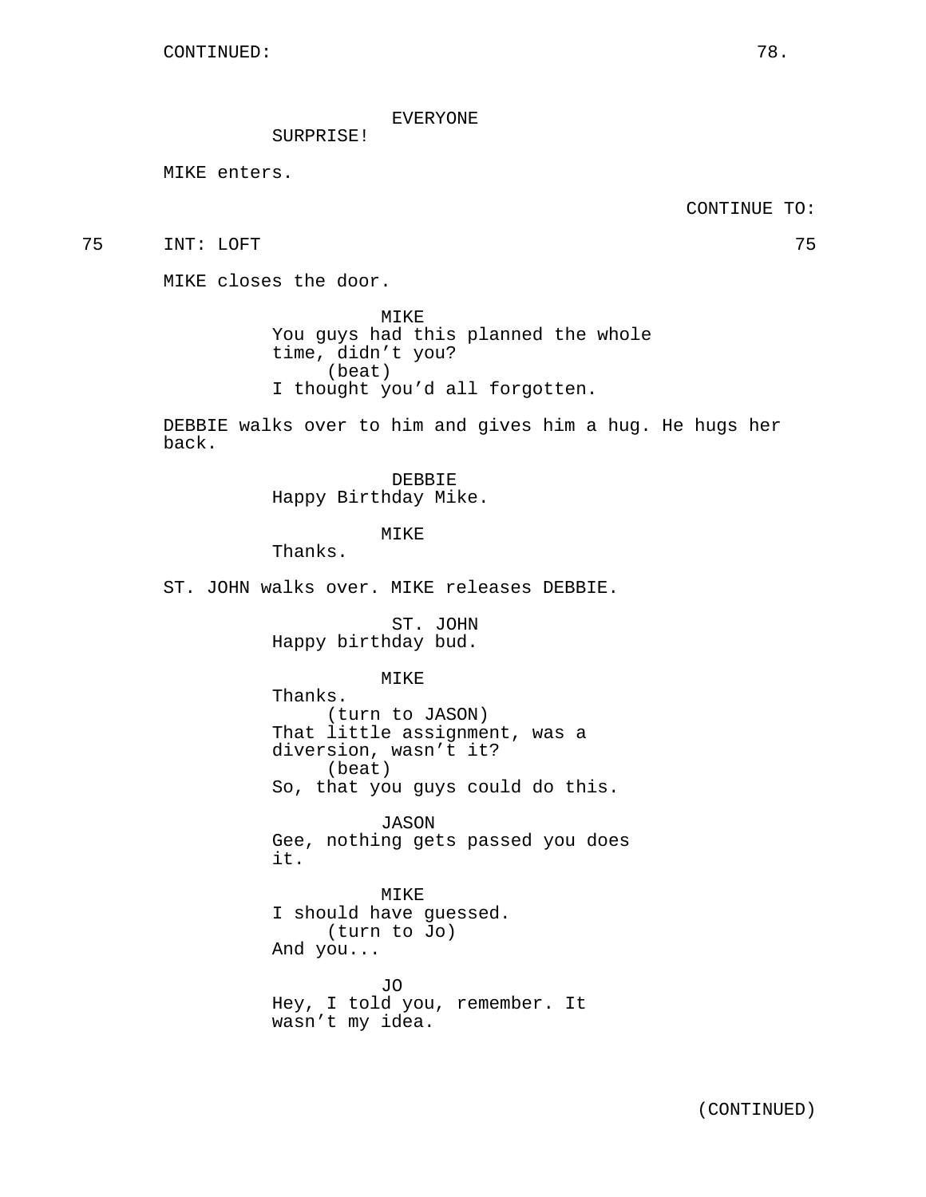CONTINUED:

EVERYONE
SURPRISE!

MIKE enters.

CONTINUE TO:

75 INT: LOFT 75

MIKE closes the door.

MIKE
You guys had this planned the whole time, didn't you?
(beat)
I thought you'd all forgotten.

DEBBIE walks over to him and gives him a hug. He hugs her back.

DEBBIE
Happy Birthday Mike.

MIKE
Thanks.

ST. JOHN walks over. MIKE releases DEBBIE.

ST. JOHN
Happy birthday bud.

MIKE
Thanks.
(turn to JASON)
That little assignment, was a diversion, wasn't it?
(beat)
So, that you guys could do this.

JASON
Gee, nothing gets passed you does it.

MIKE
I should have guessed.
(turn to Jo)
And you...

JO
Hey, I told you, remember. It wasn't my idea.

(CONTINUED)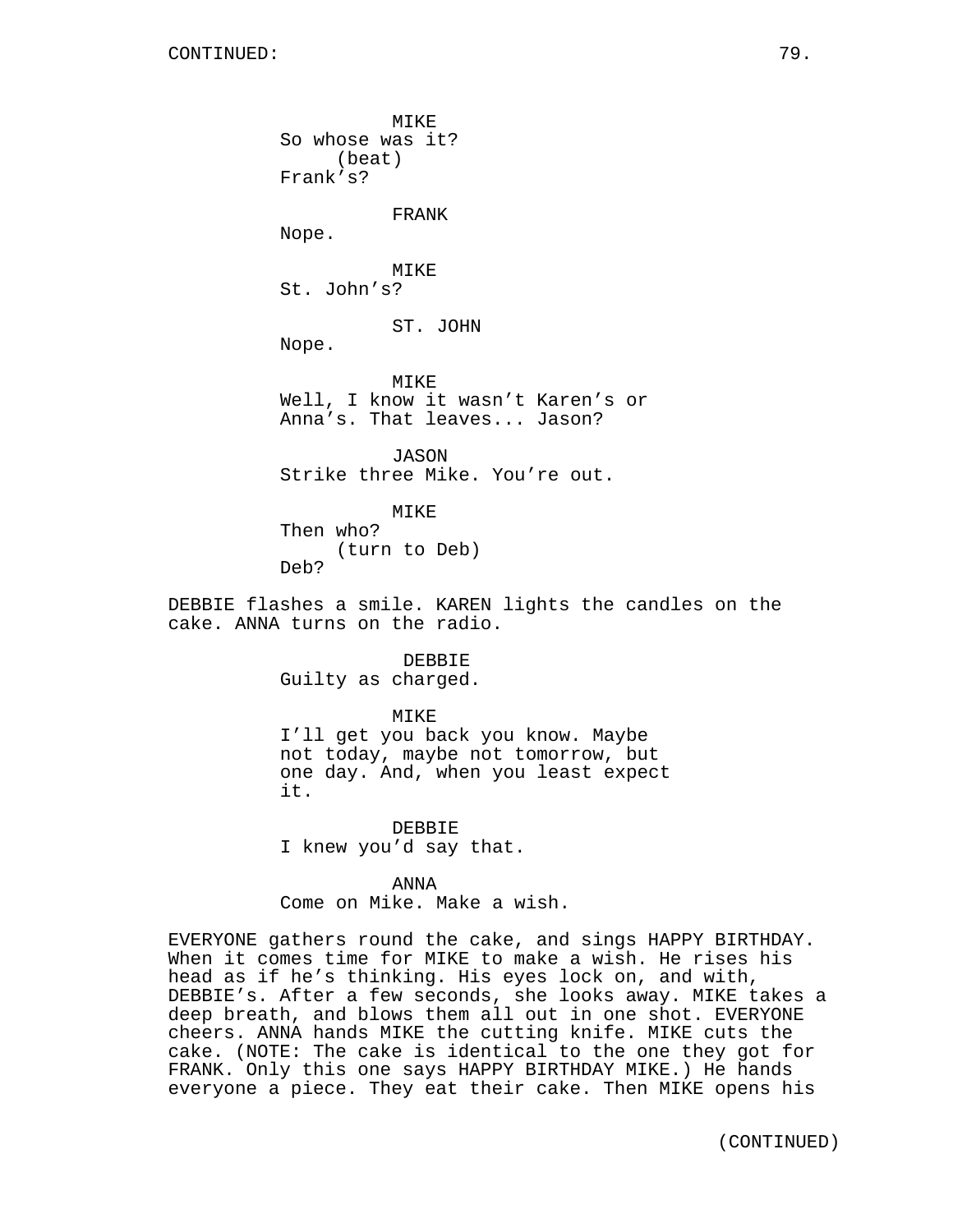MIKE
So whose was it?
(beat)
Frank's?

FRANK
Nope.

MIKE
St. John's?

ST. JOHN
Nope.

MIKE
Well, I know it wasn't Karen's or Anna's. That leaves... Jason?

JASON
Strike three Mike. You're out.

MIKE
Then who?
(turn to Deb)
Deb?

DEBBIE flashes a smile. KAREN lights the candles on the cake. ANNA turns on the radio.

DEBBIE
Guilty as charged.

MIKE
I'll get you back you know. Maybe not today, maybe not tomorrow, but one day. And, when you least expect it.

DEBBIE
I knew you'd say that.

ANNA
Come on Mike. Make a wish.

EVERYONE gathers round the cake, and sings HAPPY BIRTHDAY. When it comes time for MIKE to make a wish. He rises his head as if he's thinking. His eyes lock on, and with, DEBBIE's. After a few seconds, she looks away. MIKE takes a deep breath, and blows them all out in one shot. EVERYONE cheers. ANNA hands MIKE the cutting knife. MIKE cuts the cake. (NOTE: The cake is identical to the one they got for FRANK. Only this one says HAPPY BIRTHDAY MIKE.) He hands everyone a piece. They eat their cake. Then MIKE opens his

(CONTINUED)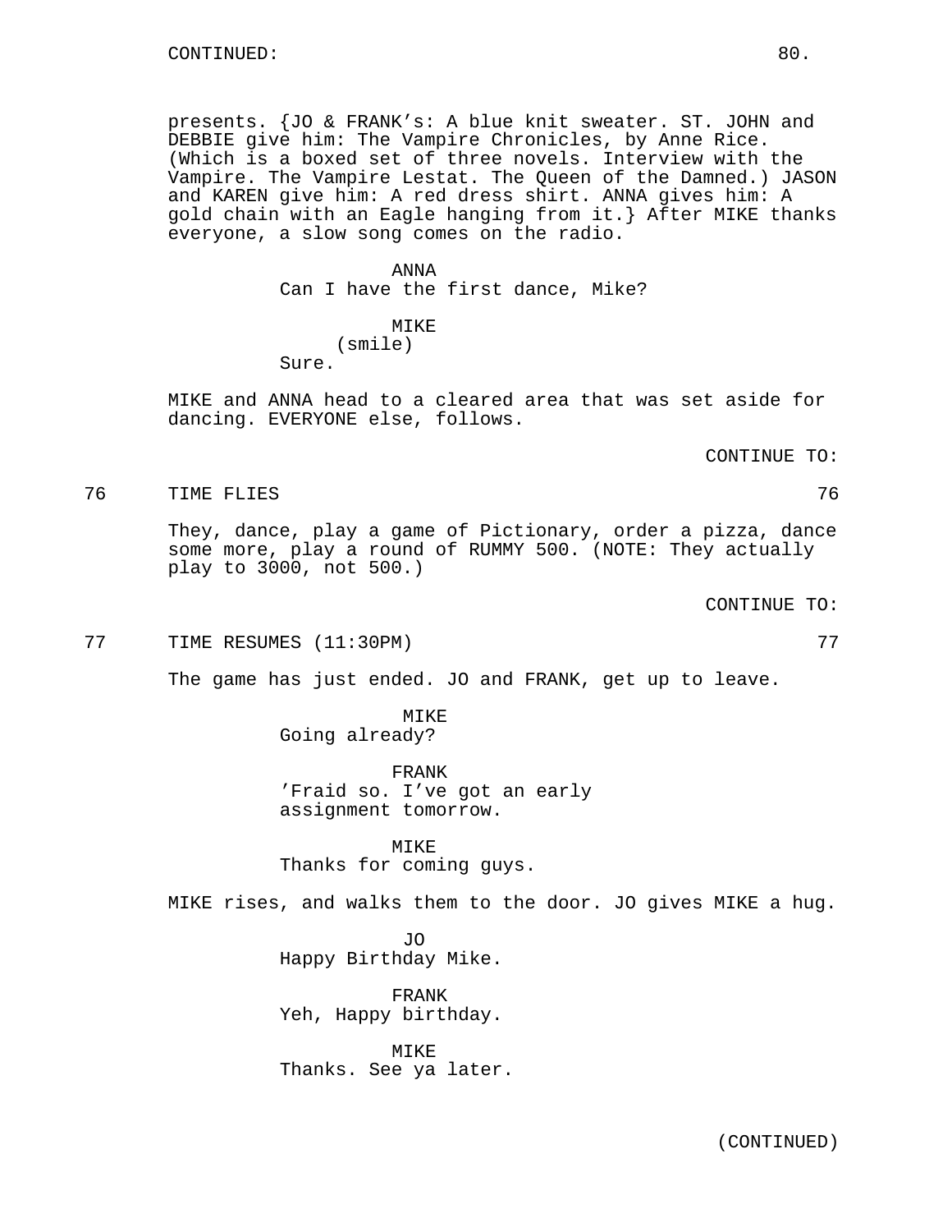presents. {JO & FRANK’s: A blue knit sweater. ST. JOHN and DEBBIE give him: The Vampire Chronicles, by Anne Rice. (Which is a boxed set of three novels. Interview with the Vampire. The Vampire Lestat. The Queen of the Damned.) JASON and KAREN give him: A red dress shirt. ANNA gives him: A gold chain with an Eagle hanging from it.} After MIKE thanks everyone, a slow song comes on the radio.

ANNA
Can I have the first dance, Mike?

MIKE
(smile)
Sure.

MIKE and ANNA head to a cleared area that was set aside for dancing. EVERYONE else, follows.

CONTINUE TO:

76 TIME FLIES 76

They, dance, play a game of Pictionary, order a pizza, dance some more, play a round of RUMMY 500. (NOTE: They actually play to 3000, not 500.)

CONTINUE TO:

77 TIME RESUMES (11:30PM) 77

The game has just ended. JO and FRANK, get up to leave.

MIKE
Going already?

FRANK
’Fraid so. I’ve got an early assignment tomorrow.

MIKE
Thanks for coming guys.

MIKE rises, and walks them to the door. JO gives MIKE a hug.

JO
Happy Birthday Mike.

FRANK
Yeh, Happy birthday.

MIKE
Thanks. See ya later.

(CONTINUED)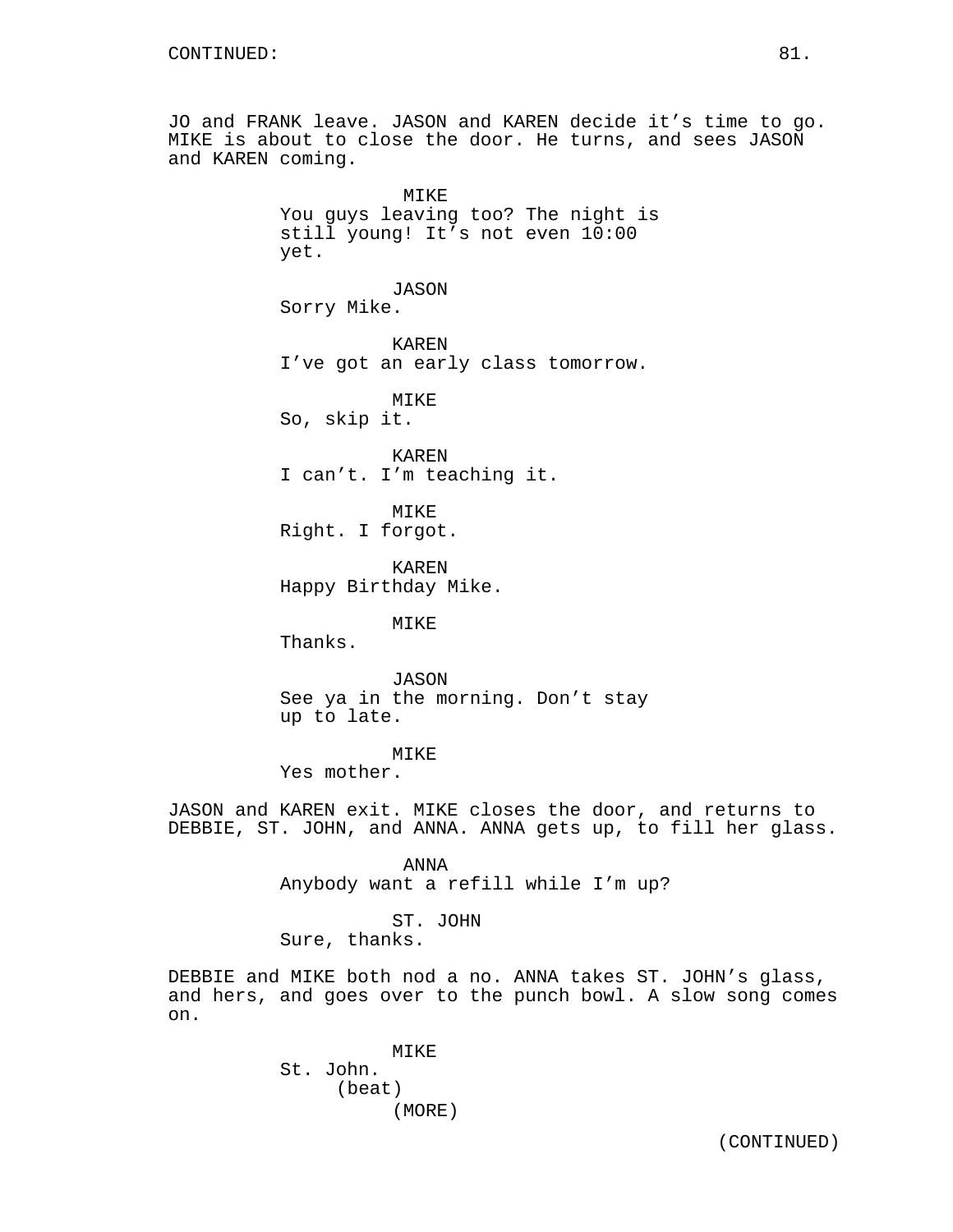JO and FRANK leave. JASON and KAREN decide it's time to go. MIKE is about to close the door. He turns, and sees JASON and KAREN coming.

MIKE
You guys leaving too? The night is still young! It's not even 10:00 yet.

JASON
Sorry Mike.

KAREN
I've got an early class tomorrow.

MIKE
So, skip it.

KAREN
I can't. I'm teaching it.

MIKE
Right. I forgot.

KAREN
Happy Birthday Mike.

MIKE
Thanks.

JASON
See ya in the morning. Don't stay up to late.

MIKE
Yes mother.

JASON and KAREN exit. MIKE closes the door, and returns to DEBBIE, ST. JOHN, and ANNA. ANNA gets up, to fill her glass.

ANNA
Anybody want a refill while I'm up?

ST. JOHN
Sure, thanks.

DEBBIE and MIKE both nod a no. ANNA takes ST. JOHN's glass, and hers, and goes over to the punch bowl. A slow song comes on.

MIKE
St. John.
(beat)
(MORE)

(CONTINUED)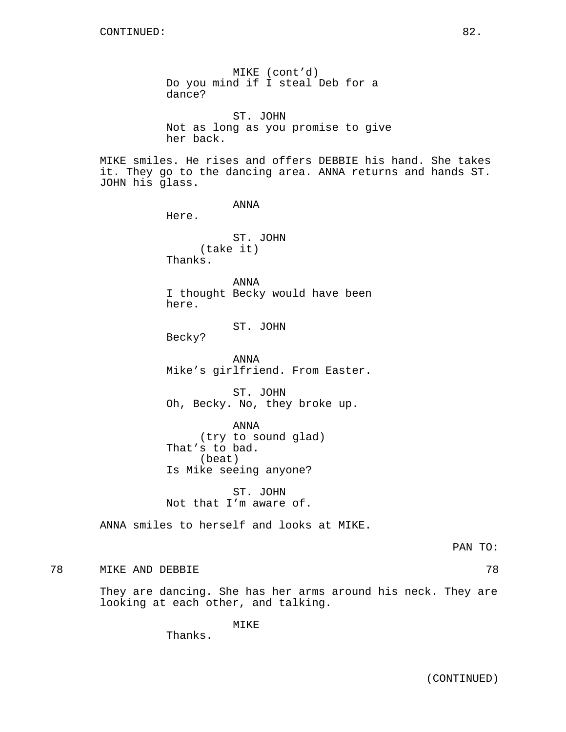CONTINUED:

MIKE (cont'd)
Do you mind if I steal Deb for a dance?

ST. JOHN
Not as long as you promise to give her back.

MIKE smiles. He rises and offers DEBBIE his hand. She takes it. They go to the dancing area. ANNA returns and hands ST. JOHN his glass.

ANNA
Here.

ST. JOHN
(take it)
Thanks.

ANNA
I thought Becky would have been here.

ST. JOHN
Becky?

ANNA
Mike's girlfriend. From Easter.

ST. JOHN
Oh, Becky. No, they broke up.

ANNA
(try to sound glad)
That's to bad.
(beat)
Is Mike seeing anyone?

ST. JOHN
Not that I'm aware of.

ANNA smiles to herself and looks at MIKE.

PAN TO:

78 MIKE AND DEBBIE 78

They are dancing. She has her arms around his neck. They are looking at each other, and talking.

MIKE
Thanks.

(CONTINUED)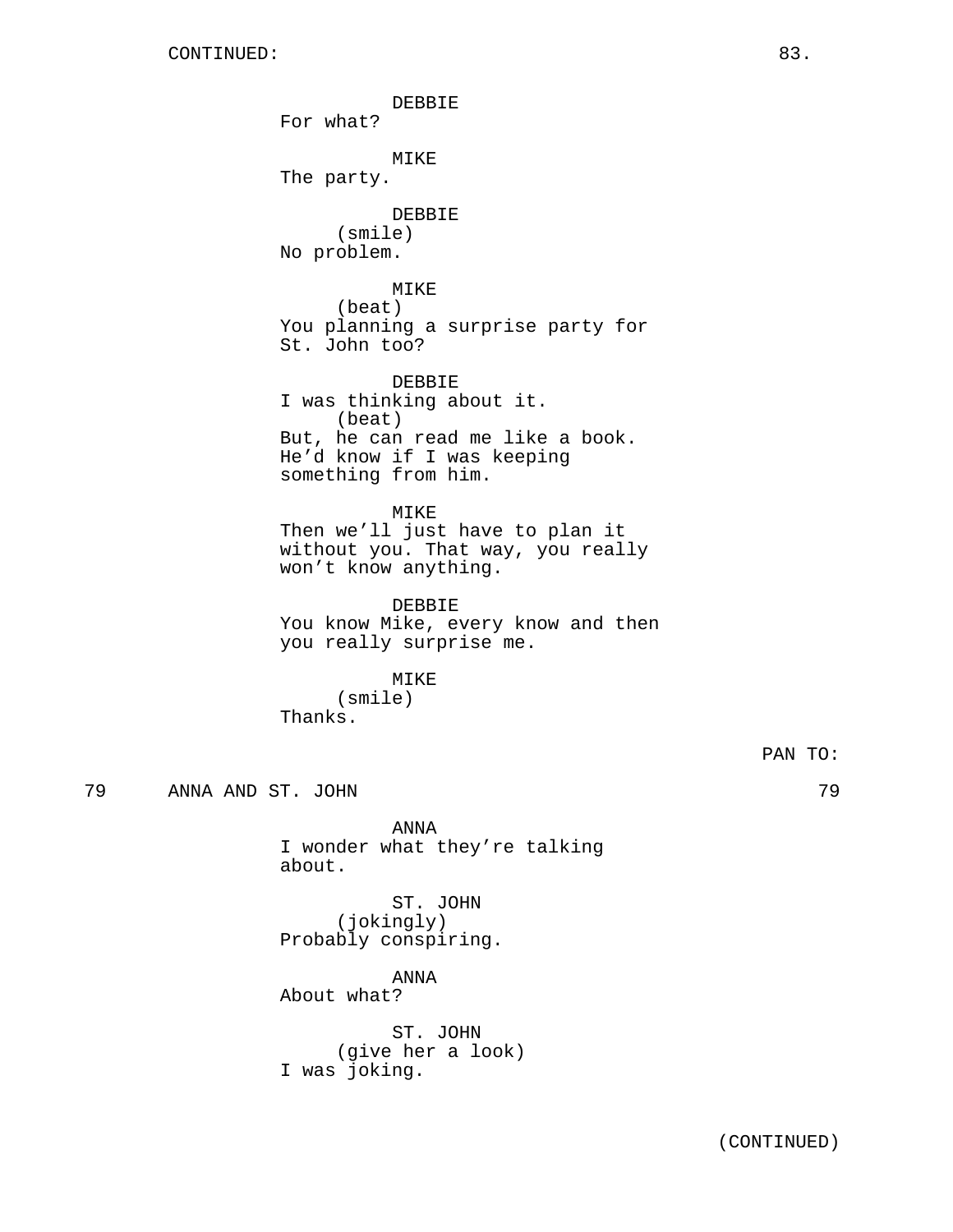CONTINUED:

DEBBIE
For what?

MIKE
The party.

DEBBIE
(smile)
No problem.

MIKE
(beat)
You planning a surprise party for St. John too?

DEBBIE
I was thinking about it.
(beat)
But, he can read me like a book. He'd know if I was keeping something from him.

MIKE
Then we'll just have to plan it without you. That way, you really won't know anything.

DEBBIE
You know Mike, every know and then you really surprise me.

MIKE
(smile)
Thanks.

PAN TO:

79 ANNA AND ST. JOHN 79

ANNA
I wonder what they're talking about.

ST. JOHN
(jokingly)
Probably conspiring.

ANNA
About what?

ST. JOHN
(give her a look)
I was joking.

(CONTINUED)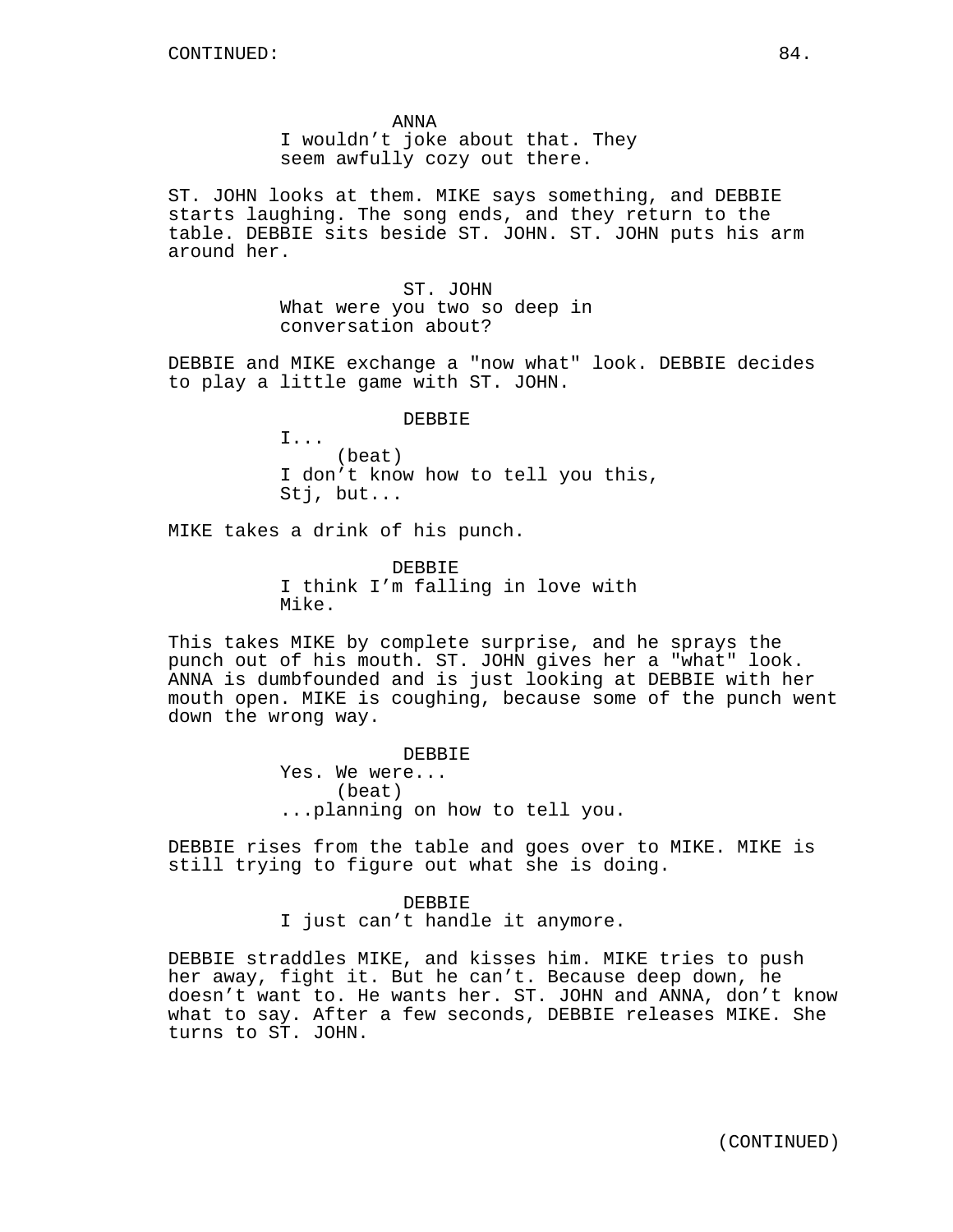CONTINUED:

ANNA
I wouldn't joke about that. They seem awfully cozy out there.

ST. JOHN looks at them. MIKE says something, and DEBBIE starts laughing. The song ends, and they return to the table. DEBBIE sits beside ST. JOHN. ST. JOHN puts his arm around her.

ST. JOHN
What were you two so deep in conversation about?

DEBBIE and MIKE exchange a "now what" look. DEBBIE decides to play a little game with ST. JOHN.

DEBBIE
I...
(beat)
I don't know how to tell you this, Stj, but...

MIKE takes a drink of his punch.

DEBBIE
I think I'm falling in love with Mike.

This takes MIKE by complete surprise, and he sprays the punch out of his mouth. ST. JOHN gives her a "what" look. ANNA is dumbfounded and is just looking at DEBBIE with her mouth open. MIKE is coughing, because some of the punch went down the wrong way.

DEBBIE
Yes. We were...
(beat)
...planning on how to tell you.

DEBBIE rises from the table and goes over to MIKE. MIKE is still trying to figure out what she is doing.

DEBBIE
I just can't handle it anymore.

DEBBIE straddles MIKE, and kisses him. MIKE tries to push her away, fight it. But he can't. Because deep down, he doesn't want to. He wants her. ST. JOHN and ANNA, don't know what to say. After a few seconds, DEBBIE releases MIKE. She turns to ST. JOHN.

(CONTINUED)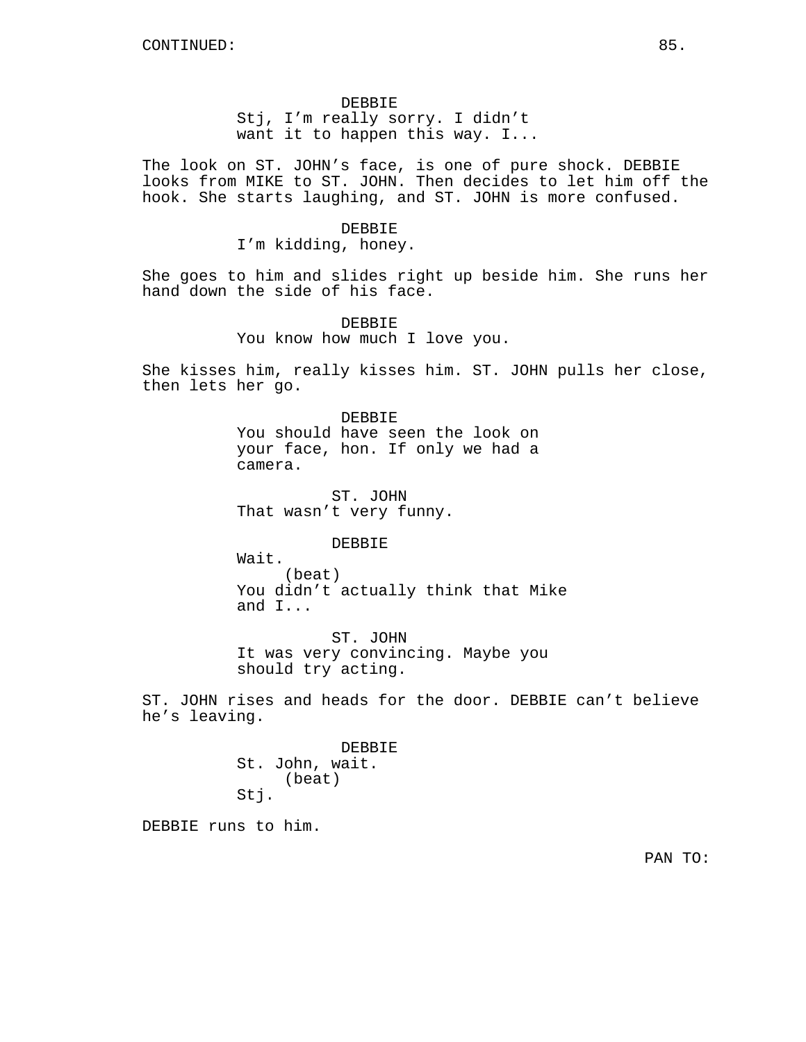DEBBIE
Stj, I'm really sorry. I didn't want it to happen this way. I...

The look on ST. JOHN's face, is one of pure shock. DEBBIE looks from MIKE to ST. JOHN. Then decides to let him off the hook. She starts laughing, and ST. JOHN is more confused.

DEBBIE
I'm kidding, honey.

She goes to him and slides right up beside him. She runs her hand down the side of his face.

DEBBIE
You know how much I love you.

She kisses him, really kisses him. ST. JOHN pulls her close, then lets her go.

DEBBIE
You should have seen the look on your face, hon. If only we had a camera.

ST. JOHN
That wasn't very funny.

DEBBIE
Wait.
(beat)
You didn't actually think that Mike and I...

ST. JOHN
It was very convincing. Maybe you should try acting.

ST. JOHN rises and heads for the door. DEBBIE can't believe he's leaving.

DEBBIE
St. John, wait.
(beat)
Stj.

DEBBIE runs to him.

PAN TO: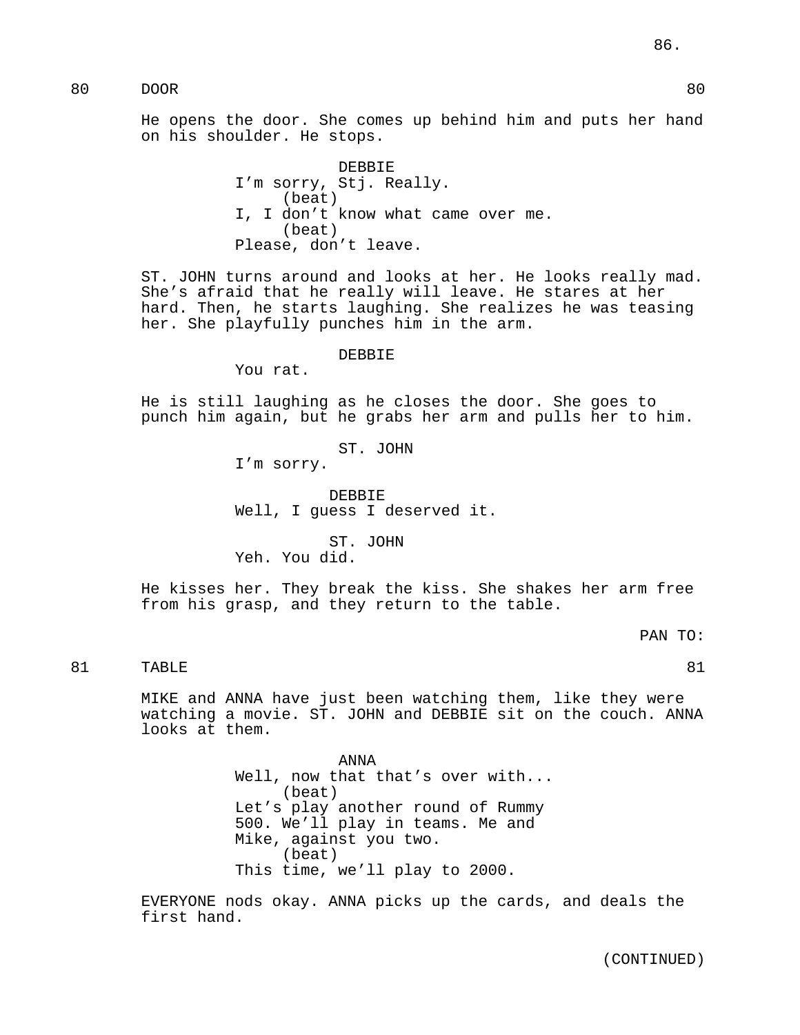80 DOOR 80

He opens the door. She comes up behind him and puts her hand on his shoulder. He stops.

DEBBIE
I'm sorry, Stj. Really.
(beat)
I, I don't know what came over me.
(beat)
Please, don't leave.

ST. JOHN turns around and looks at her. He looks really mad. She's afraid that he really will leave. He stares at her hard. Then, he starts laughing. She realizes he was teasing her. She playfully punches him in the arm.

DEBBIE
You rat.

He is still laughing as he closes the door. She goes to punch him again, but he grabs her arm and pulls her to him.

ST. JOHN
I'm sorry.

DEBBIE
Well, I guess I deserved it.

ST. JOHN
Yeh. You did.

He kisses her. They break the kiss. She shakes her arm free from his grasp, and they return to the table.

PAN TO:

81 TABLE 81

MIKE and ANNA have just been watching them, like they were watching a movie. ST. JOHN and DEBBIE sit on the couch. ANNA looks at them.

ANNA
Well, now that that's over with...
(beat)
Let's play another round of Rummy 500. We'll play in teams. Me and Mike, against you two.
(beat)
This time, we'll play to 2000.

EVERYONE nods okay. ANNA picks up the cards, and deals the first hand.

(CONTINUED)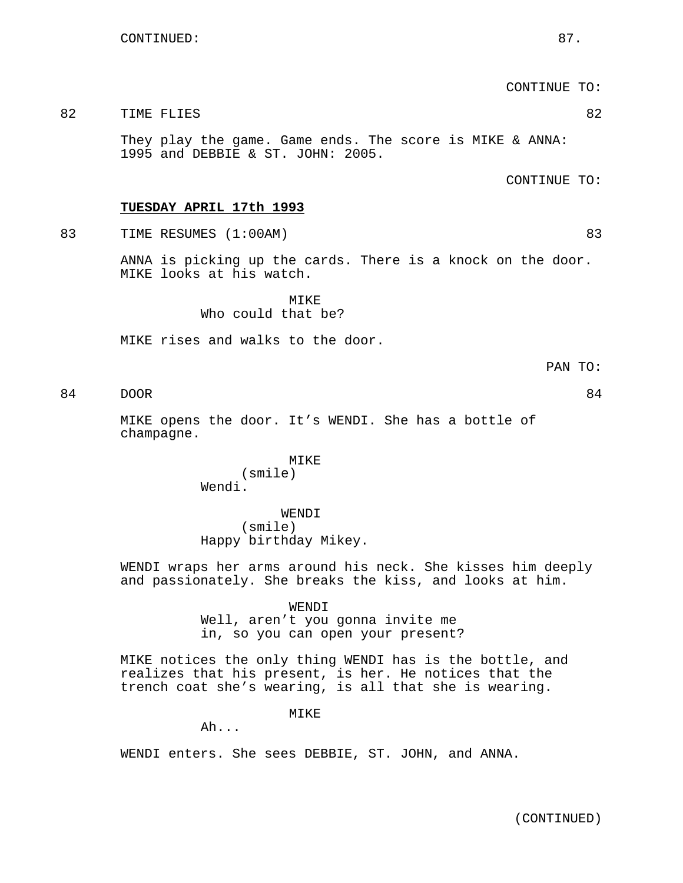CONTINUED:

CONTINUE TO:

82 TIME FLIES 82

They play the game. Game ends. The score is MIKE & ANNA: 1995 and DEBBIE & ST. JOHN: 2005.

CONTINUE TO:

**TUESDAY APRIL 17th 1993**

83 TIME RESUMES (1:00AM) 83

ANNA is picking up the cards. There is a knock on the door. MIKE looks at his watch.

MIKE
Who could that be?

MIKE rises and walks to the door.

PAN TO:

84 DOOR 84

MIKE opens the door. It's WENDI. She has a bottle of champagne.

MIKE
(smile)
Wendi.

WENDI
(smile)
Happy birthday Mikey.

WENDI wraps her arms around his neck. She kisses him deeply and passionately. She breaks the kiss, and looks at him.

WENDI
Well, aren't you gonna invite me in, so you can open your present?

MIKE notices the only thing WENDI has is the bottle, and realizes that his present, is her. He notices that the trench coat she's wearing, is all that she is wearing.

MIKE
Ah...

WENDI enters. She sees DEBBIE, ST. JOHN, and ANNA.

(CONTINUED)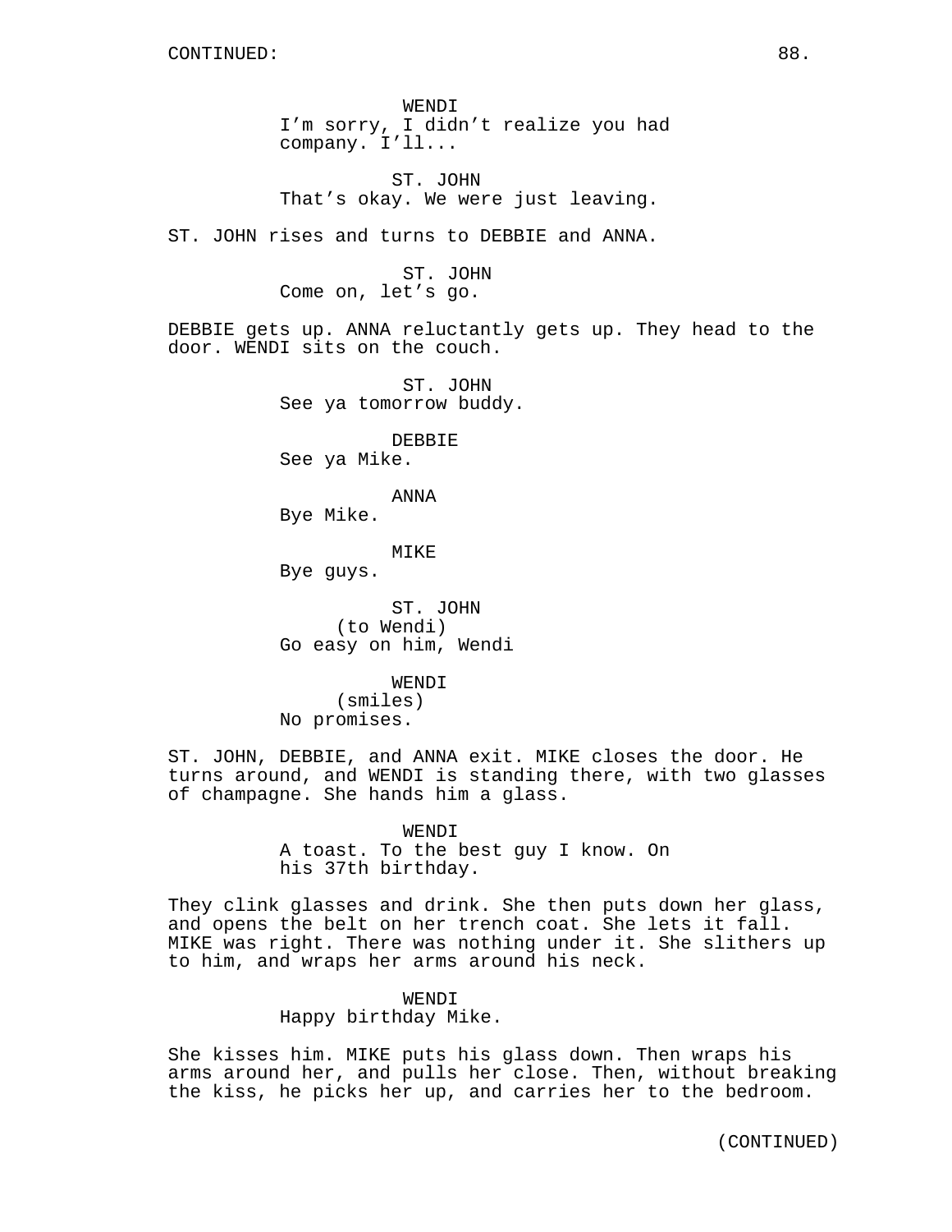WENDI
I'm sorry, I didn't realize you had company. I'll...

ST. JOHN
That's okay. We were just leaving.

ST. JOHN rises and turns to DEBBIE and ANNA.

ST. JOHN
Come on, let's go.

DEBBIE gets up. ANNA reluctantly gets up. They head to the door. WENDI sits on the couch.

ST. JOHN
See ya tomorrow buddy.

DEBBIE
See ya Mike.

ANNA
Bye Mike.

MIKE
Bye guys.

ST. JOHN
(to Wendi)
Go easy on him, Wendi

WENDI
(smiles)
No promises.

ST. JOHN, DEBBIE, and ANNA exit. MIKE closes the door. He turns around, and WENDI is standing there, with two glasses of champagne. She hands him a glass.

WENDI
A toast. To the best guy I know. On his 37th birthday.

They clink glasses and drink. She then puts down her glass, and opens the belt on her trench coat. She lets it fall. MIKE was right. There was nothing under it. She slithers up to him, and wraps her arms around his neck.

WENDI
Happy birthday Mike.

She kisses him. MIKE puts his glass down. Then wraps his arms around her, and pulls her close. Then, without breaking the kiss, he picks her up, and carries her to the bedroom.

(CONTINUED)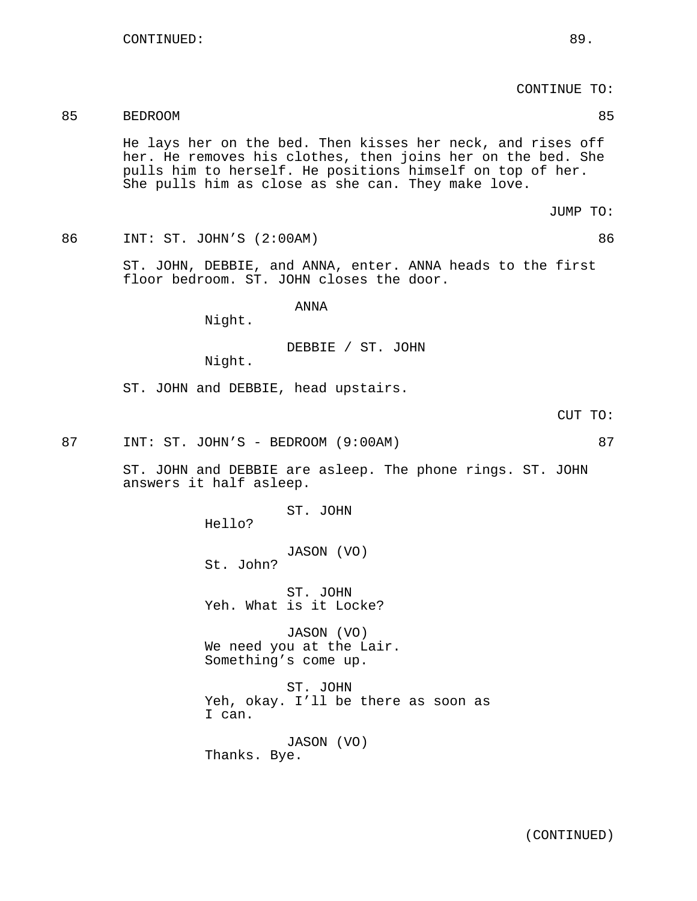CONTINUED:

CONTINUE TO:

85 BEDROOM 85

He lays her on the bed. Then kisses her neck, and rises off her. He removes his clothes, then joins her on the bed. She pulls him to herself. He positions himself on top of her. She pulls him as close as she can. They make love.

JUMP TO:

86 INT: ST. JOHN'S (2:00AM) 86

ST. JOHN, DEBBIE, and ANNA, enter. ANNA heads to the first floor bedroom. ST. JOHN closes the door.

ANNA
Night.

DEBBIE / ST. JOHN
Night.

ST. JOHN and DEBBIE, head upstairs.

CUT TO:

87 INT: ST. JOHN'S - BEDROOM (9:00AM) 87

ST. JOHN and DEBBIE are asleep. The phone rings. ST. JOHN answers it half asleep.

ST. JOHN
Hello?

JASON (VO)
St. John?

ST. JOHN
Yeh. What is it Locke?

JASON (VO)
We need you at the Lair.
Something's come up.

ST. JOHN
Yeh, okay. I'll be there as soon as
I can.

JASON (VO)
Thanks. Bye.

(CONTINUED)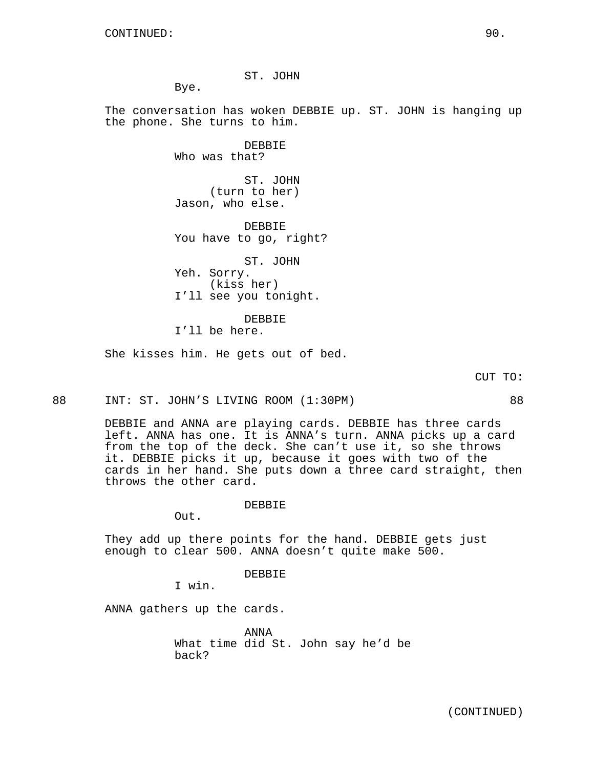CONTINUED:

ST. JOHN
Bye.

The conversation has woken DEBBIE up. ST. JOHN is hanging up the phone. She turns to him.

DEBBIE
Who was that?

ST. JOHN
(turn to her)
Jason, who else.

DEBBIE
You have to go, right?

ST. JOHN
Yeh. Sorry.
(kiss her)
I'll see you tonight.

DEBBIE
I'll be here.

She kisses him. He gets out of bed.

CUT TO:

88 INT: ST. JOHN'S LIVING ROOM (1:30PM) 88

DEBBIE and ANNA are playing cards. DEBBIE has three cards left. ANNA has one. It is ANNA's turn. ANNA picks up a card from the top of the deck. She can't use it, so she throws it. DEBBIE picks it up, because it goes with two of the cards in her hand. She puts down a three card straight, then throws the other card.

DEBBIE
Out.

They add up there points for the hand. DEBBIE gets just enough to clear 500. ANNA doesn't quite make 500.

DEBBIE
I win.

ANNA gathers up the cards.

ANNA
What time did St. John say he'd be back?

(CONTINUED)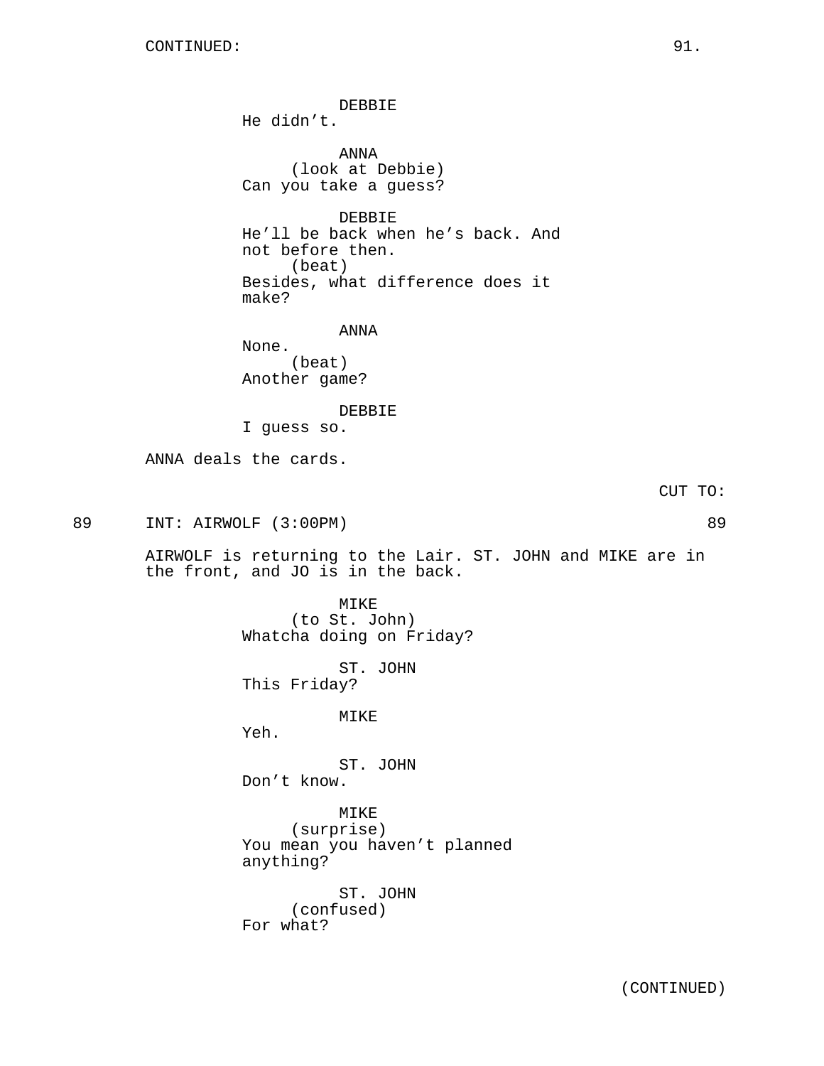CONTINUED:

DEBBIE
He didn’t.

ANNA
(look at Debbie)
Can you take a guess?

DEBBIE
He’ll be back when he’s back. And not before then.
(beat)
Besides, what difference does it make?

ANNA
None.
(beat)
Another game?

DEBBIE
I guess so.

ANNA deals the cards.

CUT TO:

89 INT: AIRWOLF (3:00PM) 89

AIRWOLF is returning to the Lair. ST. JOHN and MIKE are in the front, and JO is in the back.

MIKE
(to St. John)
Whatcha doing on Friday?

ST. JOHN
This Friday?

MIKE
Yeh.

ST. JOHN
Don’t know.

MIKE
(surprise)
You mean you haven’t planned anything?

ST. JOHN
(confused)
For what?

(CONTINUED)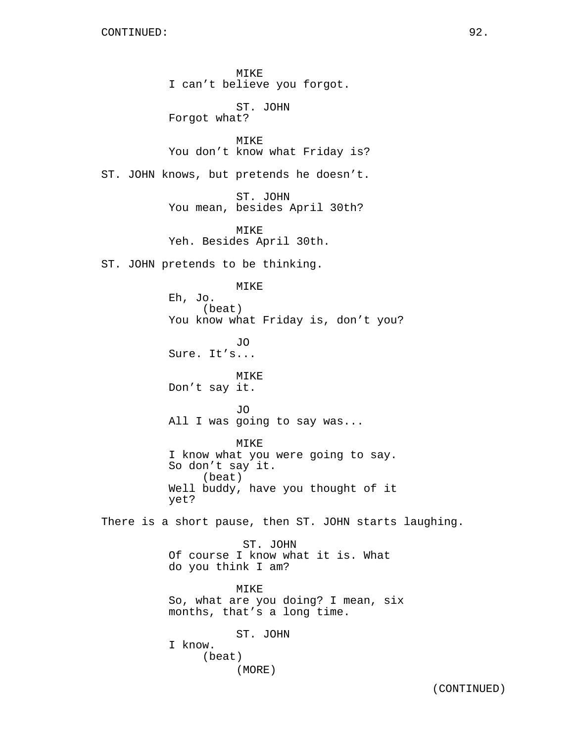CONTINUED:

MIKE
I can't believe you forgot.

ST. JOHN
Forgot what?

MIKE
You don't know what Friday is?

ST. JOHN knows, but pretends he doesn't.

ST. JOHN
You mean, besides April 30th?

MIKE
Yeh. Besides April 30th.

ST. JOHN pretends to be thinking.

MIKE
Eh, Jo.
(beat)
You know what Friday is, don't you?

JO
Sure. It's...

MIKE
Don't say it.

JO
All I was going to say was...

MIKE
I know what you were going to say. So don't say it.
(beat)
Well buddy, have you thought of it yet?

There is a short pause, then ST. JOHN starts laughing.

ST. JOHN
Of course I know what it is. What do you think I am?

MIKE
So, what are you doing? I mean, six months, that's a long time.

ST. JOHN
I know.
(beat)
(MORE)

(CONTINUED)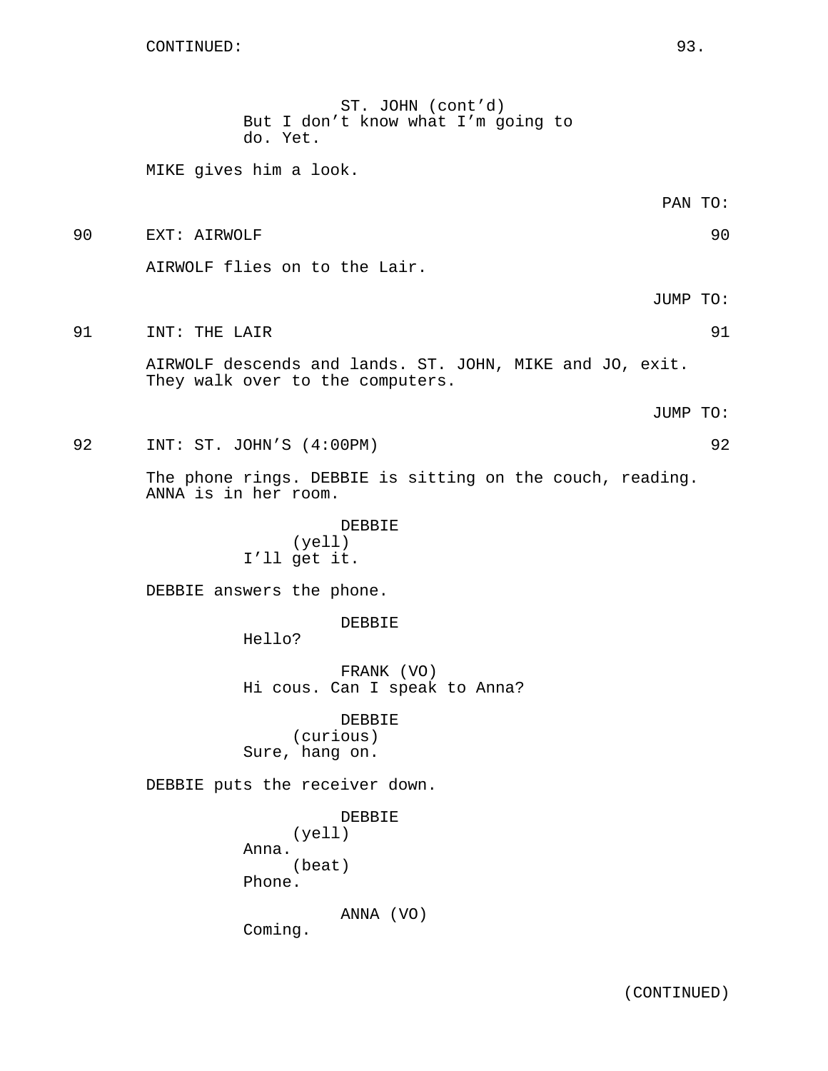ST. JOHN (cont'd)
But I don't know what I'm going to do. Yet.

MIKE gives him a look.

PAN TO:

90 EXT: AIRWOLF 90

AIRWOLF flies on to the Lair.

JUMP TO:

91 INT: THE LAIR 91

AIRWOLF descends and lands. ST. JOHN, MIKE and JO, exit. They walk over to the computers.

JUMP TO:

92 INT: ST. JOHN'S (4:00PM) 92

The phone rings. DEBBIE is sitting on the couch, reading. ANNA is in her room.

DEBBIE
(yell)
I'll get it.

DEBBIE answers the phone.

DEBBIE
Hello?

FRANK (VO)
Hi cous. Can I speak to Anna?

DEBBIE
(curious)
Sure, hang on.

DEBBIE puts the receiver down.

DEBBIE
(yell)
Anna.
(beat)
Phone.

ANNA (VO)
Coming.

(CONTINUED)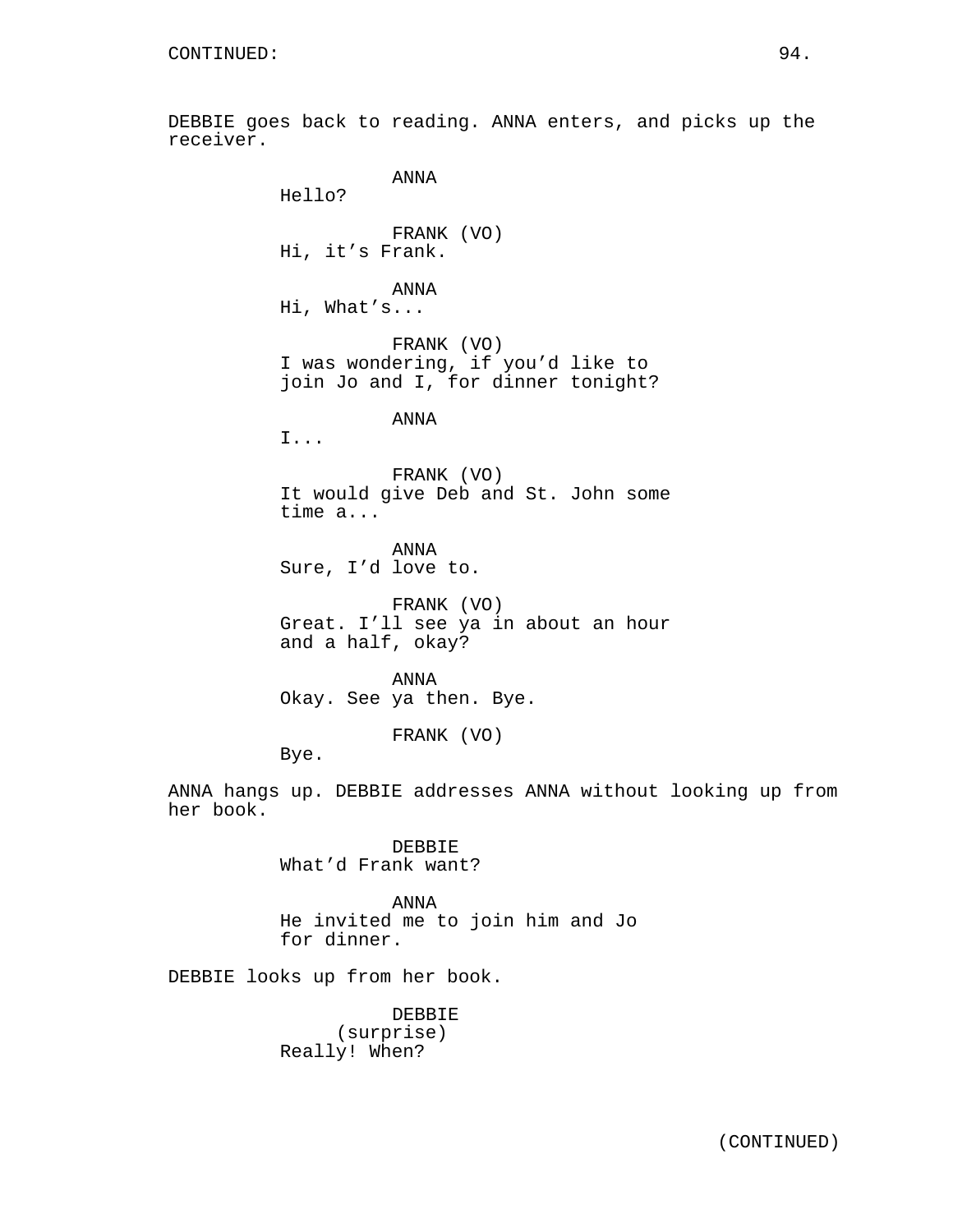DEBBIE goes back to reading. ANNA enters, and picks up the receiver.

ANNA
Hello?

FRANK (VO)
Hi, it's Frank.

ANNA
Hi, What's...

FRANK (VO)
I was wondering, if you'd like to join Jo and I, for dinner tonight?

ANNA
I...

FRANK (VO)
It would give Deb and St. John some time a...

ANNA
Sure, I'd love to.

FRANK (VO)
Great. I'll see ya in about an hour and a half, okay?

ANNA
Okay. See ya then. Bye.

FRANK (VO)
Bye.

ANNA hangs up. DEBBIE addresses ANNA without looking up from her book.

DEBBIE
What'd Frank want?

ANNA
He invited me to join him and Jo for dinner.

DEBBIE looks up from her book.

DEBBIE
(surprise)
Really! When?

(CONTINUED)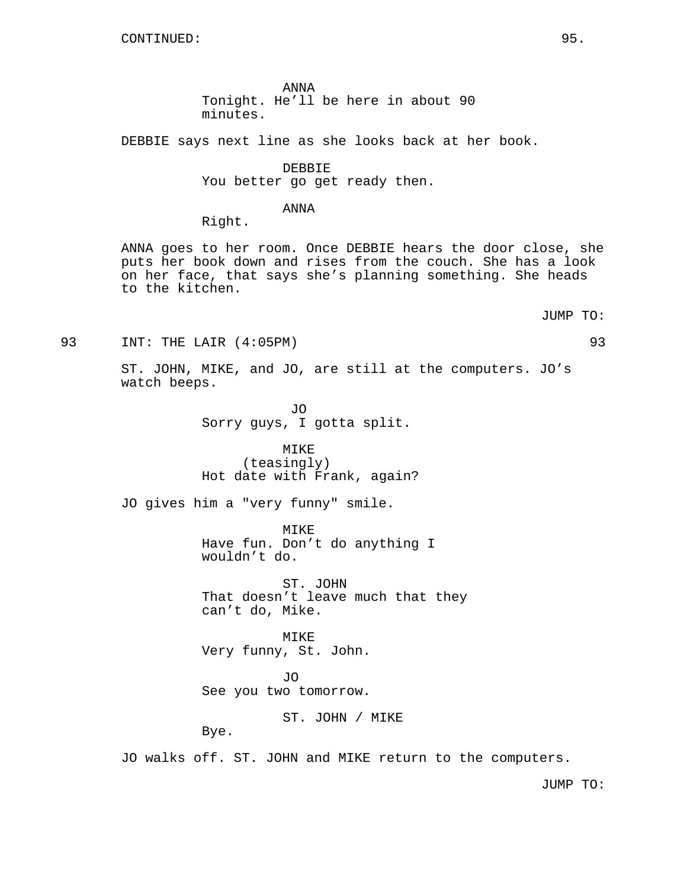CONTINUED:

ANNA
Tonight. He'll be here in about 90 minutes.

DEBBIE says next line as she looks back at her book.

DEBBIE
You better go get ready then.

ANNA
Right.

ANNA goes to her room. Once DEBBIE hears the door close, she puts her book down and rises from the couch. She has a look on her face, that says she's planning something. She heads to the kitchen.

JUMP TO:

93 INT: THE LAIR (4:05PM) 93

ST. JOHN, MIKE, and JO, are still at the computers. JO's watch beeps.

JO
Sorry guys, I gotta split.

MIKE
(teasingly)
Hot date with Frank, again?

JO gives him a "very funny" smile.

MIKE
Have fun. Don't do anything I wouldn't do.

ST. JOHN
That doesn't leave much that they can't do, Mike.

MIKE
Very funny, St. John.

JO
See you two tomorrow.

ST. JOHN / MIKE
Bye.

JO walks off. ST. JOHN and MIKE return to the computers.

JUMP TO: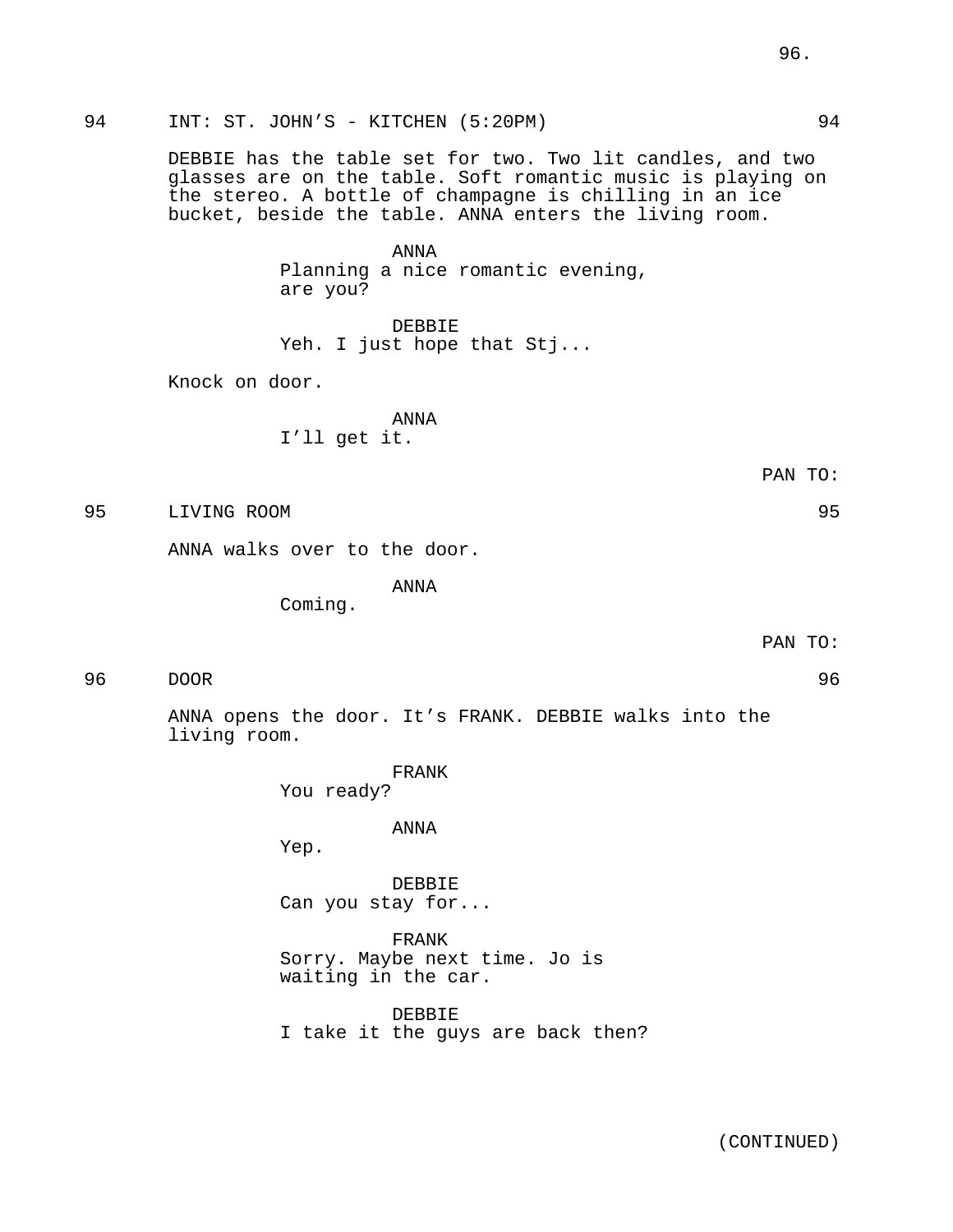94 INT: ST. JOHN'S - KITCHEN (5:20PM) 94

DEBBIE has the table set for two. Two lit candles, and two glasses are on the table. Soft romantic music is playing on the stereo. A bottle of champagne is chilling in an ice bucket, beside the table. ANNA enters the living room.

ANNA
Planning a nice romantic evening, are you?

DEBBIE
Yeh. I just hope that Stj...

Knock on door.

ANNA
I'll get it.

PAN TO:

95 LIVING ROOM 95

ANNA walks over to the door.

ANNA
Coming.

PAN TO:

96 DOOR 96

ANNA opens the door. It's FRANK. DEBBIE walks into the living room.

FRANK
You ready?

ANNA
Yep.

DEBBIE
Can you stay for...

FRANK
Sorry. Maybe next time. Jo is waiting in the car.

DEBBIE
I take it the guys are back then?

(CONTINUED)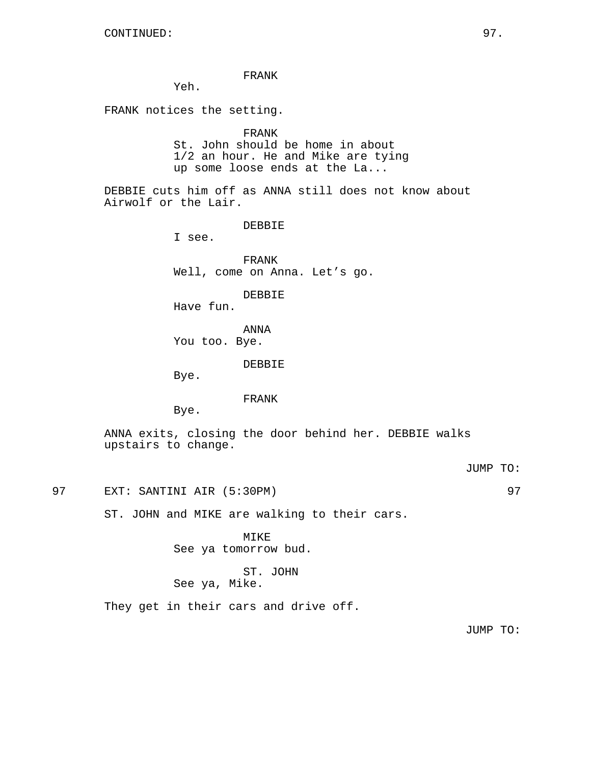CONTINUED:

FRANK
Yeh.

FRANK notices the setting.

FRANK
St. John should be home in about 1/2 an hour. He and Mike are tying up some loose ends at the La...

DEBBIE cuts him off as ANNA still does not know about Airwolf or the Lair.

DEBBIE
I see.

FRANK
Well, come on Anna. Let's go.

DEBBIE
Have fun.

ANNA
You too. Bye.

DEBBIE
Bye.

FRANK
Bye.

ANNA exits, closing the door behind her. DEBBIE walks upstairs to change.

JUMP TO:

97 EXT: SANTINI AIR (5:30PM) 97

ST. JOHN and MIKE are walking to their cars.

MIKE
See ya tomorrow bud.

ST. JOHN
See ya, Mike.

They get in their cars and drive off.

JUMP TO: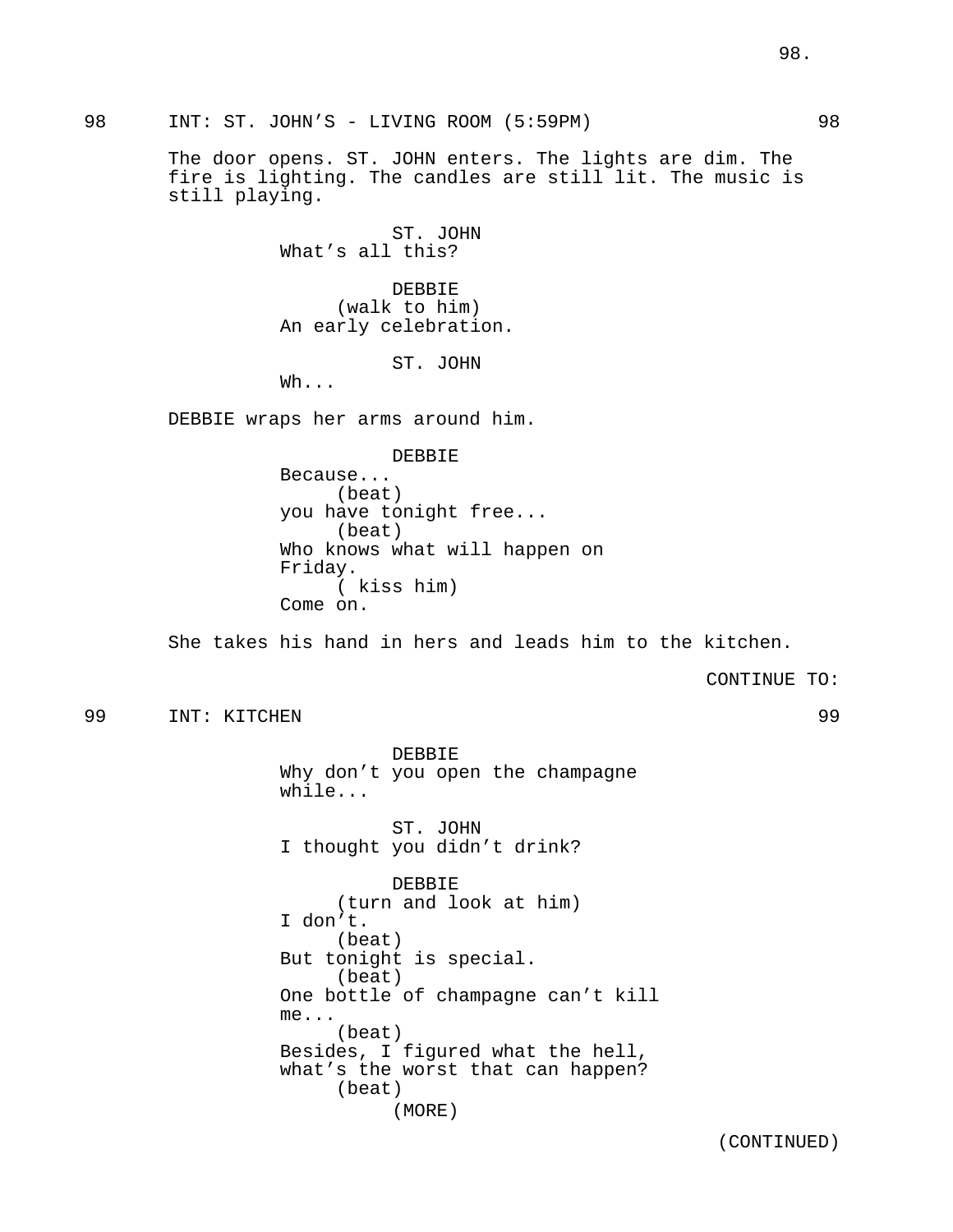98 INT: ST. JOHN'S - LIVING ROOM (5:59PM) 98

The door opens. ST. JOHN enters. The lights are dim. The fire is lighting. The candles are still lit. The music is still playing.

ST. JOHN
What's all this?

DEBBIE
(walk to him)
An early celebration.

ST. JOHN
Wh...

DEBBIE wraps her arms around him.

DEBBIE
Because...
(beat)
you have tonight free...
(beat)
Who knows what will happen on Friday.
( kiss him)
Come on.

She takes his hand in hers and leads him to the kitchen.

CONTINUE TO:

99 INT: KITCHEN 99

DEBBIE
Why don't you open the champagne while...

ST. JOHN
I thought you didn't drink?

DEBBIE
(turn and look at him)
I don't.
(beat)
But tonight is special.
(beat)
One bottle of champagne can't kill me...
(beat)
Besides, I figured what the hell, what's the worst that can happen?
(beat)
(MORE)

(CONTINUED)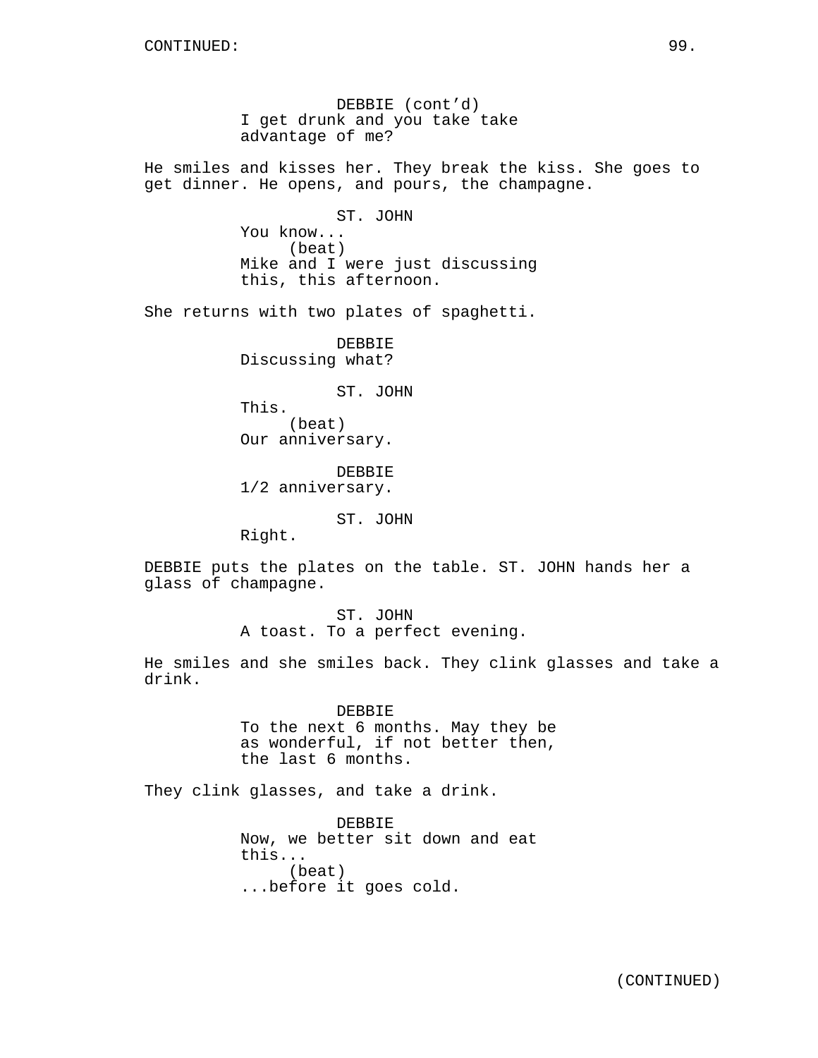DEBBIE (cont'd)
I get drunk and you take take advantage of me?

He smiles and kisses her. They break the kiss. She goes to get dinner. He opens, and pours, the champagne.

ST. JOHN
You know...
(beat)
Mike and I were just discussing this, this afternoon.

She returns with two plates of spaghetti.

DEBBIE
Discussing what?

ST. JOHN
This.
(beat)
Our anniversary.

DEBBIE
1/2 anniversary.

ST. JOHN
Right.

DEBBIE puts the plates on the table. ST. JOHN hands her a glass of champagne.

ST. JOHN
A toast. To a perfect evening.

He smiles and she smiles back. They clink glasses and take a drink.

DEBBIE
To the next 6 months. May they be as wonderful, if not better then, the last 6 months.

They clink glasses, and take a drink.

DEBBIE
Now, we better sit down and eat this...
(beat)
...before it goes cold.

(CONTINUED)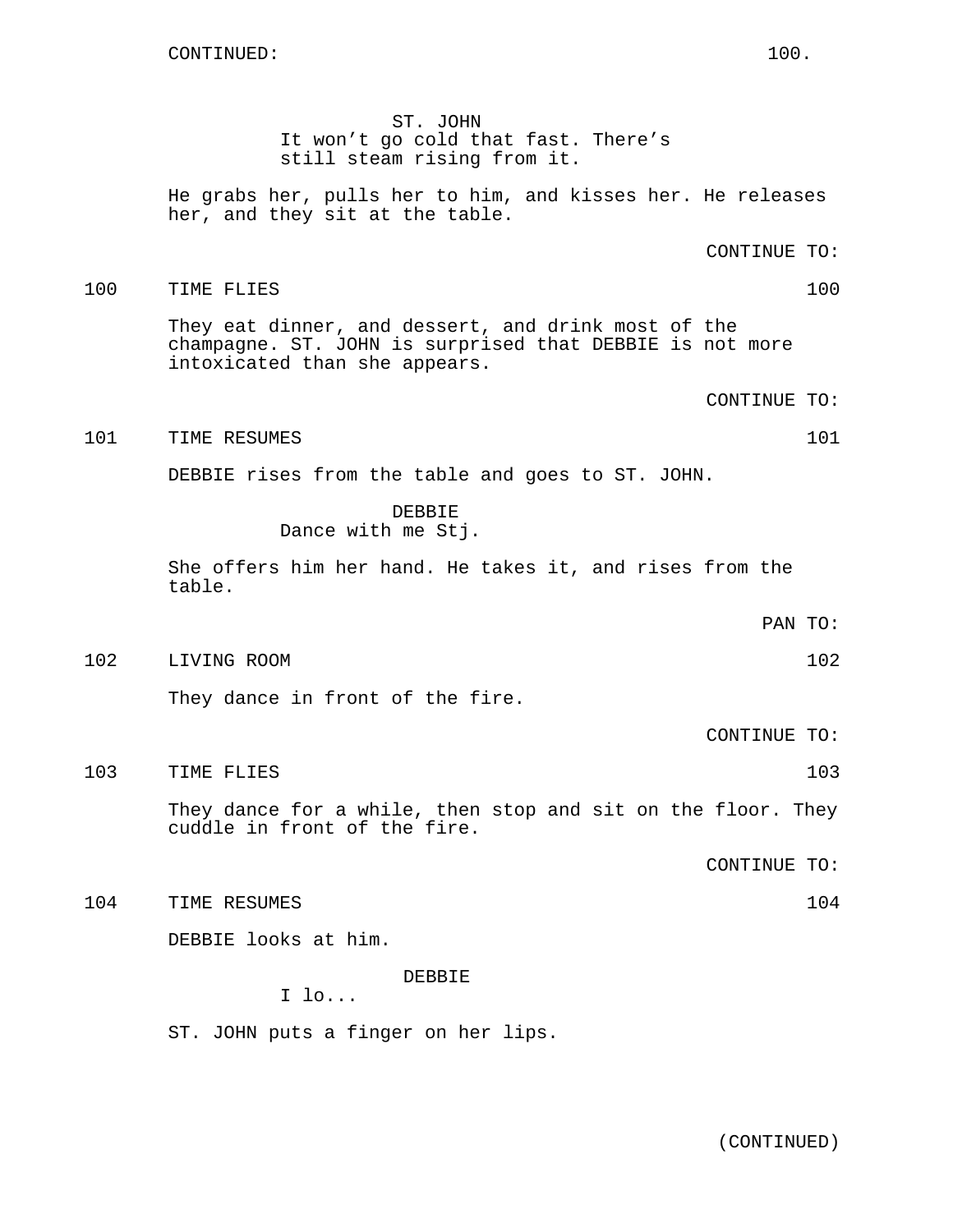CONTINUED:

ST. JOHN
It won't go cold that fast. There's still steam rising from it.

He grabs her, pulls her to him, and kisses her. He releases her, and they sit at the table.

CONTINUE TO:

100 TIME FLIES 100

They eat dinner, and dessert, and drink most of the champagne. ST. JOHN is surprised that DEBBIE is not more intoxicated than she appears.

CONTINUE TO:

101 TIME RESUMES 101

DEBBIE rises from the table and goes to ST. JOHN.

DEBBIE
Dance with me Stj.

She offers him her hand. He takes it, and rises from the table.

PAN TO:

102 LIVING ROOM 102

They dance in front of the fire.

CONTINUE TO:

103 TIME FLIES 103

They dance for a while, then stop and sit on the floor. They cuddle in front of the fire.

CONTINUE TO:

104 TIME RESUMES 104

DEBBIE looks at him.

DEBBIE
I lo...

ST. JOHN puts a finger on her lips.

(CONTINUED)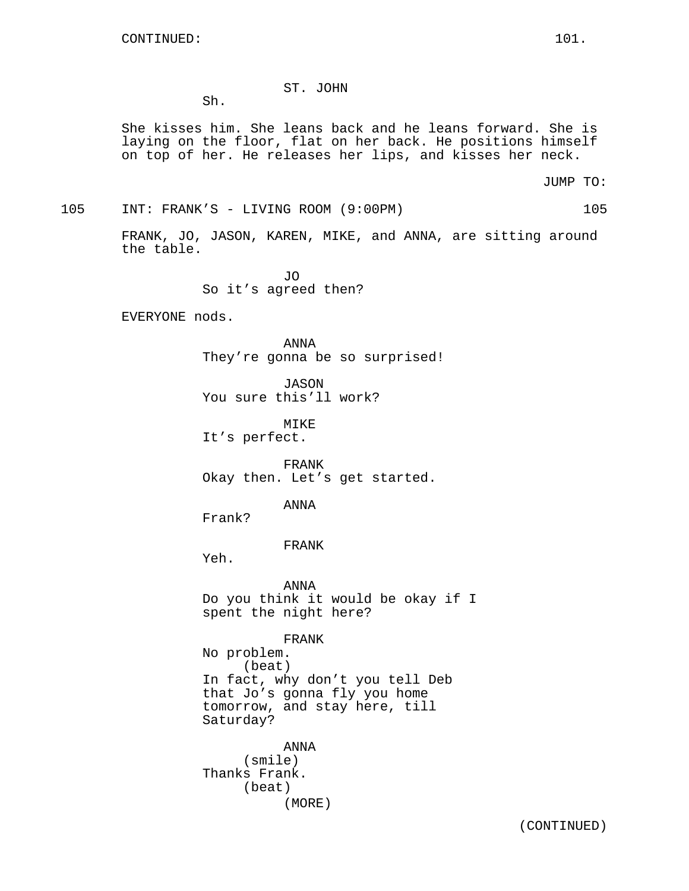CONTINUED:

ST. JOHN

Sh.

She kisses him. She leans back and he leans forward. She is laying on the floor, flat on her back. He positions himself on top of her. He releases her lips, and kisses her neck.

JUMP TO:

105 INT: FRANK'S - LIVING ROOM (9:00PM) 105

FRANK, JO, JASON, KAREN, MIKE, and ANNA, are sitting around the table.

JO

So it's agreed then?

EVERYONE nods.

ANNA

They're gonna be so surprised!

JASON

You sure this'll work?

MIKE

It's perfect.

FRANK

Okay then. Let's get started.

ANNA

Frank?

FRANK

Yeh.

ANNA

Do you think it would be okay if I spent the night here?

FRANK

No problem.
(beat)
In fact, why don't you tell Deb that Jo's gonna fly you home tomorrow, and stay here, till Saturday?

ANNA
(smile)
Thanks Frank.
(beat)
(MORE)

(CONTINUED)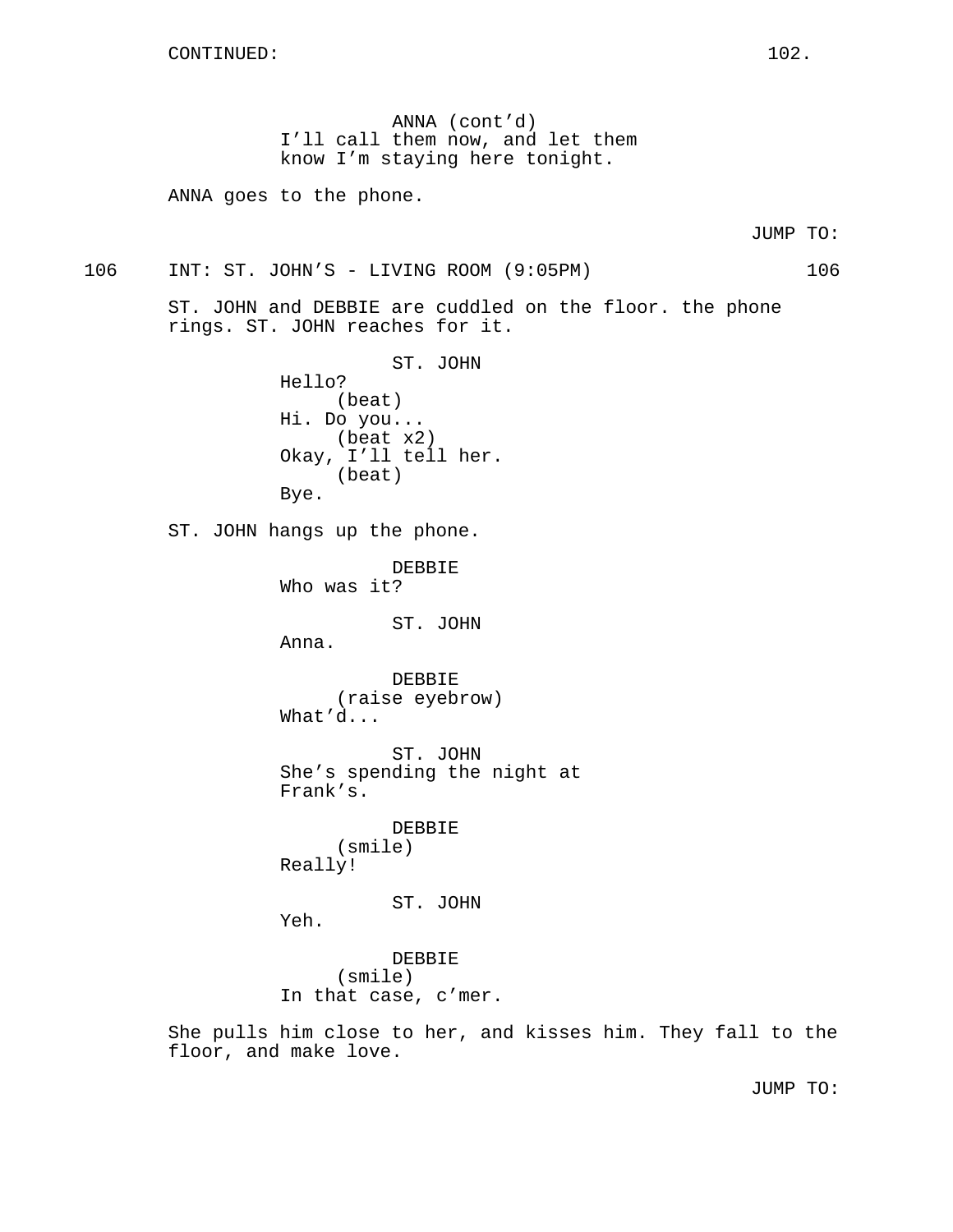CONTINUED:

ANNA (cont'd)
I'll call them now, and let them know I'm staying here tonight.

ANNA goes to the phone.

JUMP TO:

106 INT: ST. JOHN'S - LIVING ROOM (9:05PM) 106

ST. JOHN and DEBBIE are cuddled on the floor. the phone rings. ST. JOHN reaches for it.

ST. JOHN
Hello?
(beat)
Hi. Do you...
(beat x2)
Okay, I'll tell her.
(beat)
Bye.

ST. JOHN hangs up the phone.

DEBBIE
Who was it?

ST. JOHN
Anna.

DEBBIE
(raise eyebrow)
What'd...

ST. JOHN
She's spending the night at Frank's.

DEBBIE
(smile)
Really!

ST. JOHN
Yeh.

DEBBIE
(smile)
In that case, c'mer.

She pulls him close to her, and kisses him. They fall to the floor, and make love.

JUMP TO: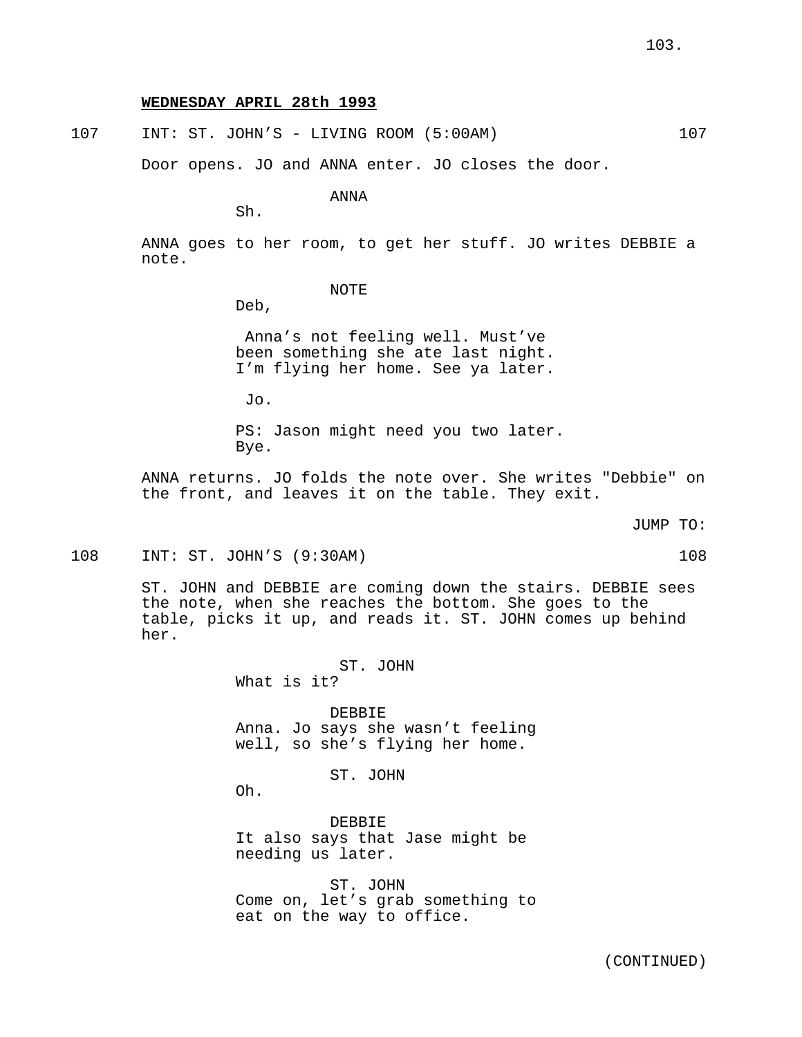**WEDNESDAY APRIL 28th 1993**

107 INT: ST. JOHN'S - LIVING ROOM (5:00AM) 107

Door opens. JO and ANNA enter. JO closes the door.

ANNA
Sh.

ANNA goes to her room, to get her stuff. JO writes DEBBIE a note.

NOTE
Deb,

Anna's not feeling well. Must've been something she ate last night. I'm flying her home. See ya later.

Jo.

PS: Jason might need you two later. Bye.

ANNA returns. JO folds the note over. She writes "Debbie" on the front, and leaves it on the table. They exit.

JUMP TO:

108 INT: ST. JOHN'S (9:30AM) 108

ST. JOHN and DEBBIE are coming down the stairs. DEBBIE sees the note, when she reaches the bottom. She goes to the table, picks it up, and reads it. ST. JOHN comes up behind her.

ST. JOHN
What is it?

DEBBIE
Anna. Jo says she wasn't feeling well, so she's flying her home.

ST. JOHN
Oh.

DEBBIE
It also says that Jase might be needing us later.

ST. JOHN
Come on, let's grab something to eat on the way to office.

(CONTINUED)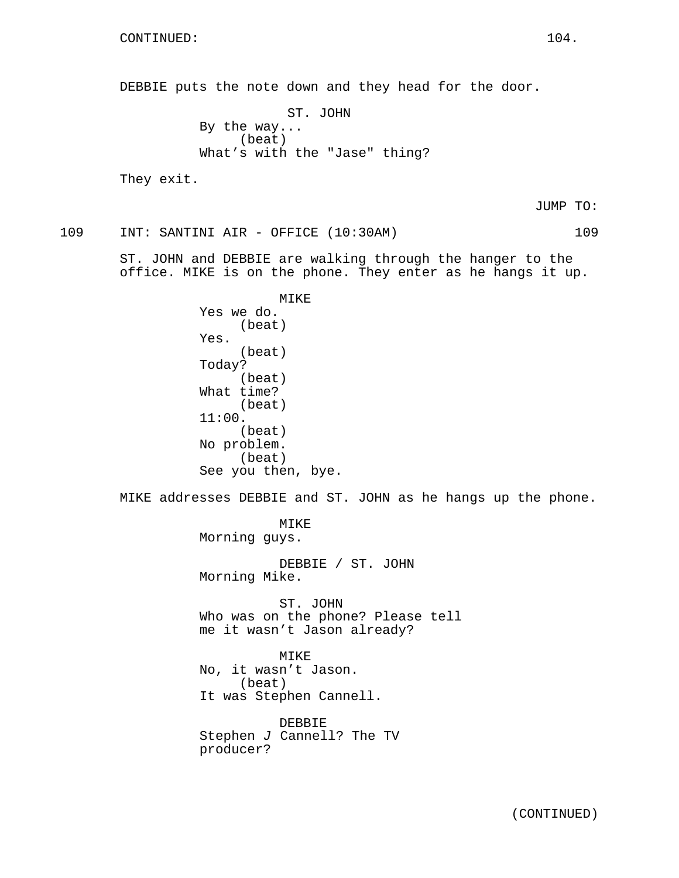DEBBIE puts the note down and they head for the door.

ST. JOHN
By the way...
(beat)
What's with the "Jase" thing?

They exit.

JUMP TO:

109 INT: SANTINI AIR - OFFICE (10:30AM) 109

ST. JOHN and DEBBIE are walking through the hanger to the office. MIKE is on the phone. They enter as he hangs it up.

MIKE
Yes we do.
(beat)
Yes.
(beat)
Today?
(beat)
What time?
(beat)
11:00.
(beat)
No problem.
(beat)
See you then, bye.

MIKE addresses DEBBIE and ST. JOHN as he hangs up the phone.

MIKE
Morning guys.

DEBBIE / ST. JOHN
Morning Mike.

ST. JOHN
Who was on the phone? Please tell me it wasn't Jason already?

MIKE
No, it wasn't Jason.
(beat)
It was Stephen Cannell.

DEBBIE
Stephen J Cannell? The TV producer?

(CONTINUED)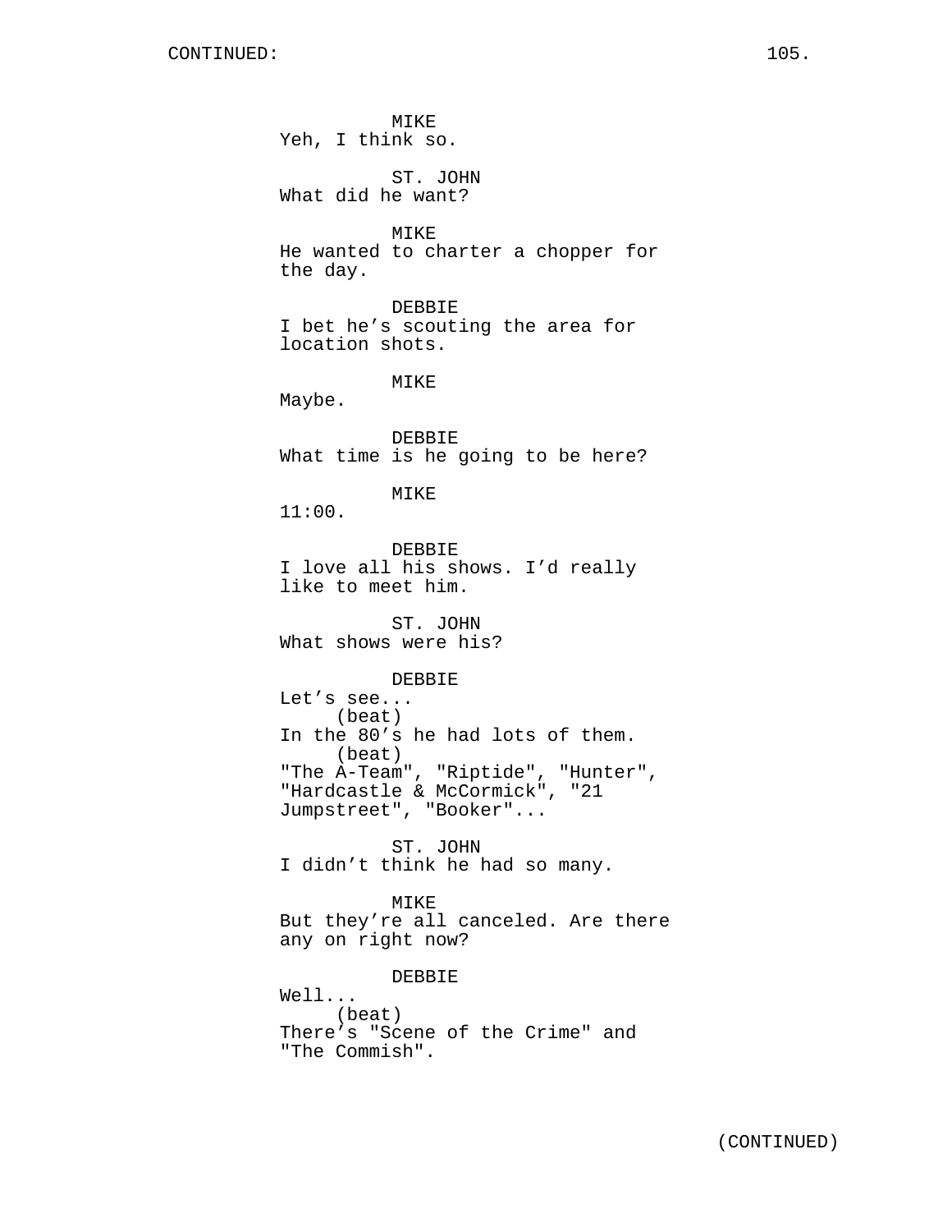MIKE
Yeh, I think so.

ST. JOHN
What did he want?

MIKE
He wanted to charter a chopper for the day.

DEBBIE
I bet he's scouting the area for location shots.

MIKE
Maybe.

DEBBIE
What time is he going to be here?

MIKE
11:00.

DEBBIE
I love all his shows. I'd really like to meet him.

ST. JOHN
What shows were his?

DEBBIE
Let's see...
(beat)
In the 80's he had lots of them.
(beat)
"The A-Team", "Riptide", "Hunter", "Hardcastle & McCormick", "21 Jumpstreet", "Booker"...

ST. JOHN
I didn't think he had so many.

MIKE
But they're all canceled. Are there any on right now?

DEBBIE
Well...
(beat)
There's "Scene of the Crime" and "The Commish".

(CONTINUED)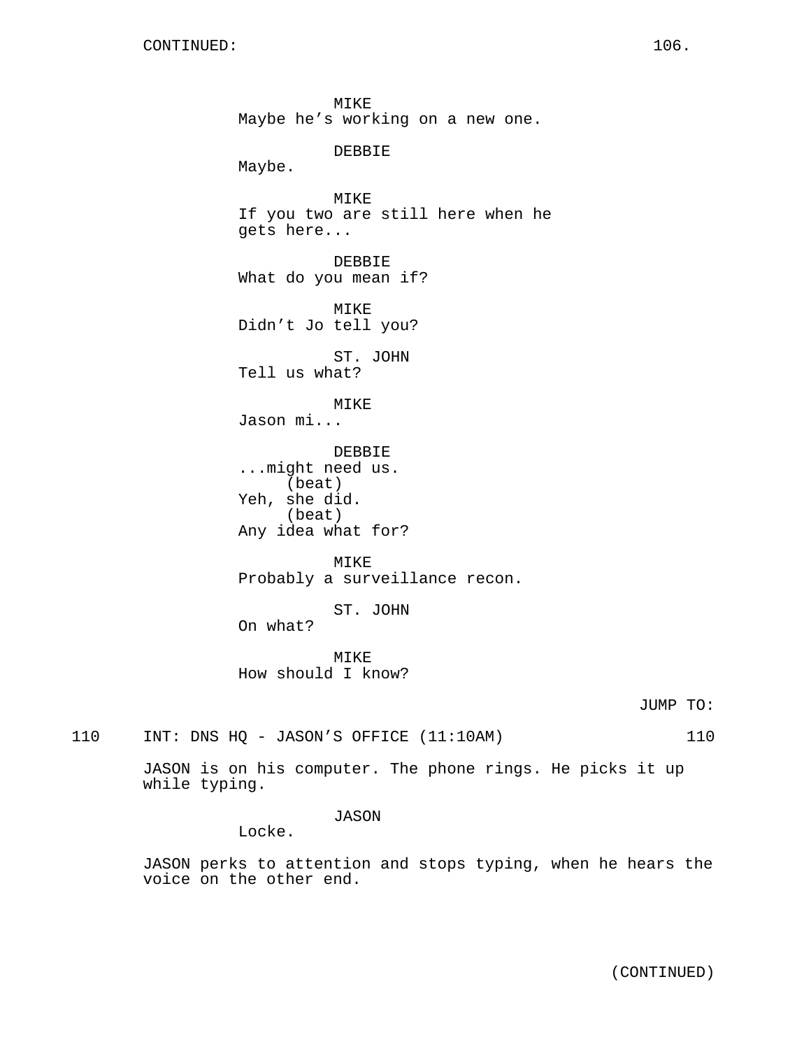CONTINUED:

MIKE
Maybe he's working on a new one.

DEBBIE
Maybe.

MIKE
If you two are still here when he gets here...

DEBBIE
What do you mean if?

MIKE
Didn't Jo tell you?

ST. JOHN
Tell us what?

MIKE
Jason mi...

DEBBIE
...might need us.
(beat)
Yeh, she did.
(beat)
Any idea what for?

MIKE
Probably a surveillance recon.

ST. JOHN
On what?

MIKE
How should I know?

JUMP TO:

110 INT: DNS HQ - JASON'S OFFICE (11:10AM) 110

JASON is on his computer. The phone rings. He picks it up while typing.

JASON
Locke.

JASON perks to attention and stops typing, when he hears the voice on the other end.

(CONTINUED)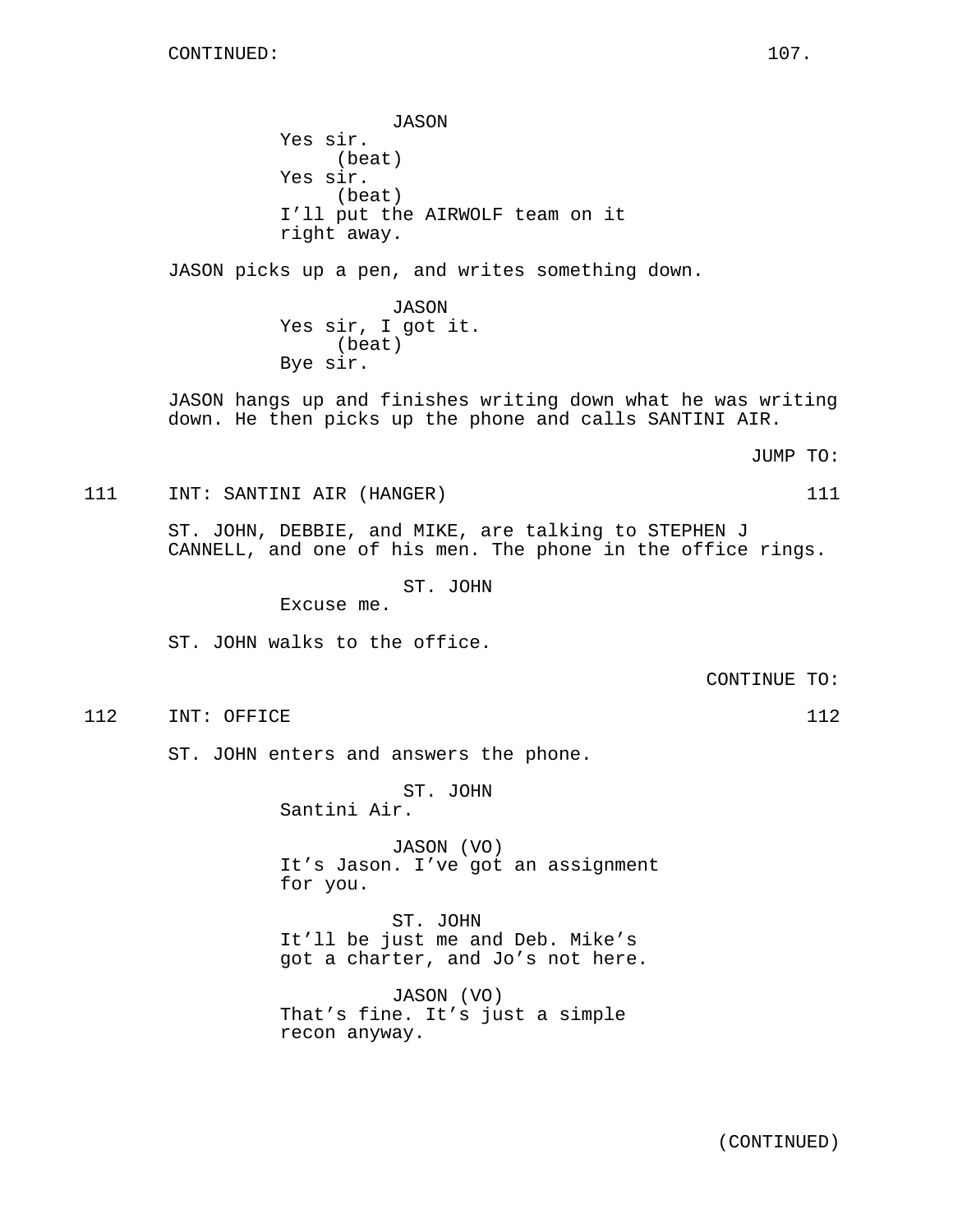JASON
Yes sir.
(beat)
Yes sir.
(beat)
I'll put the AIRWOLF team on it right away.

JASON picks up a pen, and writes something down.

JASON
Yes sir, I got it.
(beat)
Bye sir.

JASON hangs up and finishes writing down what he was writing down. He then picks up the phone and calls SANTINI AIR.

JUMP TO:

111 INT: SANTINI AIR (HANGER) 111

ST. JOHN, DEBBIE, and MIKE, are talking to STEPHEN J CANNELL, and one of his men. The phone in the office rings.

ST. JOHN
Excuse me.

ST. JOHN walks to the office.

CONTINUE TO:

112 INT: OFFICE 112

ST. JOHN enters and answers the phone.

ST. JOHN
Santini Air.

JASON (VO)
It's Jason. I've got an assignment for you.

ST. JOHN
It'll be just me and Deb. Mike's got a charter, and Jo's not here.

JASON (VO)
That's fine. It's just a simple recon anyway.

(CONTINUED)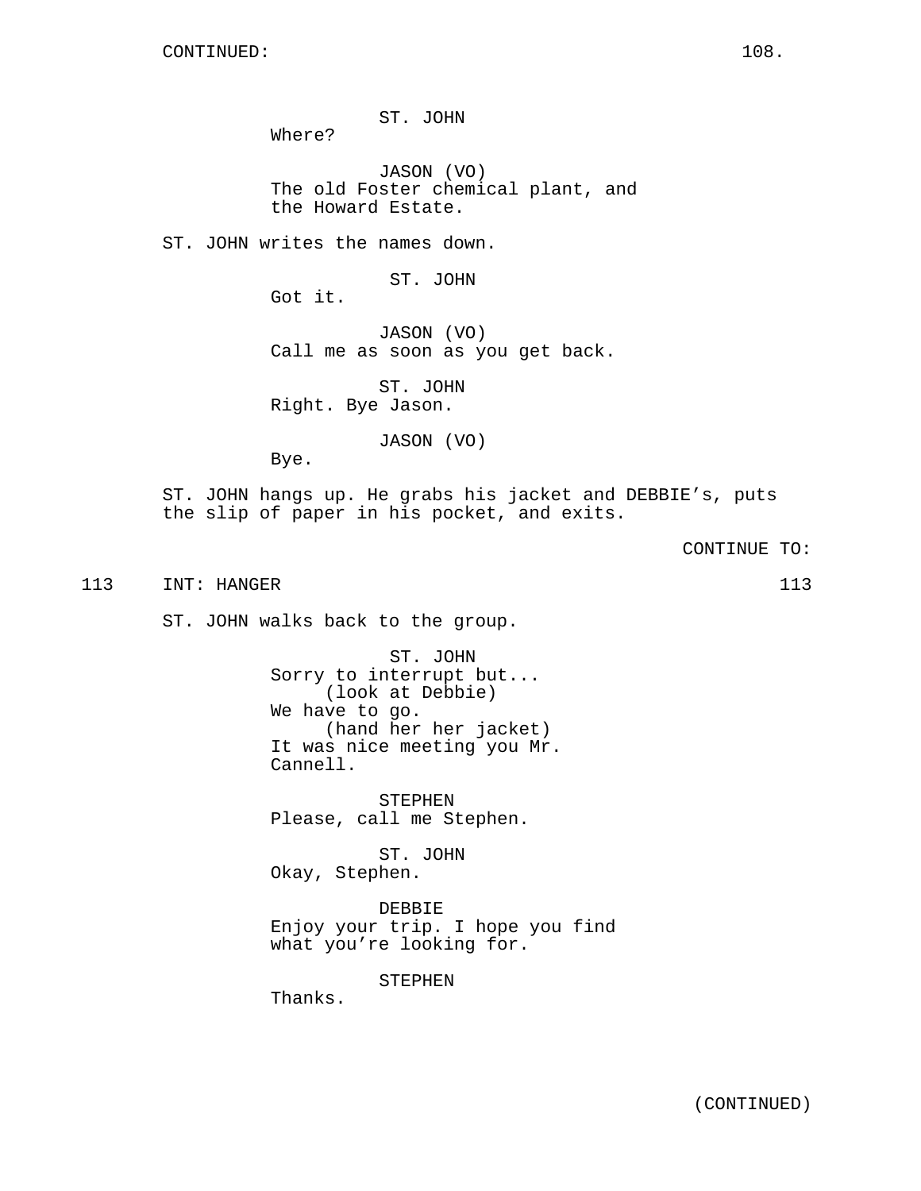CONTINUED:

ST. JOHN
Where?

JASON (VO)
The old Foster chemical plant, and the Howard Estate.

ST. JOHN writes the names down.

ST. JOHN
Got it.

JASON (VO)
Call me as soon as you get back.

ST. JOHN
Right. Bye Jason.

JASON (VO)
Bye.

ST. JOHN hangs up. He grabs his jacket and DEBBIE's, puts the slip of paper in his pocket, and exits.

CONTINUE TO:

113 INT: HANGER 113

ST. JOHN walks back to the group.

ST. JOHN
Sorry to interrupt but...
(look at Debbie)
We have to go.
(hand her her jacket)
It was nice meeting you Mr. Cannell.

STEPHEN
Please, call me Stephen.

ST. JOHN
Okay, Stephen.

DEBBIE
Enjoy your trip. I hope you find what you're looking for.

STEPHEN
Thanks.

(CONTINUED)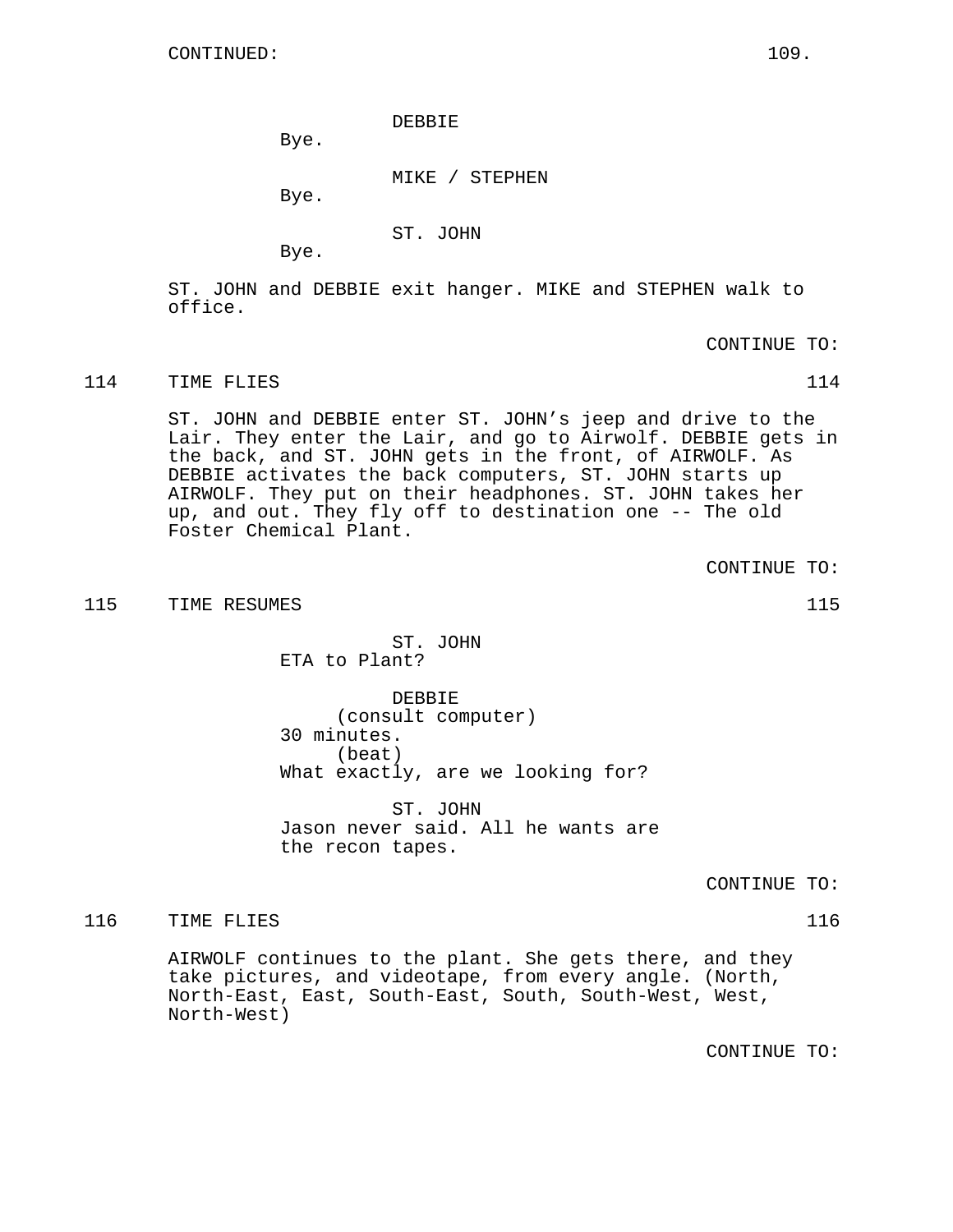CONTINUED:

DEBBIE
Bye.

MIKE / STEPHEN
Bye.

ST. JOHN
Bye.

ST. JOHN and DEBBIE exit hanger. MIKE and STEPHEN walk to office.

CONTINUE TO:

114 TIME FLIES 114

ST. JOHN and DEBBIE enter ST. JOHN's jeep and drive to the Lair. They enter the Lair, and go to Airwolf. DEBBIE gets in the back, and ST. JOHN gets in the front, of AIRWOLF. As DEBBIE activates the back computers, ST. JOHN starts up AIRWOLF. They put on their headphones. ST. JOHN takes her up, and out. They fly off to destination one -- The old Foster Chemical Plant.

CONTINUE TO:

115 TIME RESUMES 115

ST. JOHN
ETA to Plant?

DEBBIE
(consult computer)
30 minutes.
(beat)
What exactly, are we looking for?

ST. JOHN
Jason never said. All he wants are the recon tapes.

CONTINUE TO:

116 TIME FLIES 116

AIRWOLF continues to the plant. She gets there, and they take pictures, and videotape, from every angle. (North, North-East, East, South-East, South, South-West, West, North-West)

CONTINUE TO: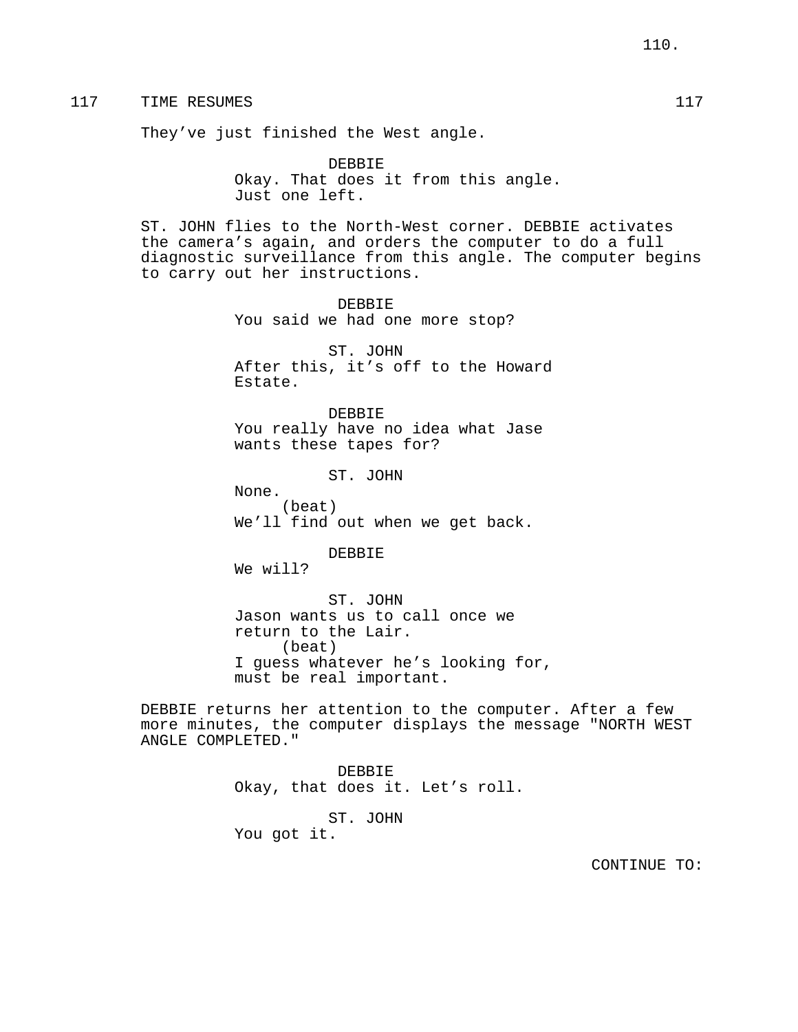117 TIME RESUMES 117

They've just finished the West angle.

DEBBIE
Okay. That does it from this angle.
Just one left.

ST. JOHN flies to the North-West corner. DEBBIE activates the camera's again, and orders the computer to do a full diagnostic surveillance from this angle. The computer begins to carry out her instructions.

DEBBIE
You said we had one more stop?

ST. JOHN
After this, it's off to the Howard
Estate.

DEBBIE
You really have no idea what Jase
wants these tapes for?

ST. JOHN
None.
(beat)
We'll find out when we get back.

DEBBIE
We will?

ST. JOHN
Jason wants us to call once we
return to the Lair.
(beat)
I guess whatever he's looking for,
must be real important.

DEBBIE returns her attention to the computer. After a few more minutes, the computer displays the message "NORTH WEST ANGLE COMPLETED."

DEBBIE
Okay, that does it. Let's roll.

ST. JOHN
You got it.

CONTINUE TO: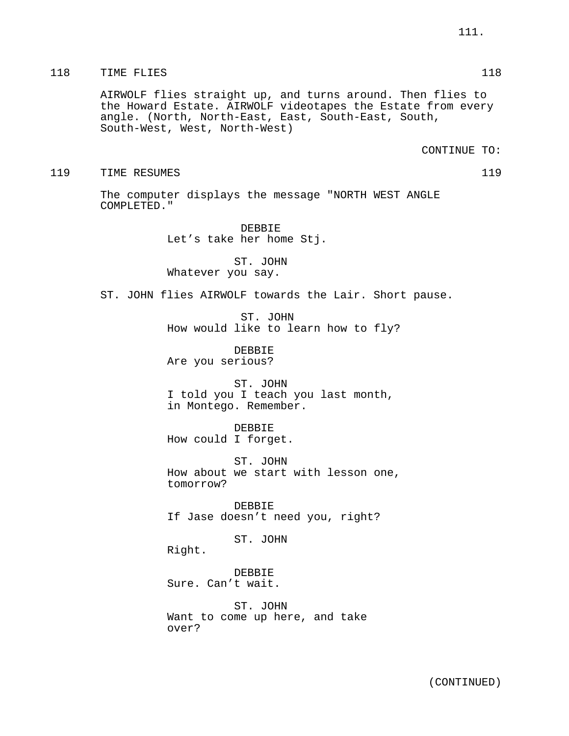118 TIME FLIES 118

AIRWOLF flies straight up, and turns around. Then flies to the Howard Estate. AIRWOLF videotapes the Estate from every angle. (North, North-East, East, South-East, South, South-West, West, North-West)

CONTINUE TO:

119 TIME RESUMES 119

The computer displays the message "NORTH WEST ANGLE COMPLETED."

DEBBIE
Let's take her home Stj.

ST. JOHN
Whatever you say.

ST. JOHN flies AIRWOLF towards the Lair. Short pause.

ST. JOHN
How would like to learn how to fly?

DEBBIE
Are you serious?

ST. JOHN
I told you I teach you last month, in Montego. Remember.

DEBBIE
How could I forget.

ST. JOHN
How about we start with lesson one, tomorrow?

DEBBIE
If Jase doesn't need you, right?

ST. JOHN
Right.

DEBBIE
Sure. Can't wait.

ST. JOHN
Want to come up here, and take over?

(CONTINUED)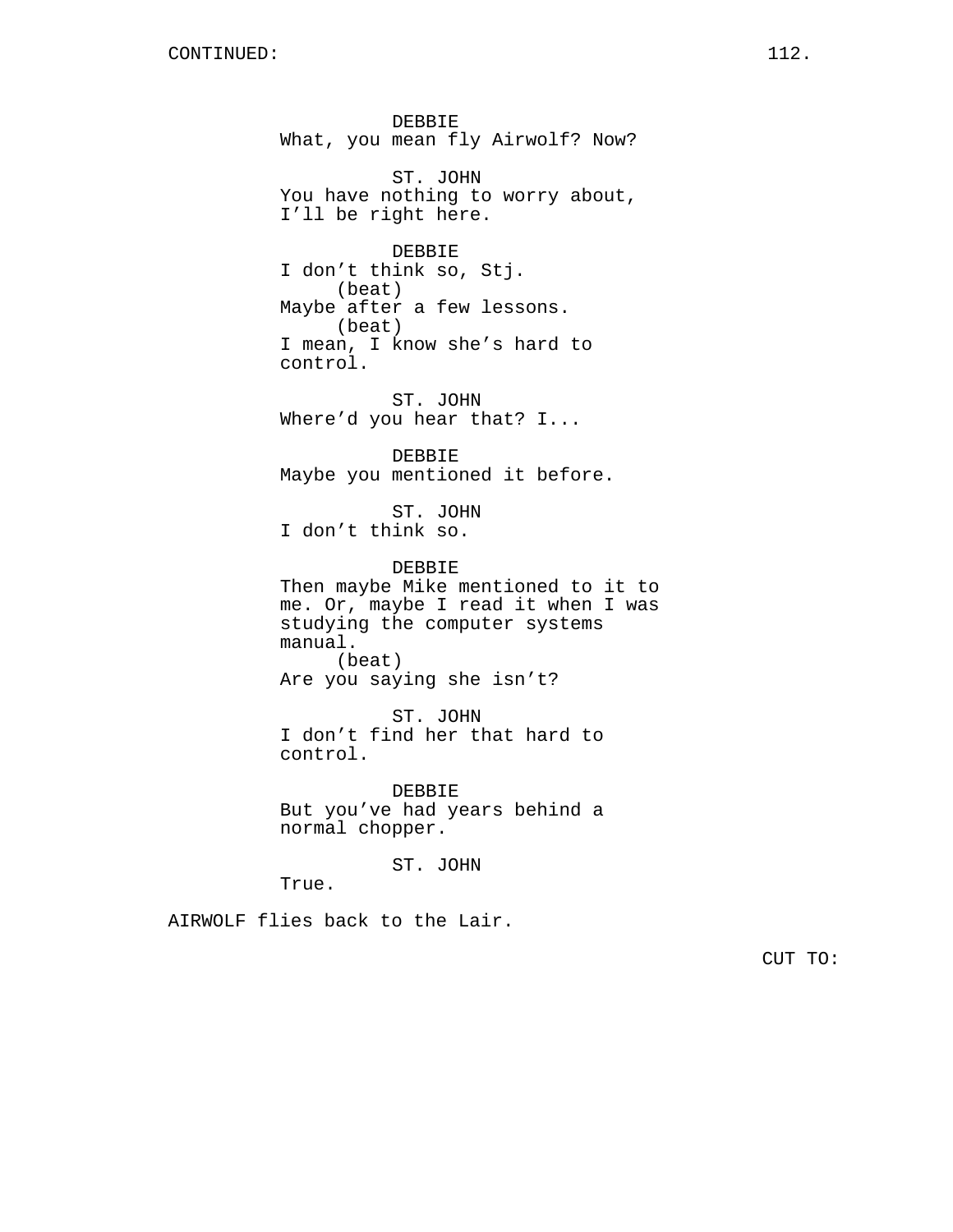CONTINUED:

DEBBIE
What, you mean fly Airwolf? Now?

ST. JOHN
You have nothing to worry about, I'll be right here.

DEBBIE
I don't think so, Stj.
(beat)
Maybe after a few lessons.
(beat)
I mean, I know she's hard to control.

ST. JOHN
Where'd you hear that? I...

DEBBIE
Maybe you mentioned it before.

ST. JOHN
I don't think so.

DEBBIE
Then maybe Mike mentioned to it to me. Or, maybe I read it when I was studying the computer systems manual.
(beat)
Are you saying she isn't?

ST. JOHN
I don't find her that hard to control.

DEBBIE
But you've had years behind a normal chopper.

ST. JOHN
True.

AIRWOLF flies back to the Lair.

CUT TO: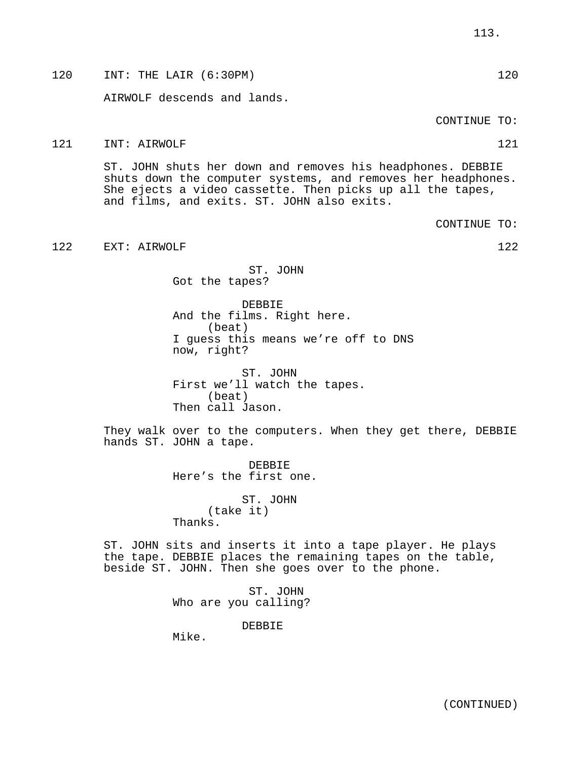120 INT: THE LAIR (6:30PM) 120

AIRWOLF descends and lands.

CONTINUE TO:

121 INT: AIRWOLF 121

ST. JOHN shuts her down and removes his headphones. DEBBIE shuts down the computer systems, and removes her headphones. She ejects a video cassette. Then picks up all the tapes, and films, and exits. ST. JOHN also exits.

CONTINUE TO:

122 EXT: AIRWOLF 122

ST. JOHN
Got the tapes?

DEBBIE
And the films. Right here.
(beat)
I guess this means we're off to DNS now, right?

ST. JOHN
First we'll watch the tapes.
(beat)
Then call Jason.

They walk over to the computers. When they get there, DEBBIE hands ST. JOHN a tape.

DEBBIE
Here's the first one.

ST. JOHN
(take it)
Thanks.

ST. JOHN sits and inserts it into a tape player. He plays the tape. DEBBIE places the remaining tapes on the table, beside ST. JOHN. Then she goes over to the phone.

ST. JOHN
Who are you calling?

DEBBIE
Mike.

(CONTINUED)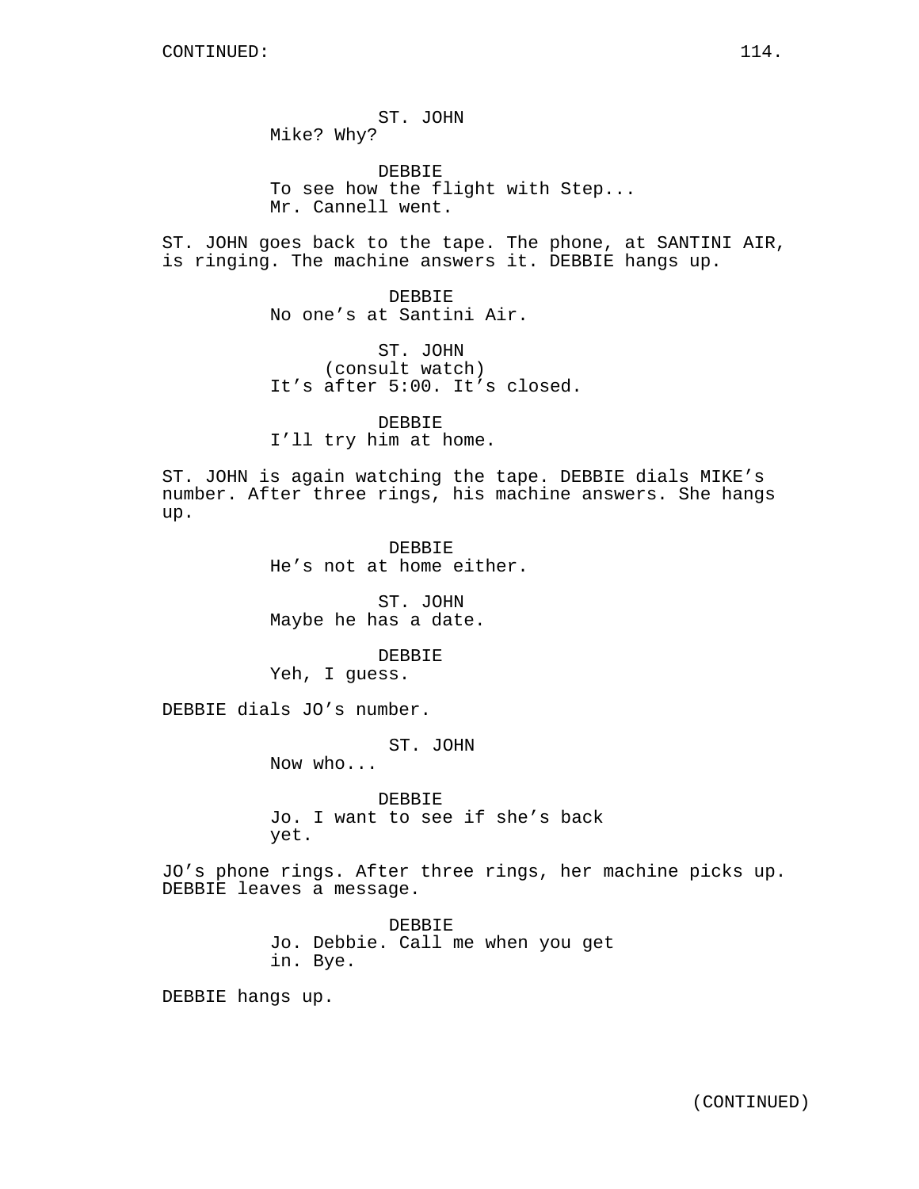CONTINUED:

ST. JOHN
Mike? Why?

DEBBIE
To see how the flight with Step...
Mr. Cannell went.

ST. JOHN goes back to the tape. The phone, at SANTINI AIR, is ringing. The machine answers it. DEBBIE hangs up.

DEBBIE
No one's at Santini Air.

ST. JOHN
(consult watch)
It's after 5:00. It's closed.

DEBBIE
I'll try him at home.

ST. JOHN is again watching the tape. DEBBIE dials MIKE's number. After three rings, his machine answers. She hangs up.

DEBBIE
He's not at home either.

ST. JOHN
Maybe he has a date.

DEBBIE
Yeh, I guess.

DEBBIE dials JO's number.

ST. JOHN
Now who...

DEBBIE
Jo. I want to see if she's back
yet.

JO's phone rings. After three rings, her machine picks up. DEBBIE leaves a message.

DEBBIE
Jo. Debbie. Call me when you get
in. Bye.

DEBBIE hangs up.

(CONTINUED)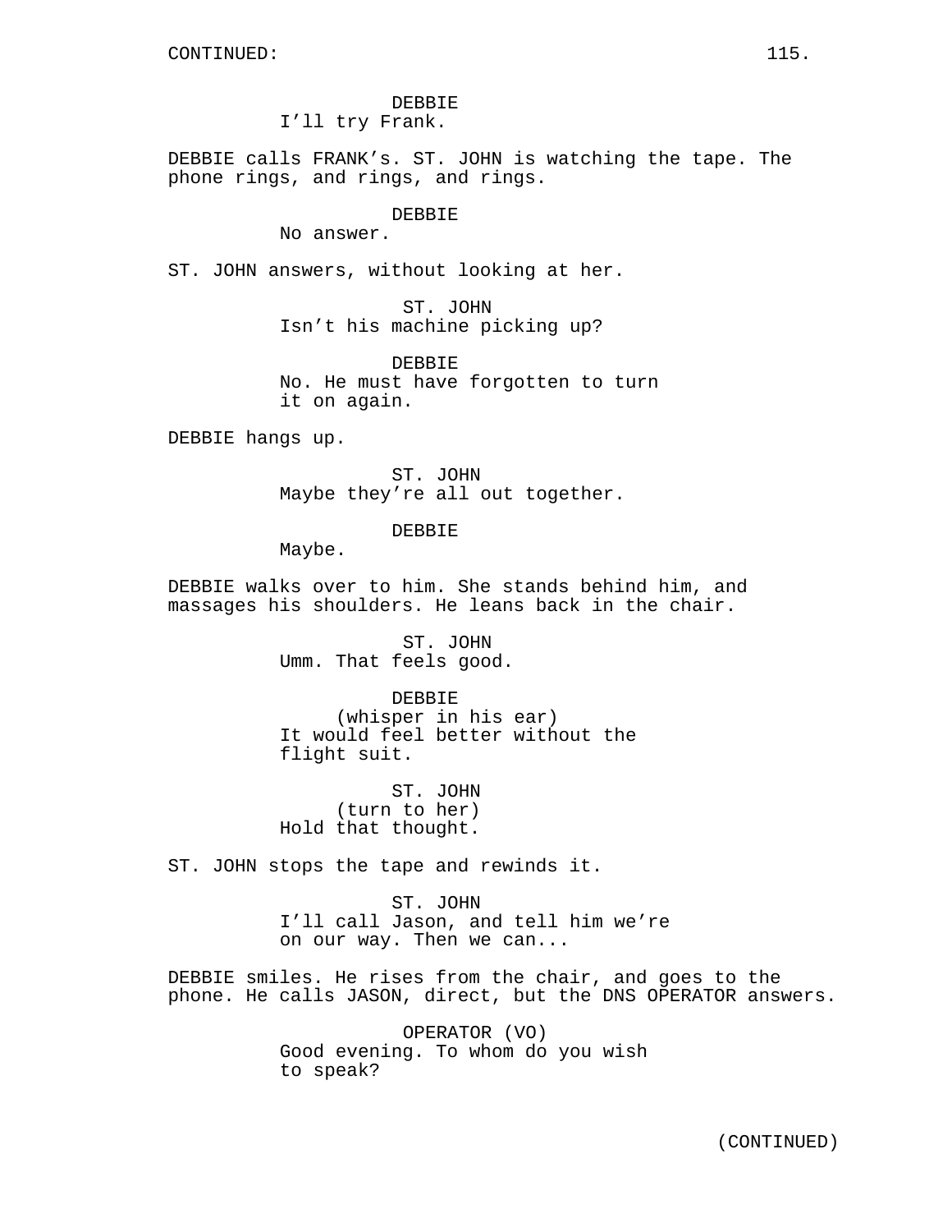DEBBIE
I'll try Frank.

DEBBIE calls FRANK's. ST. JOHN is watching the tape. The phone rings, and rings, and rings.

DEBBIE
No answer.

ST. JOHN answers, without looking at her.

ST. JOHN
Isn't his machine picking up?

DEBBIE
No. He must have forgotten to turn it on again.

DEBBIE hangs up.

ST. JOHN
Maybe they're all out together.

DEBBIE
Maybe.

DEBBIE walks over to him. She stands behind him, and massages his shoulders. He leans back in the chair.

ST. JOHN
Umm. That feels good.

DEBBIE
(whisper in his ear)
It would feel better without the flight suit.

ST. JOHN
(turn to her)
Hold that thought.

ST. JOHN stops the tape and rewinds it.

ST. JOHN
I'll call Jason, and tell him we're on our way. Then we can...

DEBBIE smiles. He rises from the chair, and goes to the phone. He calls JASON, direct, but the DNS OPERATOR answers.

OPERATOR (VO)
Good evening. To whom do you wish to speak?

(CONTINUED)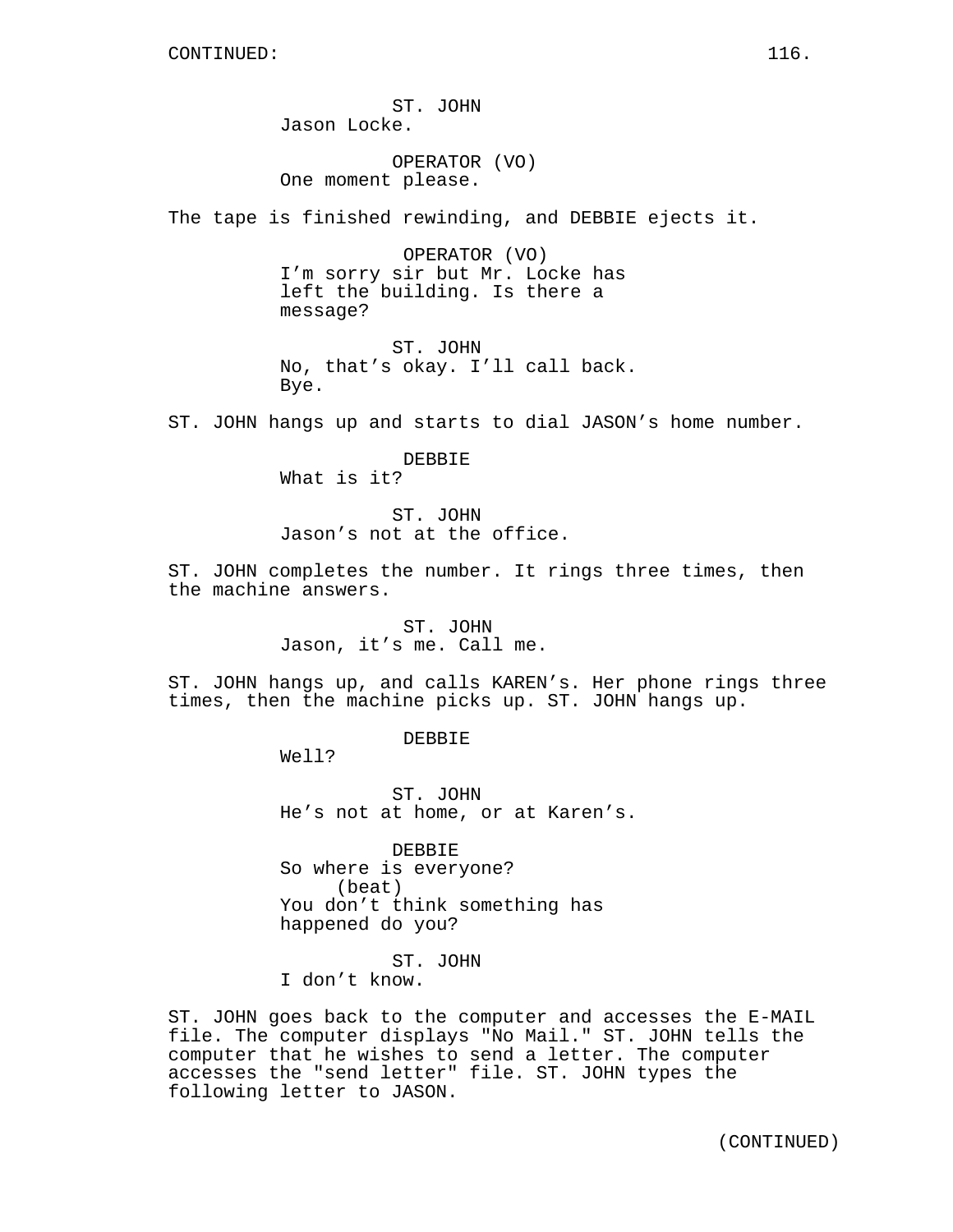CONTINUED:

ST. JOHN
Jason Locke.

OPERATOR (VO)
One moment please.

The tape is finished rewinding, and DEBBIE ejects it.

OPERATOR (VO)
I'm sorry sir but Mr. Locke has left the building. Is there a message?

ST. JOHN
No, that's okay. I'll call back. Bye.

ST. JOHN hangs up and starts to dial JASON's home number.

DEBBIE
What is it?

ST. JOHN
Jason's not at the office.

ST. JOHN completes the number. It rings three times, then the machine answers.

ST. JOHN
Jason, it's me. Call me.

ST. JOHN hangs up, and calls KAREN's. Her phone rings three times, then the machine picks up. ST. JOHN hangs up.

DEBBIE
Well?

ST. JOHN
He's not at home, or at Karen's.

DEBBIE
So where is everyone?
(beat)
You don't think something has happened do you?

ST. JOHN
I don't know.

ST. JOHN goes back to the computer and accesses the E-MAIL file. The computer displays "No Mail." ST. JOHN tells the computer that he wishes to send a letter. The computer accesses the "send letter" file. ST. JOHN types the following letter to JASON.

(CONTINUED)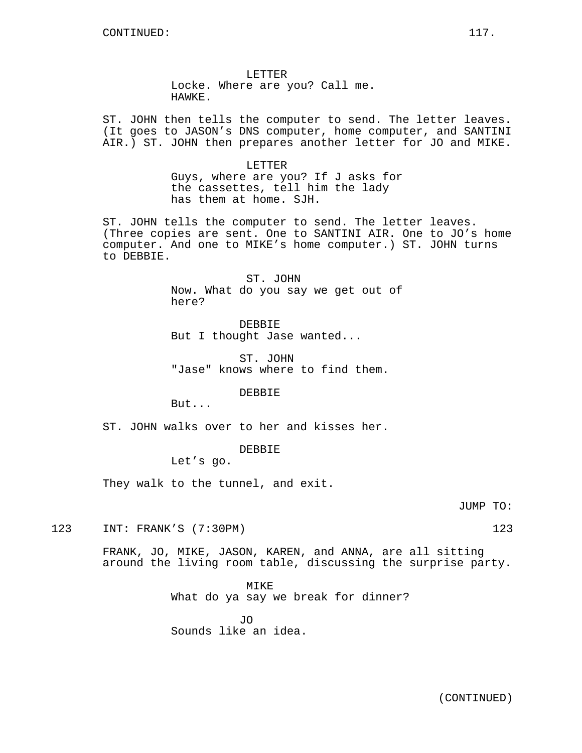CONTINUED:

LETTER
Locke. Where are you? Call me.
HAWKE.

ST. JOHN then tells the computer to send. The letter leaves. (It goes to JASON's DNS computer, home computer, and SANTINI AIR.) ST. JOHN then prepares another letter for JO and MIKE.

LETTER
Guys, where are you? If J asks for the cassettes, tell him the lady has them at home. SJH.

ST. JOHN tells the computer to send. The letter leaves. (Three copies are sent. One to SANTINI AIR. One to JO's home computer. And one to MIKE's home computer.) ST. JOHN turns to DEBBIE.

ST. JOHN
Now. What do you say we get out of here?

DEBBIE
But I thought Jase wanted...

ST. JOHN
"Jase" knows where to find them.

DEBBIE
But...

ST. JOHN walks over to her and kisses her.

DEBBIE
Let's go.

They walk to the tunnel, and exit.

JUMP TO:

123 INT: FRANK'S (7:30PM) 123

FRANK, JO, MIKE, JASON, KAREN, and ANNA, are all sitting around the living room table, discussing the surprise party.

MIKE
What do ya say we break for dinner?

JO
Sounds like an idea.

(CONTINUED)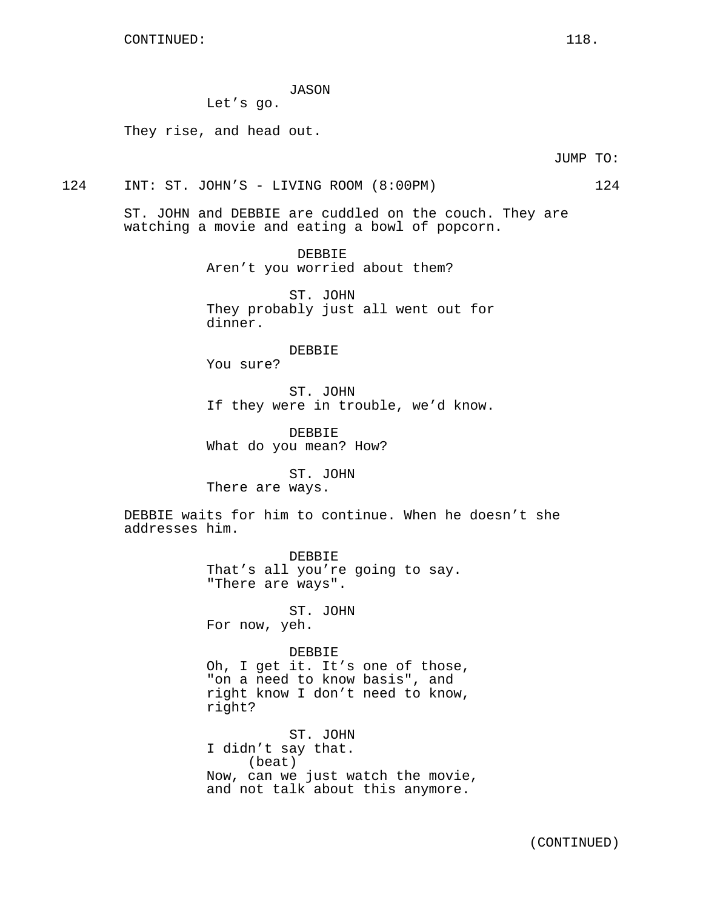JASON
Let’s go.

They rise, and head out.

JUMP TO:

124 INT: ST. JOHN’S - LIVING ROOM (8:00PM) 124

ST. JOHN and DEBBIE are cuddled on the couch. They are watching a movie and eating a bowl of popcorn.

DEBBIE
Aren’t you worried about them?

ST. JOHN
They probably just all went out for dinner.

DEBBIE
You sure?

ST. JOHN
If they were in trouble, we’d know.

DEBBIE
What do you mean? How?

ST. JOHN
There are ways.

DEBBIE waits for him to continue. When he doesn’t she addresses him.

DEBBIE
That’s all you’re going to say. "There are ways".

ST. JOHN
For now, yeh.

DEBBIE
Oh, I get it. It’s one of those, "on a need to know basis", and right know I don’t need to know, right?

ST. JOHN
I didn’t say that.
(beat)
Now, can we just watch the movie, and not talk about this anymore.

(CONTINUED)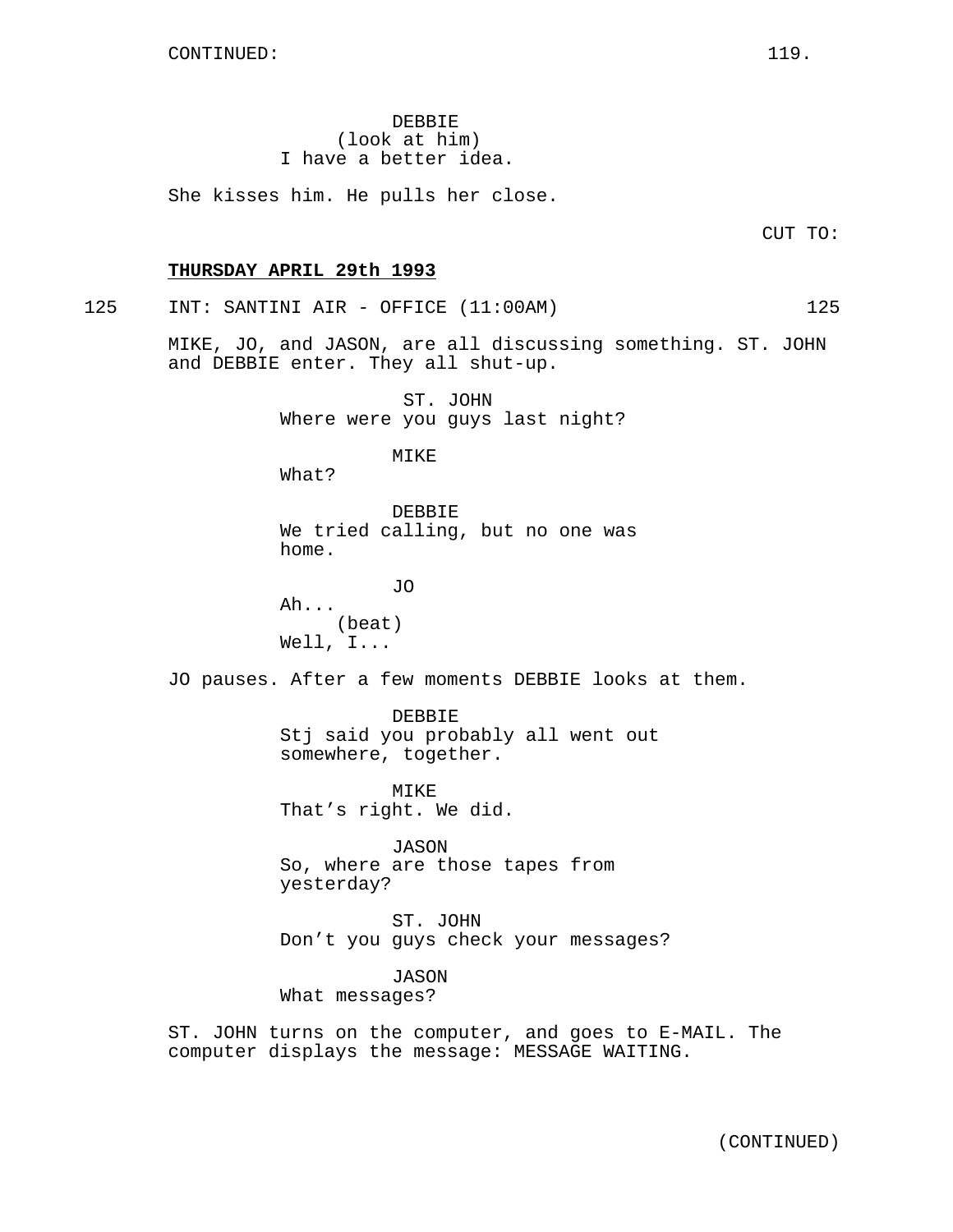CONTINUED:

DEBBIE
(look at him)
I have a better idea.

She kisses him. He pulls her close.

CUT TO:

**THURSDAY APRIL 29th 1993**

125 INT: SANTINI AIR - OFFICE (11:00AM) 125

MIKE, JO, and JASON, are all discussing something. ST. JOHN and DEBBIE enter. They all shut-up.

ST. JOHN
Where were you guys last night?

MIKE
What?

DEBBIE
We tried calling, but no one was home.

JO
Ah...
(beat)
Well, I...

JO pauses. After a few moments DEBBIE looks at them.

DEBBIE
Stj said you probably all went out somewhere, together.

MIKE
That's right. We did.

JASON
So, where are those tapes from yesterday?

ST. JOHN
Don't you guys check your messages?

JASON
What messages?

ST. JOHN turns on the computer, and goes to E-MAIL. The computer displays the message: MESSAGE WAITING.

(CONTINUED)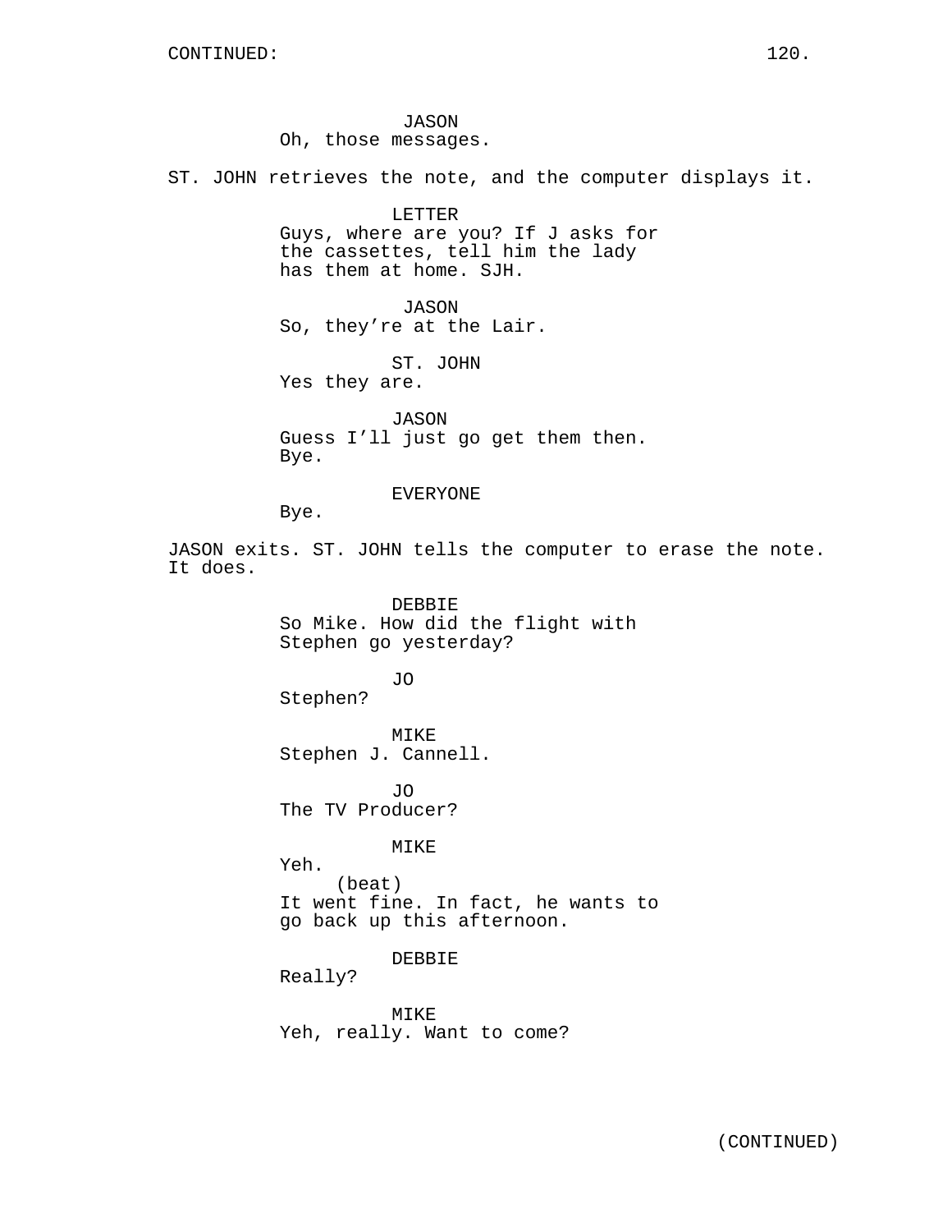JASON
Oh, those messages.

ST. JOHN retrieves the note, and the computer displays it.

LETTER
Guys, where are you? If J asks for the cassettes, tell him the lady has them at home. SJH.

JASON
So, they're at the Lair.

ST. JOHN
Yes they are.

JASON
Guess I'll just go get them then. Bye.

EVERYONE
Bye.

JASON exits. ST. JOHN tells the computer to erase the note. It does.

DEBBIE
So Mike. How did the flight with Stephen go yesterday?

JO
Stephen?

MIKE
Stephen J. Cannell.

JO
The TV Producer?

MIKE
Yeh.
(beat)
It went fine. In fact, he wants to go back up this afternoon.

DEBBIE
Really?

MIKE
Yeh, really. Want to come?

(CONTINUED)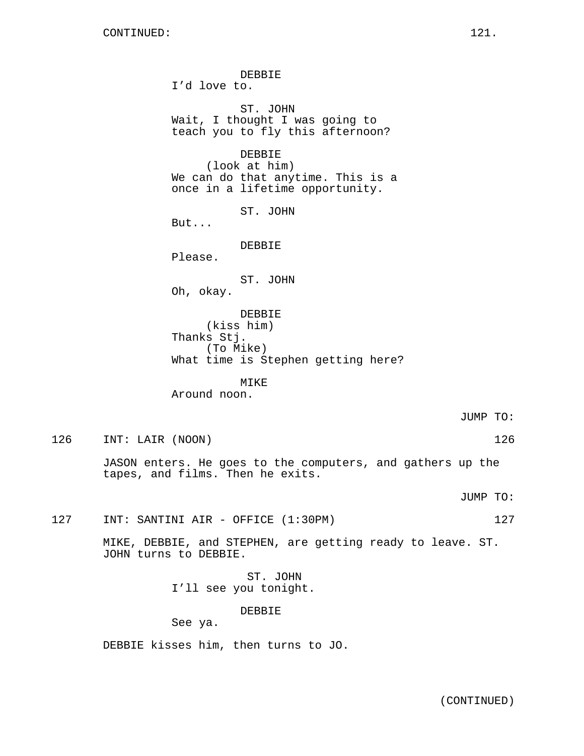DEBBIE
I'd love to.

ST. JOHN
Wait, I thought I was going to teach you to fly this afternoon?

DEBBIE
(look at him)
We can do that anytime. This is a once in a lifetime opportunity.

ST. JOHN
But...

DEBBIE
Please.

ST. JOHN
Oh, okay.

DEBBIE
(kiss him)
Thanks Stj.
(To Mike)
What time is Stephen getting here?

MIKE
Around noon.

JUMP TO:

126 INT: LAIR (NOON) 126

JASON enters. He goes to the computers, and gathers up the tapes, and films. Then he exits.

JUMP TO:

127 INT: SANTINI AIR - OFFICE (1:30PM) 127

MIKE, DEBBIE, and STEPHEN, are getting ready to leave. ST. JOHN turns to DEBBIE.

ST. JOHN
I'll see you tonight.

DEBBIE
See ya.

DEBBIE kisses him, then turns to JO.

(CONTINUED)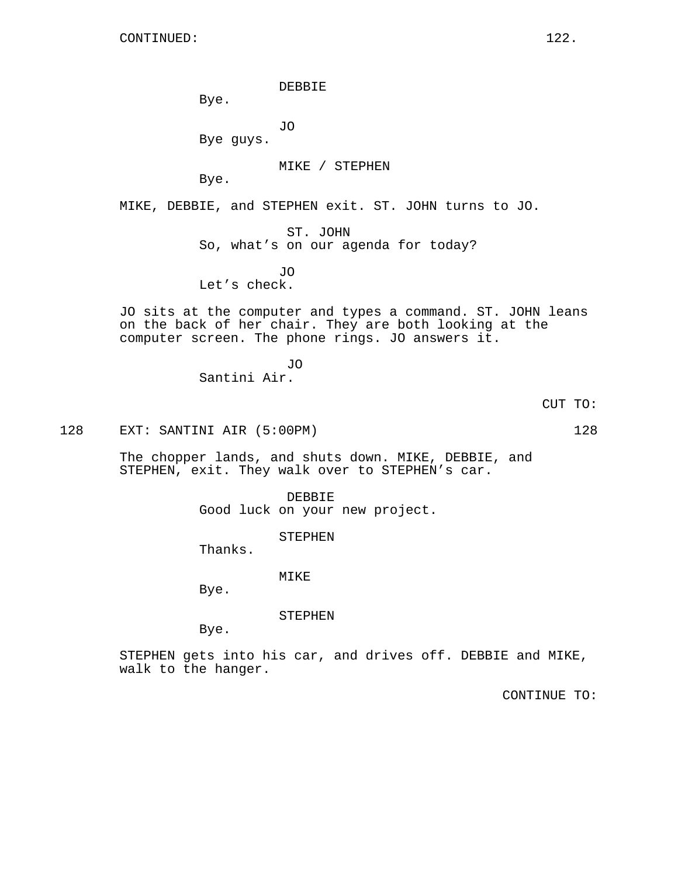CONTINUED:

DEBBIE
Bye.

JO
Bye guys.

MIKE / STEPHEN
Bye.

MIKE, DEBBIE, and STEPHEN exit. ST. JOHN turns to JO.

ST. JOHN
So, what's on our agenda for today?

JO
Let's check.

JO sits at the computer and types a command. ST. JOHN leans on the back of her chair. They are both looking at the computer screen. The phone rings. JO answers it.

JO
Santini Air.

CUT TO:

128 EXT: SANTINI AIR (5:00PM) 128

The chopper lands, and shuts down. MIKE, DEBBIE, and STEPHEN, exit. They walk over to STEPHEN's car.

DEBBIE
Good luck on your new project.

STEPHEN
Thanks.

MIKE
Bye.

STEPHEN
Bye.

STEPHEN gets into his car, and drives off. DEBBIE and MIKE, walk to the hanger.

CONTINUE TO: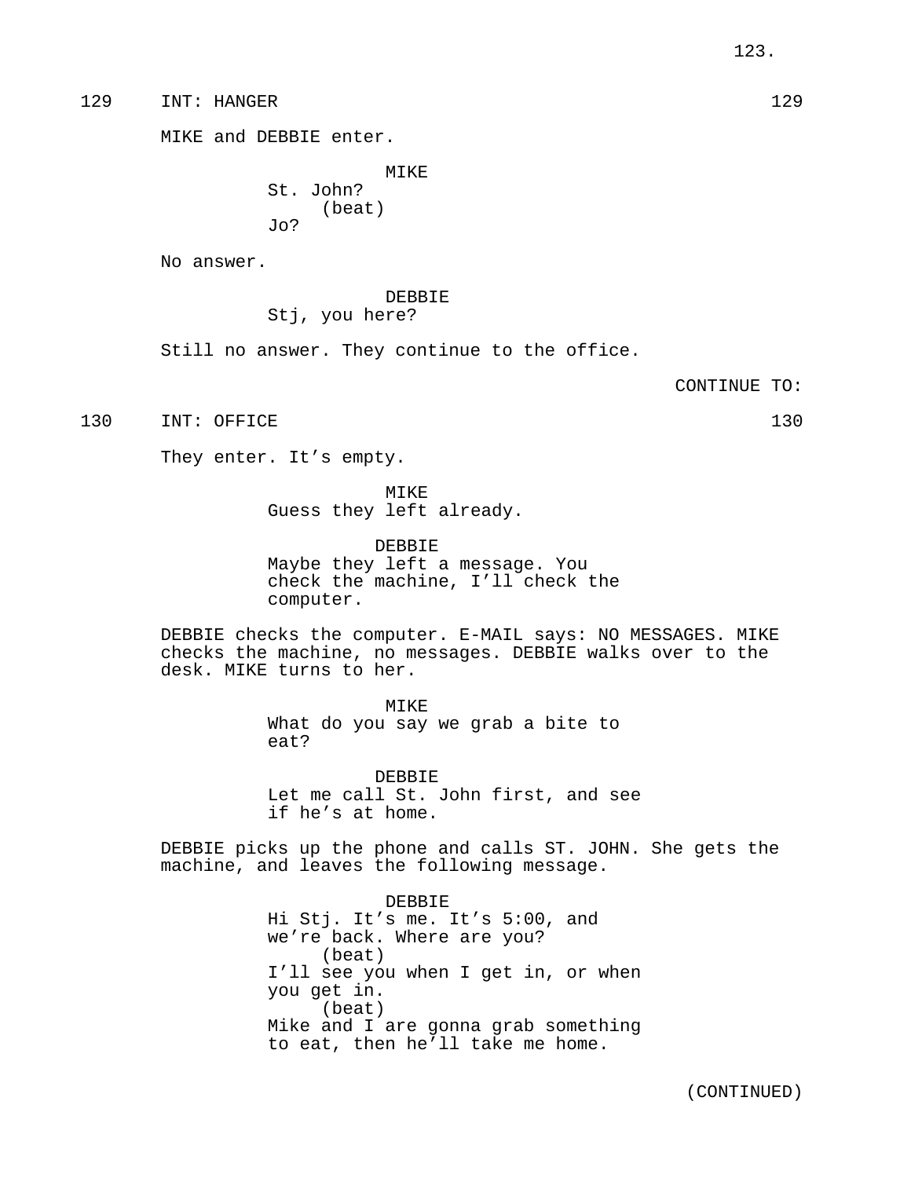129 INT: HANGER 129

MIKE and DEBBIE enter.

MIKE
St. John?
(beat)
Jo?

No answer.

DEBBIE
Stj, you here?

Still no answer. They continue to the office.

CONTINUE TO:

130 INT: OFFICE 130

They enter. It's empty.

MIKE
Guess they left already.

DEBBIE
Maybe they left a message. You check the machine, I'll check the computer.

DEBBIE checks the computer. E-MAIL says: NO MESSAGES. MIKE checks the machine, no messages. DEBBIE walks over to the desk. MIKE turns to her.

MIKE
What do you say we grab a bite to eat?

DEBBIE
Let me call St. John first, and see if he's at home.

DEBBIE picks up the phone and calls ST. JOHN. She gets the machine, and leaves the following message.

DEBBIE
Hi Stj. It's me. It's 5:00, and we're back. Where are you?
(beat)
I'll see you when I get in, or when you get in.
(beat)
Mike and I are gonna grab something to eat, then he'll take me home.

(CONTINUED)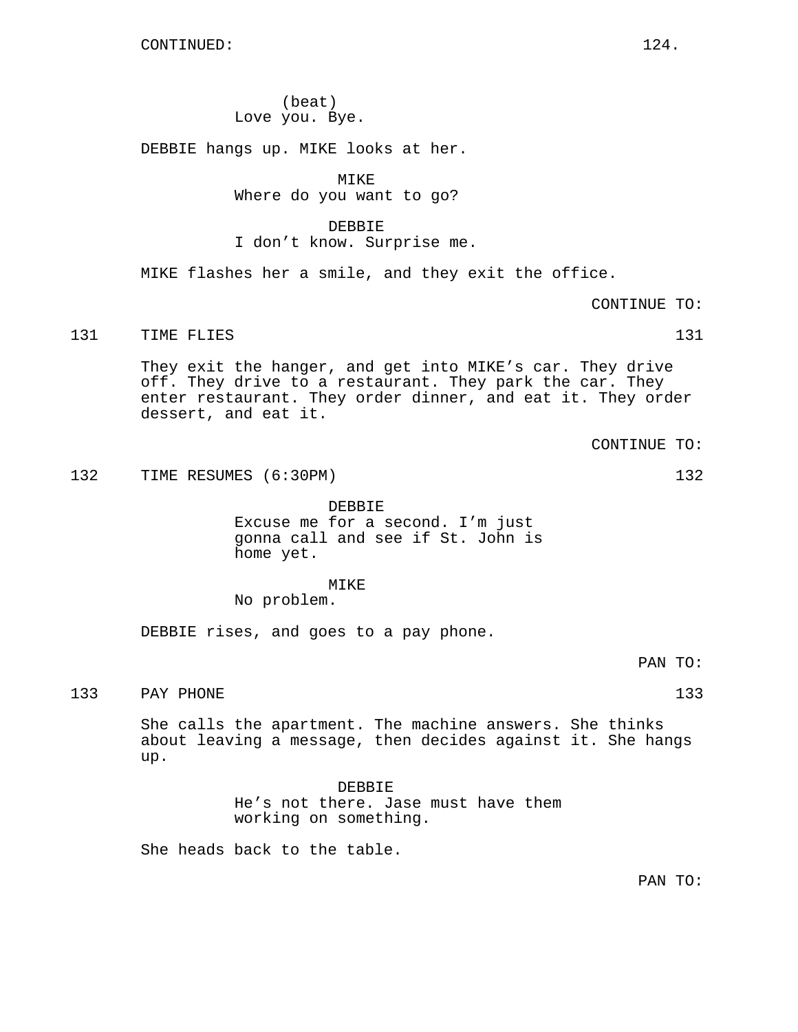(beat)
Love you. Bye.

DEBBIE hangs up. MIKE looks at her.

MIKE
Where do you want to go?

DEBBIE
I don't know. Surprise me.

MIKE flashes her a smile, and they exit the office.

CONTINUE TO:

131 TIME FLIES 131

They exit the hanger, and get into MIKE's car. They drive off. They drive to a restaurant. They park the car. They enter restaurant. They order dinner, and eat it. They order dessert, and eat it.

CONTINUE TO:

132 TIME RESUMES (6:30PM) 132

DEBBIE
Excuse me for a second. I'm just gonna call and see if St. John is home yet.

MIKE
No problem.

DEBBIE rises, and goes to a pay phone.

PAN TO:

133 PAY PHONE 133

She calls the apartment. The machine answers. She thinks about leaving a message, then decides against it. She hangs up.

DEBBIE
He's not there. Jase must have them working on something.

She heads back to the table.

PAN TO: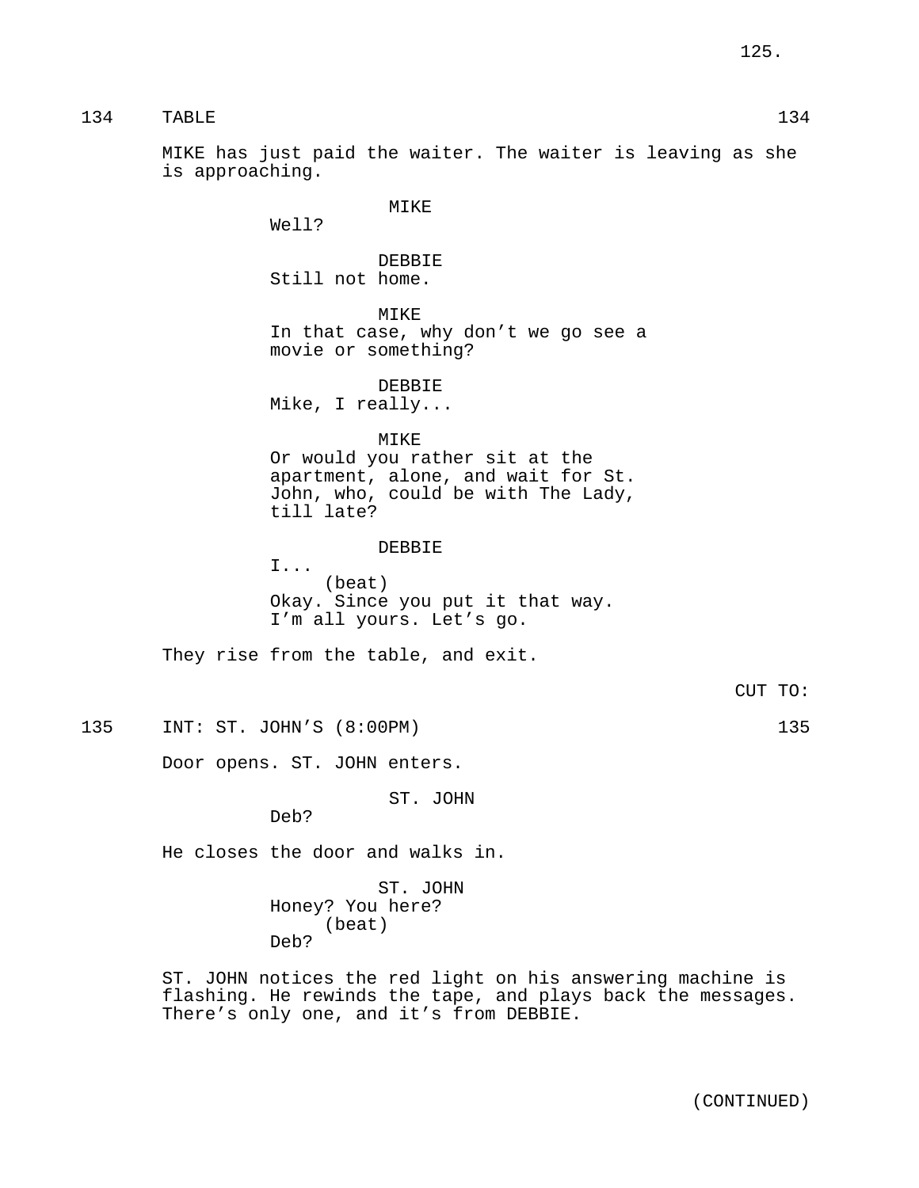134 TABLE 134

MIKE has just paid the waiter. The waiter is leaving as she is approaching.

MIKE
Well?

DEBBIE
Still not home.

MIKE
In that case, why don't we go see a movie or something?

DEBBIE
Mike, I really...

MIKE
Or would you rather sit at the apartment, alone, and wait for St. John, who, could be with The Lady, till late?

DEBBIE
I...
(beat)
Okay. Since you put it that way. I'm all yours. Let's go.

They rise from the table, and exit.

CUT TO:

135 INT: ST. JOHN'S (8:00PM) 135

Door opens. ST. JOHN enters.

ST. JOHN
Deb?

He closes the door and walks in.

ST. JOHN
Honey? You here?
(beat)
Deb?

ST. JOHN notices the red light on his answering machine is flashing. He rewinds the tape, and plays back the messages. There's only one, and it's from DEBBIE.

(CONTINUED)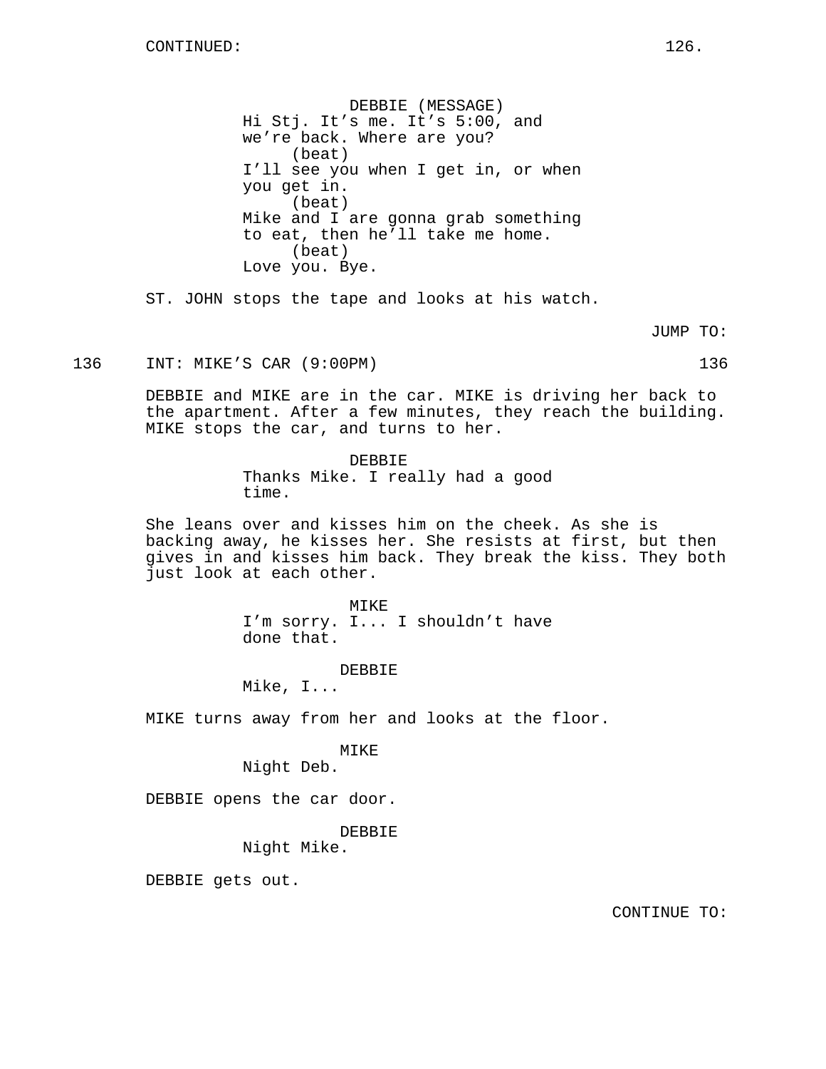CONTINUED:

DEBBIE (MESSAGE)
Hi Stj. It’s me. It’s 5:00, and we’re back. Where are you?
(beat)
I’ll see you when I get in, or when you get in.
(beat)
Mike and I are gonna grab something to eat, then he’ll take me home.
(beat)
Love you. Bye.

ST. JOHN stops the tape and looks at his watch.

JUMP TO:

136 INT: MIKE’S CAR (9:00PM) 136

DEBBIE and MIKE are in the car. MIKE is driving her back to the apartment. After a few minutes, they reach the building. MIKE stops the car, and turns to her.

DEBBIE
Thanks Mike. I really had a good time.

She leans over and kisses him on the cheek. As she is backing away, he kisses her. She resists at first, but then gives in and kisses him back. They break the kiss. They both just look at each other.

MIKE
I’m sorry. I... I shouldn’t have done that.

DEBBIE
Mike, I...

MIKE turns away from her and looks at the floor.

MIKE
Night Deb.

DEBBIE opens the car door.

DEBBIE
Night Mike.

DEBBIE gets out.

CONTINUE TO: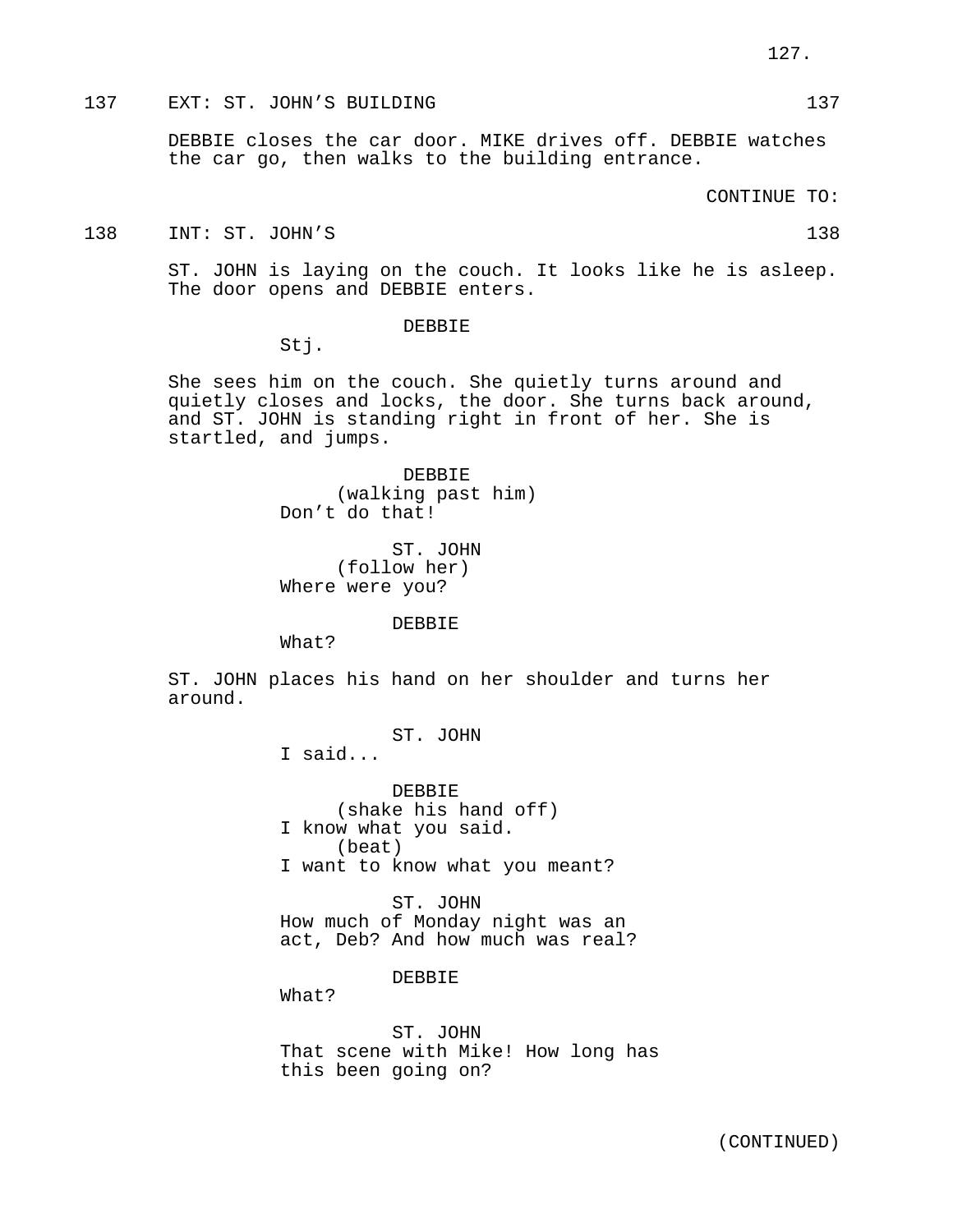137 EXT: ST. JOHN'S BUILDING 137

DEBBIE closes the car door. MIKE drives off. DEBBIE watches the car go, then walks to the building entrance.

CONTINUE TO:

138 INT: ST. JOHN'S 138

ST. JOHN is laying on the couch. It looks like he is asleep. The door opens and DEBBIE enters.

DEBBIE

Stj.

She sees him on the couch. She quietly turns around and quietly closes and locks, the door. She turns back around, and ST. JOHN is standing right in front of her. She is startled, and jumps.

DEBBIE

(walking past him)

Don't do that!

ST. JOHN

(follow her)

Where were you?

DEBBIE

What?

ST. JOHN places his hand on her shoulder and turns her around.

ST. JOHN

I said...

DEBBIE

(shake his hand off)

I know what you said.

(beat)

I want to know what you meant?

ST. JOHN

How much of Monday night was an act, Deb? And how much was real?

DEBBIE

What?

ST. JOHN

That scene with Mike! How long has this been going on?

(CONTINUED)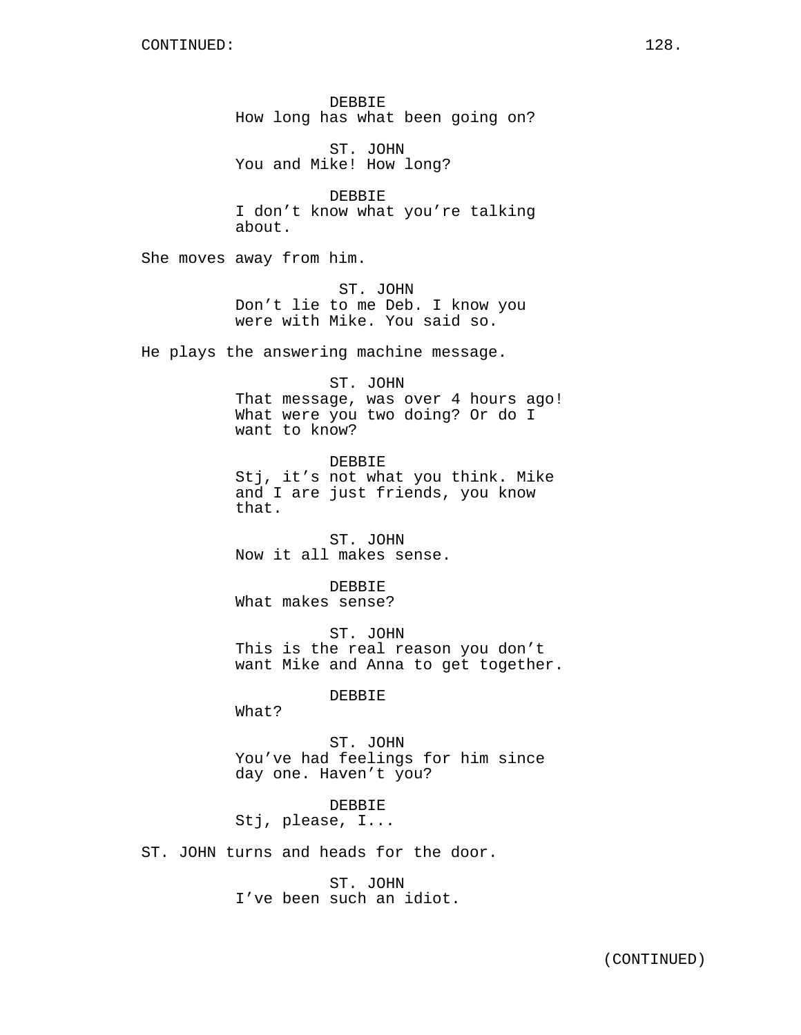DEBBIE
How long has what been going on?

ST. JOHN
You and Mike! How long?

DEBBIE
I don’t know what you’re talking about.

She moves away from him.

ST. JOHN
Don’t lie to me Deb. I know you were with Mike. You said so.

He plays the answering machine message.

ST. JOHN
That message, was over 4 hours ago! What were you two doing? Or do I want to know?

DEBBIE
Stj, it’s not what you think. Mike and I are just friends, you know that.

ST. JOHN
Now it all makes sense.

DEBBIE
What makes sense?

ST. JOHN
This is the real reason you don’t want Mike and Anna to get together.

DEBBIE
What?

ST. JOHN
You’ve had feelings for him since day one. Haven’t you?

DEBBIE
Stj, please, I...

ST. JOHN turns and heads for the door.

ST. JOHN
I’ve been such an idiot.

(CONTINUED)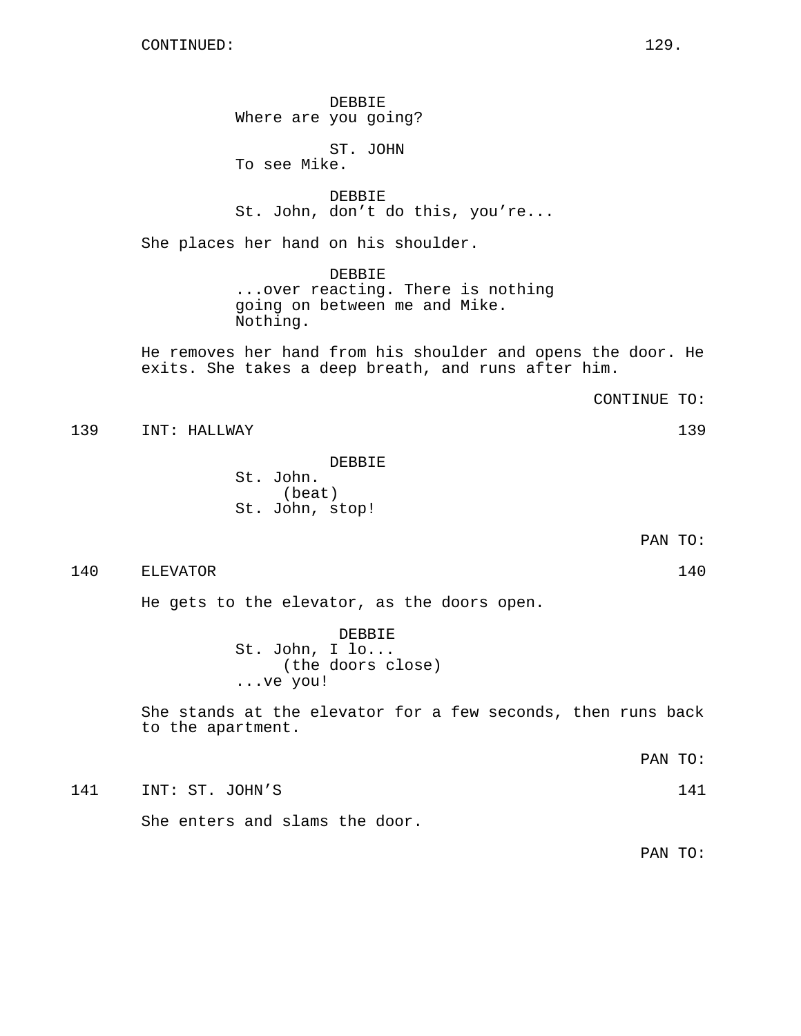CONTINUED:

DEBBIE
Where are you going?

ST. JOHN
To see Mike.

DEBBIE
St. John, don't do this, you're...

She places her hand on his shoulder.

DEBBIE
...over reacting. There is nothing going on between me and Mike. Nothing.

He removes her hand from his shoulder and opens the door. He exits. She takes a deep breath, and runs after him.

CONTINUE TO:

139 INT: HALLWAY 139

DEBBIE
St. John.
(beat)
St. John, stop!

PAN TO:

140 ELEVATOR 140

He gets to the elevator, as the doors open.

DEBBIE
St. John, I lo...
(the doors close)
...ve you!

She stands at the elevator for a few seconds, then runs back to the apartment.

PAN TO:

141 INT: ST. JOHN'S 141

She enters and slams the door.

PAN TO: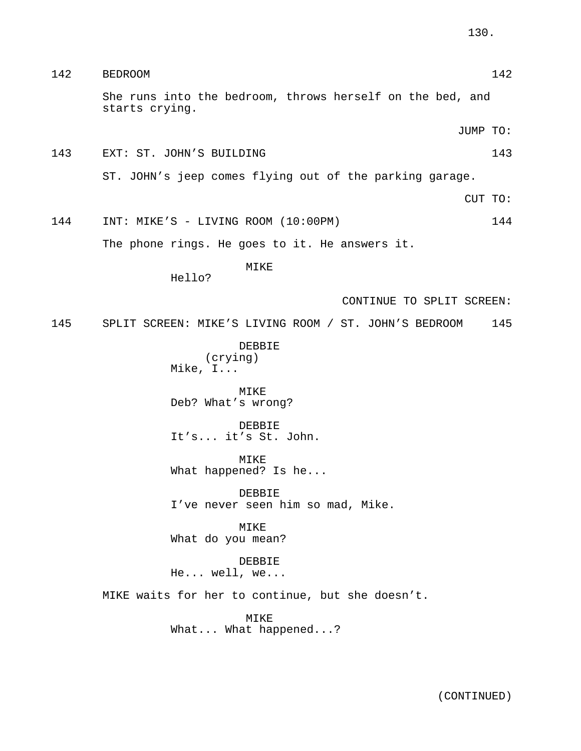142 BEDROOM 142

She runs into the bedroom, throws herself on the bed, and starts crying.

JUMP TO:

143 EXT: ST. JOHN'S BUILDING 143

ST. JOHN's jeep comes flying out of the parking garage.

CUT TO:

144 INT: MIKE'S - LIVING ROOM (10:00PM) 144

The phone rings. He goes to it. He answers it.

MIKE
Hello?

CONTINUE TO SPLIT SCREEN:

145 SPLIT SCREEN: MIKE'S LIVING ROOM / ST. JOHN'S BEDROOM 145

DEBBIE
(crying)
Mike, I...

MIKE
Deb? What's wrong?

DEBBIE
It's... it's St. John.

MIKE
What happened? Is he...

DEBBIE
I've never seen him so mad, Mike.

MIKE
What do you mean?

DEBBIE
He... well, we...

MIKE waits for her to continue, but she doesn't.

MIKE
What... What happened...?

(CONTINUED)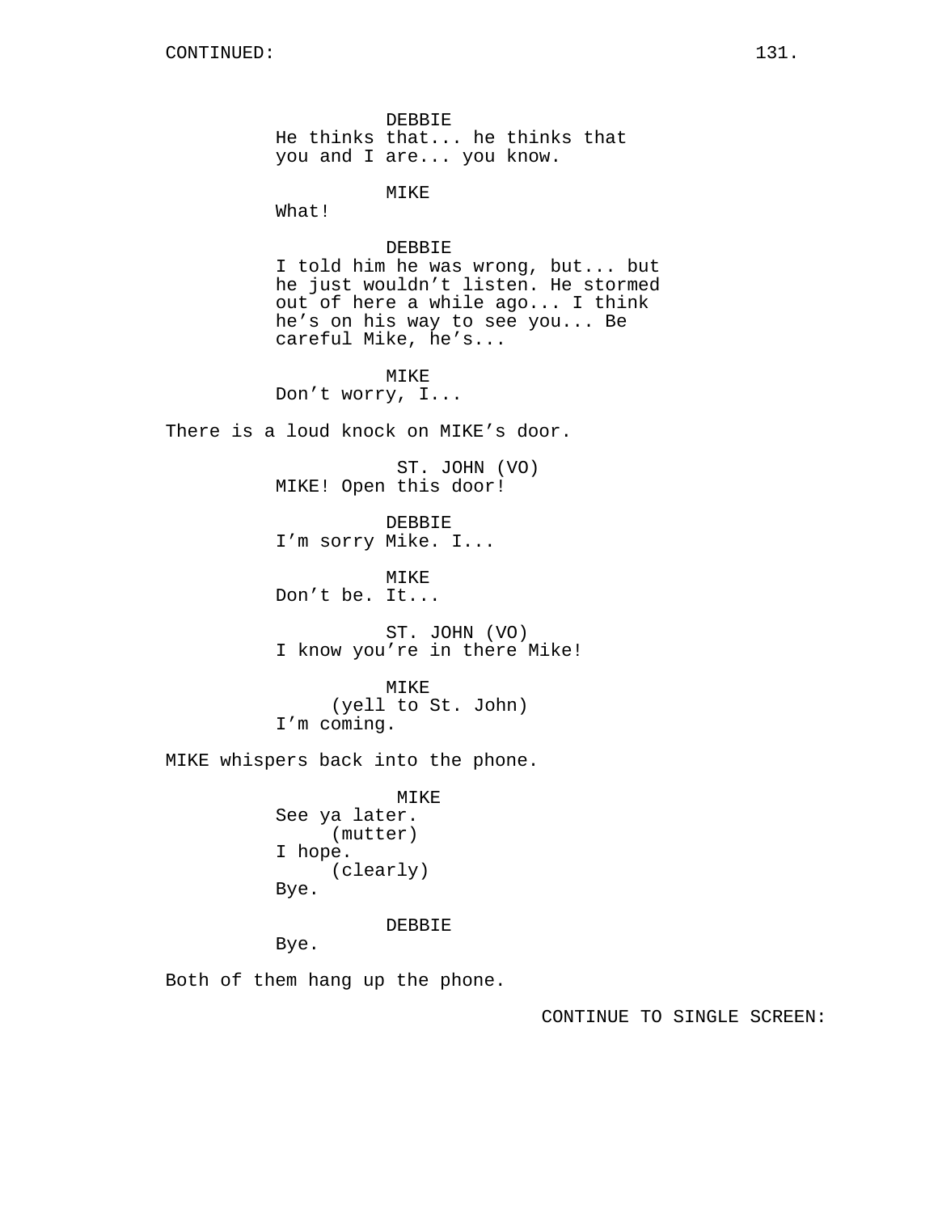DEBBIE
He thinks that... he thinks that you and I are... you know.

MIKE
What!

DEBBIE
I told him he was wrong, but... but he just wouldn't listen. He stormed out of here a while ago... I think he's on his way to see you... Be careful Mike, he's...

MIKE
Don't worry, I...

There is a loud knock on MIKE's door.

ST. JOHN (VO)
MIKE! Open this door!

DEBBIE
I'm sorry Mike. I...

MIKE
Don't be. It...

ST. JOHN (VO)
I know you're in there Mike!

MIKE
(yell to St. John)
I'm coming.

MIKE whispers back into the phone.

MIKE
See ya later.
(mutter)
I hope.
(clearly)
Bye.

DEBBIE
Bye.

Both of them hang up the phone.

CONTINUE TO SINGLE SCREEN: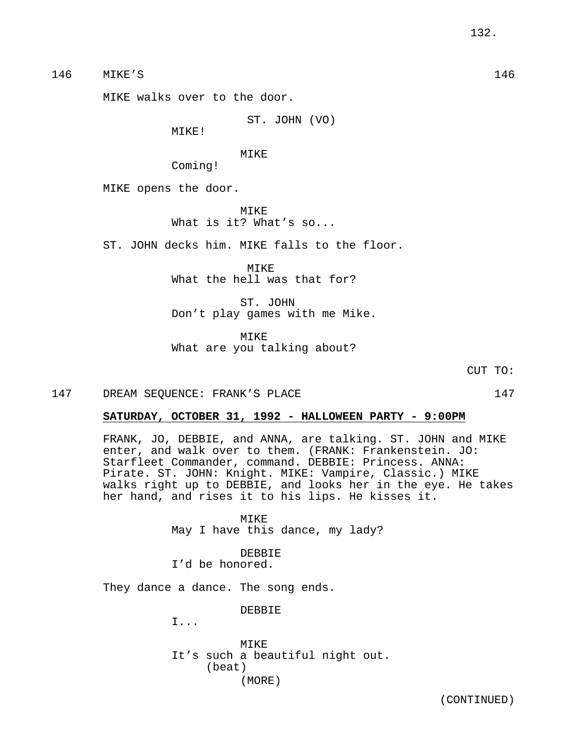146 MIKE'S 146

MIKE walks over to the door.

ST. JOHN (VO)
MIKE!

MIKE
Coming!

MIKE opens the door.

MIKE
What is it? What's so...

ST. JOHN decks him. MIKE falls to the floor.

MIKE
What the hell was that for?

ST. JOHN
Don't play games with me Mike.

MIKE
What are you talking about?

CUT TO:

147 DREAM SEQUENCE: FRANK'S PLACE 147

**SATURDAY, OCTOBER 31, 1992 - HALLOWEEN PARTY - 9:00PM**

FRANK, JO, DEBBIE, and ANNA, are talking. ST. JOHN and MIKE enter, and walk over to them. (FRANK: Frankenstein. JO: Starfleet Commander, command. DEBBIE: Princess. ANNA: Pirate. ST. JOHN: Knight. MIKE: Vampire, Classic.) MIKE walks right up to DEBBIE, and looks her in the eye. He takes her hand, and rises it to his lips. He kisses it.

MIKE
May I have this dance, my lady?

DEBBIE
I'd be honored.

They dance a dance. The song ends.

DEBBIE
I...

MIKE
It's such a beautiful night out.
(beat)
(MORE)

(CONTINUED)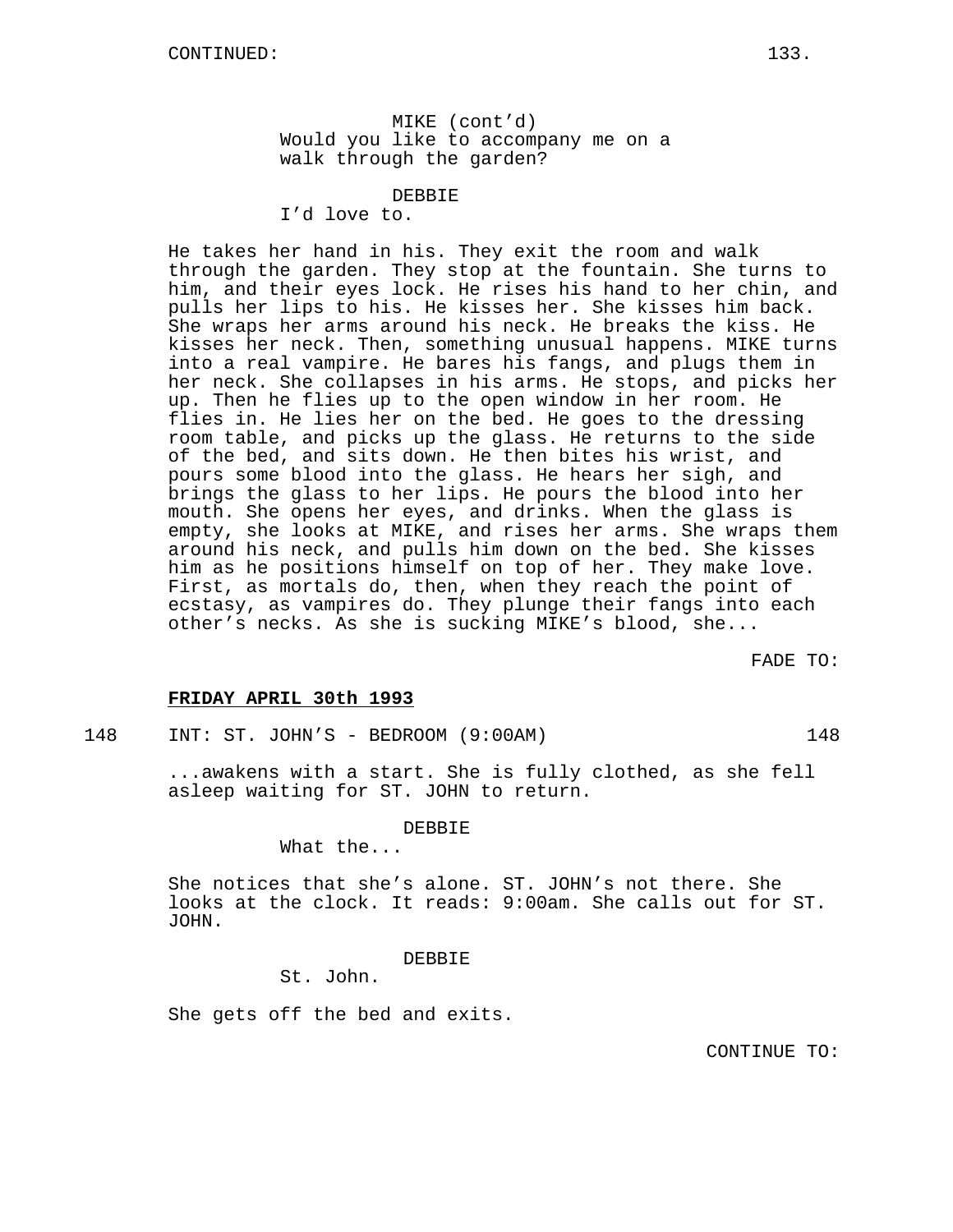MIKE (cont'd)
Would you like to accompany me on a walk through the garden?

DEBBIE
I'd love to.

He takes her hand in his. They exit the room and walk through the garden. They stop at the fountain. She turns to him, and their eyes lock. He rises his hand to her chin, and pulls her lips to his. He kisses her. She kisses him back. She wraps her arms around his neck. He breaks the kiss. He kisses her neck. Then, something unusual happens. MIKE turns into a real vampire. He bares his fangs, and plugs them in her neck. She collapses in his arms. He stops, and picks her up. Then he flies up to the open window in her room. He flies in. He lies her on the bed. He goes to the dressing room table, and picks up the glass. He returns to the side of the bed, and sits down. He then bites his wrist, and pours some blood into the glass. He hears her sigh, and brings the glass to her lips. He pours the blood into her mouth. She opens her eyes, and drinks. When the glass is empty, she looks at MIKE, and rises her arms. She wraps them around his neck, and pulls him down on the bed. She kisses him as he positions himself on top of her. They make love. First, as mortals do, then, when they reach the point of ecstasy, as vampires do. They plunge their fangs into each other's necks. As she is sucking MIKE's blood, she...

FADE TO:

**FRIDAY APRIL 30th 1993**

148 INT: ST. JOHN'S - BEDROOM (9:00AM) 148

...awakens with a start. She is fully clothed, as she fell asleep waiting for ST. JOHN to return.

DEBBIE
What the...

She notices that she's alone. ST. JOHN's not there. She looks at the clock. It reads: 9:00am. She calls out for ST. JOHN.

DEBBIE
St. John.

She gets off the bed and exits.

CONTINUE TO: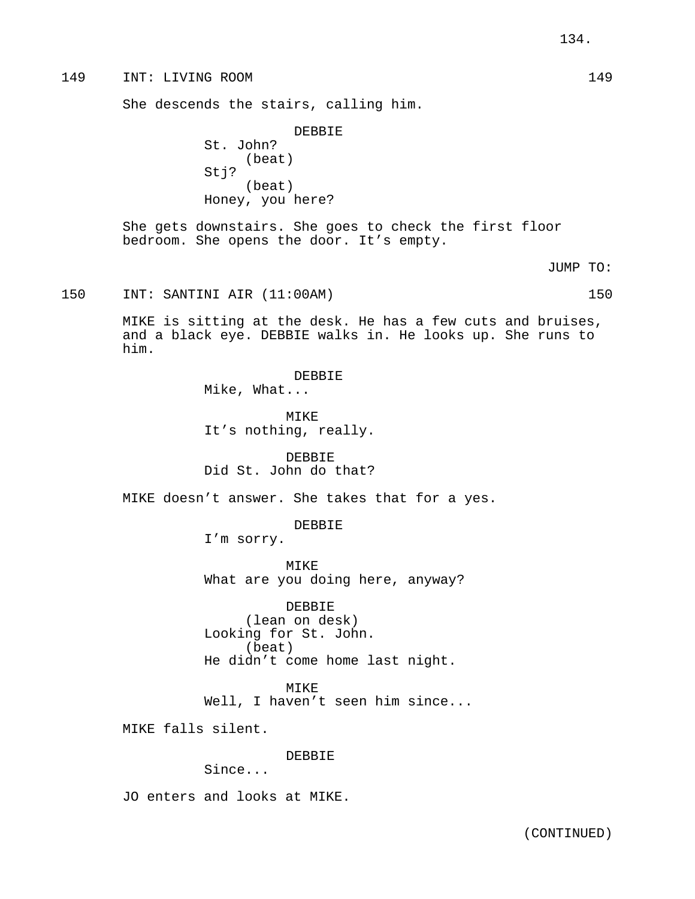149 INT: LIVING ROOM 149

She descends the stairs, calling him.

DEBBIE
St. John?
(beat)
Stj?
(beat)
Honey, you here?

She gets downstairs. She goes to check the first floor bedroom. She opens the door. It's empty.

JUMP TO:

150 INT: SANTINI AIR (11:00AM) 150

MIKE is sitting at the desk. He has a few cuts and bruises, and a black eye. DEBBIE walks in. He looks up. She runs to him.

DEBBIE
Mike, What...

MIKE
It's nothing, really.

DEBBIE
Did St. John do that?

MIKE doesn't answer. She takes that for a yes.

DEBBIE
I'm sorry.

MIKE
What are you doing here, anyway?

DEBBIE
(lean on desk)
Looking for St. John.
(beat)
He didn't come home last night.

MIKE
Well, I haven't seen him since...

MIKE falls silent.

DEBBIE
Since...

JO enters and looks at MIKE.

(CONTINUED)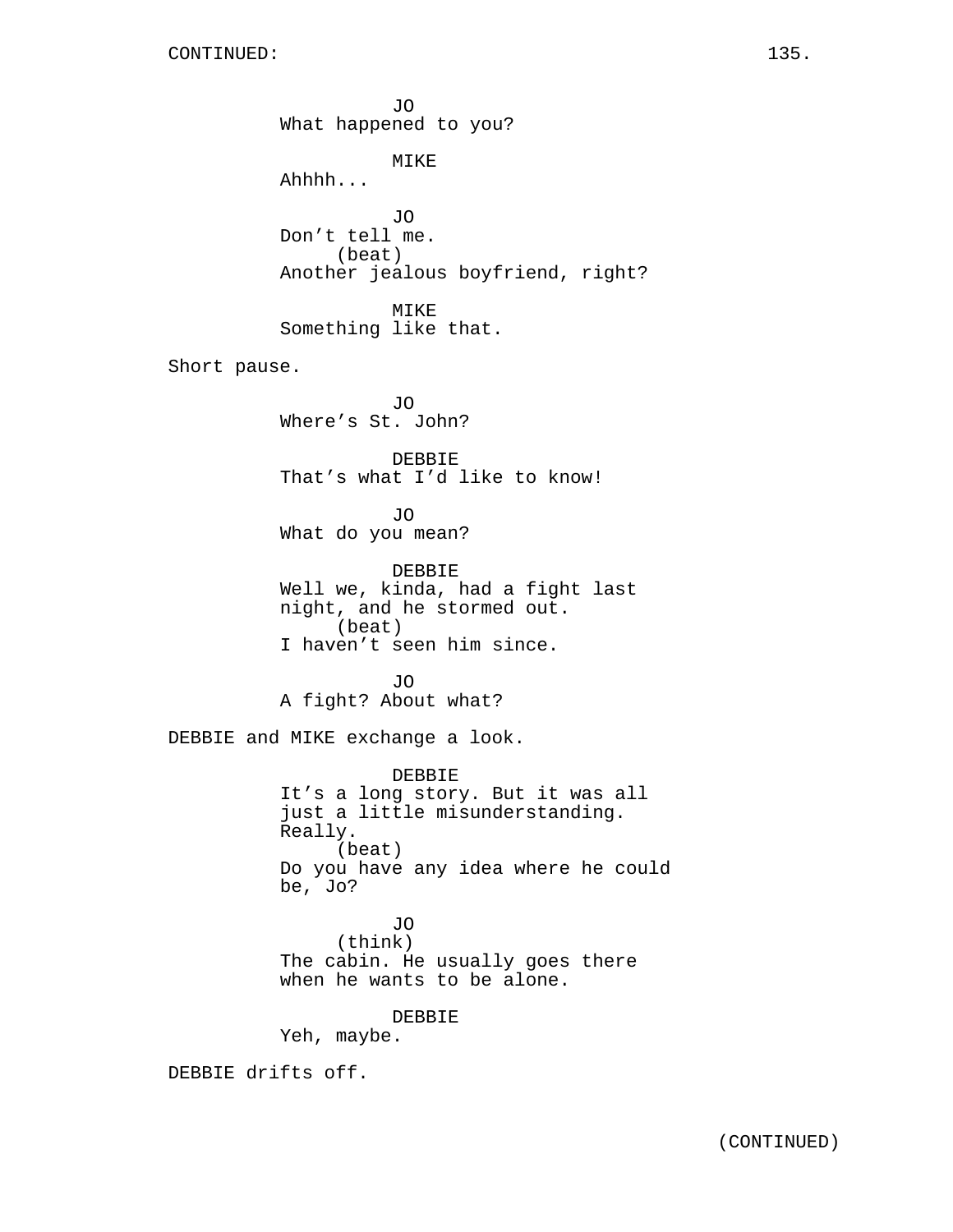CONTINUED:

JO
What happened to you?

MIKE
Ahhhh...

JO
Don't tell me.
(beat)
Another jealous boyfriend, right?

MIKE
Something like that.

Short pause.

JO
Where's St. John?

DEBBIE
That's what I'd like to know!

JO
What do you mean?

DEBBIE
Well we, kinda, had a fight last night, and he stormed out.
(beat)
I haven't seen him since.

JO
A fight? About what?

DEBBIE and MIKE exchange a look.

DEBBIE
It's a long story. But it was all just a little misunderstanding. Really.
(beat)
Do you have any idea where he could be, Jo?

JO
(think)
The cabin. He usually goes there when he wants to be alone.

DEBBIE
Yeh, maybe.

DEBBIE drifts off.

(CONTINUED)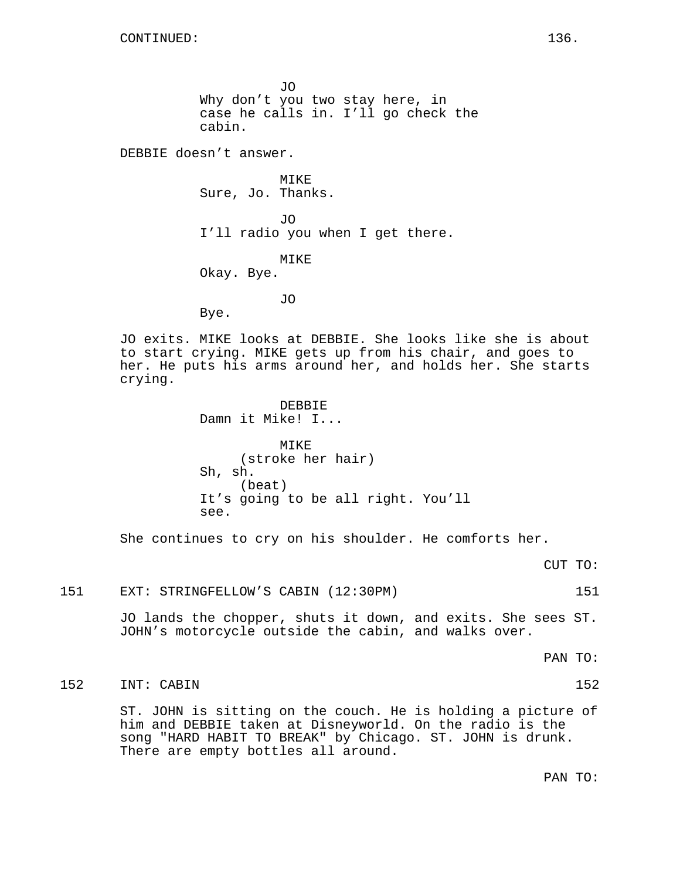CONTINUED:

JO
Why don't you two stay here, in case he calls in. I'll go check the cabin.

DEBBIE doesn't answer.

MIKE
Sure, Jo. Thanks.

JO
I'll radio you when I get there.

MIKE
Okay. Bye.

JO
Bye.

JO exits. MIKE looks at DEBBIE. She looks like she is about to start crying. MIKE gets up from his chair, and goes to her. He puts his arms around her, and holds her. She starts crying.

DEBBIE
Damn it Mike! I...

MIKE
(stroke her hair)
Sh, sh.
(beat)
It's going to be all right. You'll see.

She continues to cry on his shoulder. He comforts her.

CUT TO:

151 EXT: STRINGFELLOW'S CABIN (12:30PM) 151

JO lands the chopper, shuts it down, and exits. She sees ST. JOHN's motorcycle outside the cabin, and walks over.

PAN TO:

152 INT: CABIN 152

ST. JOHN is sitting on the couch. He is holding a picture of him and DEBBIE taken at Disneyworld. On the radio is the song "HARD HABIT TO BREAK" by Chicago. ST. JOHN is drunk. There are empty bottles all around.

PAN TO: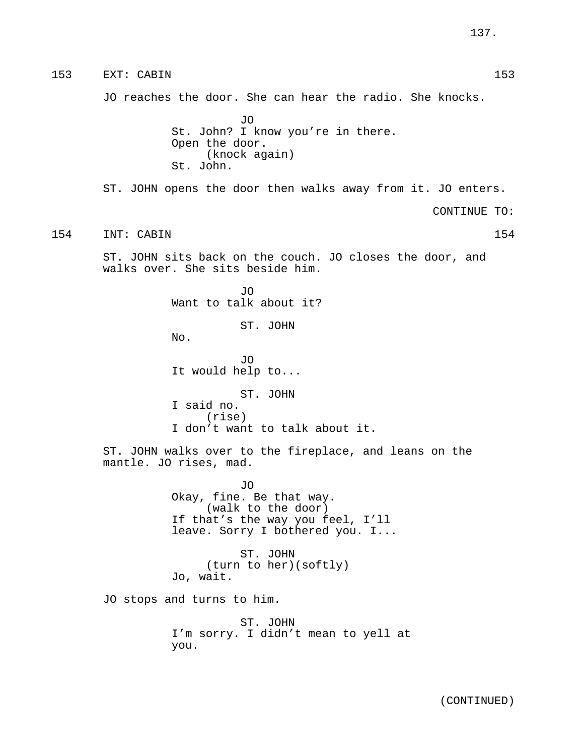153 EXT: CABIN 153

JO reaches the door. She can hear the radio. She knocks.

JO
St. John? I know you're in there.
Open the door.
(knock again)
St. John.

ST. JOHN opens the door then walks away from it. JO enters.

CONTINUE TO:

154 INT: CABIN 154

ST. JOHN sits back on the couch. JO closes the door, and walks over. She sits beside him.

JO
Want to talk about it?

ST. JOHN
No.

JO
It would help to...

ST. JOHN
I said no.
(rise)
I don't want to talk about it.

ST. JOHN walks over to the fireplace, and leans on the mantle. JO rises, mad.

JO
Okay, fine. Be that way.
(walk to the door)
If that's the way you feel, I'll leave. Sorry I bothered you. I...

ST. JOHN
(turn to her)(softly)
Jo, wait.

JO stops and turns to him.

ST. JOHN
I'm sorry. I didn't mean to yell at you.

(CONTINUED)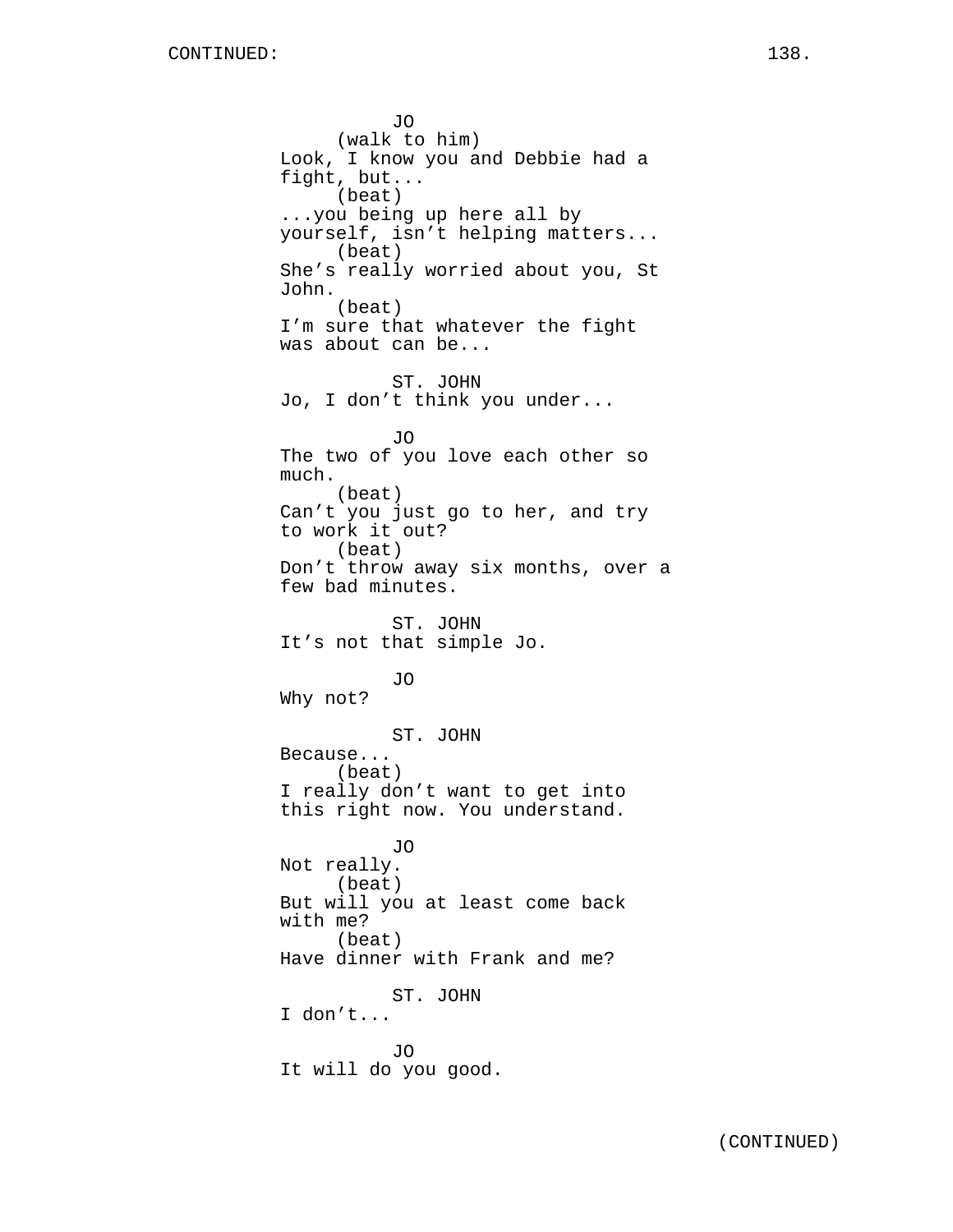CONTINUED:

JO
(walk to him)
Look, I know you and Debbie had a fight, but...
(beat)
...you being up here all by yourself, isn't helping matters...
(beat)
She's really worried about you, St John.
(beat)
I'm sure that whatever the fight was about can be...

ST. JOHN
Jo, I don't think you under...

JO
The two of you love each other so much.
(beat)
Can't you just go to her, and try to work it out?
(beat)
Don't throw away six months, over a few bad minutes.

ST. JOHN
It's not that simple Jo.

JO
Why not?

ST. JOHN
Because...
(beat)
I really don't want to get into this right now. You understand.

JO
Not really.
(beat)
But will you at least come back with me?
(beat)
Have dinner with Frank and me?

ST. JOHN
I don't...

JO
It will do you good.

(CONTINUED)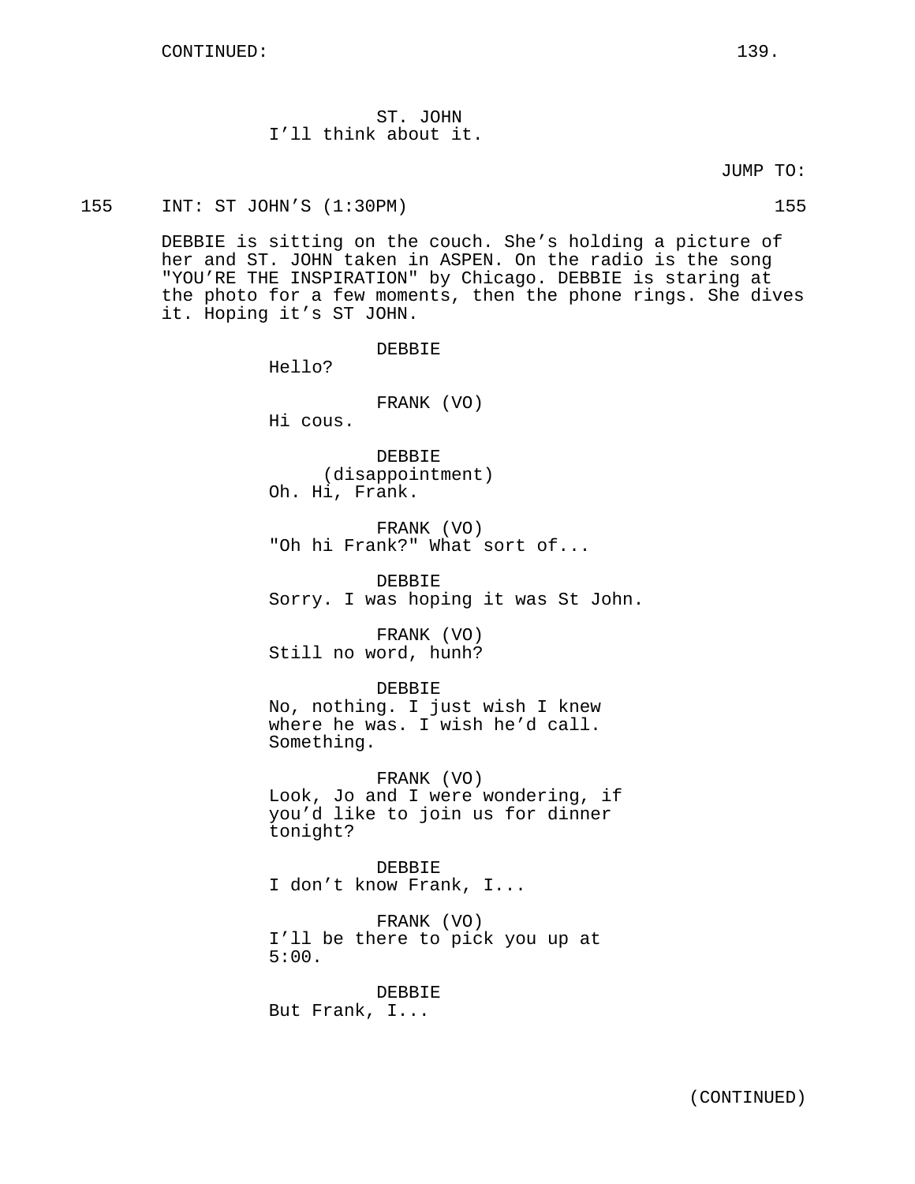ST. JOHN
I'll think about it.

JUMP TO:

155 INT: ST JOHN'S (1:30PM) 155

DEBBIE is sitting on the couch. She's holding a picture of her and ST. JOHN taken in ASPEN. On the radio is the song "YOU'RE THE INSPIRATION" by Chicago. DEBBIE is staring at the photo for a few moments, then the phone rings. She dives it. Hoping it's ST JOHN.

DEBBIE
Hello?

FRANK (VO)
Hi cous.

DEBBIE
(disappointment)
Oh. Hi, Frank.

FRANK (VO)
"Oh hi Frank?" What sort of...

DEBBIE
Sorry. I was hoping it was St John.

FRANK (VO)
Still no word, hunh?

DEBBIE
No, nothing. I just wish I knew where he was. I wish he'd call. Something.

FRANK (VO)
Look, Jo and I were wondering, if you'd like to join us for dinner tonight?

DEBBIE
I don't know Frank, I...

FRANK (VO)
I'll be there to pick you up at 5:00.

DEBBIE
But Frank, I...

(CONTINUED)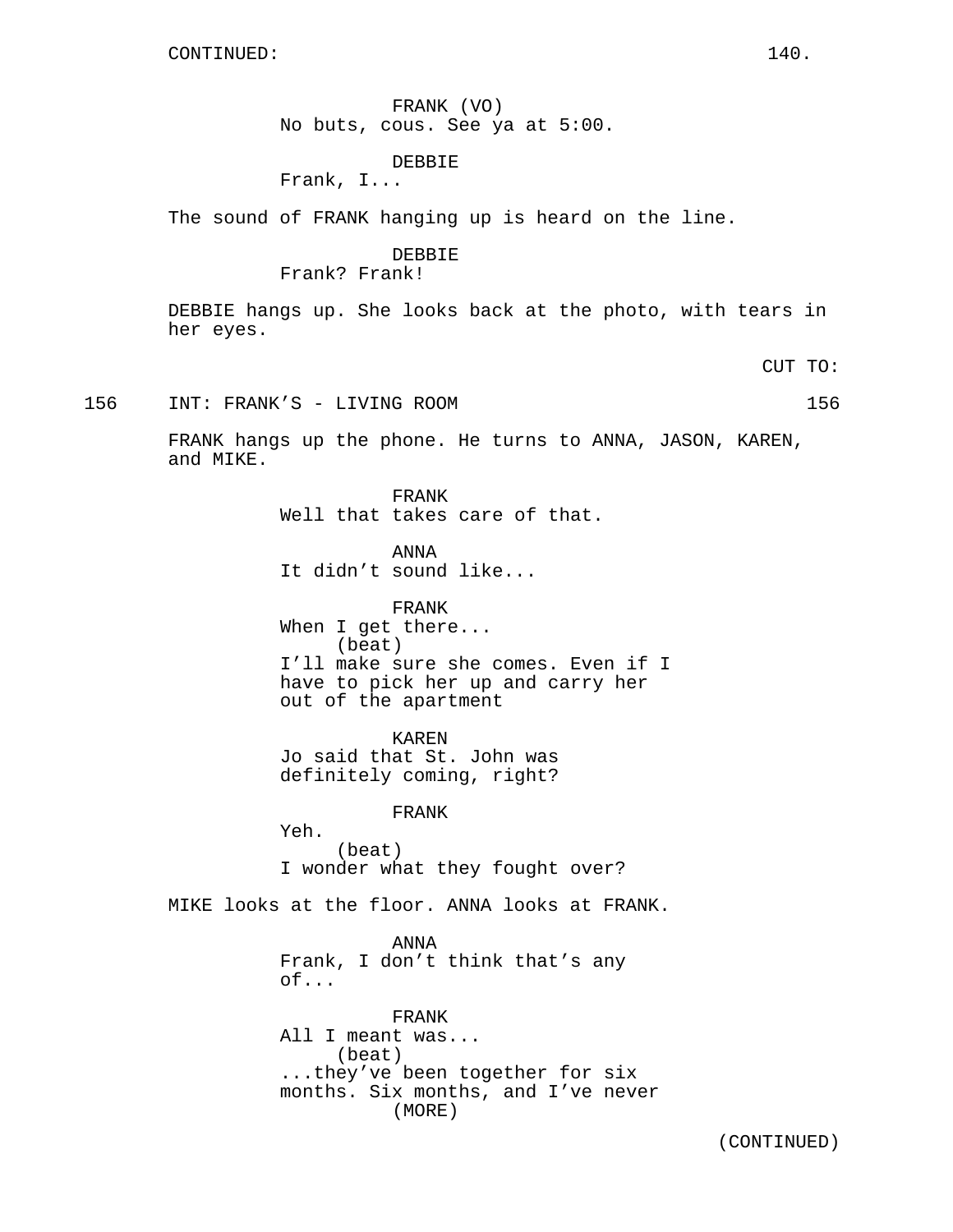CONTINUED:

FRANK (VO)
No buts, cous. See ya at 5:00.

DEBBIE
Frank, I...

The sound of FRANK hanging up is heard on the line.

DEBBIE
Frank? Frank!

DEBBIE hangs up. She looks back at the photo, with tears in her eyes.

CUT TO:

156 INT: FRANK'S - LIVING ROOM 156

FRANK hangs up the phone. He turns to ANNA, JASON, KAREN, and MIKE.

FRANK
Well that takes care of that.

ANNA
It didn't sound like...

FRANK
When I get there...
(beat)
I'll make sure she comes. Even if I have to pick her up and carry her out of the apartment

KAREN
Jo said that St. John was definitely coming, right?

FRANK
Yeh.
(beat)
I wonder what they fought over?

MIKE looks at the floor. ANNA looks at FRANK.

ANNA
Frank, I don't think that's any of...

FRANK
All I meant was...
(beat)
...they've been together for six months. Six months, and I've never
(MORE)

(CONTINUED)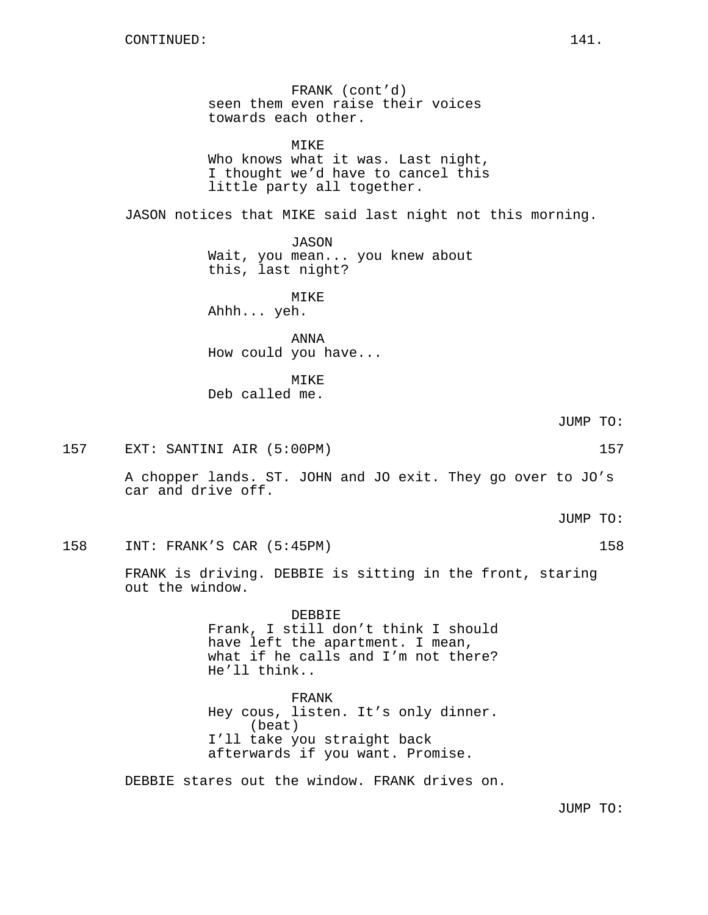FRANK (cont'd)
seen them even raise their voices
towards each other.

MIKE
Who knows what it was. Last night,
I thought we'd have to cancel this
little party all together.

JASON notices that MIKE said last night not this morning.

JASON
Wait, you mean... you knew about
this, last night?

MIKE
Ahhh... yeh.

ANNA
How could you have...

MIKE
Deb called me.

JUMP TO:

157 EXT: SANTINI AIR (5:00PM) 157

A chopper lands. ST. JOHN and JO exit. They go over to JO's car and drive off.

JUMP TO:

158 INT: FRANK'S CAR (5:45PM) 158

FRANK is driving. DEBBIE is sitting in the front, staring out the window.

DEBBIE
Frank, I still don't think I should
have left the apartment. I mean,
what if he calls and I'm not there?
He'll think..

FRANK
Hey cous, listen. It's only dinner.
(beat)
I'll take you straight back
afterwards if you want. Promise.

DEBBIE stares out the window. FRANK drives on.

JUMP TO: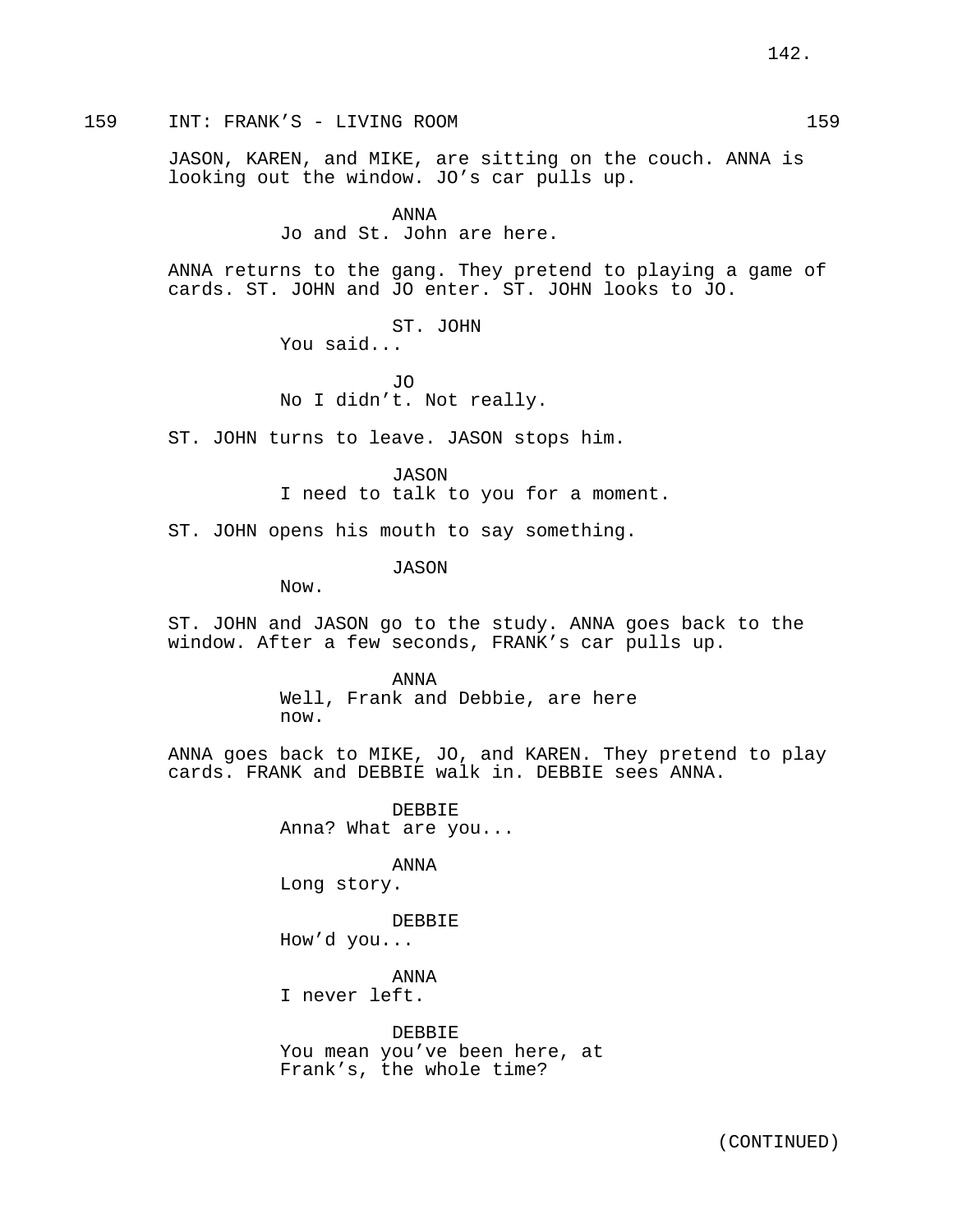159 INT: FRANK'S - LIVING ROOM 159

JASON, KAREN, and MIKE, are sitting on the couch. ANNA is looking out the window. JO's car pulls up.

ANNA
Jo and St. John are here.

ANNA returns to the gang. They pretend to playing a game of cards. ST. JOHN and JO enter. ST. JOHN looks to JO.

ST. JOHN
You said...

JO
No I didn't. Not really.

ST. JOHN turns to leave. JASON stops him.

JASON
I need to talk to you for a moment.

ST. JOHN opens his mouth to say something.

JASON
Now.

ST. JOHN and JASON go to the study. ANNA goes back to the window. After a few seconds, FRANK's car pulls up.

ANNA
Well, Frank and Debbie, are here now.

ANNA goes back to MIKE, JO, and KAREN. They pretend to play cards. FRANK and DEBBIE walk in. DEBBIE sees ANNA.

DEBBIE
Anna? What are you...

ANNA
Long story.

DEBBIE
How'd you...

ANNA
I never left.

DEBBIE
You mean you've been here, at Frank's, the whole time?

(CONTINUED)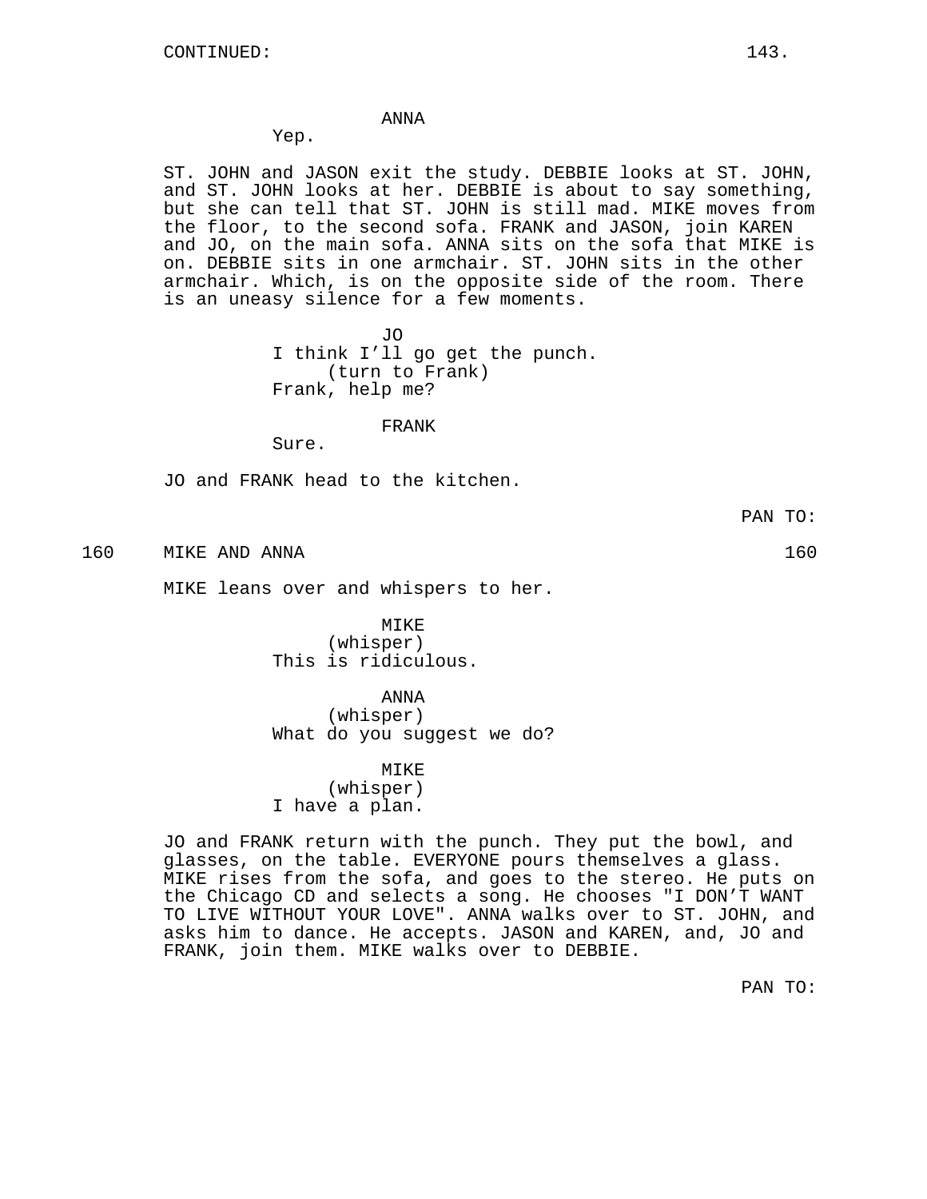CONTINUED:

ANNA
Yep.

ST. JOHN and JASON exit the study. DEBBIE looks at ST. JOHN, and ST. JOHN looks at her. DEBBIE is about to say something, but she can tell that ST. JOHN is still mad. MIKE moves from the floor, to the second sofa. FRANK and JASON, join KAREN and JO, on the main sofa. ANNA sits on the sofa that MIKE is on. DEBBIE sits in one armchair. ST. JOHN sits in the other armchair. Which, is on the opposite side of the room. There is an uneasy silence for a few moments.

JO
I think I'll go get the punch.
(turn to Frank)
Frank, help me?

FRANK
Sure.

JO and FRANK head to the kitchen.

PAN TO:

160 MIKE AND ANNA 160

MIKE leans over and whispers to her.

MIKE
(whisper)
This is ridiculous.

ANNA
(whisper)
What do you suggest we do?

MIKE
(whisper)
I have a plan.

JO and FRANK return with the punch. They put the bowl, and glasses, on the table. EVERYONE pours themselves a glass. MIKE rises from the sofa, and goes to the stereo. He puts on the Chicago CD and selects a song. He chooses "I DON'T WANT TO LIVE WITHOUT YOUR LOVE". ANNA walks over to ST. JOHN, and asks him to dance. He accepts. JASON and KAREN, and, JO and FRANK, join them. MIKE walks over to DEBBIE.

PAN TO: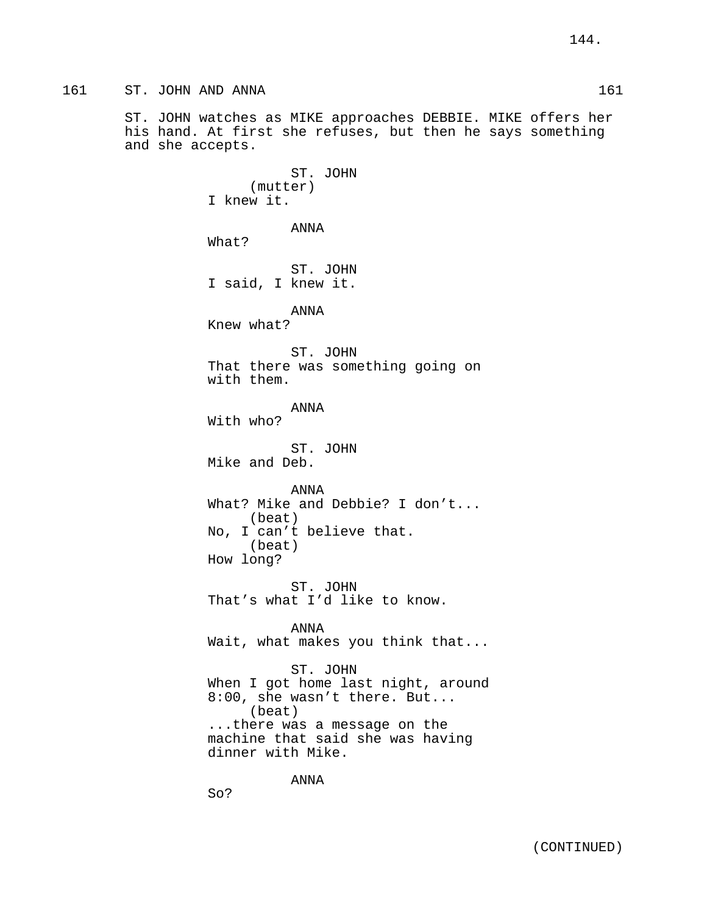161 ST. JOHN AND ANNA 161

ST. JOHN watches as MIKE approaches DEBBIE. MIKE offers her his hand. At first she refuses, but then he says something and she accepts.

ST. JOHN
(mutter)
I knew it.

ANNA
What?

ST. JOHN
I said, I knew it.

ANNA
Knew what?

ST. JOHN
That there was something going on with them.

ANNA
With who?

ST. JOHN
Mike and Deb.

ANNA
What? Mike and Debbie? I don't...
(beat)
No, I can't believe that.
(beat)
How long?

ST. JOHN
That's what I'd like to know.

ANNA
Wait, what makes you think that...

ST. JOHN
When I got home last night, around 8:00, she wasn't there. But...
(beat)
...there was a message on the machine that said she was having dinner with Mike.

ANNA
So?

(CONTINUED)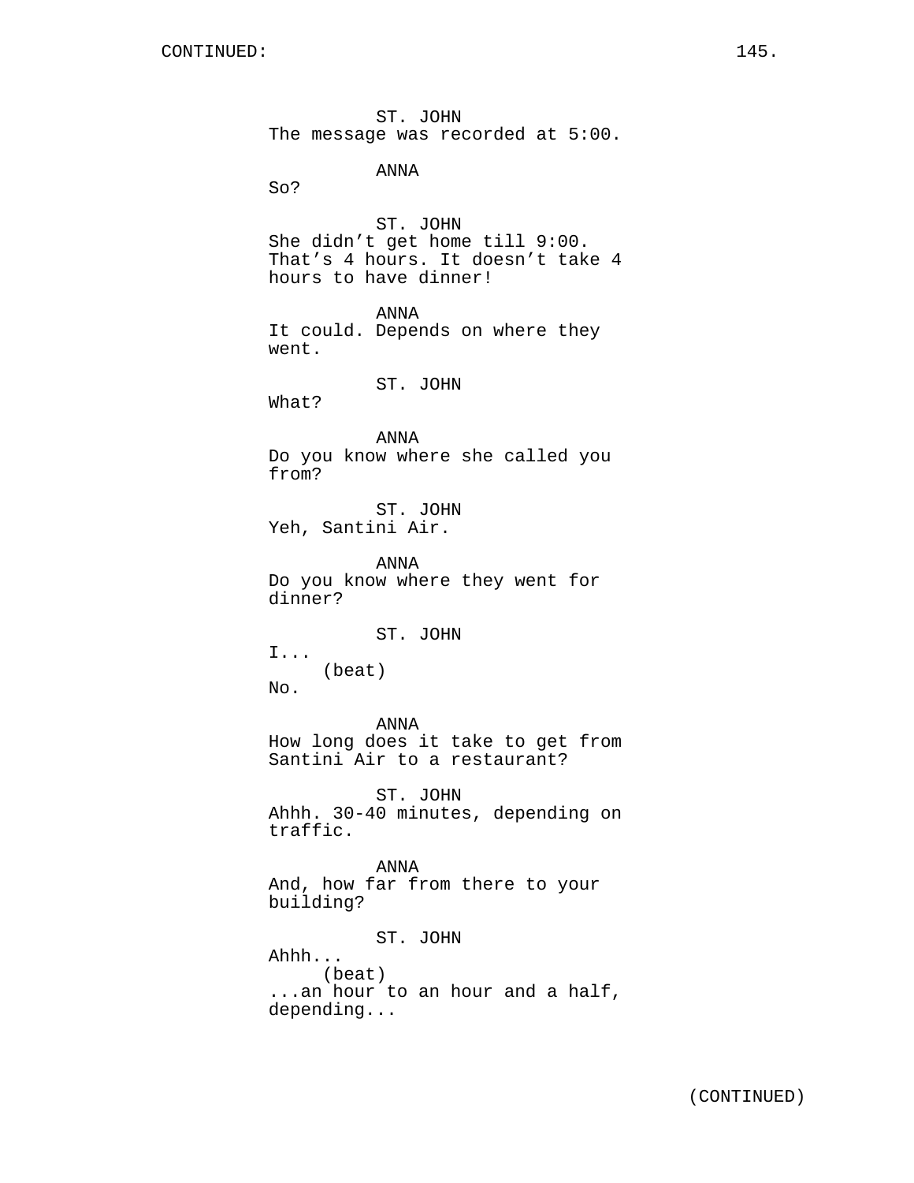ST. JOHN
The message was recorded at 5:00.

ANNA
So?

ST. JOHN
She didn't get home till 9:00. That's 4 hours. It doesn't take 4 hours to have dinner!

ANNA
It could. Depends on where they went.

ST. JOHN
What?

ANNA
Do you know where she called you from?

ST. JOHN
Yeh, Santini Air.

ANNA
Do you know where they went for dinner?

ST. JOHN
I...
(beat)
No.

ANNA
How long does it take to get from Santini Air to a restaurant?

ST. JOHN
Ahhh. 30-40 minutes, depending on traffic.

ANNA
And, how far from there to your building?

ST. JOHN
Ahhh...
(beat)
...an hour to an hour and a half, depending...

(CONTINUED)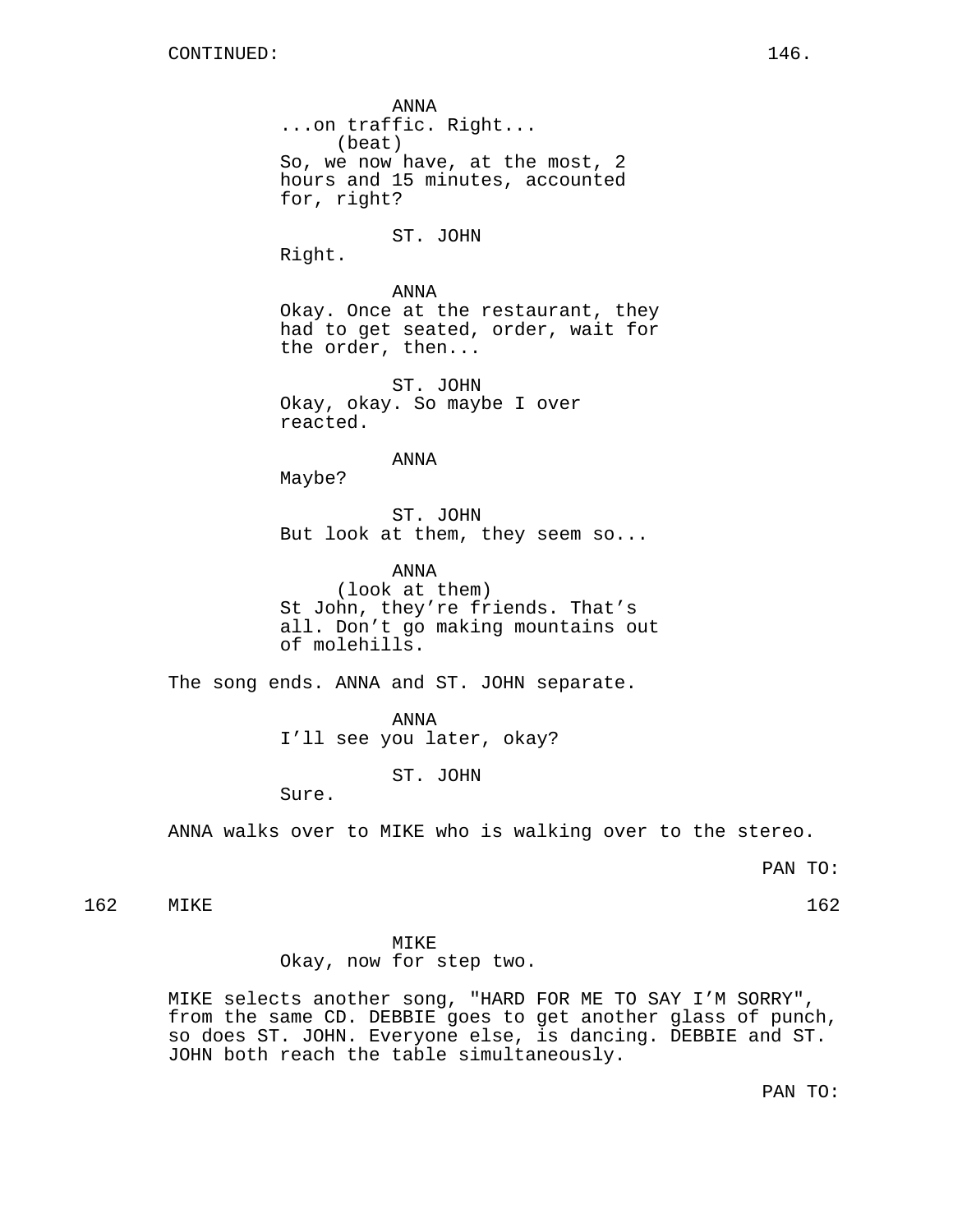CONTINUED:

ANNA
...on traffic. Right...
(beat)
So, we now have, at the most, 2 hours and 15 minutes, accounted for, right?

ST. JOHN
Right.

ANNA
Okay. Once at the restaurant, they had to get seated, order, wait for the order, then...

ST. JOHN
Okay, okay. So maybe I over reacted.

ANNA
Maybe?

ST. JOHN
But look at them, they seem so...

ANNA
(look at them)
St John, they're friends. That's all. Don't go making mountains out of molehills.

The song ends. ANNA and ST. JOHN separate.

ANNA
I'll see you later, okay?

ST. JOHN
Sure.

ANNA walks over to MIKE who is walking over to the stereo.

PAN TO:

162 MIKE 162

MIKE
Okay, now for step two.

MIKE selects another song, "HARD FOR ME TO SAY I'M SORRY", from the same CD. DEBBIE goes to get another glass of punch, so does ST. JOHN. Everyone else, is dancing. DEBBIE and ST. JOHN both reach the table simultaneously.

PAN TO: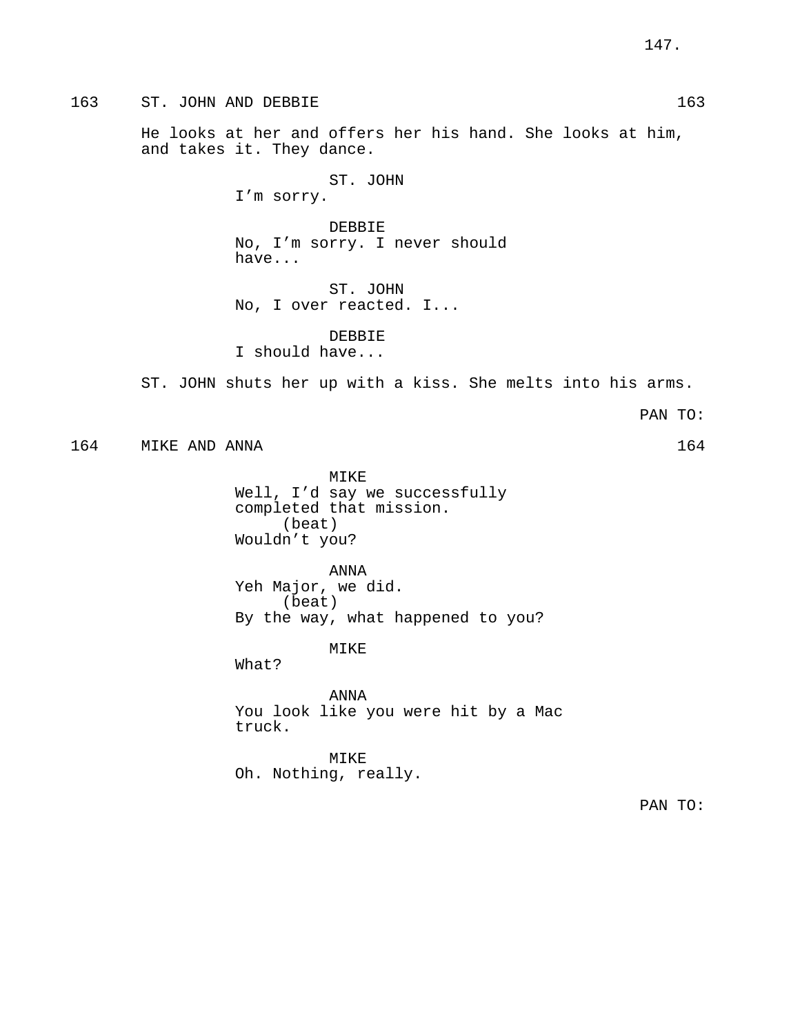163 ST. JOHN AND DEBBIE 163

He looks at her and offers her his hand. She looks at him, and takes it. They dance.

ST. JOHN
I'm sorry.

DEBBIE
No, I'm sorry. I never should have...

ST. JOHN
No, I over reacted. I...

DEBBIE
I should have...

ST. JOHN shuts her up with a kiss. She melts into his arms.

PAN TO:

164 MIKE AND ANNA 164

MIKE
Well, I'd say we successfully completed that mission.
(beat)
Wouldn't you?

ANNA
Yeh Major, we did.
(beat)
By the way, what happened to you?

MIKE
What?

ANNA
You look like you were hit by a Mac truck.

MIKE
Oh. Nothing, really.

PAN TO: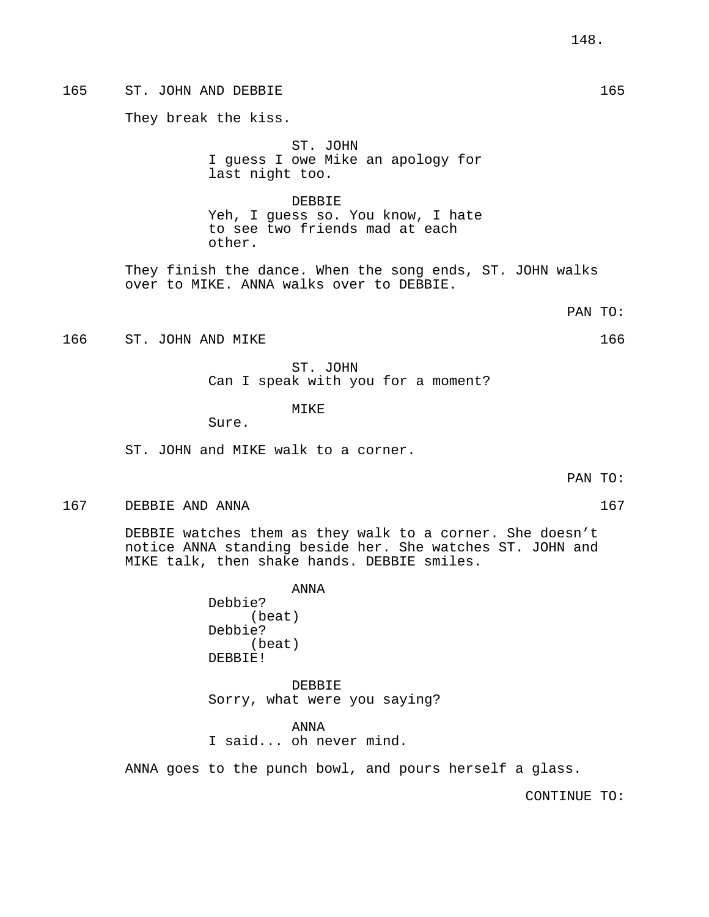165 ST. JOHN AND DEBBIE 165

They break the kiss.

ST. JOHN
I guess I owe Mike an apology for last night too.

DEBBIE
Yeh, I guess so. You know, I hate to see two friends mad at each other.

They finish the dance. When the song ends, ST. JOHN walks over to MIKE. ANNA walks over to DEBBIE.

PAN TO:

166 ST. JOHN AND MIKE 166

ST. JOHN
Can I speak with you for a moment?

MIKE
Sure.

ST. JOHN and MIKE walk to a corner.

PAN TO:

167 DEBBIE AND ANNA 167

DEBBIE watches them as they walk to a corner. She doesn't notice ANNA standing beside her. She watches ST. JOHN and MIKE talk, then shake hands. DEBBIE smiles.

ANNA
Debbie?
(beat)
Debbie?
(beat)
DEBBIE!

DEBBIE
Sorry, what were you saying?

ANNA
I said... oh never mind.

ANNA goes to the punch bowl, and pours herself a glass.

CONTINUE TO: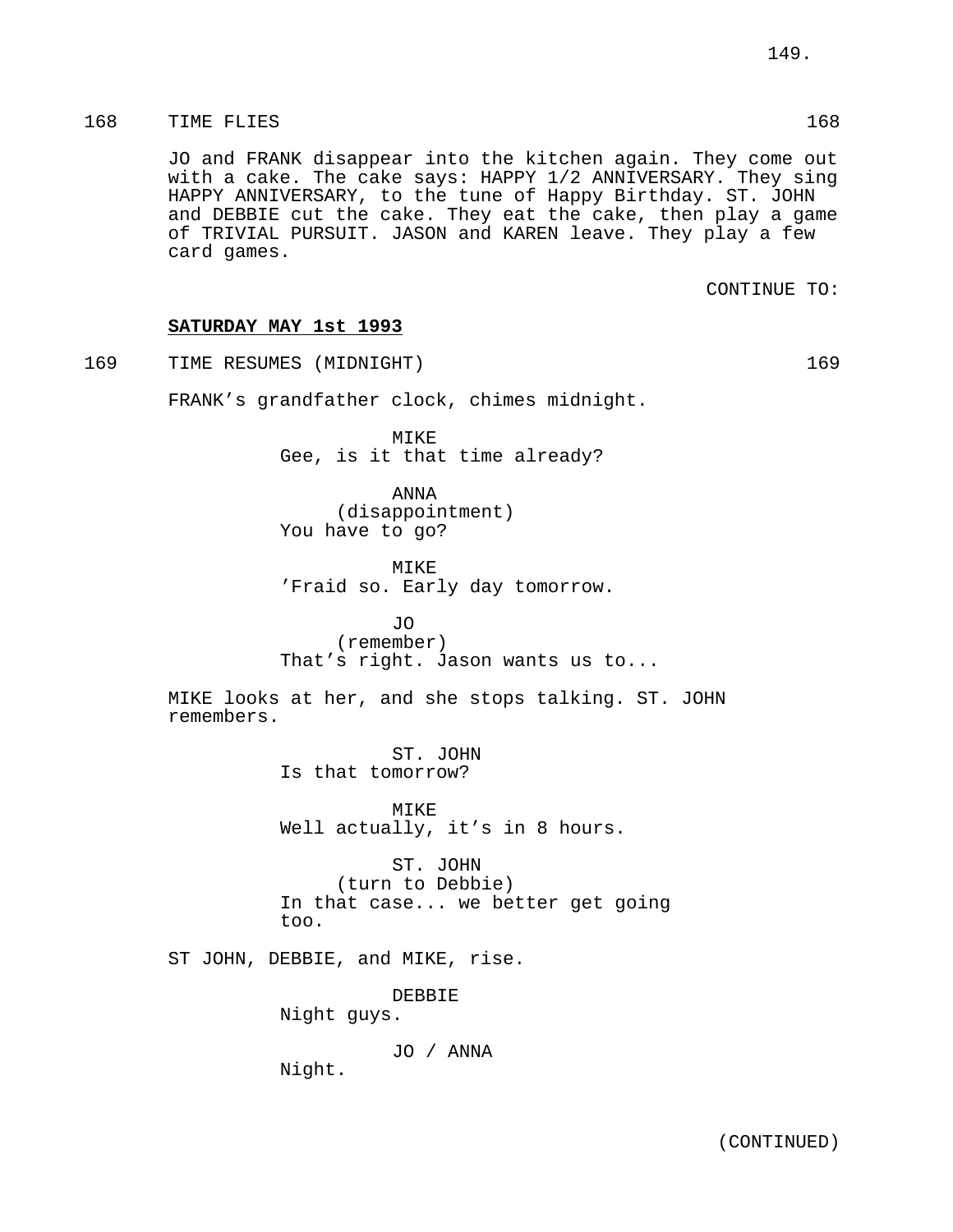168 TIME FLIES 168

JO and FRANK disappear into the kitchen again. They come out with a cake. The cake says: HAPPY 1/2 ANNIVERSARY. They sing HAPPY ANNIVERSARY, to the tune of Happy Birthday. ST. JOHN and DEBBIE cut the cake. They eat the cake, then play a game of TRIVIAL PURSUIT. JASON and KAREN leave. They play a few card games.

CONTINUE TO:

**SATURDAY MAY 1st 1993**

169 TIME RESUMES (MIDNIGHT) 169

FRANK's grandfather clock, chimes midnight.

MIKE
Gee, is it that time already?

ANNA
(disappointment)
You have to go?

MIKE
'Fraid so. Early day tomorrow.

JO
(remember)
That's right. Jason wants us to...

MIKE looks at her, and she stops talking. ST. JOHN remembers.

ST. JOHN
Is that tomorrow?

MIKE
Well actually, it's in 8 hours.

ST. JOHN
(turn to Debbie)
In that case... we better get going too.

ST JOHN, DEBBIE, and MIKE, rise.

DEBBIE
Night guys.

JO / ANNA
Night.

(CONTINUED)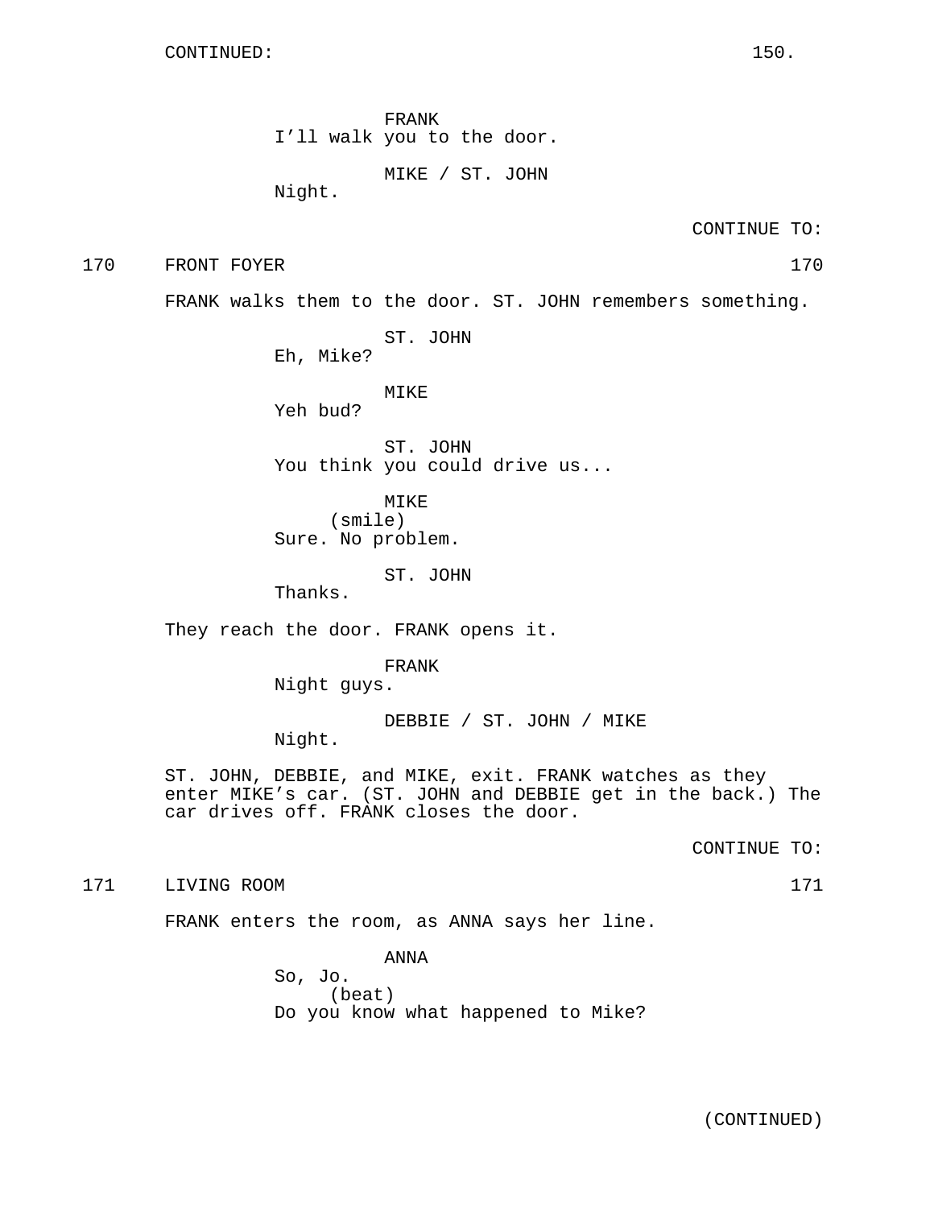CONTINUED:

FRANK
I'll walk you to the door.

MIKE / ST. JOHN
Night.

CONTINUE TO:

170 FRONT FOYER 170

FRANK walks them to the door. ST. JOHN remembers something.

ST. JOHN
Eh, Mike?

MIKE
Yeh bud?

ST. JOHN
You think you could drive us...

MIKE
(smile)
Sure. No problem.

ST. JOHN
Thanks.

They reach the door. FRANK opens it.

FRANK
Night guys.

DEBBIE / ST. JOHN / MIKE
Night.

ST. JOHN, DEBBIE, and MIKE, exit. FRANK watches as they enter MIKE's car. (ST. JOHN and DEBBIE get in the back.) The car drives off. FRANK closes the door.

CONTINUE TO:

171 LIVING ROOM 171

FRANK enters the room, as ANNA says her line.

ANNA
So, Jo.
(beat)
Do you know what happened to Mike?

(CONTINUED)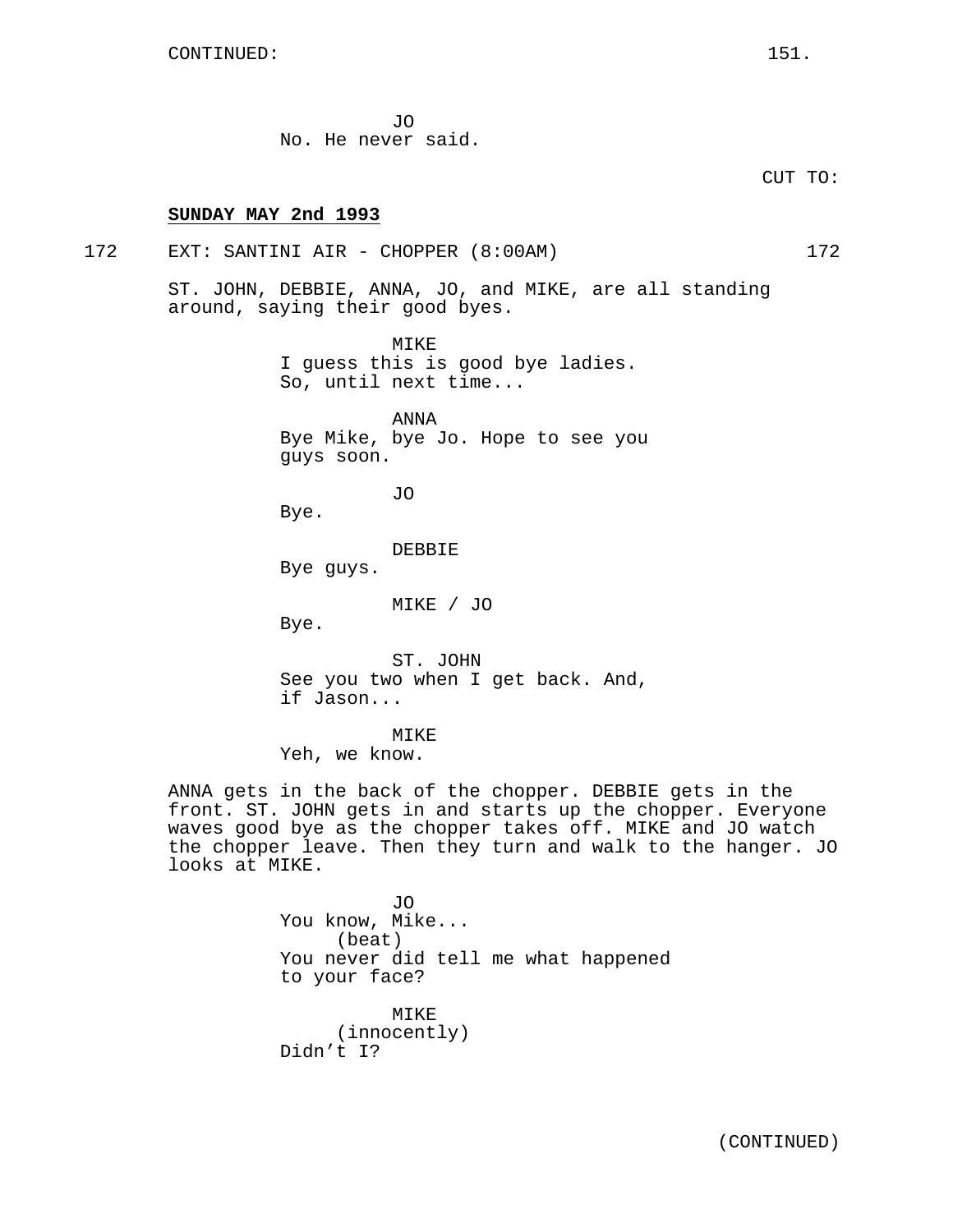CONTINUED:

JO
No. He never said.

CUT TO:

**SUNDAY MAY 2nd 1993**

172 EXT: SANTINI AIR - CHOPPER (8:00AM) 172

ST. JOHN, DEBBIE, ANNA, JO, and MIKE, are all standing around, saying their good byes.

MIKE
I guess this is good bye ladies.
So, until next time...

ANNA
Bye Mike, bye Jo. Hope to see you guys soon.

JO
Bye.

DEBBIE
Bye guys.

MIKE / JO
Bye.

ST. JOHN
See you two when I get back. And, if Jason...

MIKE
Yeh, we know.

ANNA gets in the back of the chopper. DEBBIE gets in the front. ST. JOHN gets in and starts up the chopper. Everyone waves good bye as the chopper takes off. MIKE and JO watch the chopper leave. Then they turn and walk to the hanger. JO looks at MIKE.

JO
You know, Mike...
(beat)
You never did tell me what happened to your face?

MIKE
(innocently)
Didn't I?

(CONTINUED)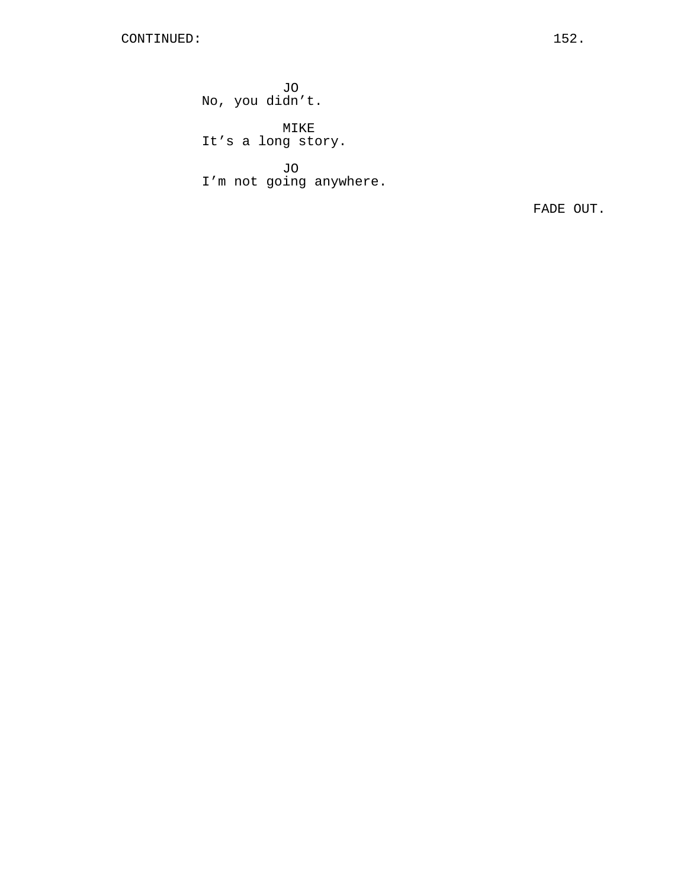JO
No, you didn’t.

MIKE
It’s a long story.

JO
I’m not going anywhere.

FADE OUT.